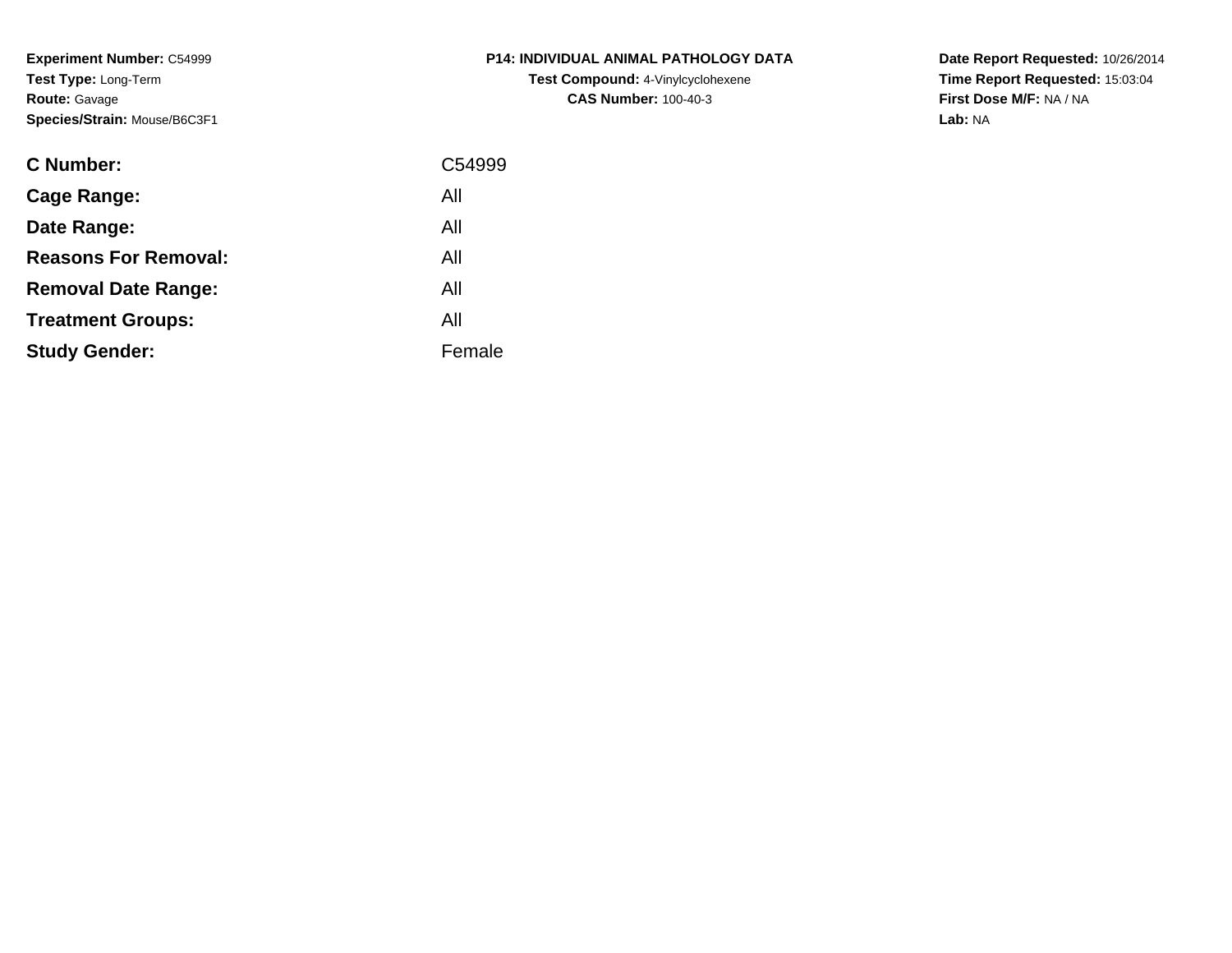**Experiment Number:** C54999
**Test Type:** Long-Term
**Route:** Gavage
**Species/Strain:** Mouse/B6C3F1

**P14: INDIVIDUAL ANIMAL PATHOLOGY DATA**
**Test Compound:** 4-Vinylcyclohexene
**CAS Number:** 100-40-3

**Date Report Requested:** 10/26/2014
**Time Report Requested:** 15:03:04
**First Dose M/F:** NA / NA
**Lab:** NA

| | |
|---|---|
| **C Number:** | C54999 |
| **Cage Range:** | All |
| **Date Range:** | All |
| **Reasons For Removal:** | All |
| **Removal Date Range:** | All |
| **Treatment Groups:** | All |
| **Study Gender:** | Female |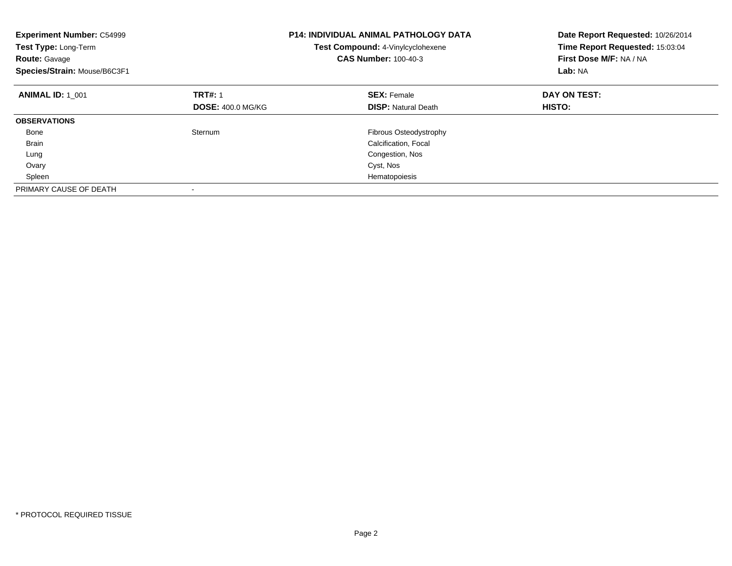**Experiment Number:** C54999
**Test Type:** Long-Term
**Route:** Gavage
**Species/Strain:** Mouse/B6C3F1

**P14: INDIVIDUAL ANIMAL PATHOLOGY DATA**
**Test Compound:** 4-Vinylcyclohexene
**CAS Number:** 100-40-3

**Date Report Requested:** 10/26/2014
**Time Report Requested:** 15:03:04
**First Dose M/F:** NA / NA
**Lab:** NA

| **ANIMAL ID:** 1_001 | **TRT#:** 1 | **SEX:** Female | **DAY ON TEST:** |
|---|---|---|---|
| | **DOSE:** 400.0 MG/KG | **DISP:** Natural Death | **HISTO:** |
| **OBSERVATIONS** | | | |
| Bone | Sternum | Fibrous Osteodystrophy | |
| Brain | | Calcification, Focal | |
| Lung | | Congestion, Nos | |
| Ovary | | Cyst, Nos | |
| Spleen | | Hematopoiesis | |
| PRIMARY CAUSE OF DEATH | - | | |

* PROTOCOL REQUIRED TISSUE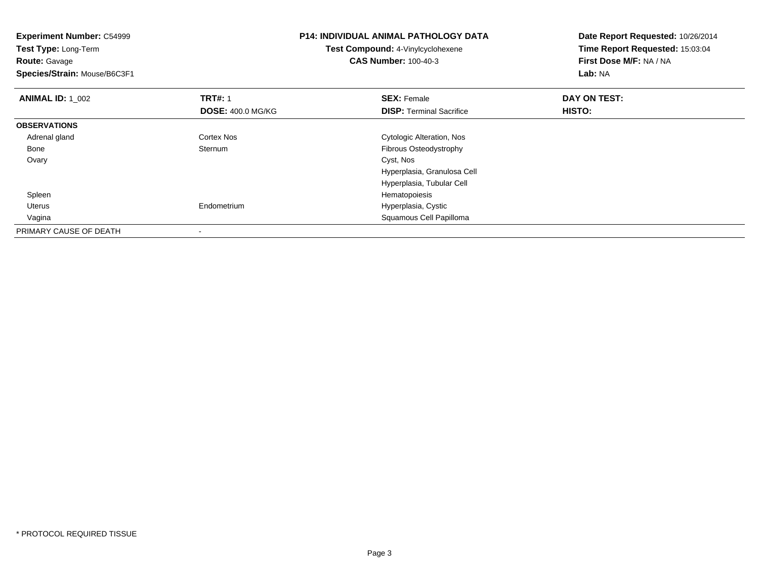**Experiment Number:** C54999
**Test Type:** Long-Term
**Route:** Gavage
**Species/Strain:** Mouse/B6C3F1

# P14: INDIVIDUAL ANIMAL PATHOLOGY DATA

**Test Compound:** 4-Vinylcyclohexene
**CAS Number:** 100-40-3

**Date Report Requested:** 10/26/2014
**Time Report Requested:** 15:03:04
**First Dose M/F:** NA / NA
**Lab:** NA

| **ANIMAL ID:** 1_002 | **TRT#:** 1 | **SEX:** Female | **DAY ON TEST:** |
|---|---|---|---|
| | **DOSE:** 400.0 MG/KG | **DISP:** Terminal Sacrifice | **HISTO:** |
| **OBSERVATIONS** | | | |
| Adrenal gland | Cortex Nos | Cytologic Alteration, Nos | |
| Bone | Sternum | Fibrous Osteodystrophy | |
| Ovary | | Cyst, Nos | |
| | | Hyperplasia, Granulosa Cell | |
| | | Hyperplasia, Tubular Cell | |
| Spleen | | Hematopoiesis | |
| Uterus | Endometrium | Hyperplasia, Cystic | |
| Vagina | | Squamous Cell Papilloma | |
| PRIMARY CAUSE OF DEATH | - | | |

* PROTOCOL REQUIRED TISSUE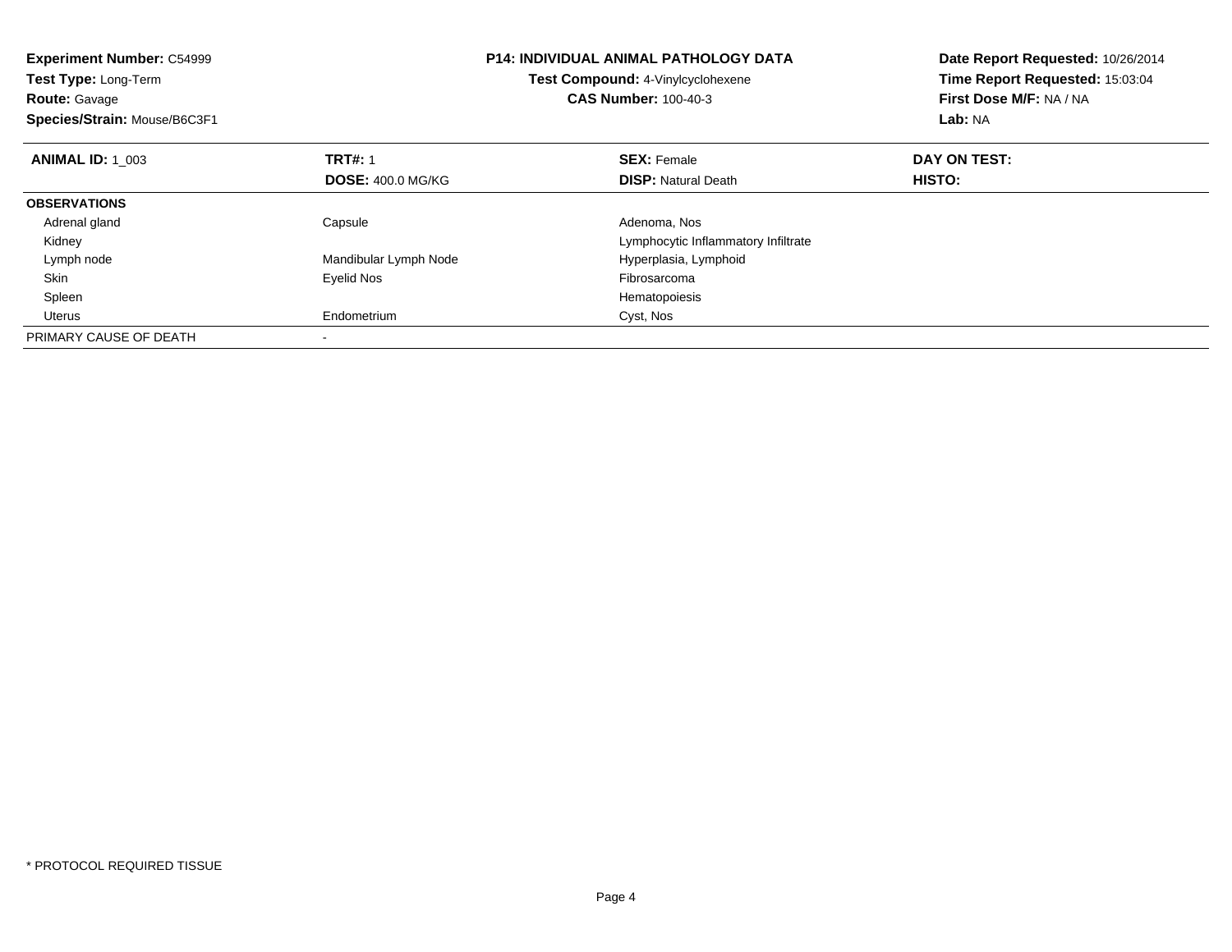**Experiment Number:** C54999
**Test Type:** Long-Term
**Route:** Gavage
**Species/Strain:** Mouse/B6C3F1

**P14: INDIVIDUAL ANIMAL PATHOLOGY DATA**
**Test Compound:** 4-Vinylcyclohexene
**CAS Number:** 100-40-3

**Date Report Requested:** 10/26/2014
**Time Report Requested:** 15:03:04
**First Dose M/F:** NA / NA
**Lab:** NA

| **ANIMAL ID:** 1_003 | **TRT#:** 1 | **SEX:** Female | **DAY ON TEST:** |
|---|---|---|---|
| | **DOSE:** 400.0 MG/KG | **DISP:** Natural Death | **HISTO:** |
| **OBSERVATIONS** | | | |
| Adrenal gland | Capsule | Adenoma, Nos | |
| Kidney | | Lymphocytic Inflammatory Infiltrate | |
| Lymph node | Mandibular Lymph Node | Hyperplasia, Lymphoid | |
| Skin | Eyelid Nos | Fibrosarcoma | |
| Spleen | | Hematopoiesis | |
| Uterus | Endometrium | Cyst, Nos | |
| PRIMARY CAUSE OF DEATH | - | | |

* PROTOCOL REQUIRED TISSUE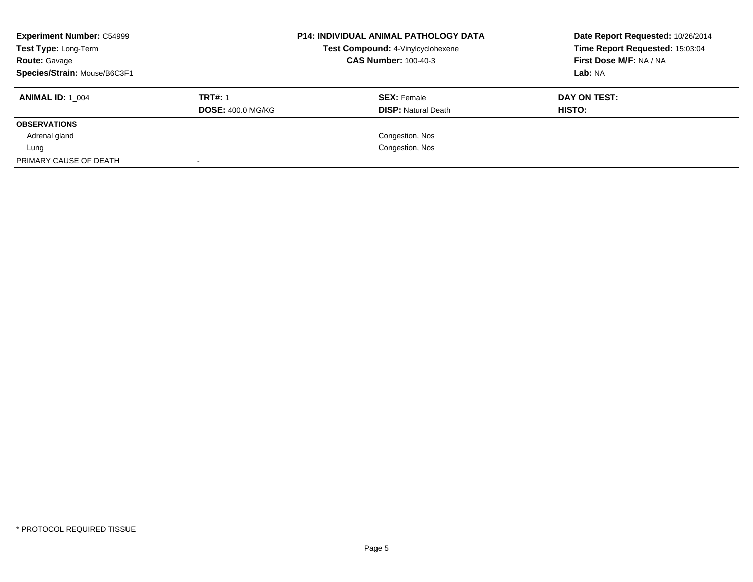**Experiment Number:** C54999
**Test Type:** Long-Term
**Route:** Gavage
**Species/Strain:** Mouse/B6C3F1

**P14: INDIVIDUAL ANIMAL PATHOLOGY DATA**
**Test Compound:** 4-Vinylcyclohexene
**CAS Number:** 100-40-3

**Date Report Requested:** 10/26/2014
**Time Report Requested:** 15:03:04
**First Dose M/F:** NA / NA
**Lab:** NA

| **ANIMAL ID:** 1_004 | **TRT#:** 1 | **SEX:** Female | **DAY ON TEST:** |
|---|---|---|---|
| | **DOSE:** 400.0 MG/KG | **DISP:** Natural Death | **HISTO:** |
| **OBSERVATIONS** | | | |
| Adrenal gland | | Congestion, Nos | |
| Lung | | Congestion, Nos | |
| PRIMARY CAUSE OF DEATH | - | | |

* PROTOCOL REQUIRED TISSUE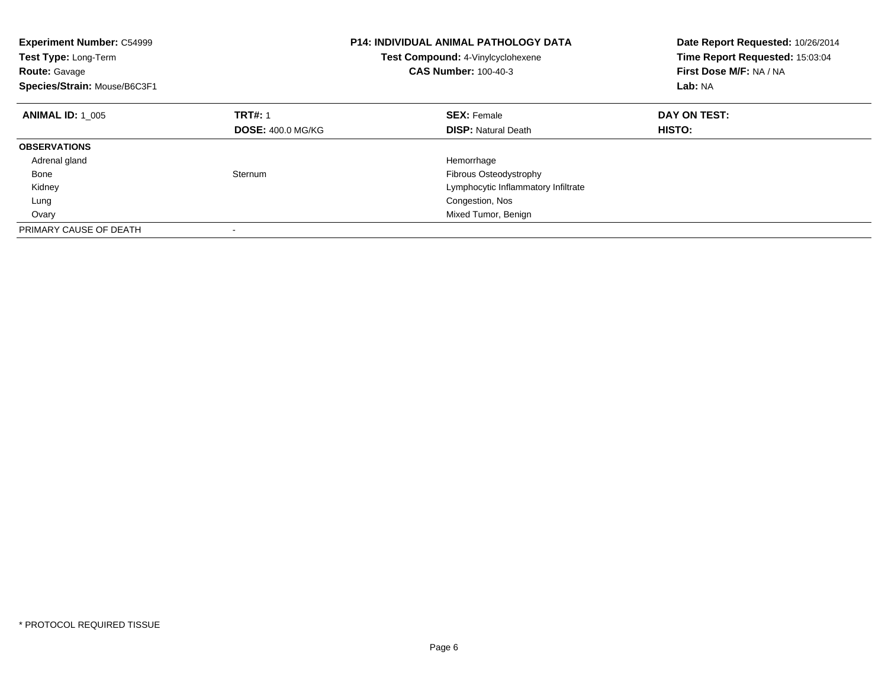**Experiment Number:** C54999
**Test Type:** Long-Term
**Route:** Gavage
**Species/Strain:** Mouse/B6C3F1

**P14: INDIVIDUAL ANIMAL PATHOLOGY DATA**
**Test Compound:** 4-Vinylcyclohexene
**CAS Number:** 100-40-3

**Date Report Requested:** 10/26/2014
**Time Report Requested:** 15:03:04
**First Dose M/F:** NA / NA
**Lab:** NA

| **ANIMAL ID:** 1_005 | **TRT#:** 1 | **SEX:** Female | **DAY ON TEST:** |
|---|---|---|---|
| | **DOSE:** 400.0 MG/KG | **DISP:** Natural Death | **HISTO:** |
| **OBSERVATIONS** | | | |
| Adrenal gland | | Hemorrhage | |
| Bone | Sternum | Fibrous Osteodystrophy | |
| Kidney | | Lymphocytic Inflammatory Infiltrate | |
| Lung | | Congestion, Nos | |
| Ovary | | Mixed Tumor, Benign | |
| PRIMARY CAUSE OF DEATH | - | | |

* PROTOCOL REQUIRED TISSUE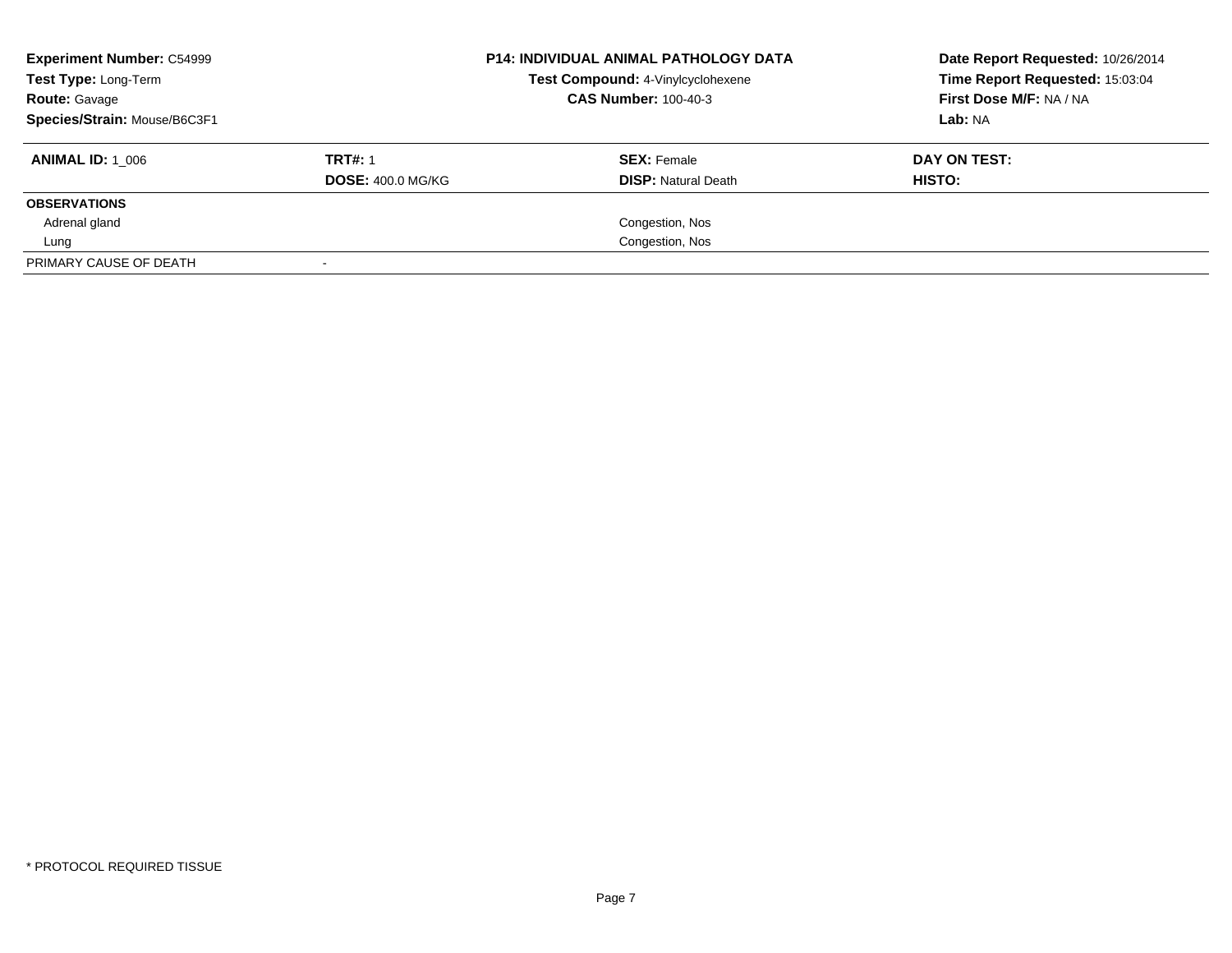**Experiment Number:** C54999
**Test Type:** Long-Term
**Route:** Gavage
**Species/Strain:** Mouse/B6C3F1

**P14: INDIVIDUAL ANIMAL PATHOLOGY DATA**
**Test Compound:** 4-Vinylcyclohexene
**CAS Number:** 100-40-3

**Date Report Requested:** 10/26/2014
**Time Report Requested:** 15:03:04
**First Dose M/F:** NA / NA
**Lab:** NA

| **ANIMAL ID:** 1_006 | **TRT#:** 1 | **SEX:** Female | **DAY ON TEST:** |
|---|---|---|---|
| | **DOSE:** 400.0 MG/KG | **DISP:** Natural Death | **HISTO:** |
| **OBSERVATIONS** | | | |
| Adrenal gland | | Congestion, Nos | |
| Lung | | Congestion, Nos | |
| PRIMARY CAUSE OF DEATH | - | | |

* PROTOCOL REQUIRED TISSUE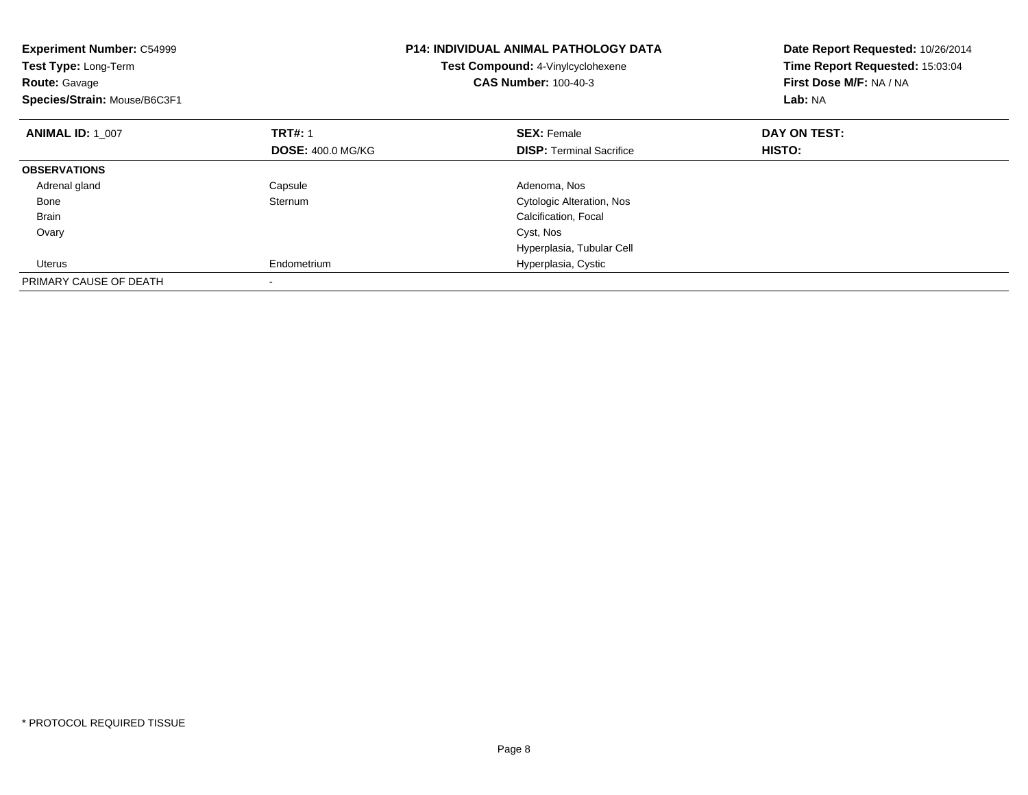**Experiment Number:** C54999
**Test Type:** Long-Term
**Route:** Gavage
**Species/Strain:** Mouse/B6C3F1

**P14: INDIVIDUAL ANIMAL PATHOLOGY DATA**
**Test Compound:** 4-Vinylcyclohexene
**CAS Number:** 100-40-3

**Date Report Requested:** 10/26/2014
**Time Report Requested:** 15:03:04
**First Dose M/F:** NA / NA
**Lab:** NA

| **ANIMAL ID:** 1_007 | **TRT#:** 1 | **SEX:** Female | **DAY ON TEST:** |
|---|---|---|---|
| | **DOSE:** 400.0 MG/KG | **DISP:** Terminal Sacrifice | **HISTO:** |
| **OBSERVATIONS** | | | |
| Adrenal gland | Capsule | Adenoma, Nos | |
| Bone | Sternum | Cytologic Alteration, Nos | |
| Brain | | Calcification, Focal | |
| Ovary | | Cyst, Nos | |
| | | Hyperplasia, Tubular Cell | |
| Uterus | Endometrium | Hyperplasia, Cystic | |
| PRIMARY CAUSE OF DEATH | - | | |

* PROTOCOL REQUIRED TISSUE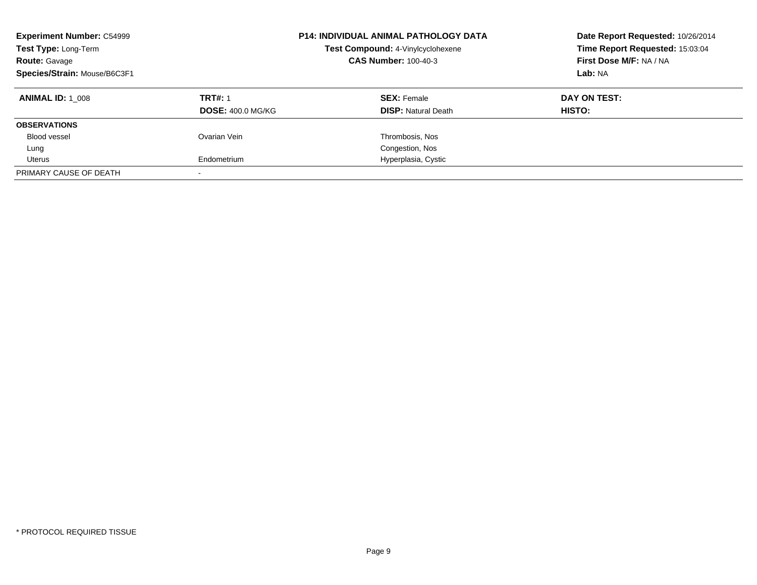**Experiment Number:** C54999
**Test Type:** Long-Term
**Route:** Gavage
**Species/Strain:** Mouse/B6C3F1

**P14: INDIVIDUAL ANIMAL PATHOLOGY DATA**
**Test Compound:** 4-Vinylcyclohexene
**CAS Number:** 100-40-3

**Date Report Requested:** 10/26/2014
**Time Report Requested:** 15:03:04
**First Dose M/F:** NA / NA
**Lab:** NA

| **ANIMAL ID:** 1_008 | **TRT#:** 1 | **SEX:** Female | **DAY ON TEST:** |
|---|---|---|---|
| | **DOSE:** 400.0 MG/KG | **DISP:** Natural Death | **HISTO:** |
| **OBSERVATIONS** | | | |
| Blood vessel | Ovarian Vein | Thrombosis, Nos | |
| Lung | | Congestion, Nos | |
| Uterus | Endometrium | Hyperplasia, Cystic | |
| PRIMARY CAUSE OF DEATH | - | | |

* PROTOCOL REQUIRED TISSUE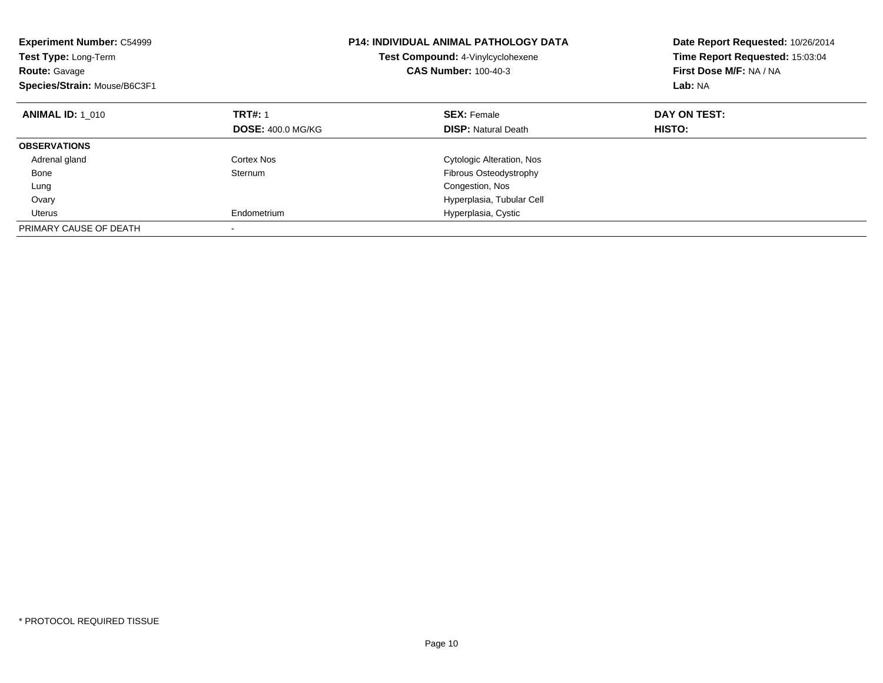**Experiment Number:** C54999
**Test Type:** Long-Term
**Route:** Gavage
**Species/Strain:** Mouse/B6C3F1

**P14: INDIVIDUAL ANIMAL PATHOLOGY DATA**
**Test Compound:** 4-Vinylcyclohexene
**CAS Number:** 100-40-3

**Date Report Requested:** 10/26/2014
**Time Report Requested:** 15:03:04
**First Dose M/F:** NA / NA
**Lab:** NA

| **ANIMAL ID:** 1_010 | **TRT#:** 1 | **SEX:** Female | **DAY ON TEST:** |
|---|---|---|---|
| | **DOSE:** 400.0 MG/KG | **DISP:** Natural Death | **HISTO:** |
| **OBSERVATIONS** | | | |
| Adrenal gland | Cortex Nos | Cytologic Alteration, Nos | |
| Bone | Sternum | Fibrous Osteodystrophy | |
| Lung | | Congestion, Nos | |
| Ovary | | Hyperplasia, Tubular Cell | |
| Uterus | Endometrium | Hyperplasia, Cystic | |
| PRIMARY CAUSE OF DEATH | - | | |

* PROTOCOL REQUIRED TISSUE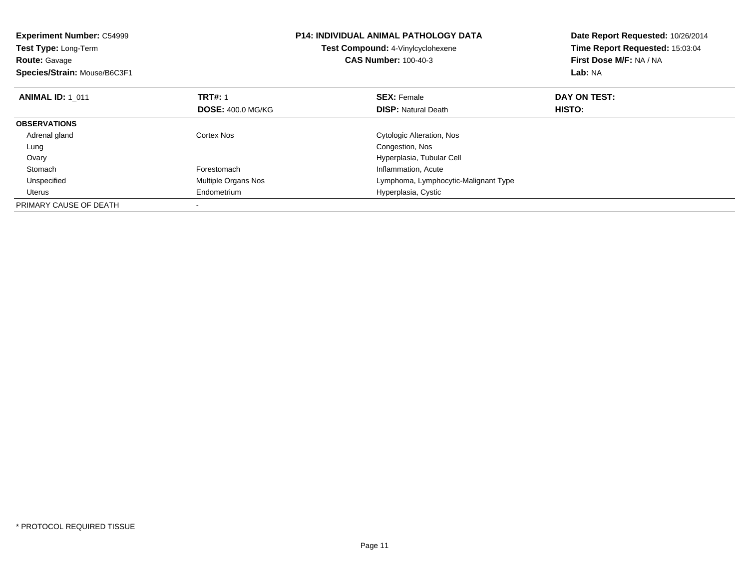**Experiment Number:** C54999
**Test Type:** Long-Term
**Route:** Gavage
**Species/Strain:** Mouse/B6C3F1

**P14: INDIVIDUAL ANIMAL PATHOLOGY DATA**
**Test Compound:** 4-Vinylcyclohexene
**CAS Number:** 100-40-3

**Date Report Requested:** 10/26/2014
**Time Report Requested:** 15:03:04
**First Dose M/F:** NA / NA
**Lab:** NA

| **ANIMAL ID:** 1_011 | **TRT#:** 1 | **SEX:** Female | **DAY ON TEST:** |
|---|---|---|---|
| | **DOSE:** 400.0 MG/KG | **DISP:** Natural Death | **HISTO:** |
| **OBSERVATIONS** | | | |
| Adrenal gland | Cortex Nos | Cytologic Alteration, Nos | |
| Lung | | Congestion, Nos | |
| Ovary | | Hyperplasia, Tubular Cell | |
| Stomach | Forestomach | Inflammation, Acute | |
| Unspecified | Multiple Organs Nos | Lymphoma, Lymphocytic-Malignant Type | |
| Uterus | Endometrium | Hyperplasia, Cystic | |
| PRIMARY CAUSE OF DEATH | - | | |

* PROTOCOL REQUIRED TISSUE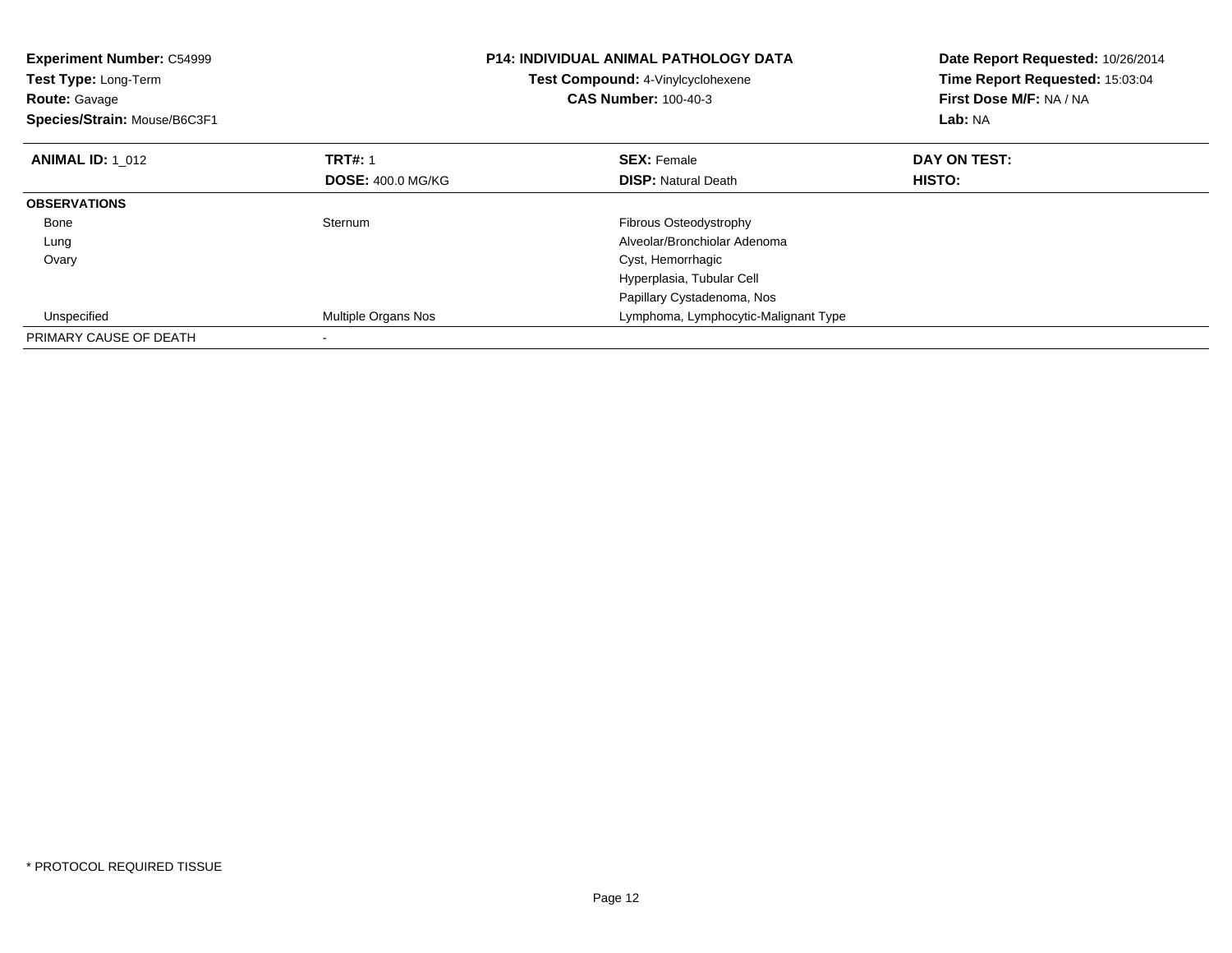**Experiment Number:** C54999
**Test Type:** Long-Term
**Route:** Gavage
**Species/Strain:** Mouse/B6C3F1

**P14: INDIVIDUAL ANIMAL PATHOLOGY DATA**
**Test Compound:** 4-Vinylcyclohexene
**CAS Number:** 100-40-3

**Date Report Requested:** 10/26/2014
**Time Report Requested:** 15:03:04
**First Dose M/F:** NA / NA
**Lab:** NA

| **ANIMAL ID:** 1_012 | **TRT#:** 1 | **SEX:** Female | **DAY ON TEST:** |
|---|---|---|---|
| | **DOSE:** 400.0 MG/KG | **DISP:** Natural Death | **HISTO:** |
| **OBSERVATIONS** | | | |
| Bone | Sternum | Fibrous Osteodystrophy | |
| Lung | | Alveolar/Bronchiolar Adenoma | |
| Ovary | | Cyst, Hemorrhagic | |
| | | Hyperplasia, Tubular Cell | |
| | | Papillary Cystadenoma, Nos | |
| Unspecified | Multiple Organs Nos | Lymphoma, Lymphocytic-Malignant Type | |
| PRIMARY CAUSE OF DEATH | - | | |

* PROTOCOL REQUIRED TISSUE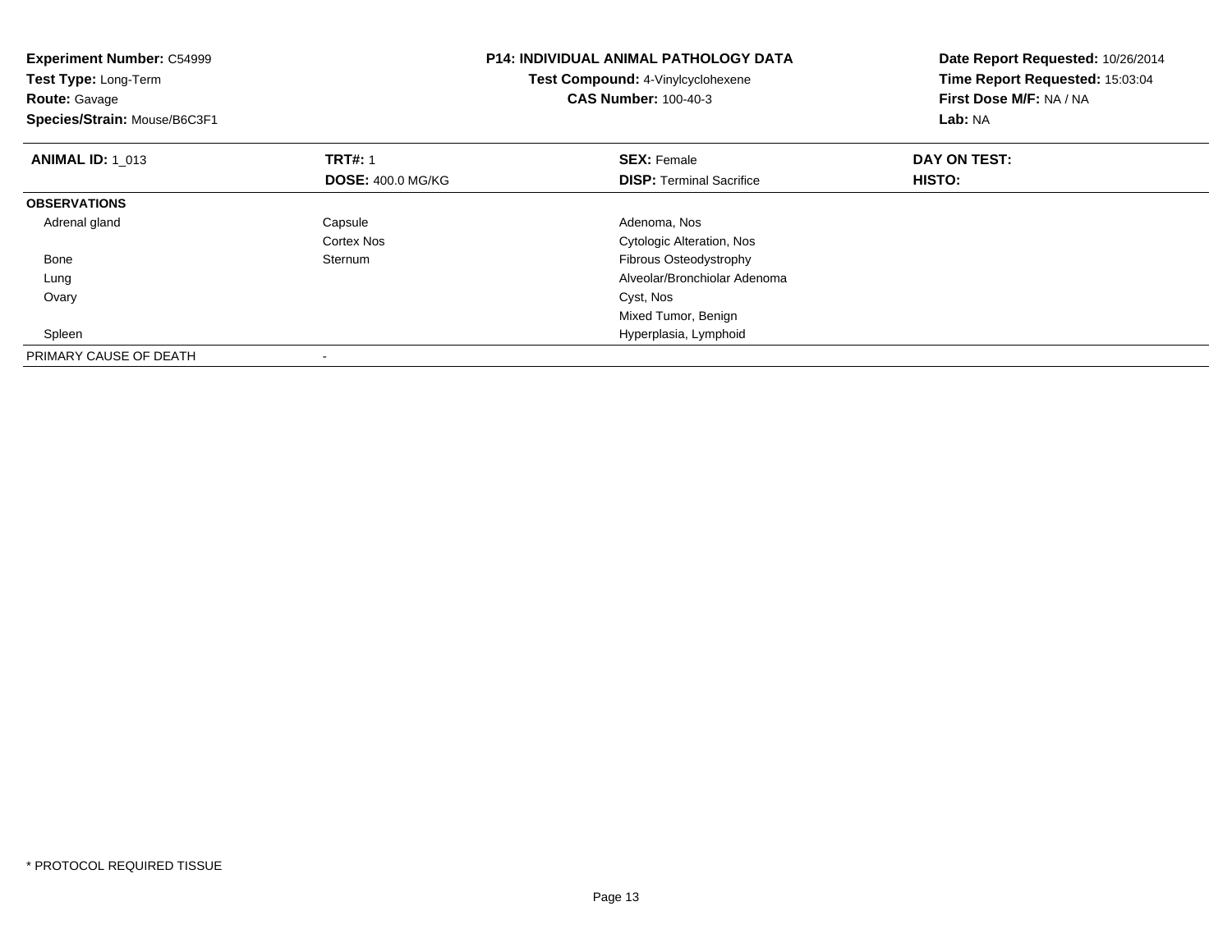**Experiment Number:** C54999
**Test Type:** Long-Term
**Route:** Gavage
**Species/Strain:** Mouse/B6C3F1

**P14: INDIVIDUAL ANIMAL PATHOLOGY DATA**
**Test Compound:** 4-Vinylcyclohexene
**CAS Number:** 100-40-3

**Date Report Requested:** 10/26/2014
**Time Report Requested:** 15:03:04
**First Dose M/F:** NA / NA
**Lab:** NA

| **ANIMAL ID:** 1_013 | **TRT#:** 1 | **SEX:** Female | **DAY ON TEST:** |
|---|---|---|---|
| | **DOSE:** 400.0 MG/KG | **DISP:** Terminal Sacrifice | **HISTO:** |
| **OBSERVATIONS** | | | |
| Adrenal gland | Capsule | Adenoma, Nos | |
| | Cortex Nos | Cytologic Alteration, Nos | |
| Bone | Sternum | Fibrous Osteodystrophy | |
| Lung | | Alveolar/Bronchiolar Adenoma | |
| Ovary | | Cyst, Nos | |
| | | Mixed Tumor, Benign | |
| Spleen | | Hyperplasia, Lymphoid | |
| PRIMARY CAUSE OF DEATH | - | | |

* PROTOCOL REQUIRED TISSUE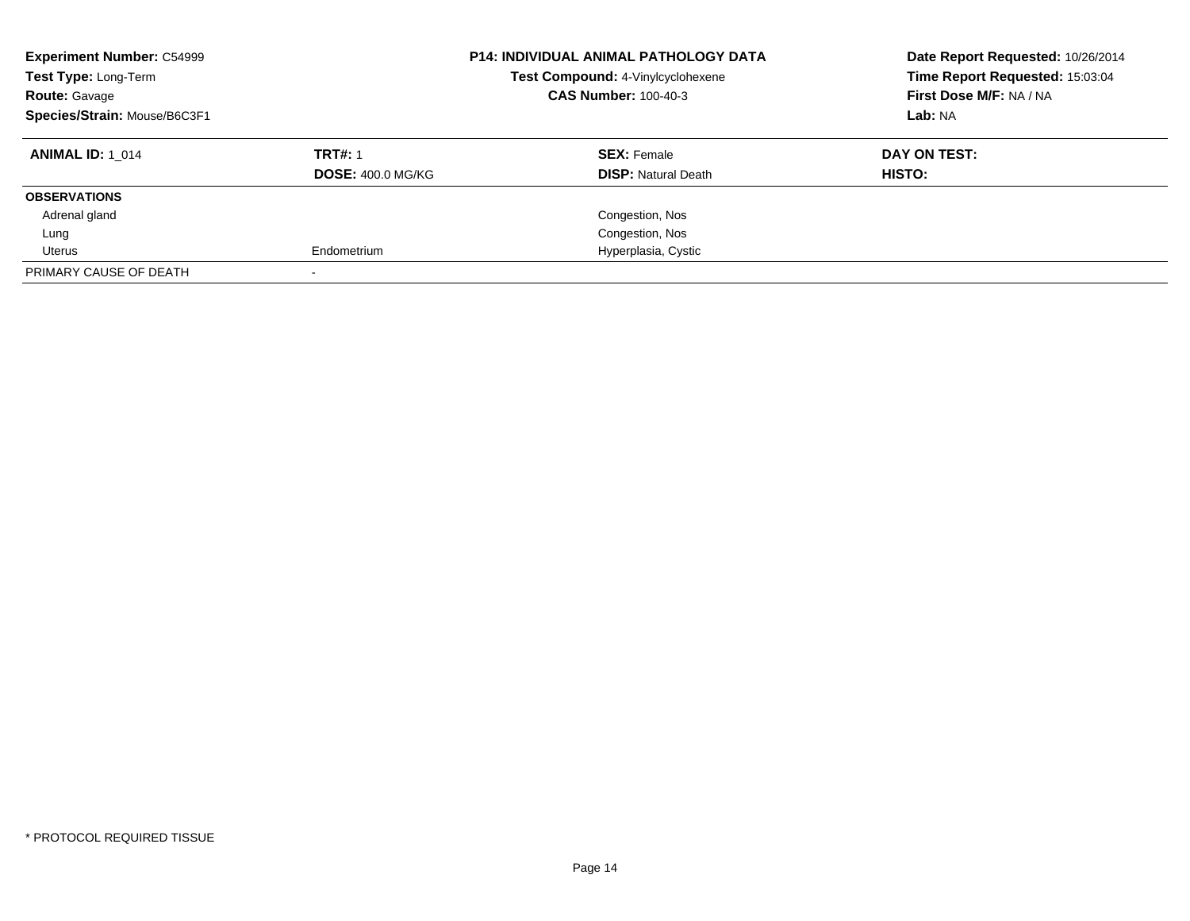**Experiment Number:** C54999
**Test Type:** Long-Term
**Route:** Gavage
**Species/Strain:** Mouse/B6C3F1

**P14: INDIVIDUAL ANIMAL PATHOLOGY DATA**
**Test Compound:** 4-Vinylcyclohexene
**CAS Number:** 100-40-3

**Date Report Requested:** 10/26/2014
**Time Report Requested:** 15:03:04
**First Dose M/F:** NA / NA
**Lab:** NA

| **ANIMAL ID:** 1_014 | **TRT#:** 1 | **SEX:** Female | **DAY ON TEST:** |
|---|---|---|---|
| | **DOSE:** 400.0 MG/KG | **DISP:** Natural Death | **HISTO:** |
| **OBSERVATIONS** | | | |
| Adrenal gland | | Congestion, Nos | |
| Lung | | Congestion, Nos | |
| Uterus | Endometrium | Hyperplasia, Cystic | |
| PRIMARY CAUSE OF DEATH | - | | |

* PROTOCOL REQUIRED TISSUE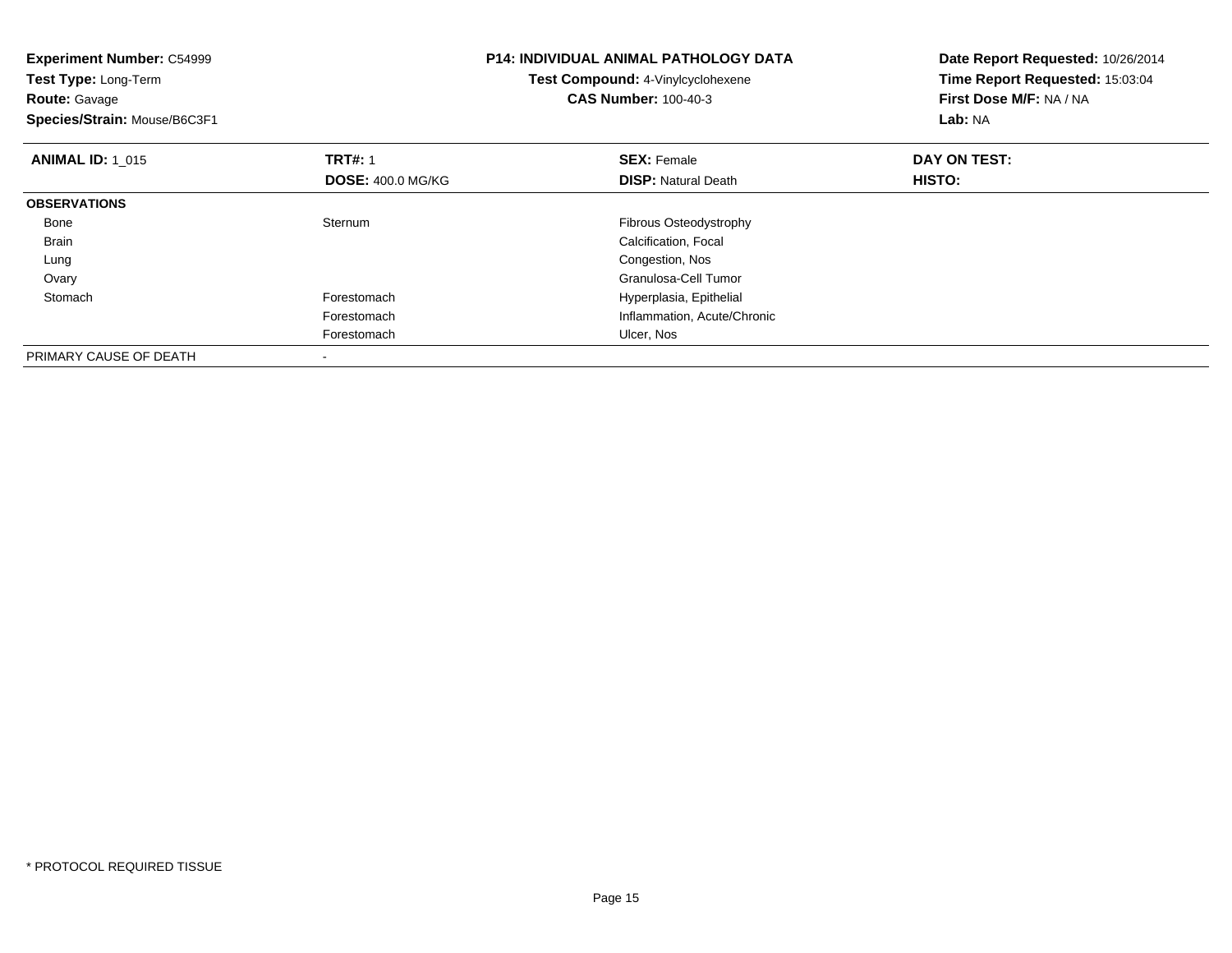**Experiment Number:** C54999
**Test Type:** Long-Term
**Route:** Gavage
**Species/Strain:** Mouse/B6C3F1

**P14: INDIVIDUAL ANIMAL PATHOLOGY DATA**
**Test Compound:** 4-Vinylcyclohexene
**CAS Number:** 100-40-3

**Date Report Requested:** 10/26/2014
**Time Report Requested:** 15:03:04
**First Dose M/F:** NA / NA
**Lab:** NA

| **ANIMAL ID:** 1_015 | **TRT#:** 1 | **SEX:** Female | **DAY ON TEST:** |
|---|---|---|---|
| | **DOSE:** 400.0 MG/KG | **DISP:** Natural Death | **HISTO:** |
| **OBSERVATIONS** | | | |
| Bone | Sternum | Fibrous Osteodystrophy | |
| Brain | | Calcification, Focal | |
| Lung | | Congestion, Nos | |
| Ovary | | Granulosa-Cell Tumor | |
| Stomach | Forestomach | Hyperplasia, Epithelial | |
| | Forestomach | Inflammation, Acute/Chronic | |
| | Forestomach | Ulcer, Nos | |
| PRIMARY CAUSE OF DEATH | - | | |

* PROTOCOL REQUIRED TISSUE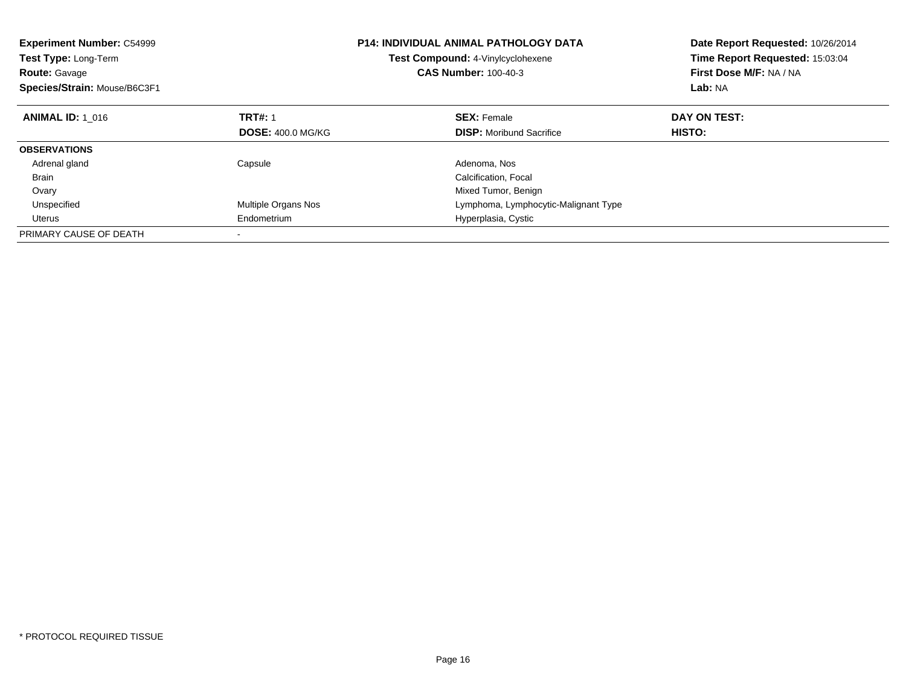**Experiment Number:** C54999
**Test Type:** Long-Term
**Route:** Gavage
**Species/Strain:** Mouse/B6C3F1

**P14: INDIVIDUAL ANIMAL PATHOLOGY DATA**
**Test Compound:** 4-Vinylcyclohexene
**CAS Number:** 100-40-3

**Date Report Requested:** 10/26/2014
**Time Report Requested:** 15:03:04
**First Dose M/F:** NA / NA
**Lab:** NA

| **ANIMAL ID:** 1_016 | **TRT#:** 1 | **SEX:** Female | **DAY ON TEST:** |
|---|---|---|---|
| | **DOSE:** 400.0 MG/KG | **DISP:** Moribund Sacrifice | **HISTO:** |
| **OBSERVATIONS** | | | |
| Adrenal gland | Capsule | Adenoma, Nos | |
| Brain | | Calcification, Focal | |
| Ovary | | Mixed Tumor, Benign | |
| Unspecified | Multiple Organs Nos | Lymphoma, Lymphocytic-Malignant Type | |
| Uterus | Endometrium | Hyperplasia, Cystic | |
| PRIMARY CAUSE OF DEATH | - | | |

* PROTOCOL REQUIRED TISSUE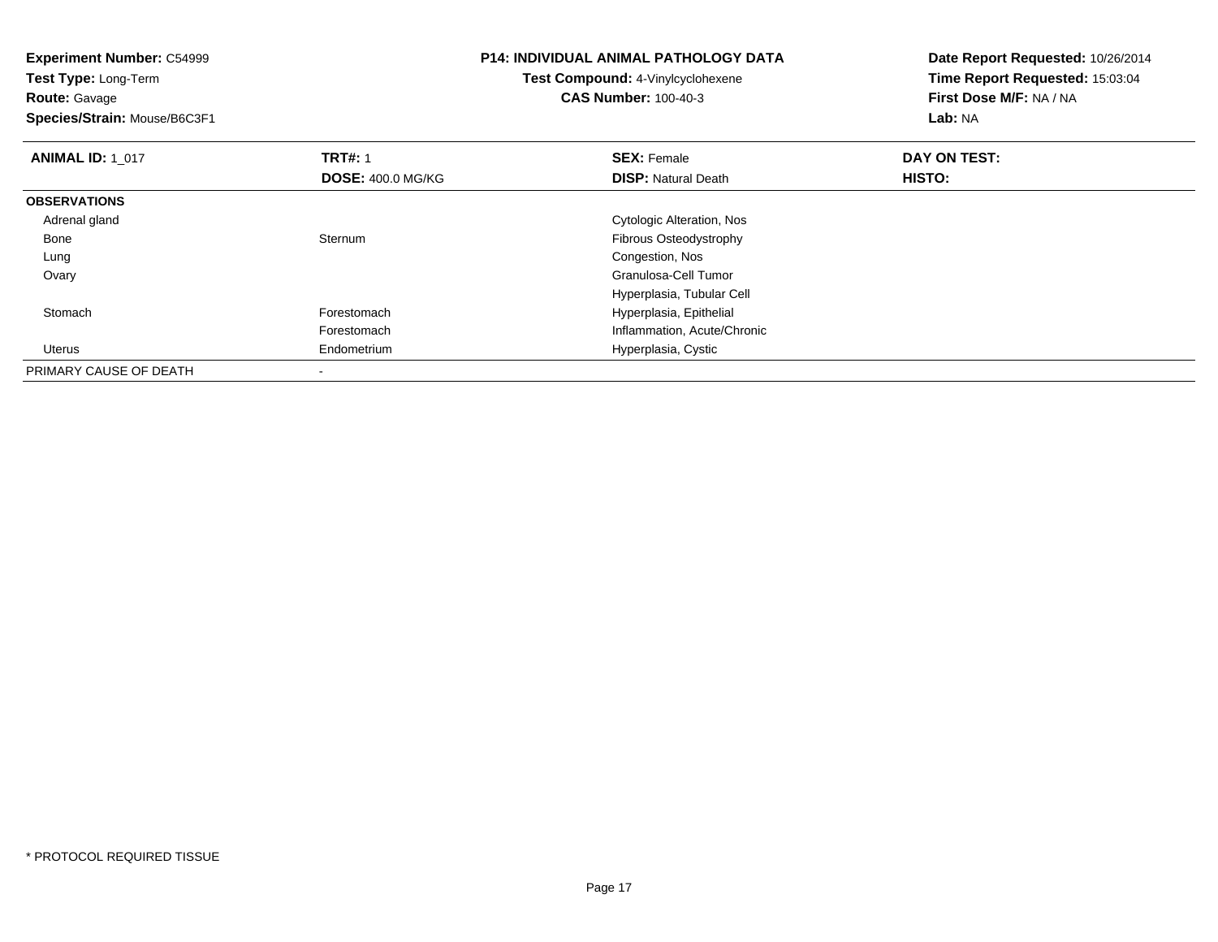**Experiment Number:** C54999
**Test Type:** Long-Term
**Route:** Gavage
**Species/Strain:** Mouse/B6C3F1

**P14: INDIVIDUAL ANIMAL PATHOLOGY DATA**
**Test Compound:** 4-Vinylcyclohexene
**CAS Number:** 100-40-3

**Date Report Requested:** 10/26/2014
**Time Report Requested:** 15:03:04
**First Dose M/F:** NA / NA
**Lab:** NA

| **ANIMAL ID:** 1_017 | **TRT#:** 1 | **SEX:** Female | **DAY ON TEST:** |
|---|---|---|---|
| | **DOSE:** 400.0 MG/KG | **DISP:** Natural Death | **HISTO:** |
| **OBSERVATIONS** | | | |
| Adrenal gland | | Cytologic Alteration, Nos | |
| Bone | Sternum | Fibrous Osteodystrophy | |
| Lung | | Congestion, Nos | |
| Ovary | | Granulosa-Cell Tumor | |
| | | Hyperplasia, Tubular Cell | |
| Stomach | Forestomach | Hyperplasia, Epithelial | |
| | Forestomach | Inflammation, Acute/Chronic | |
| Uterus | Endometrium | Hyperplasia, Cystic | |
| PRIMARY CAUSE OF DEATH | - | | |

* PROTOCOL REQUIRED TISSUE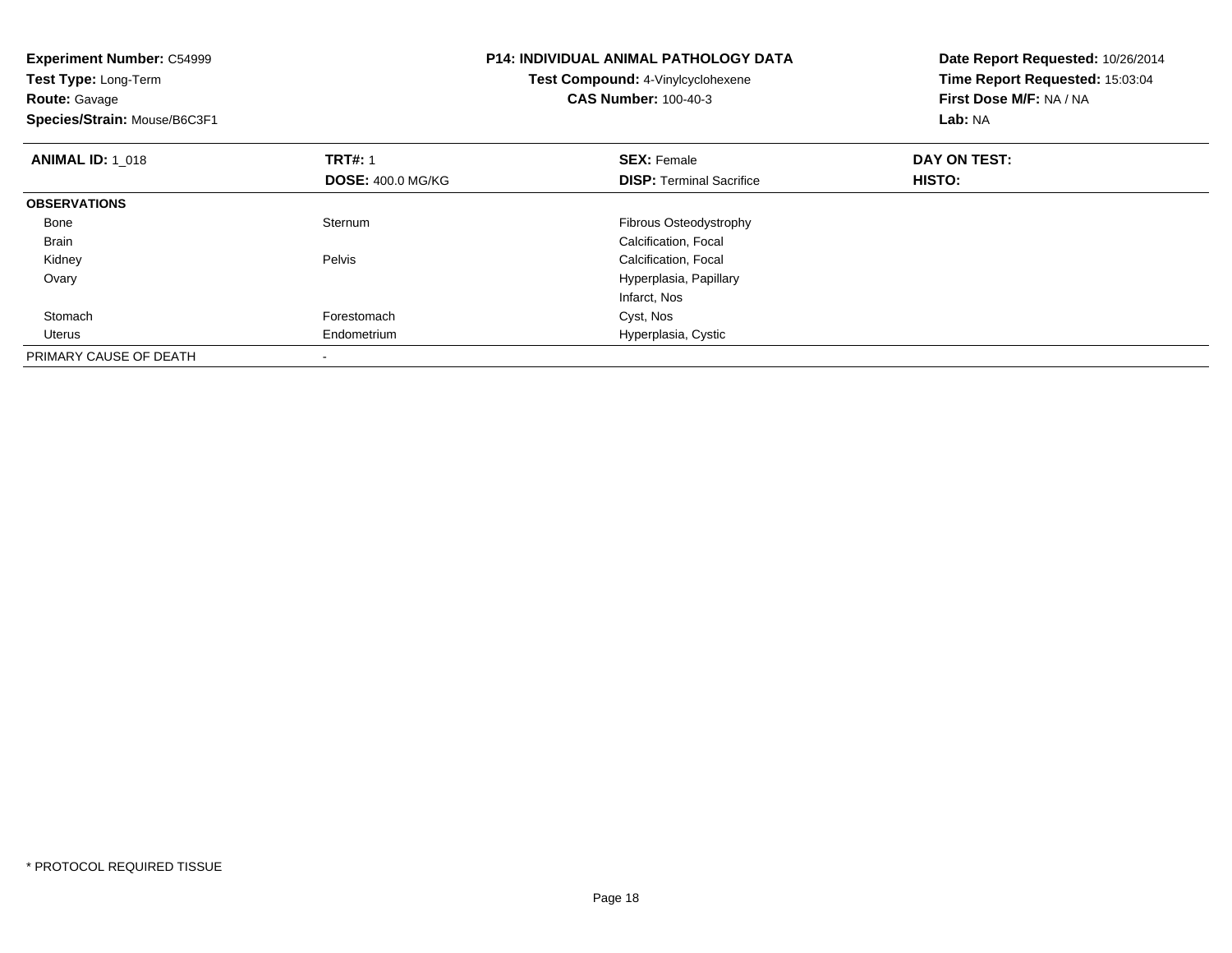**Experiment Number:** C54999
**Test Type:** Long-Term
**Route:** Gavage
**Species/Strain:** Mouse/B6C3F1

**P14: INDIVIDUAL ANIMAL PATHOLOGY DATA**
**Test Compound:** 4-Vinylcyclohexene
**CAS Number:** 100-40-3

**Date Report Requested:** 10/26/2014
**Time Report Requested:** 15:03:04
**First Dose M/F:** NA / NA
**Lab:** NA

| **ANIMAL ID:** 1_018 | **TRT#:** 1 | **SEX:** Female | **DAY ON TEST:** |
|---|---|---|---|
| | **DOSE:** 400.0 MG/KG | **DISP:** Terminal Sacrifice | **HISTO:** |
| **OBSERVATIONS** | | | |
| Bone | Sternum | Fibrous Osteodystrophy | |
| Brain | | Calcification, Focal | |
| Kidney | Pelvis | Calcification, Focal | |
| Ovary | | Hyperplasia, Papillary | |
| | | Infarct, Nos | |
| Stomach | Forestomach | Cyst, Nos | |
| Uterus | Endometrium | Hyperplasia, Cystic | |
| PRIMARY CAUSE OF DEATH | - | | |

\* PROTOCOL REQUIRED TISSUE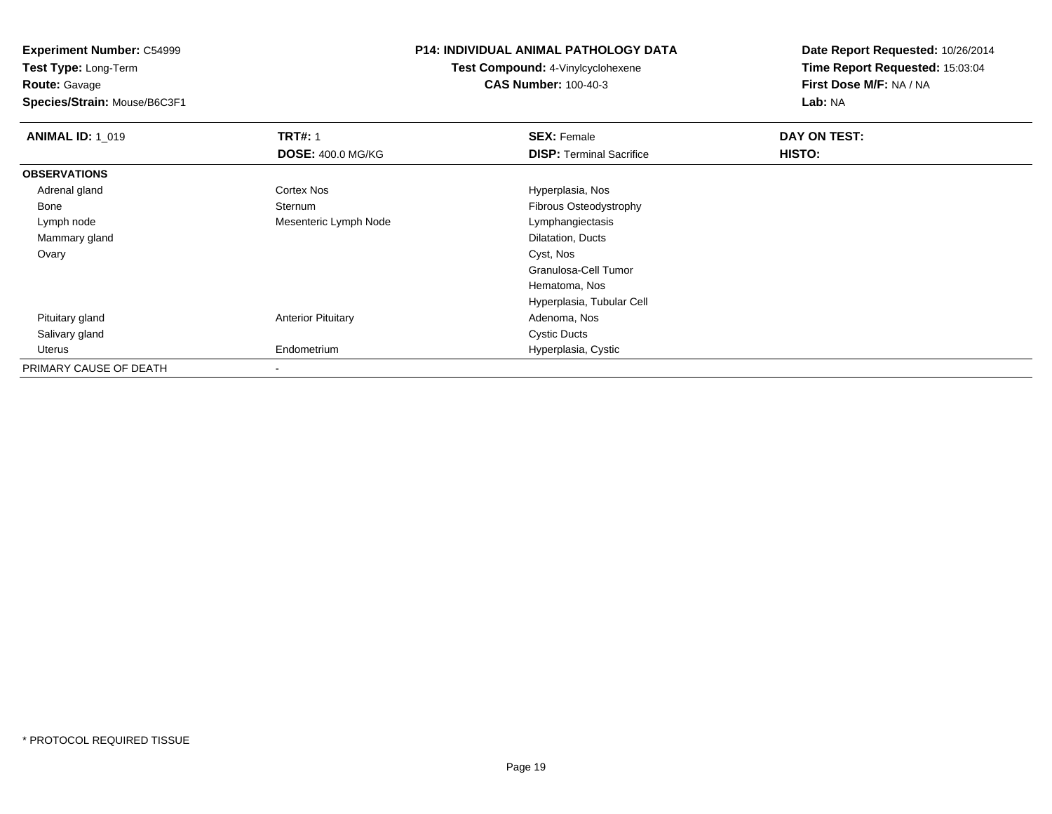**Experiment Number:** C54999
**Test Type:** Long-Term
**Route:** Gavage
**Species/Strain:** Mouse/B6C3F1

**P14: INDIVIDUAL ANIMAL PATHOLOGY DATA**
**Test Compound:** 4-Vinylcyclohexene
**CAS Number:** 100-40-3

**Date Report Requested:** 10/26/2014
**Time Report Requested:** 15:03:04
**First Dose M/F:** NA / NA
**Lab:** NA

| **ANIMAL ID:** 1_019 | **TRT#:** 1 | **SEX:** Female | **DAY ON TEST:** |
|---|---|---|---|
| | **DOSE:** 400.0 MG/KG | **DISP:** Terminal Sacrifice | **HISTO:** |
| **OBSERVATIONS** | | | |
| Adrenal gland | Cortex Nos | Hyperplasia, Nos | |
| Bone | Sternum | Fibrous Osteodystrophy | |
| Lymph node | Mesenteric Lymph Node | Lymphangiectasis | |
| Mammary gland | | Dilatation, Ducts | |
| Ovary | | Cyst, Nos | |
| | | Granulosa-Cell Tumor | |
| | | Hematoma, Nos | |
| | | Hyperplasia, Tubular Cell | |
| Pituitary gland | Anterior Pituitary | Adenoma, Nos | |
| Salivary gland | | Cystic Ducts | |
| Uterus | Endometrium | Hyperplasia, Cystic | |
| PRIMARY CAUSE OF DEATH | - | | |

* PROTOCOL REQUIRED TISSUE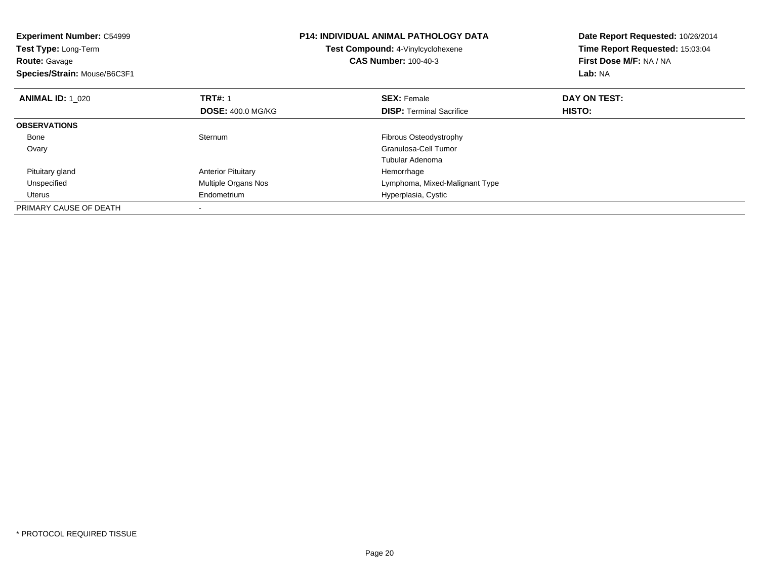**Experiment Number:** C54999
**Test Type:** Long-Term
**Route:** Gavage
**Species/Strain:** Mouse/B6C3F1

**P14: INDIVIDUAL ANIMAL PATHOLOGY DATA**
**Test Compound:** 4-Vinylcyclohexene
**CAS Number:** 100-40-3

**Date Report Requested:** 10/26/2014
**Time Report Requested:** 15:03:04
**First Dose M/F:** NA / NA
**Lab:** NA

| **ANIMAL ID:** 1_020 | **TRT#:** 1 | **SEX:** Female | **DAY ON TEST:** |
|---|---|---|---|
| | **DOSE:** 400.0 MG/KG | **DISP:** Terminal Sacrifice | **HISTO:** |
| **OBSERVATIONS** | | | |
| Bone | Sternum | Fibrous Osteodystrophy | |
| Ovary | | Granulosa-Cell Tumor | |
| | | Tubular Adenoma | |
| Pituitary gland | Anterior Pituitary | Hemorrhage | |
| Unspecified | Multiple Organs Nos | Lymphoma, Mixed-Malignant Type | |
| Uterus | Endometrium | Hyperplasia, Cystic | |
| PRIMARY CAUSE OF DEATH | - | | |

\* PROTOCOL REQUIRED TISSUE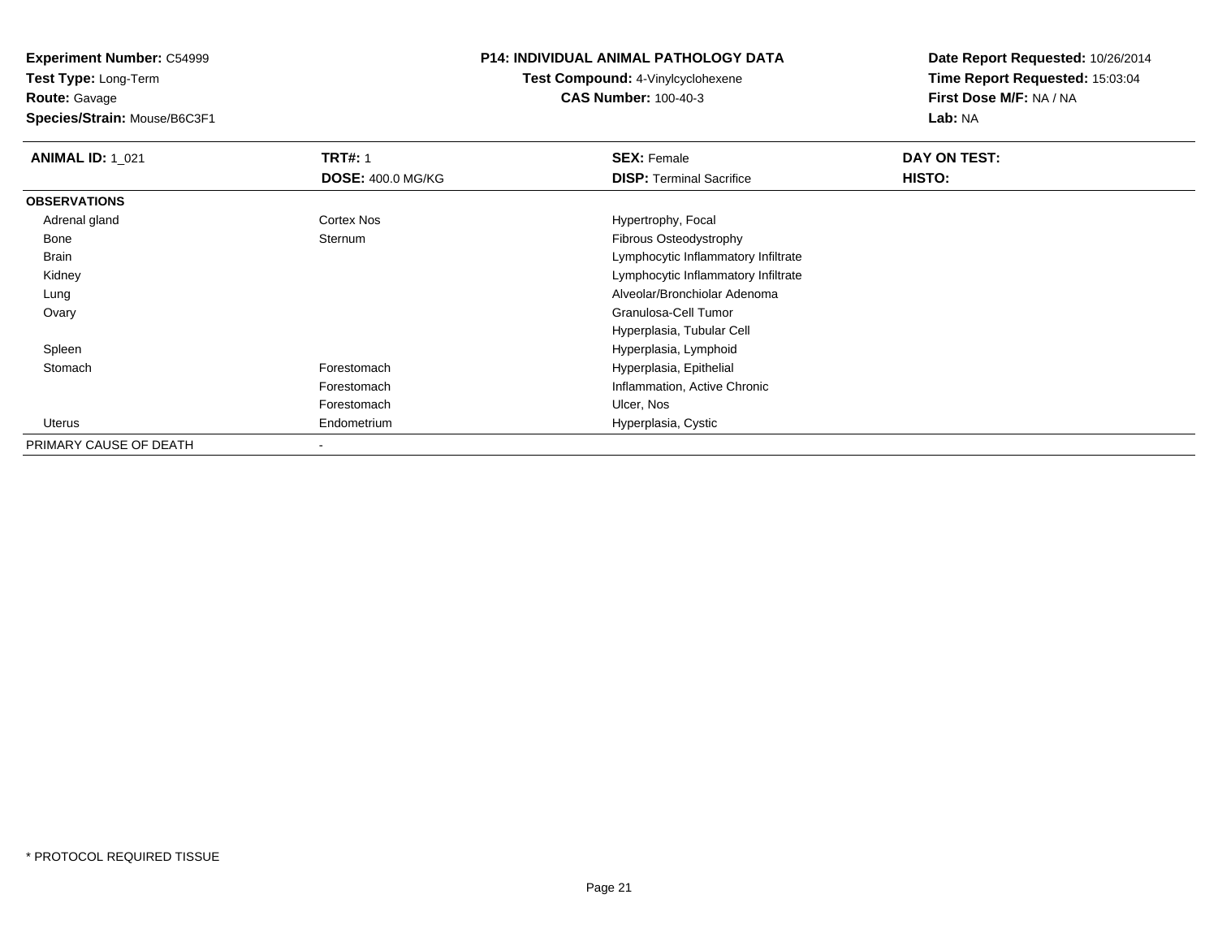**Experiment Number:** C54999
**Test Type:** Long-Term
**Route:** Gavage
**Species/Strain:** Mouse/B6C3F1

**P14: INDIVIDUAL ANIMAL PATHOLOGY DATA**
**Test Compound:** 4-Vinylcyclohexene
**CAS Number:** 100-40-3

**Date Report Requested:** 10/26/2014
**Time Report Requested:** 15:03:04
**First Dose M/F:** NA / NA
**Lab:** NA

| **ANIMAL ID:** 1_021 | **TRT#:** 1 | **SEX:** Female | **DAY ON TEST:** |
|---|---|---|---|
| | **DOSE:** 400.0 MG/KG | **DISP:** Terminal Sacrifice | **HISTO:** |
| **OBSERVATIONS** | | | |
| Adrenal gland | Cortex Nos | Hypertrophy, Focal | |
| Bone | Sternum | Fibrous Osteodystrophy | |
| Brain | | Lymphocytic Inflammatory Infiltrate | |
| Kidney | | Lymphocytic Inflammatory Infiltrate | |
| Lung | | Alveolar/Bronchiolar Adenoma | |
| Ovary | | Granulosa-Cell Tumor | |
| | | Hyperplasia, Tubular Cell | |
| Spleen | | Hyperplasia, Lymphoid | |
| Stomach | Forestomach | Hyperplasia, Epithelial | |
| | Forestomach | Inflammation, Active Chronic | |
| | Forestomach | Ulcer, Nos | |
| Uterus | Endometrium | Hyperplasia, Cystic | |
| PRIMARY CAUSE OF DEATH | - | | |

* PROTOCOL REQUIRED TISSUE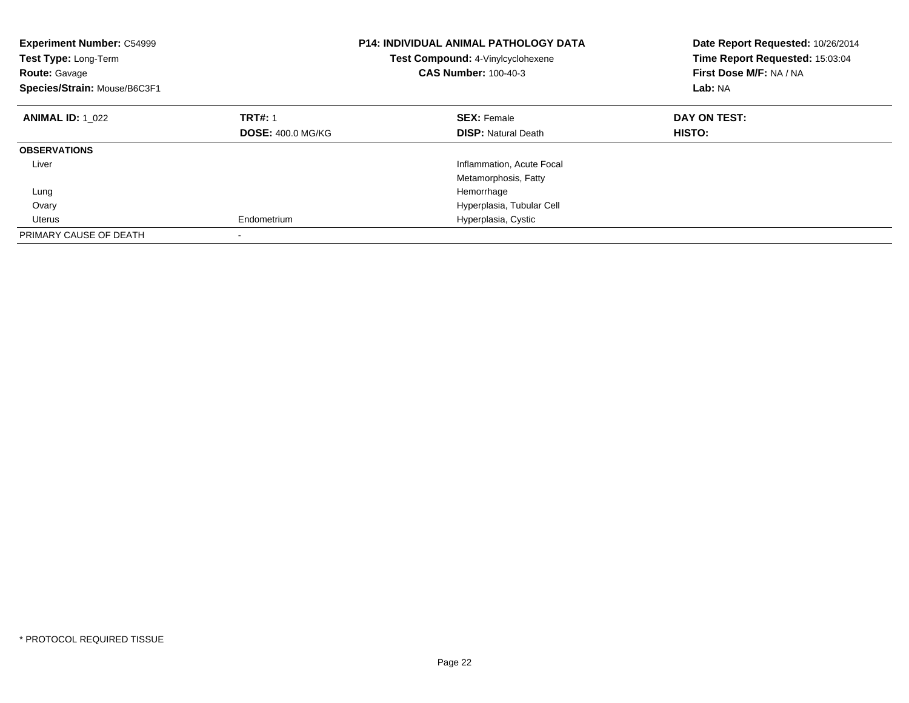**Experiment Number:** C54999
**Test Type:** Long-Term
**Route:** Gavage
**Species/Strain:** Mouse/B6C3F1

**P14: INDIVIDUAL ANIMAL PATHOLOGY DATA**
**Test Compound:** 4-Vinylcyclohexene
**CAS Number:** 100-40-3

**Date Report Requested:** 10/26/2014
**Time Report Requested:** 15:03:04
**First Dose M/F:** NA / NA
**Lab:** NA

| **ANIMAL ID:** 1_022 | **TRT#:** 1 | **SEX:** Female | **DAY ON TEST:** |
|---|---|---|---|
| | **DOSE:** 400.0 MG/KG | **DISP:** Natural Death | **HISTO:** |
| **OBSERVATIONS** | | | |
| Liver | | Inflammation, Acute Focal | |
| | | Metamorphosis, Fatty | |
| Lung | | Hemorrhage | |
| Ovary | | Hyperplasia, Tubular Cell | |
| Uterus | Endometrium | Hyperplasia, Cystic | |
| PRIMARY CAUSE OF DEATH | - | | |

* PROTOCOL REQUIRED TISSUE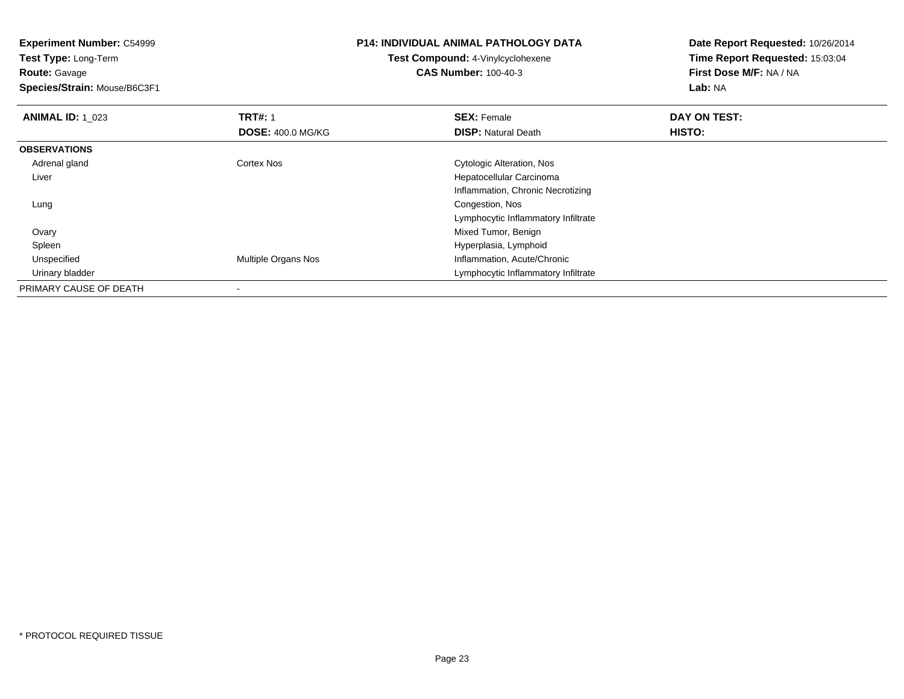**Experiment Number:** C54999
**Test Type:** Long-Term
**Route:** Gavage
**Species/Strain:** Mouse/B6C3F1

**P14: INDIVIDUAL ANIMAL PATHOLOGY DATA**
**Test Compound:** 4-Vinylcyclohexene
**CAS Number:** 100-40-3

**Date Report Requested:** 10/26/2014
**Time Report Requested:** 15:03:04
**First Dose M/F:** NA / NA
**Lab:** NA

| **ANIMAL ID:** 1_023 | **TRT#:** 1 | **SEX:** Female | **DAY ON TEST:** |
|---|---|---|---|
| | **DOSE:** 400.0 MG/KG | **DISP:** Natural Death | **HISTO:** |
| **OBSERVATIONS** | | | |
| Adrenal gland | Cortex Nos | Cytologic Alteration, Nos | |
| Liver | | Hepatocellular Carcinoma | |
| | | Inflammation, Chronic Necrotizing | |
| Lung | | Congestion, Nos | |
| | | Lymphocytic Inflammatory Infiltrate | |
| Ovary | | Mixed Tumor, Benign | |
| Spleen | | Hyperplasia, Lymphoid | |
| Unspecified | Multiple Organs Nos | Inflammation, Acute/Chronic | |
| Urinary bladder | | Lymphocytic Inflammatory Infiltrate | |
| PRIMARY CAUSE OF DEATH | - | | |

* PROTOCOL REQUIRED TISSUE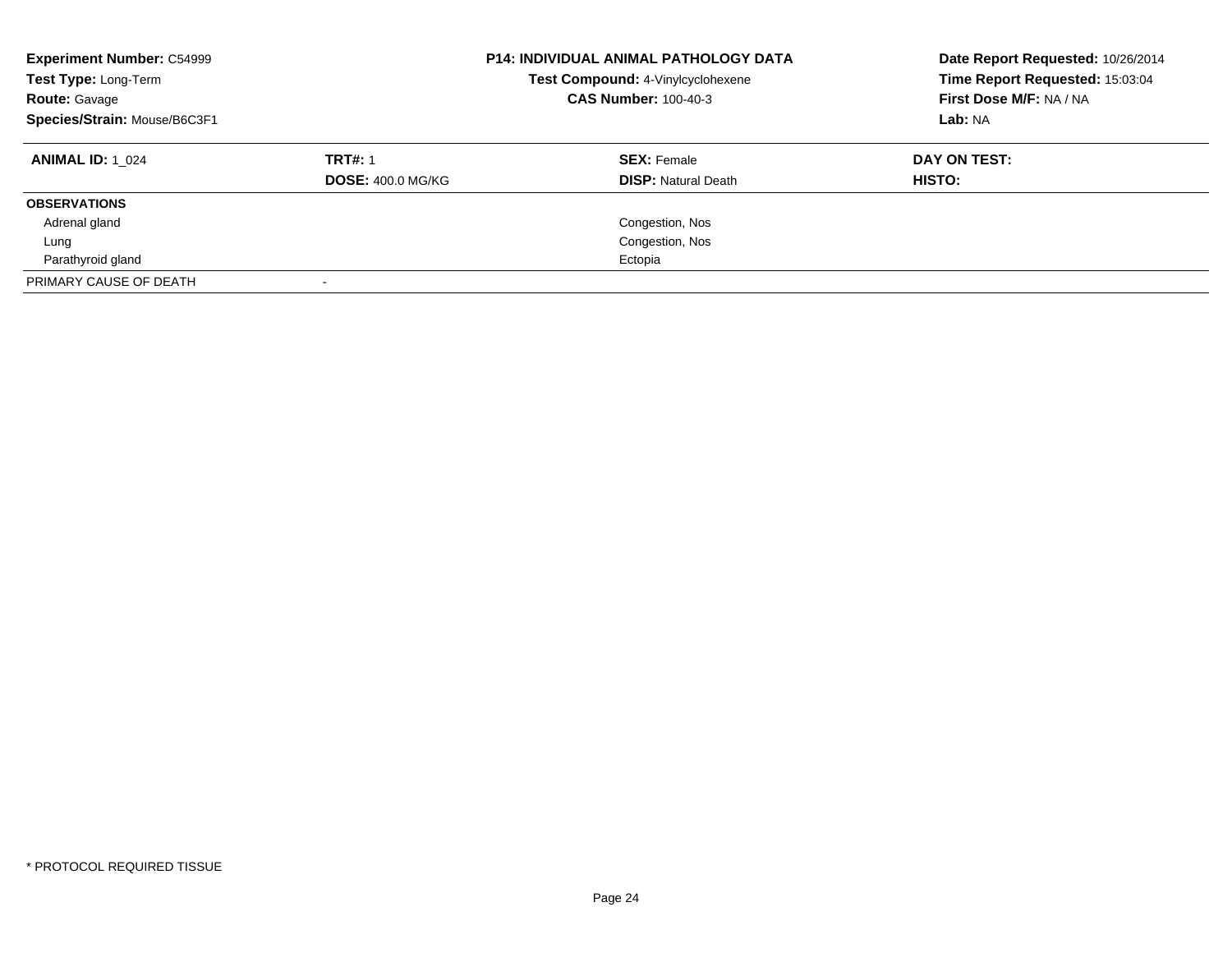**Experiment Number:** C54999
**Test Type:** Long-Term
**Route:** Gavage
**Species/Strain:** Mouse/B6C3F1

**P14: INDIVIDUAL ANIMAL PATHOLOGY DATA**
**Test Compound:** 4-Vinylcyclohexene
**CAS Number:** 100-40-3

**Date Report Requested:** 10/26/2014
**Time Report Requested:** 15:03:04
**First Dose M/F:** NA / NA
**Lab:** NA

| **ANIMAL ID:** 1_024 | **TRT#:** 1 | **SEX:** Female | **DAY ON TEST:** |
|---|---|---|---|
| | **DOSE:** 400.0 MG/KG | **DISP:** Natural Death | **HISTO:** |
| **OBSERVATIONS** | | | |
| Adrenal gland | | Congestion, Nos | |
| Lung | | Congestion, Nos | |
| Parathyroid gland | | Ectopia | |
| PRIMARY CAUSE OF DEATH | - | | |

* PROTOCOL REQUIRED TISSUE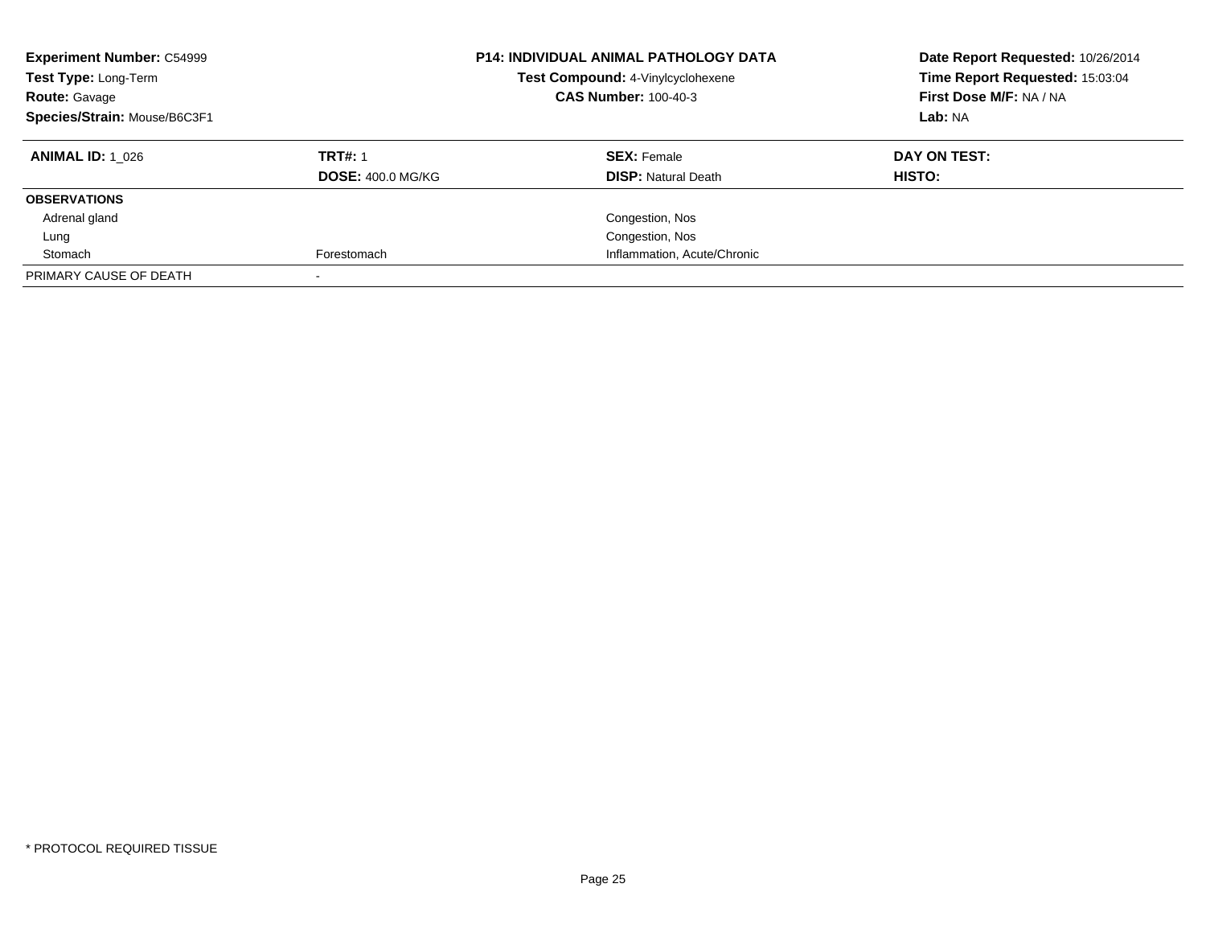**Experiment Number:** C54999
**Test Type:** Long-Term
**Route:** Gavage
**Species/Strain:** Mouse/B6C3F1

**P14: INDIVIDUAL ANIMAL PATHOLOGY DATA**
**Test Compound:** 4-Vinylcyclohexene
**CAS Number:** 100-40-3

**Date Report Requested:** 10/26/2014
**Time Report Requested:** 15:03:04
**First Dose M/F:** NA / NA
**Lab:** NA

| **ANIMAL ID:** 1_026 | **TRT#:** 1<br>**DOSE:** 400.0 MG/KG | **SEX:** Female<br>**DISP:** Natural Death | **DAY ON TEST:**<br>**HISTO:** |
|---|---|---|---|
| **OBSERVATIONS** | | | |
| Adrenal gland | | Congestion, Nos | |
| Lung | | Congestion, Nos | |
| Stomach | Forestomach | Inflammation, Acute/Chronic | |
| PRIMARY CAUSE OF DEATH | - | | |

\* PROTOCOL REQUIRED TISSUE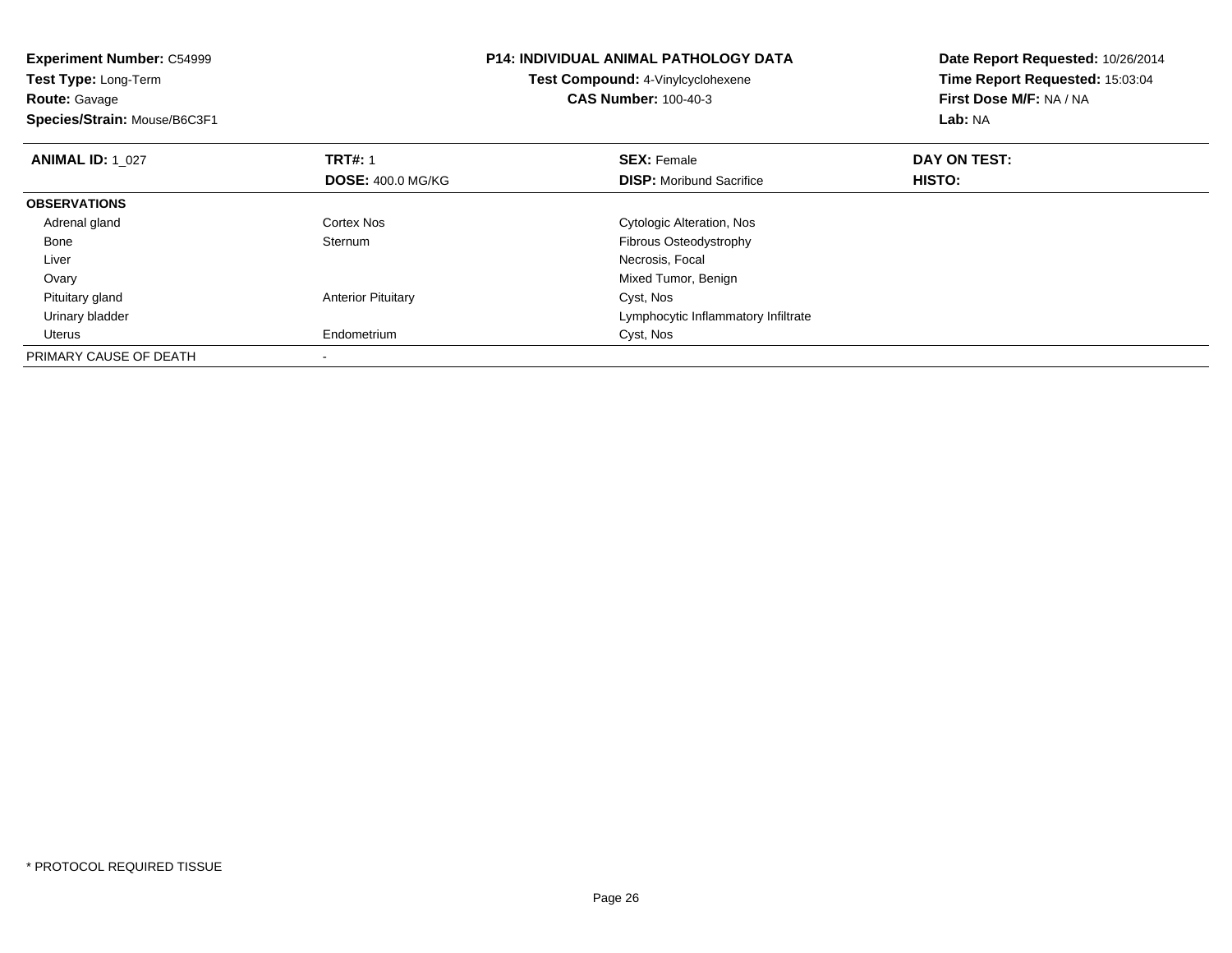**Experiment Number:** C54999
**Test Type:** Long-Term
**Route:** Gavage
**Species/Strain:** Mouse/B6C3F1

**P14: INDIVIDUAL ANIMAL PATHOLOGY DATA**
**Test Compound:** 4-Vinylcyclohexene
**CAS Number:** 100-40-3

**Date Report Requested:** 10/26/2014
**Time Report Requested:** 15:03:04
**First Dose M/F:** NA / NA
**Lab:** NA

| **ANIMAL ID:** 1_027 | **TRT#:** 1 | **SEX:** Female | **DAY ON TEST:** |
|---|---|---|---|
| | **DOSE:** 400.0 MG/KG | **DISP:** Moribund Sacrifice | **HISTO:** |
| **OBSERVATIONS** | | | |
| Adrenal gland | Cortex Nos | Cytologic Alteration, Nos | |
| Bone | Sternum | Fibrous Osteodystrophy | |
| Liver | | Necrosis, Focal | |
| Ovary | | Mixed Tumor, Benign | |
| Pituitary gland | Anterior Pituitary | Cyst, Nos | |
| Urinary bladder | | Lymphocytic Inflammatory Infiltrate | |
| Uterus | Endometrium | Cyst, Nos | |
| PRIMARY CAUSE OF DEATH | - | | |

* PROTOCOL REQUIRED TISSUE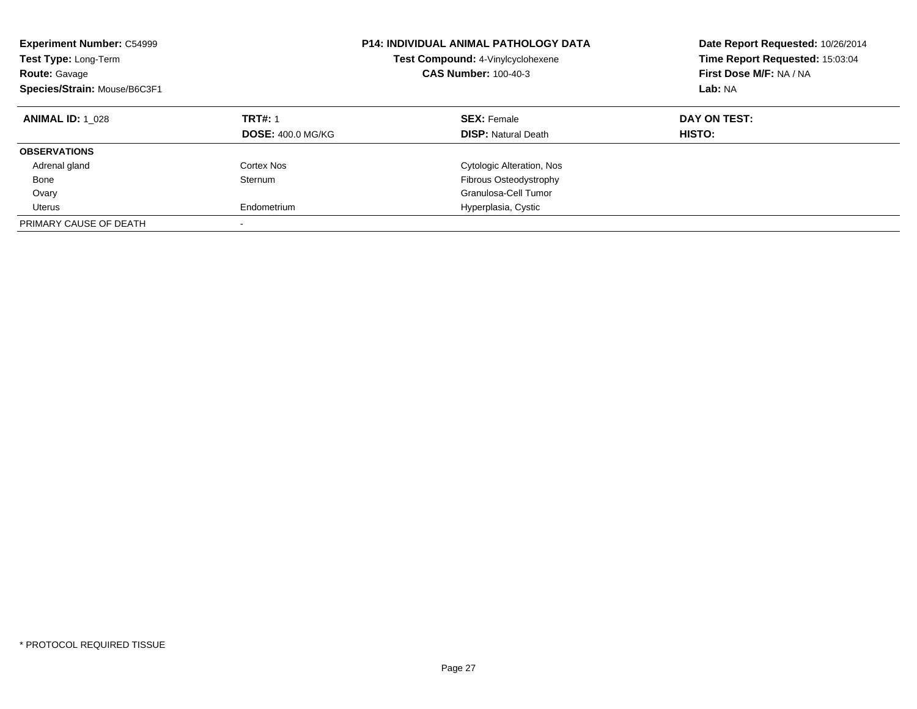**Experiment Number:** C54999
**Test Type:** Long-Term
**Route:** Gavage
**Species/Strain:** Mouse/B6C3F1

**P14: INDIVIDUAL ANIMAL PATHOLOGY DATA**
**Test Compound:** 4-Vinylcyclohexene
**CAS Number:** 100-40-3

**Date Report Requested:** 10/26/2014
**Time Report Requested:** 15:03:04
**First Dose M/F:** NA / NA
**Lab:** NA

| **ANIMAL ID:** 1_028 | **TRT#:** 1 | **SEX:** Female | **DAY ON TEST:** |
|---|---|---|---|
| | **DOSE:** 400.0 MG/KG | **DISP:** Natural Death | **HISTO:** |
| **OBSERVATIONS** | | | |
| Adrenal gland | Cortex Nos | Cytologic Alteration, Nos | |
| Bone | Sternum | Fibrous Osteodystrophy | |
| Ovary | | Granulosa-Cell Tumor | |
| Uterus | Endometrium | Hyperplasia, Cystic | |
| PRIMARY CAUSE OF DEATH | - | | |

* PROTOCOL REQUIRED TISSUE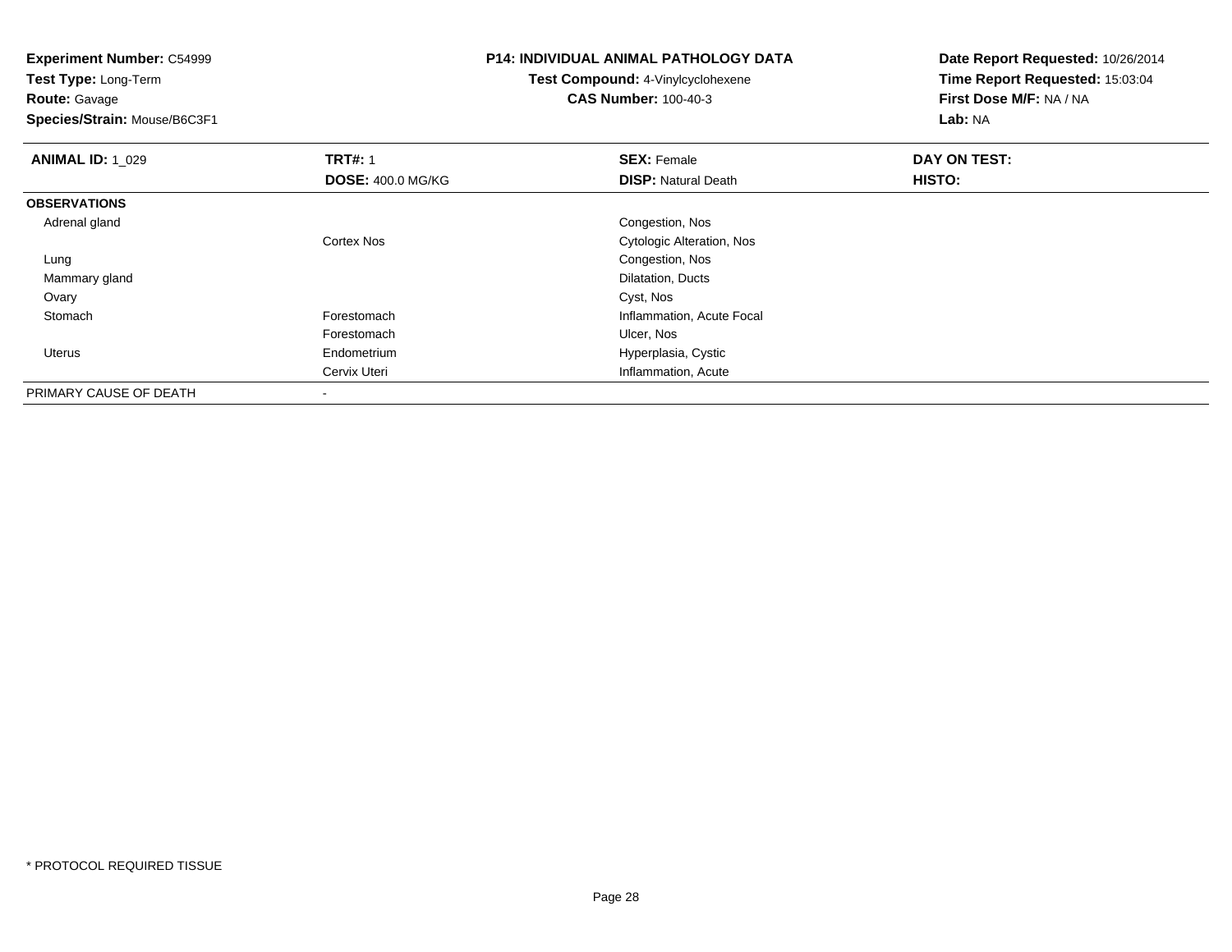**Experiment Number:** C54999
**Test Type:** Long-Term
**Route:** Gavage
**Species/Strain:** Mouse/B6C3F1

**P14: INDIVIDUAL ANIMAL PATHOLOGY DATA**
**Test Compound:** 4-Vinylcyclohexene
**CAS Number:** 100-40-3

**Date Report Requested:** 10/26/2014
**Time Report Requested:** 15:03:04
**First Dose M/F:** NA / NA
**Lab:** NA

| **ANIMAL ID:** 1_029 | **TRT#:** 1 | **SEX:** Female | **DAY ON TEST:** |
|---|---|---|---|
| | **DOSE:** 400.0 MG/KG | **DISP:** Natural Death | **HISTO:** |
| **OBSERVATIONS** | | | |
| Adrenal gland | | Congestion, Nos | |
| | Cortex Nos | Cytologic Alteration, Nos | |
| Lung | | Congestion, Nos | |
| Mammary gland | | Dilatation, Ducts | |
| Ovary | | Cyst, Nos | |
| Stomach | Forestomach | Inflammation, Acute Focal | |
| | Forestomach | Ulcer, Nos | |
| Uterus | Endometrium | Hyperplasia, Cystic | |
| | Cervix Uteri | Inflammation, Acute | |
| PRIMARY CAUSE OF DEATH | - | | |

* PROTOCOL REQUIRED TISSUE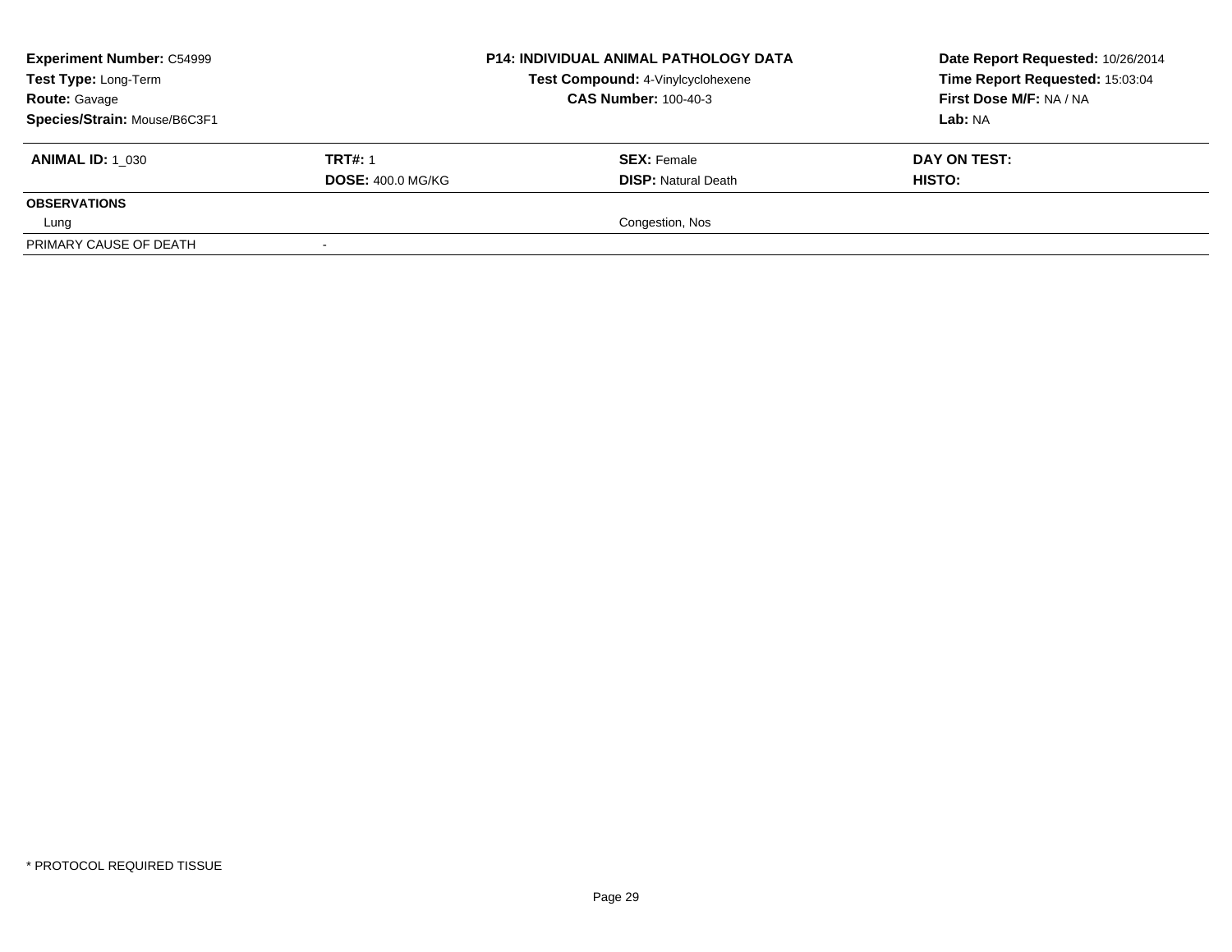**Experiment Number:** C54999
**Test Type:** Long-Term
**Route:** Gavage
**Species/Strain:** Mouse/B6C3F1

**P14: INDIVIDUAL ANIMAL PATHOLOGY DATA**
**Test Compound:** 4-Vinylcyclohexene
**CAS Number:** 100-40-3

**Date Report Requested:** 10/26/2014
**Time Report Requested:** 15:03:04
**First Dose M/F:** NA / NA
**Lab:** NA

| **ANIMAL ID:** 1_030 | **TRT#:** 1 | **SEX:** Female | **DAY ON TEST:** |
|---|---|---|---|
| | **DOSE:** 400.0 MG/KG | **DISP:** Natural Death | **HISTO:** |
| **OBSERVATIONS** | | | |
| Lung | | Congestion, Nos | |
| PRIMARY CAUSE OF DEATH | - | | |

* PROTOCOL REQUIRED TISSUE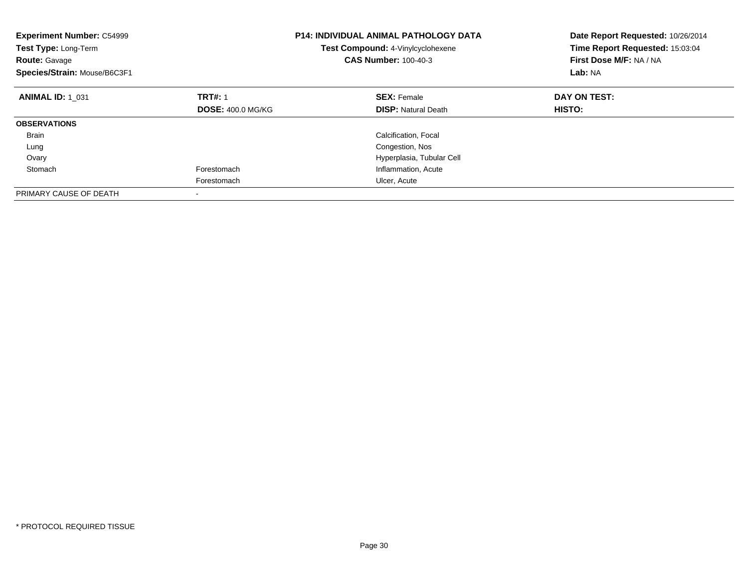**Experiment Number:** C54999
**Test Type:** Long-Term
**Route:** Gavage
**Species/Strain:** Mouse/B6C3F1

**P14: INDIVIDUAL ANIMAL PATHOLOGY DATA**
**Test Compound:** 4-Vinylcyclohexene
**CAS Number:** 100-40-3

**Date Report Requested:** 10/26/2014
**Time Report Requested:** 15:03:04
**First Dose M/F:** NA / NA
**Lab:** NA

| **ANIMAL ID:** 1_031 | **TRT#:** 1 | **SEX:** Female | **DAY ON TEST:** |
|---|---|---|---|
| | **DOSE:** 400.0 MG/KG | **DISP:** Natural Death | **HISTO:** |
| **OBSERVATIONS** | | | |
| Brain | | Calcification, Focal | |
| Lung | | Congestion, Nos | |
| Ovary | | Hyperplasia, Tubular Cell | |
| Stomach | Forestomach | Inflammation, Acute | |
| | Forestomach | Ulcer, Acute | |
| PRIMARY CAUSE OF DEATH | - | | |

* PROTOCOL REQUIRED TISSUE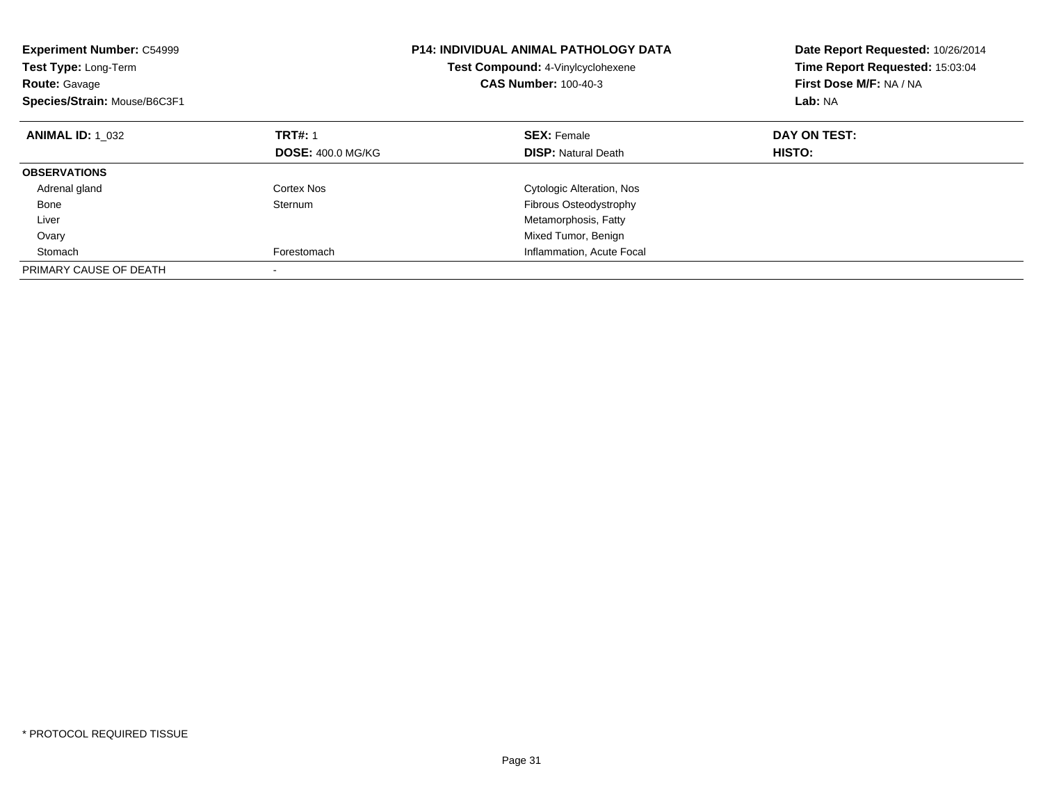**Experiment Number:** C54999
**Test Type:** Long-Term
**Route:** Gavage
**Species/Strain:** Mouse/B6C3F1

**P14: INDIVIDUAL ANIMAL PATHOLOGY DATA**
**Test Compound:** 4-Vinylcyclohexene
**CAS Number:** 100-40-3

**Date Report Requested:** 10/26/2014
**Time Report Requested:** 15:03:04
**First Dose M/F:** NA / NA
**Lab:** NA

| **ANIMAL ID:** 1_032 | **TRT#:** 1<br>**DOSE:** 400.0 MG/KG | **SEX:** Female<br>**DISP:** Natural Death | **DAY ON TEST:**<br>**HISTO:** |
|---|---|---|---|
| **OBSERVATIONS** | | | |
| Adrenal gland | Cortex Nos | Cytologic Alteration, Nos | |
| Bone | Sternum | Fibrous Osteodystrophy | |
| Liver | | Metamorphosis, Fatty | |
| Ovary | | Mixed Tumor, Benign | |
| Stomach | Forestomach | Inflammation, Acute Focal | |
| PRIMARY CAUSE OF DEATH | - | | |

* PROTOCOL REQUIRED TISSUE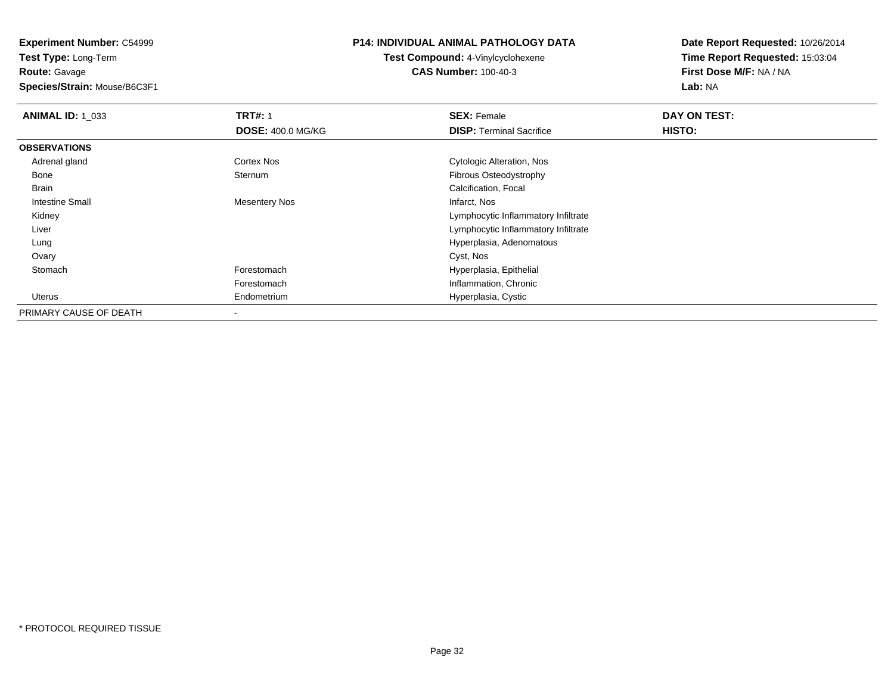**Experiment Number:** C54999
**Test Type:** Long-Term
**Route:** Gavage
**Species/Strain:** Mouse/B6C3F1

**P14: INDIVIDUAL ANIMAL PATHOLOGY DATA**
**Test Compound:** 4-Vinylcyclohexene
**CAS Number:** 100-40-3

**Date Report Requested:** 10/26/2014
**Time Report Requested:** 15:03:04
**First Dose M/F:** NA / NA
**Lab:** NA

| **ANIMAL ID:** 1_033 | **TRT#:** 1 | **SEX:** Female | **DAY ON TEST:** |
|---|---|---|---|
| | **DOSE:** 400.0 MG/KG | **DISP:** Terminal Sacrifice | **HISTO:** |
| **OBSERVATIONS** | | | |
| Adrenal gland | Cortex Nos | Cytologic Alteration, Nos | |
| Bone | Sternum | Fibrous Osteodystrophy | |
| Brain | | Calcification, Focal | |
| Intestine Small | Mesentery Nos | Infarct, Nos | |
| Kidney | | Lymphocytic Inflammatory Infiltrate | |
| Liver | | Lymphocytic Inflammatory Infiltrate | |
| Lung | | Hyperplasia, Adenomatous | |
| Ovary | | Cyst, Nos | |
| Stomach | Forestomach | Hyperplasia, Epithelial | |
| | Forestomach | Inflammation, Chronic | |
| Uterus | Endometrium | Hyperplasia, Cystic | |
| PRIMARY CAUSE OF DEATH | - | | |

* PROTOCOL REQUIRED TISSUE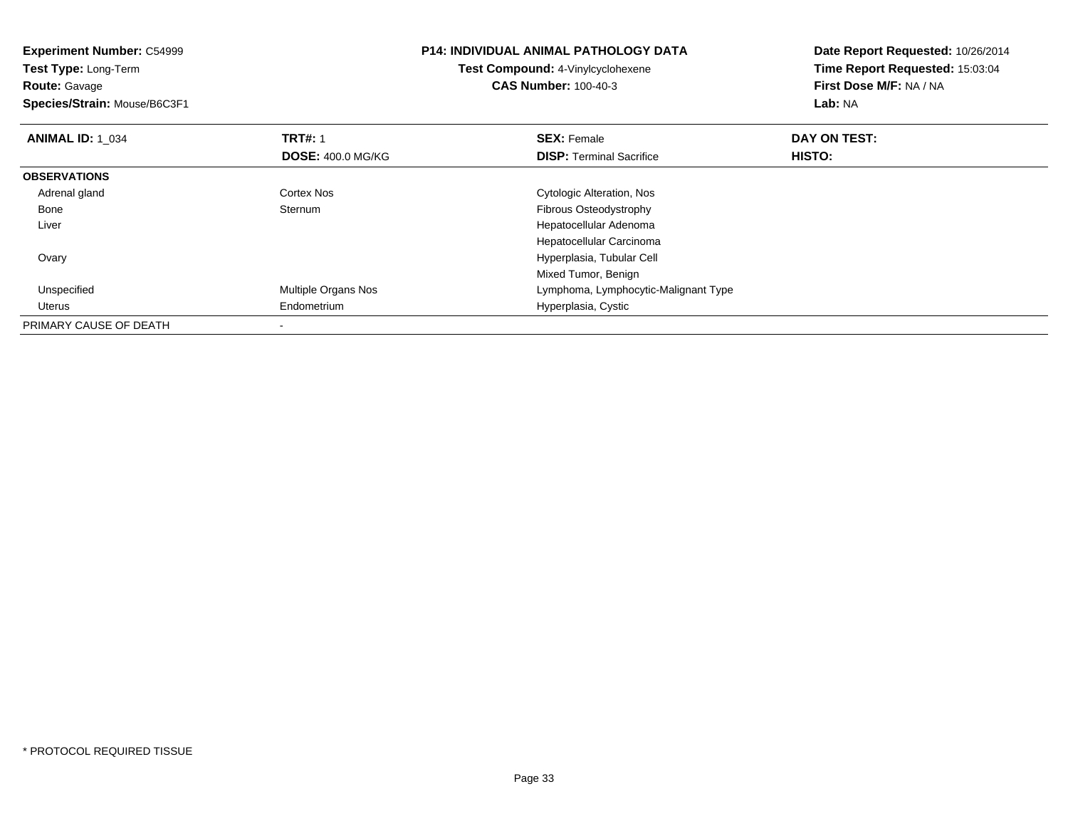**Experiment Number:** C54999
**Test Type:** Long-Term
**Route:** Gavage
**Species/Strain:** Mouse/B6C3F1

**P14: INDIVIDUAL ANIMAL PATHOLOGY DATA**
**Test Compound:** 4-Vinylcyclohexene
**CAS Number:** 100-40-3

**Date Report Requested:** 10/26/2014
**Time Report Requested:** 15:03:04
**First Dose M/F:** NA / NA
**Lab:** NA

| **ANIMAL ID:** 1_034 | **TRT#:** 1 | **SEX:** Female | **DAY ON TEST:** |
|---|---|---|---|
| | **DOSE:** 400.0 MG/KG | **DISP:** Terminal Sacrifice | **HISTO:** |
| **OBSERVATIONS** | | | |
| Adrenal gland | Cortex Nos | Cytologic Alteration, Nos | |
| Bone | Sternum | Fibrous Osteodystrophy | |
| Liver | | Hepatocellular Adenoma | |
| | | Hepatocellular Carcinoma | |
| Ovary | | Hyperplasia, Tubular Cell | |
| | | Mixed Tumor, Benign | |
| Unspecified | Multiple Organs Nos | Lymphoma, Lymphocytic-Malignant Type | |
| Uterus | Endometrium | Hyperplasia, Cystic | |
| PRIMARY CAUSE OF DEATH | - | | |

\* PROTOCOL REQUIRED TISSUE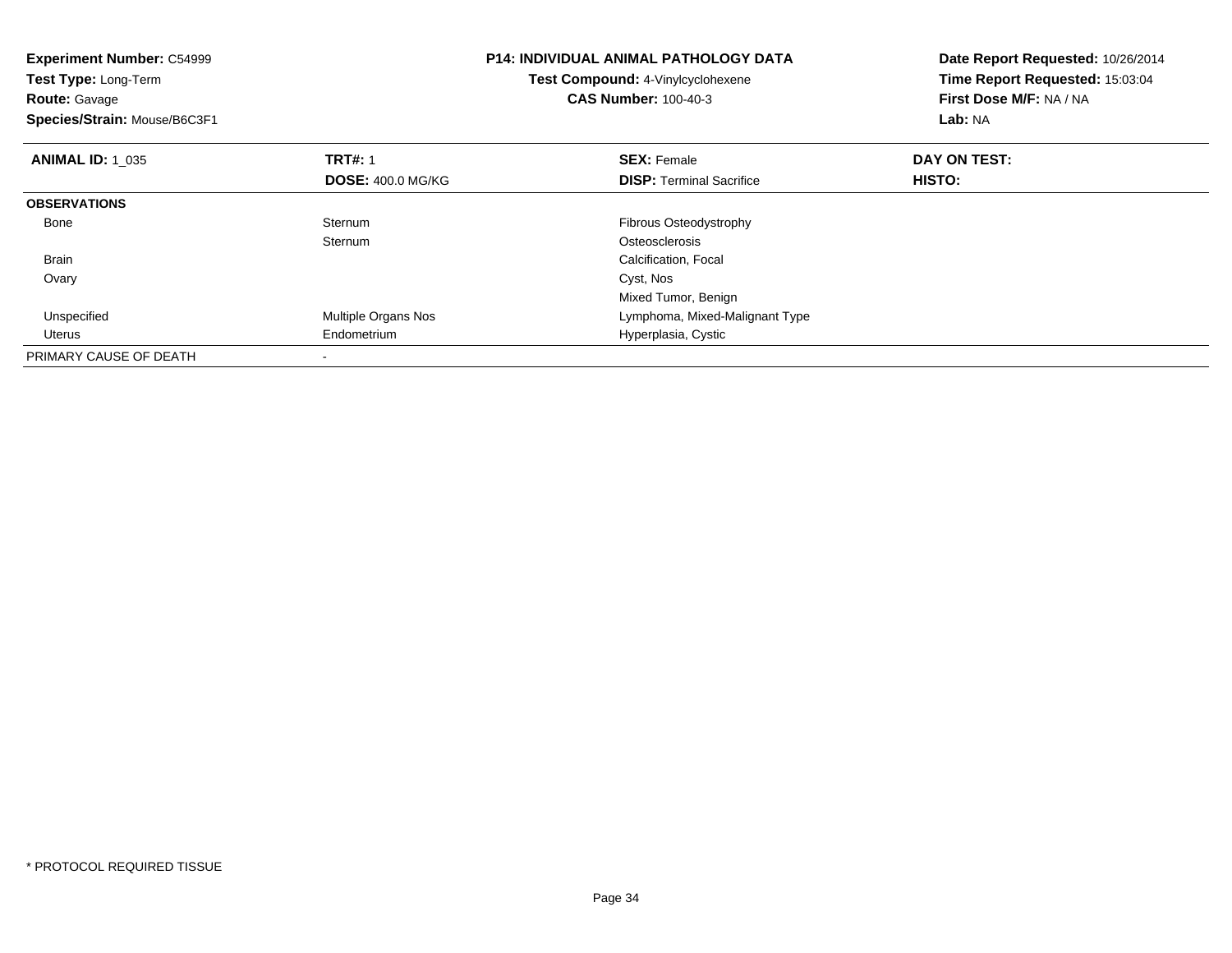**Experiment Number:** C54999
**Test Type:** Long-Term
**Route:** Gavage
**Species/Strain:** Mouse/B6C3F1

**P14: INDIVIDUAL ANIMAL PATHOLOGY DATA**
**Test Compound:** 4-Vinylcyclohexene
**CAS Number:** 100-40-3

**Date Report Requested:** 10/26/2014
**Time Report Requested:** 15:03:04
**First Dose M/F:** NA / NA
**Lab:** NA

| **ANIMAL ID:** 1_035 | **TRT#:** 1 | **SEX:** Female | **DAY ON TEST:** |
|---|---|---|---|
| | **DOSE:** 400.0 MG/KG | **DISP:** Terminal Sacrifice | **HISTO:** |
| **OBSERVATIONS** | | | |
| Bone | Sternum | Fibrous Osteodystrophy | |
| | Sternum | Osteosclerosis | |
| Brain | | Calcification, Focal | |
| Ovary | | Cyst, Nos | |
| | | Mixed Tumor, Benign | |
| Unspecified | Multiple Organs Nos | Lymphoma, Mixed-Malignant Type | |
| Uterus | Endometrium | Hyperplasia, Cystic | |
| PRIMARY CAUSE OF DEATH | - | | |

* PROTOCOL REQUIRED TISSUE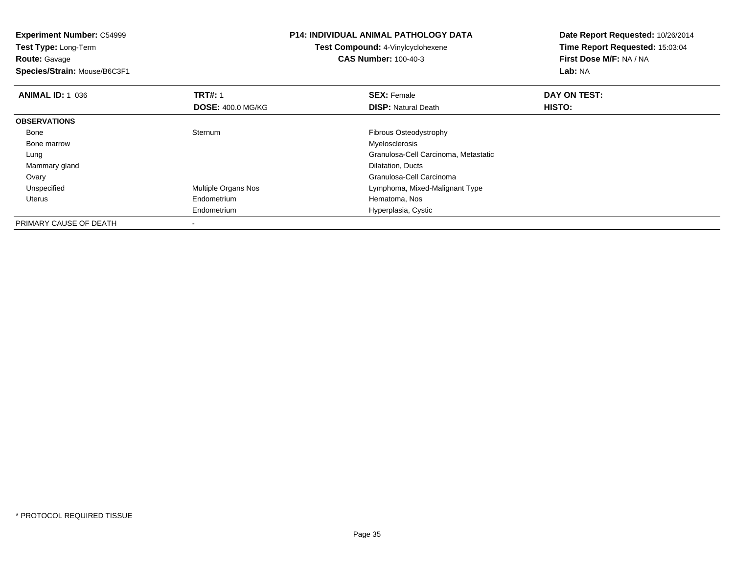**Experiment Number:** C54999
**Test Type:** Long-Term
**Route:** Gavage
**Species/Strain:** Mouse/B6C3F1

**P14: INDIVIDUAL ANIMAL PATHOLOGY DATA**
**Test Compound:** 4-Vinylcyclohexene
**CAS Number:** 100-40-3

**Date Report Requested:** 10/26/2014
**Time Report Requested:** 15:03:04
**First Dose M/F:** NA / NA
**Lab:** NA

| **ANIMAL ID:** 1_036 | **TRT#:** 1 | **SEX:** Female | **DAY ON TEST:** |
|---|---|---|---|
| | **DOSE:** 400.0 MG/KG | **DISP:** Natural Death | **HISTO:** |
| **OBSERVATIONS** | | | |
| Bone | Sternum | Fibrous Osteodystrophy | |
| Bone marrow | | Myelosclerosis | |
| Lung | | Granulosa-Cell Carcinoma, Metastatic | |
| Mammary gland | | Dilatation, Ducts | |
| Ovary | | Granulosa-Cell Carcinoma | |
| Unspecified | Multiple Organs Nos | Lymphoma, Mixed-Malignant Type | |
| Uterus | Endometrium | Hematoma, Nos | |
| | Endometrium | Hyperplasia, Cystic | |
| PRIMARY CAUSE OF DEATH | - | | |

* PROTOCOL REQUIRED TISSUE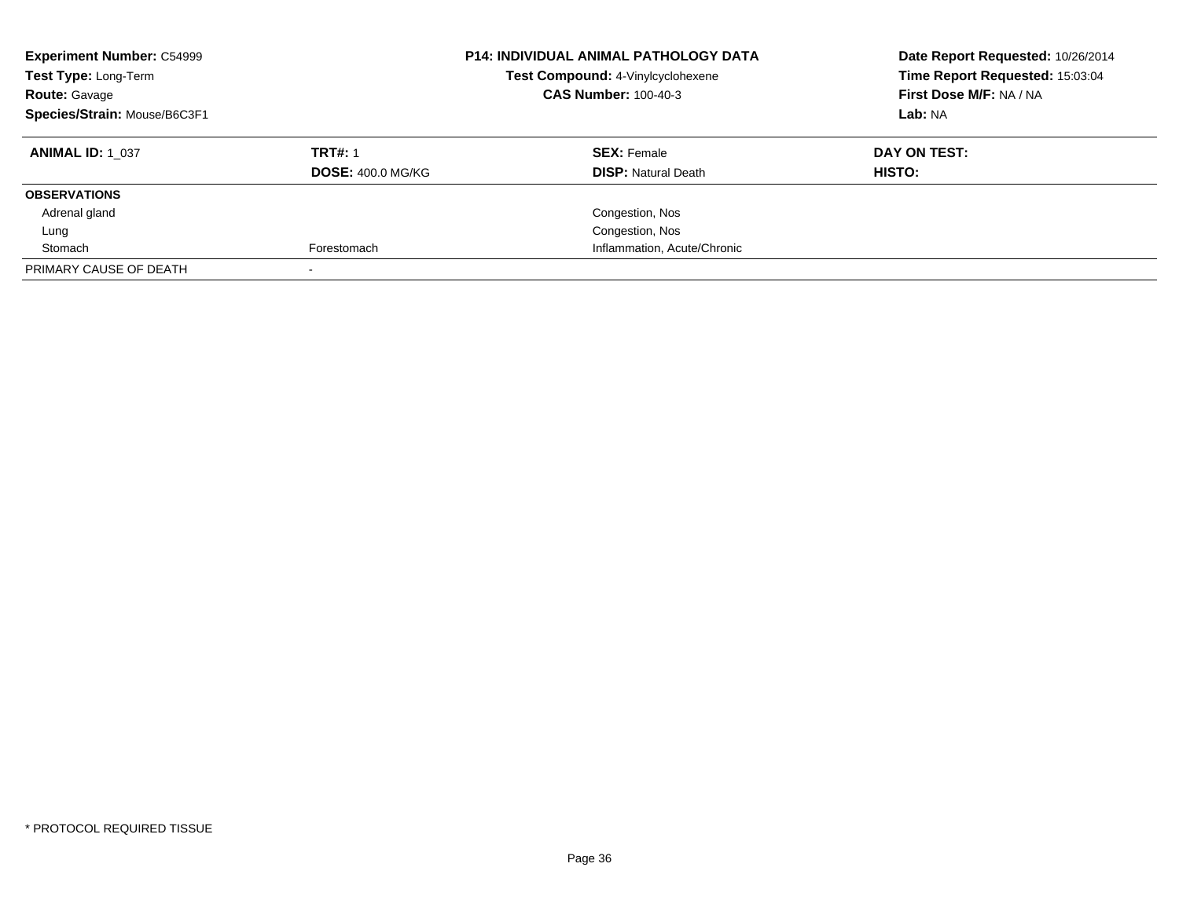**Experiment Number:** C54999
**Test Type:** Long-Term
**Route:** Gavage
**Species/Strain:** Mouse/B6C3F1

**P14: INDIVIDUAL ANIMAL PATHOLOGY DATA**
**Test Compound:** 4-Vinylcyclohexene
**CAS Number:** 100-40-3

**Date Report Requested:** 10/26/2014
**Time Report Requested:** 15:03:04
**First Dose M/F:** NA / NA
**Lab:** NA

| **ANIMAL ID:** 1_037 | **TRT#:** 1 | **SEX:** Female | **DAY ON TEST:** |
|---|---|---|---|
| | **DOSE:** 400.0 MG/KG | **DISP:** Natural Death | **HISTO:** |
| **OBSERVATIONS** | | | |
| Adrenal gland | | Congestion, Nos | |
| Lung | | Congestion, Nos | |
| Stomach | Forestomach | Inflammation, Acute/Chronic | |
| PRIMARY CAUSE OF DEATH | - | | |

* PROTOCOL REQUIRED TISSUE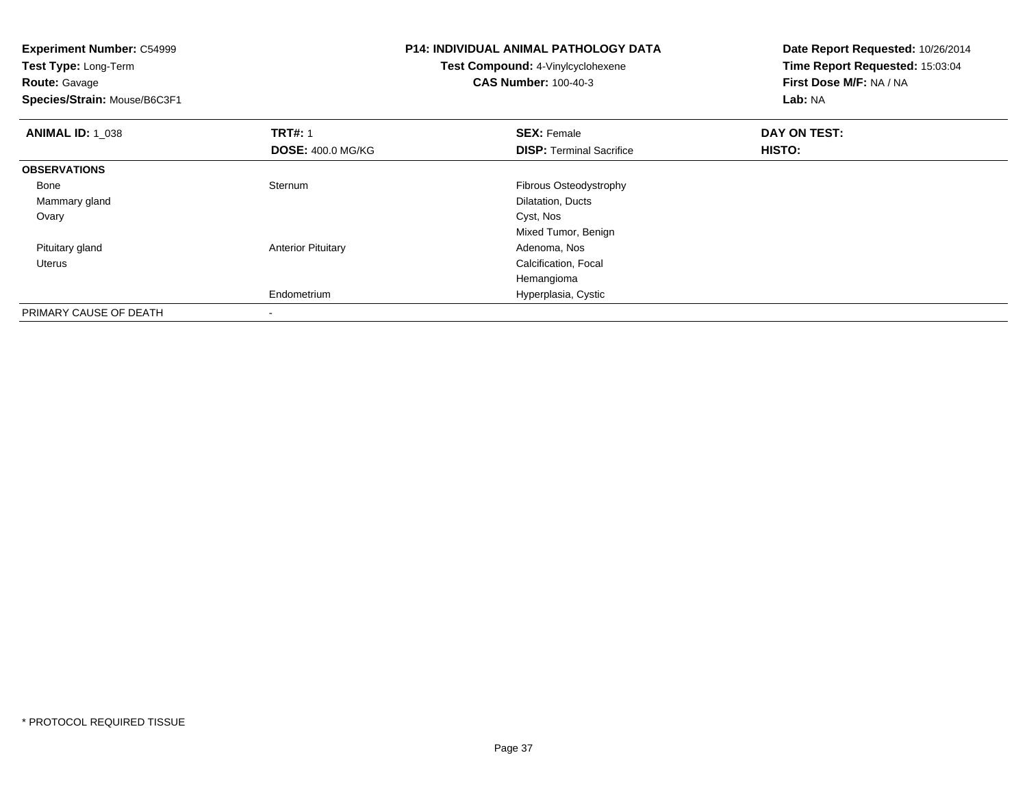**Experiment Number:** C54999
**Test Type:** Long-Term
**Route:** Gavage
**Species/Strain:** Mouse/B6C3F1

**P14: INDIVIDUAL ANIMAL PATHOLOGY DATA**
**Test Compound:** 4-Vinylcyclohexene
**CAS Number:** 100-40-3

**Date Report Requested:** 10/26/2014
**Time Report Requested:** 15:03:04
**First Dose M/F:** NA / NA
**Lab:** NA

| **ANIMAL ID:** 1_038 | **TRT#:** 1 | **SEX:** Female | **DAY ON TEST:** |
|---|---|---|---|
| | **DOSE:** 400.0 MG/KG | **DISP:** Terminal Sacrifice | **HISTO:** |
| **OBSERVATIONS** | | | |
| Bone | Sternum | Fibrous Osteodystrophy | |
| Mammary gland | | Dilatation, Ducts | |
| Ovary | | Cyst, Nos | |
| | | Mixed Tumor, Benign | |
| Pituitary gland | Anterior Pituitary | Adenoma, Nos | |
| Uterus | | Calcification, Focal | |
| | | Hemangioma | |
| | Endometrium | Hyperplasia, Cystic | |
| PRIMARY CAUSE OF DEATH | - | | |

* PROTOCOL REQUIRED TISSUE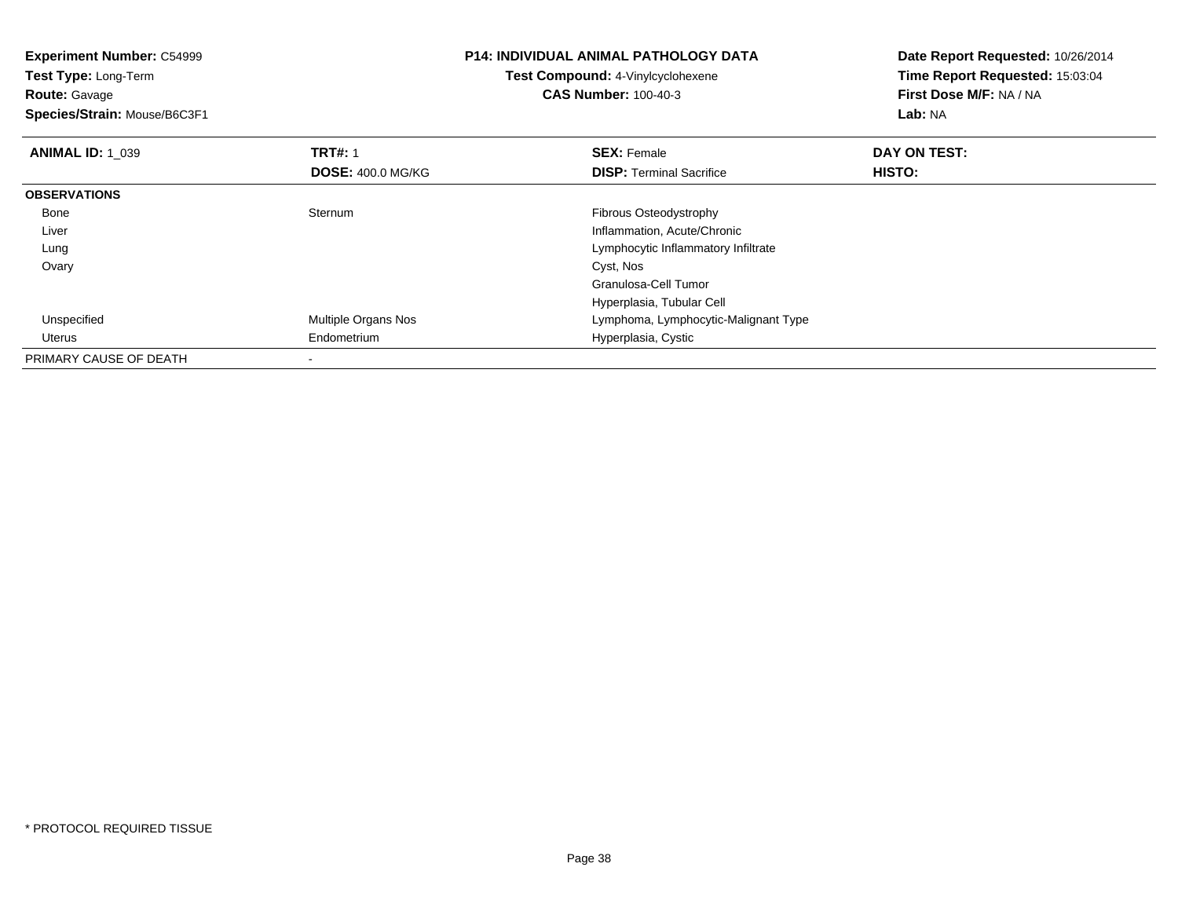**Experiment Number:** C54999
**Test Type:** Long-Term
**Route:** Gavage
**Species/Strain:** Mouse/B6C3F1

**P14: INDIVIDUAL ANIMAL PATHOLOGY DATA**
**Test Compound:** 4-Vinylcyclohexene
**CAS Number:** 100-40-3

**Date Report Requested:** 10/26/2014
**Time Report Requested:** 15:03:04
**First Dose M/F:** NA / NA
**Lab:** NA

| **ANIMAL ID:** 1_039 | **TRT#:** 1 | **SEX:** Female | **DAY ON TEST:** |
|---|---|---|---|
| | **DOSE:** 400.0 MG/KG | **DISP:** Terminal Sacrifice | **HISTO:** |
| **OBSERVATIONS** | | | |
| Bone | Sternum | Fibrous Osteodystrophy | |
| Liver | | Inflammation, Acute/Chronic | |
| Lung | | Lymphocytic Inflammatory Infiltrate | |
| Ovary | | Cyst, Nos | |
| | | Granulosa-Cell Tumor | |
| | | Hyperplasia, Tubular Cell | |
| Unspecified | Multiple Organs Nos | Lymphoma, Lymphocytic-Malignant Type | |
| Uterus | Endometrium | Hyperplasia, Cystic | |
| PRIMARY CAUSE OF DEATH | - | | |

* PROTOCOL REQUIRED TISSUE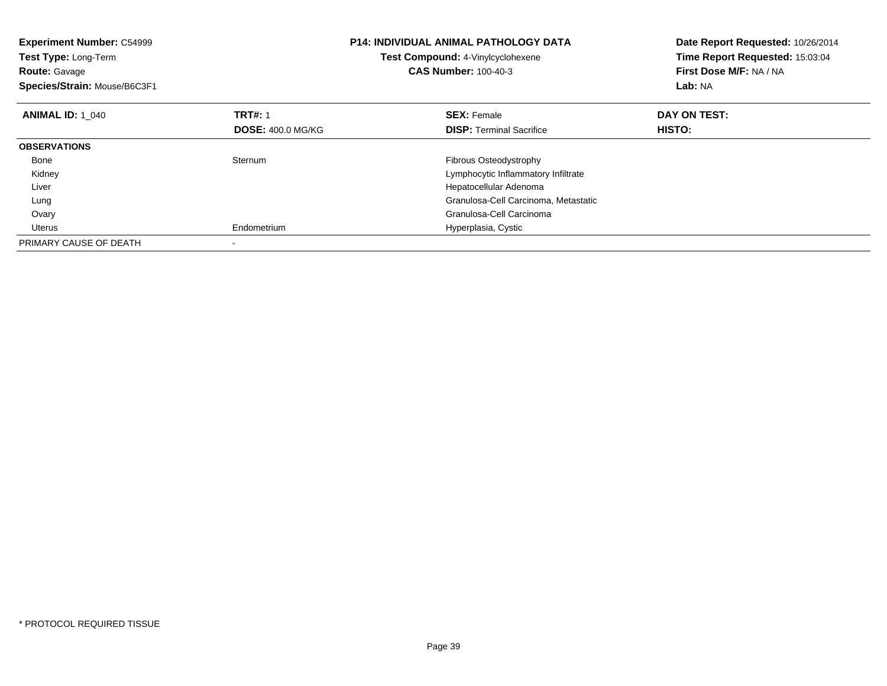**Experiment Number:** C54999
**Test Type:** Long-Term
**Route:** Gavage
**Species/Strain:** Mouse/B6C3F1

**P14: INDIVIDUAL ANIMAL PATHOLOGY DATA**
**Test Compound:** 4-Vinylcyclohexene
**CAS Number:** 100-40-3

**Date Report Requested:** 10/26/2014
**Time Report Requested:** 15:03:04
**First Dose M/F:** NA / NA
**Lab:** NA

| **ANIMAL ID:** 1_040 | **TRT#:** 1 | **SEX:** Female | **DAY ON TEST:** |
|---|---|---|---|
| | **DOSE:** 400.0 MG/KG | **DISP:** Terminal Sacrifice | **HISTO:** |
| **OBSERVATIONS** | | | |
| Bone | Sternum | Fibrous Osteodystrophy | |
| Kidney | | Lymphocytic Inflammatory Infiltrate | |
| Liver | | Hepatocellular Adenoma | |
| Lung | | Granulosa-Cell Carcinoma, Metastatic | |
| Ovary | | Granulosa-Cell Carcinoma | |
| Uterus | Endometrium | Hyperplasia, Cystic | |
| PRIMARY CAUSE OF DEATH | - | | |

* PROTOCOL REQUIRED TISSUE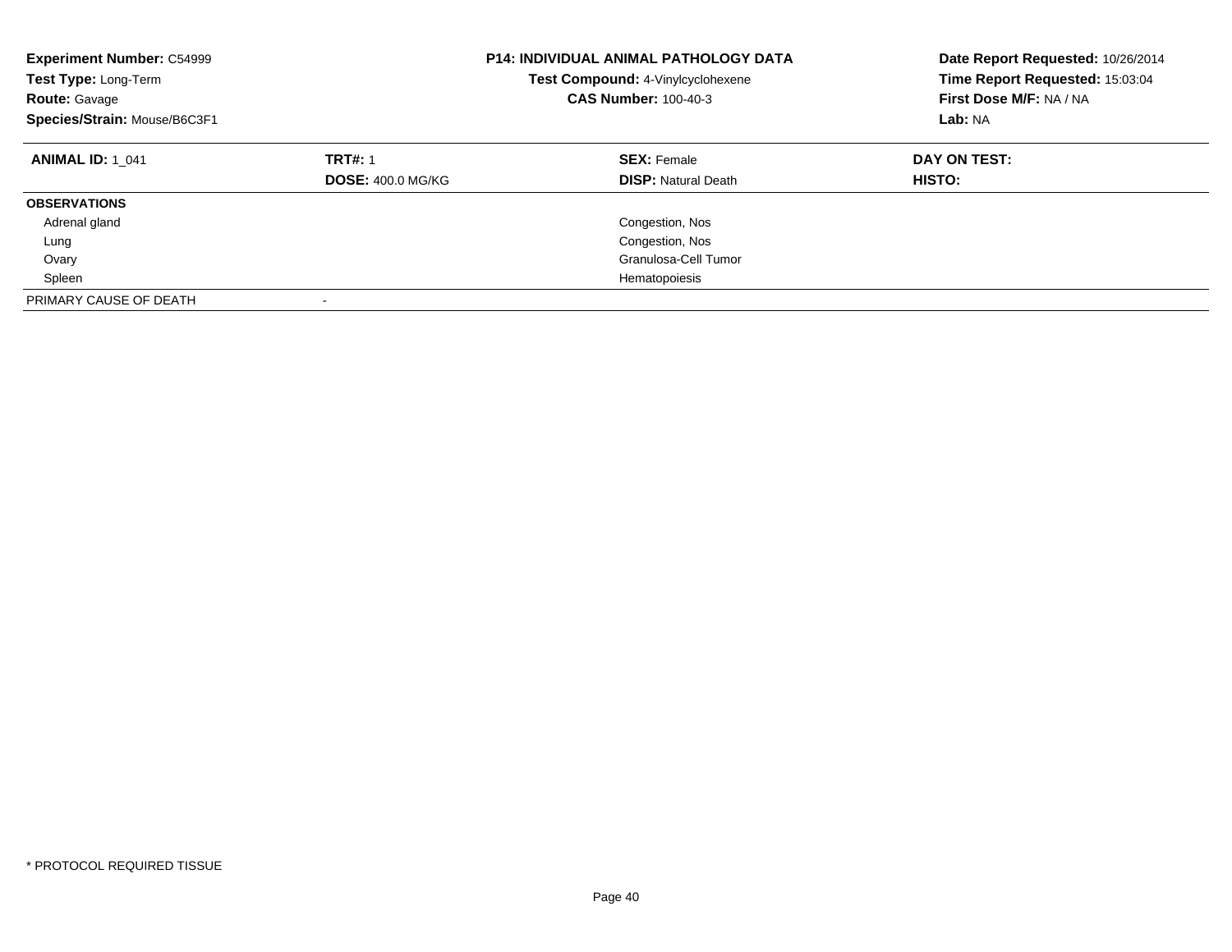**Experiment Number:** C54999
**Test Type:** Long-Term
**Route:** Gavage
**Species/Strain:** Mouse/B6C3F1

**P14: INDIVIDUAL ANIMAL PATHOLOGY DATA**
**Test Compound:** 4-Vinylcyclohexene
**CAS Number:** 100-40-3

**Date Report Requested:** 10/26/2014
**Time Report Requested:** 15:03:04
**First Dose M/F:** NA / NA
**Lab:** NA

| **ANIMAL ID:** 1_041 | **TRT#:** 1 | **SEX:** Female | **DAY ON TEST:** |
|---|---|---|---|
| | **DOSE:** 400.0 MG/KG | **DISP:** Natural Death | **HISTO:** |
| **OBSERVATIONS** | | | |
| Adrenal gland | | Congestion, Nos | |
| Lung | | Congestion, Nos | |
| Ovary | | Granulosa-Cell Tumor | |
| Spleen | | Hematopoiesis | |
| PRIMARY CAUSE OF DEATH | - | | |

* PROTOCOL REQUIRED TISSUE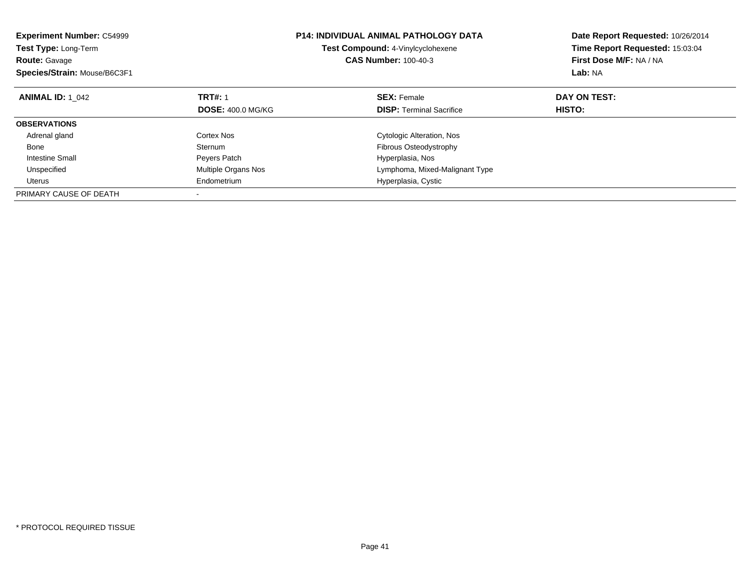**Experiment Number:** C54999
**Test Type:** Long-Term
**Route:** Gavage
**Species/Strain:** Mouse/B6C3F1

**P14: INDIVIDUAL ANIMAL PATHOLOGY DATA**
**Test Compound:** 4-Vinylcyclohexene
**CAS Number:** 100-40-3

**Date Report Requested:** 10/26/2014
**Time Report Requested:** 15:03:04
**First Dose M/F:** NA / NA
**Lab:** NA

| **ANIMAL ID:** 1_042 | **TRT#:** 1 | **SEX:** Female | **DAY ON TEST:** |
|---|---|---|---|
| | **DOSE:** 400.0 MG/KG | **DISP:** Terminal Sacrifice | **HISTO:** |
| **OBSERVATIONS** | | | |
| Adrenal gland | Cortex Nos | Cytologic Alteration, Nos | |
| Bone | Sternum | Fibrous Osteodystrophy | |
| Intestine Small | Peyers Patch | Hyperplasia, Nos | |
| Unspecified | Multiple Organs Nos | Lymphoma, Mixed-Malignant Type | |
| Uterus | Endometrium | Hyperplasia, Cystic | |
| PRIMARY CAUSE OF DEATH | - | | |

* PROTOCOL REQUIRED TISSUE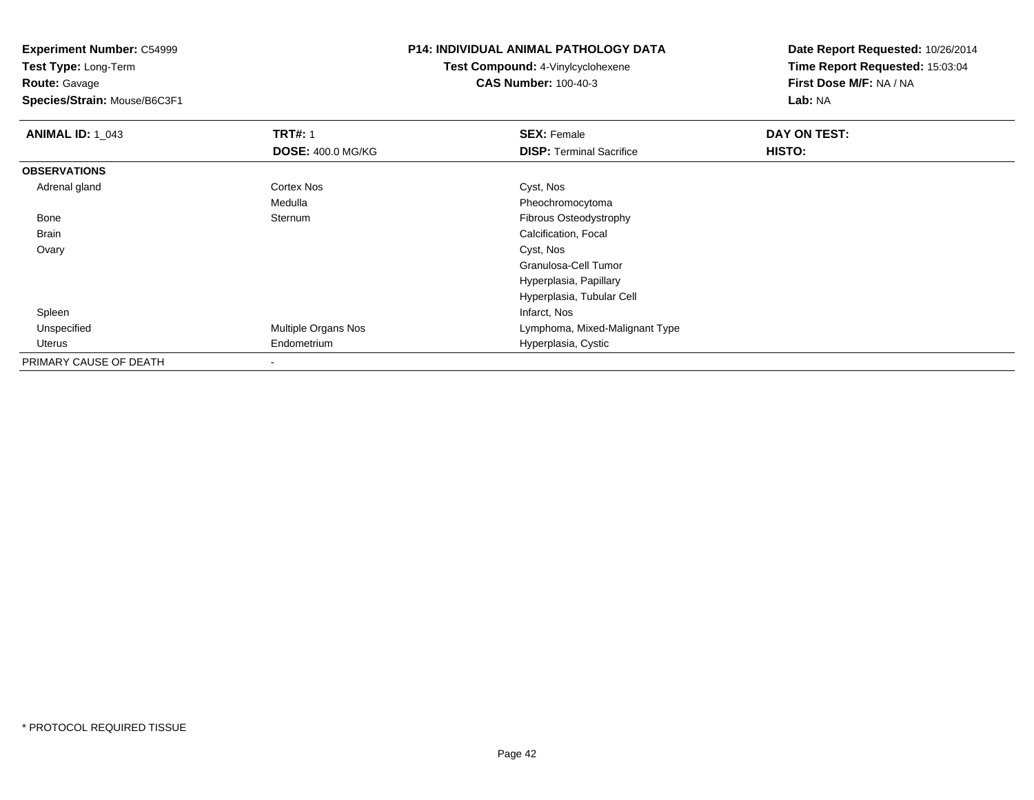**Experiment Number:** C54999
**Test Type:** Long-Term
**Route:** Gavage
**Species/Strain:** Mouse/B6C3F1

**P14: INDIVIDUAL ANIMAL PATHOLOGY DATA**
**Test Compound:** 4-Vinylcyclohexene
**CAS Number:** 100-40-3

**Date Report Requested:** 10/26/2014
**Time Report Requested:** 15:03:04
**First Dose M/F:** NA / NA
**Lab:** NA

| **ANIMAL ID:** 1_043 | **TRT#:** 1 | **SEX:** Female | **DAY ON TEST:** |
|---|---|---|---|
| | **DOSE:** 400.0 MG/KG | **DISP:** Terminal Sacrifice | **HISTO:** |
| **OBSERVATIONS** | | | |
| Adrenal gland | Cortex Nos | Cyst, Nos | |
| | Medulla | Pheochromocytoma | |
| Bone | Sternum | Fibrous Osteodystrophy | |
| Brain | | Calcification, Focal | |
| Ovary | | Cyst, Nos | |
| | | Granulosa-Cell Tumor | |
| | | Hyperplasia, Papillary | |
| | | Hyperplasia, Tubular Cell | |
| Spleen | | Infarct, Nos | |
| Unspecified | Multiple Organs Nos | Lymphoma, Mixed-Malignant Type | |
| Uterus | Endometrium | Hyperplasia, Cystic | |
| PRIMARY CAUSE OF DEATH | - | | |

* PROTOCOL REQUIRED TISSUE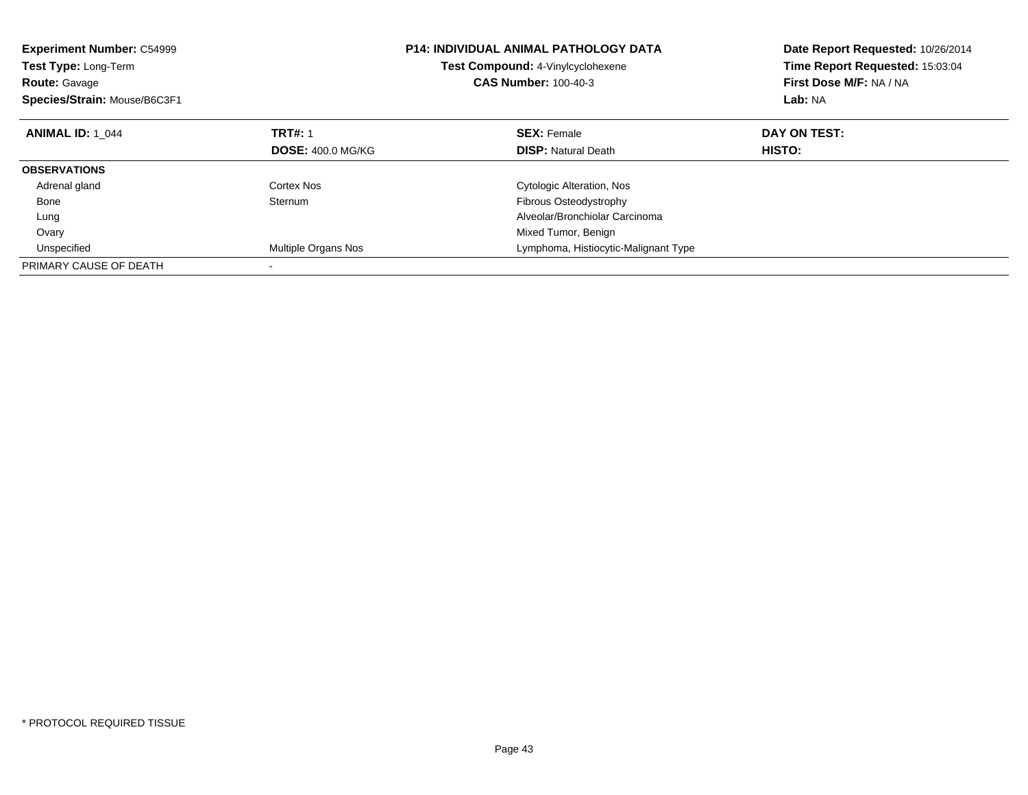**Experiment Number:** C54999
**Test Type:** Long-Term
**Route:** Gavage
**Species/Strain:** Mouse/B6C3F1

**P14: INDIVIDUAL ANIMAL PATHOLOGY DATA**
**Test Compound:** 4-Vinylcyclohexene
**CAS Number:** 100-40-3

**Date Report Requested:** 10/26/2014
**Time Report Requested:** 15:03:04
**First Dose M/F:** NA / NA
**Lab:** NA

| **ANIMAL ID:** 1_044 | **TRT#:** 1 | **SEX:** Female | **DAY ON TEST:** |
|---|---|---|---|
| | **DOSE:** 400.0 MG/KG | **DISP:** Natural Death | **HISTO:** |
| **OBSERVATIONS** | | | |
| Adrenal gland | Cortex Nos | Cytologic Alteration, Nos | |
| Bone | Sternum | Fibrous Osteodystrophy | |
| Lung | | Alveolar/Bronchiolar Carcinoma | |
| Ovary | | Mixed Tumor, Benign | |
| Unspecified | Multiple Organs Nos | Lymphoma, Histiocytic-Malignant Type | |
| PRIMARY CAUSE OF DEATH | - | | |

* PROTOCOL REQUIRED TISSUE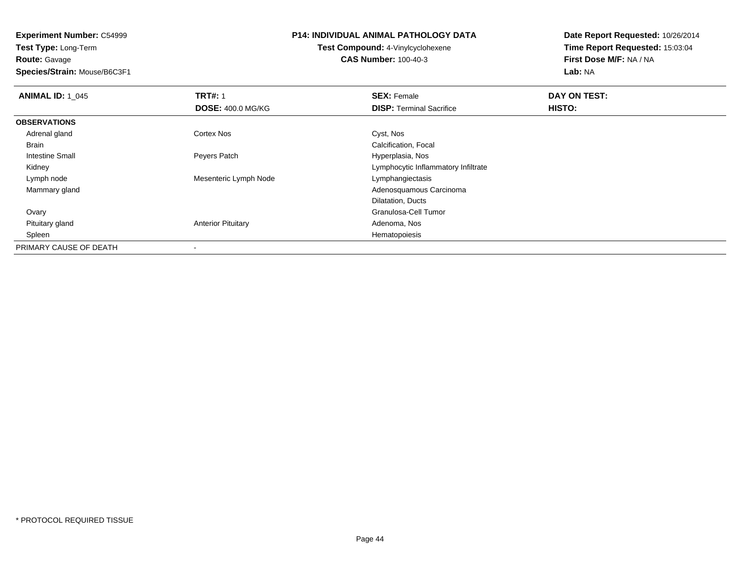**Experiment Number:** C54999
**Test Type:** Long-Term
**Route:** Gavage
**Species/Strain:** Mouse/B6C3F1

**P14: INDIVIDUAL ANIMAL PATHOLOGY DATA**
**Test Compound:** 4-Vinylcyclohexene
**CAS Number:** 100-40-3

**Date Report Requested:** 10/26/2014
**Time Report Requested:** 15:03:04
**First Dose M/F:** NA / NA
**Lab:** NA

| **ANIMAL ID:** 1_045 | **TRT#:** 1<br>**DOSE:** 400.0 MG/KG | **SEX:** Female<br>**DISP:** Terminal Sacrifice | **DAY ON TEST:**<br>**HISTO:** |
|---|---|---|---|
| **OBSERVATIONS** | | | |
| Adrenal gland | Cortex Nos | Cyst, Nos | |
| Brain | | Calcification, Focal | |
| Intestine Small | Peyers Patch | Hyperplasia, Nos | |
| Kidney | | Lymphocytic Inflammatory Infiltrate | |
| Lymph node | Mesenteric Lymph Node | Lymphangiectasis | |
| Mammary gland | | Adenosquamous Carcinoma | |
| | | Dilatation, Ducts | |
| Ovary | | Granulosa-Cell Tumor | |
| Pituitary gland | Anterior Pituitary | Adenoma, Nos | |
| Spleen | | Hematopoiesis | |
| PRIMARY CAUSE OF DEATH | - | | |

* PROTOCOL REQUIRED TISSUE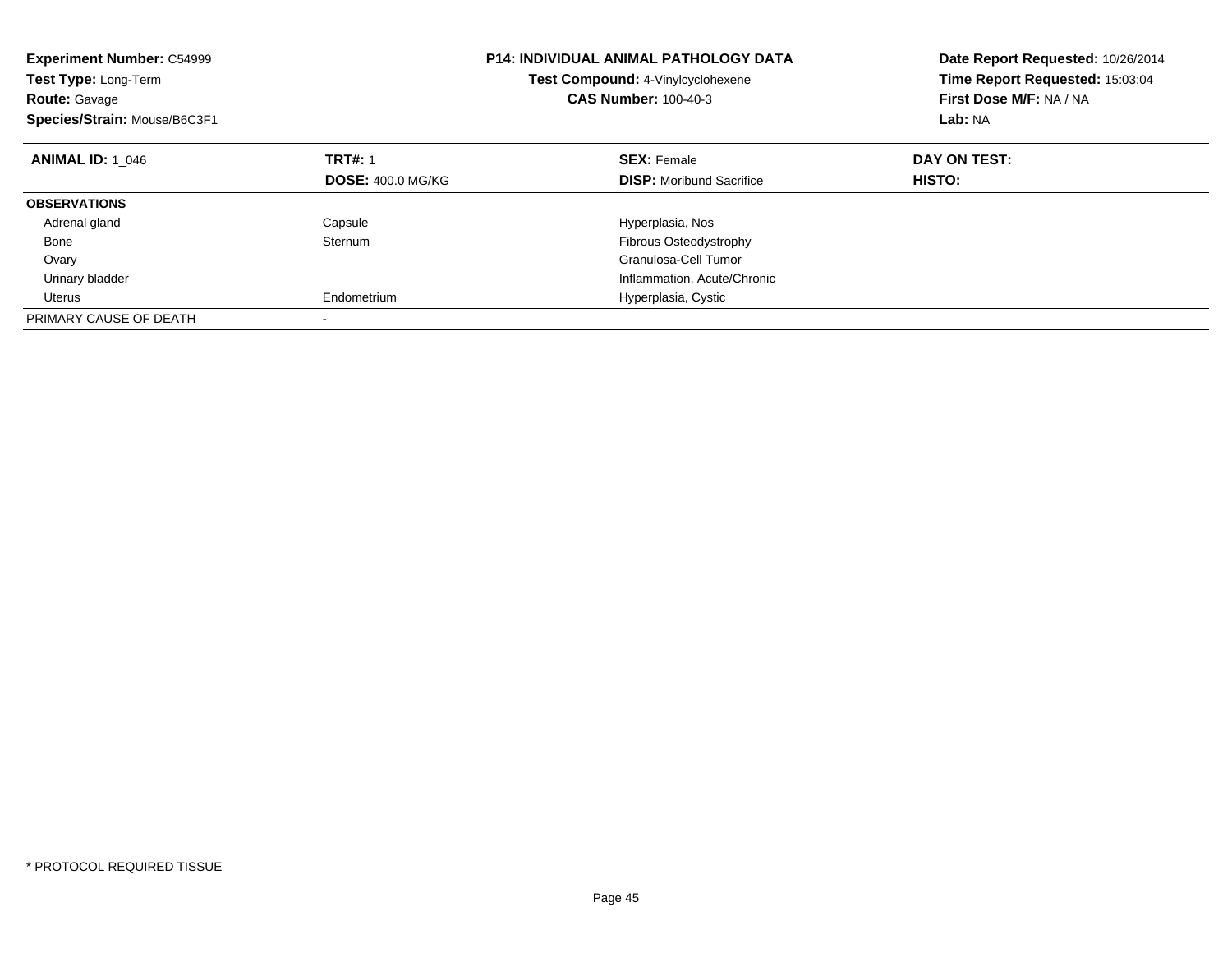**Experiment Number:** C54999
**Test Type:** Long-Term
**Route:** Gavage
**Species/Strain:** Mouse/B6C3F1

**P14: INDIVIDUAL ANIMAL PATHOLOGY DATA**
**Test Compound:** 4-Vinylcyclohexene
**CAS Number:** 100-40-3

**Date Report Requested:** 10/26/2014
**Time Report Requested:** 15:03:04
**First Dose M/F:** NA / NA
**Lab:** NA

| **ANIMAL ID:** 1_046 | **TRT#:** 1<br>**DOSE:** 400.0 MG/KG | **SEX:** Female<br>**DISP:** Moribund Sacrifice | **DAY ON TEST:**<br>**HISTO:** |
|---|---|---|---|
| **OBSERVATIONS** | | | |
| Adrenal gland | Capsule | Hyperplasia, Nos | |
| Bone | Sternum | Fibrous Osteodystrophy | |
| Ovary | | Granulosa-Cell Tumor | |
| Urinary bladder | | Inflammation, Acute/Chronic | |
| Uterus | Endometrium | Hyperplasia, Cystic | |
| PRIMARY CAUSE OF DEATH | - | | |

* PROTOCOL REQUIRED TISSUE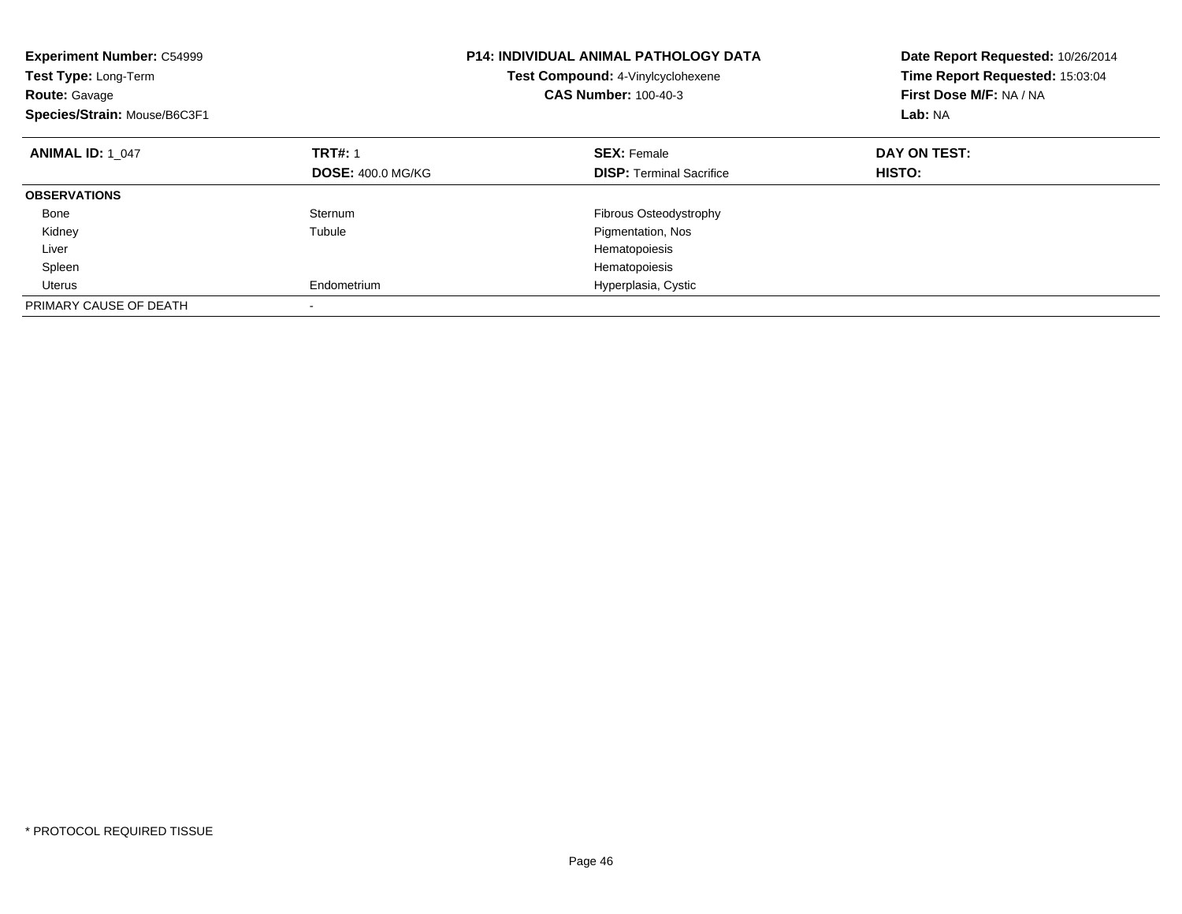**Experiment Number:** C54999
**Test Type:** Long-Term
**Route:** Gavage
**Species/Strain:** Mouse/B6C3F1

**P14: INDIVIDUAL ANIMAL PATHOLOGY DATA**
**Test Compound:** 4-Vinylcyclohexene
**CAS Number:** 100-40-3

**Date Report Requested:** 10/26/2014
**Time Report Requested:** 15:03:04
**First Dose M/F:** NA / NA
**Lab:** NA

| **ANIMAL ID:** 1_047 | **TRT#:** 1 | **SEX:** Female | **DAY ON TEST:** |
|---|---|---|---|
| | **DOSE:** 400.0 MG/KG | **DISP:** Terminal Sacrifice | **HISTO:** |
| **OBSERVATIONS** | | | |
| Bone | Sternum | Fibrous Osteodystrophy | |
| Kidney | Tubule | Pigmentation, Nos | |
| Liver | | Hematopoiesis | |
| Spleen | | Hematopoiesis | |
| Uterus | Endometrium | Hyperplasia, Cystic | |
| PRIMARY CAUSE OF DEATH | - | | |

* PROTOCOL REQUIRED TISSUE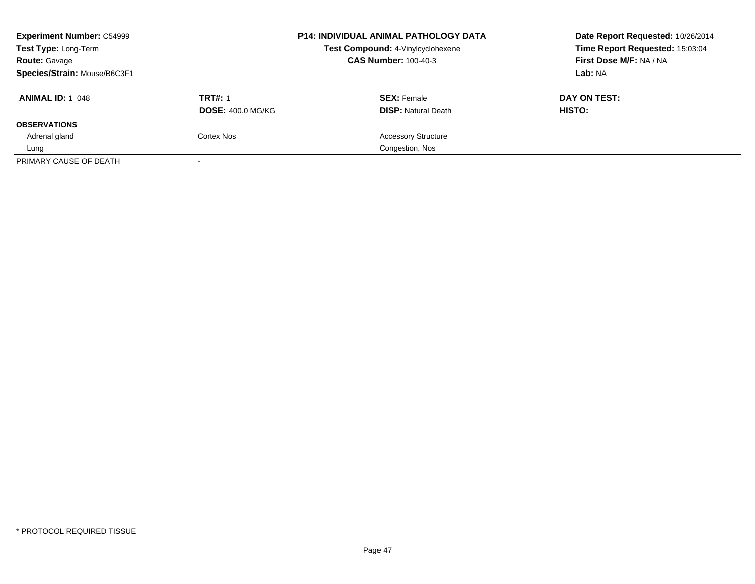| **Experiment Number:** C54999 | **P14: INDIVIDUAL ANIMAL PATHOLOGY DATA** | **Date Report Requested:** 10/26/2014 |
|---|---|---|
| **Test Type:** Long-Term | **Test Compound:** 4-Vinylcyclohexene | **Time Report Requested:** 15:03:04 |
| **Route:** Gavage | **CAS Number:** 100-40-3 | **First Dose M/F:** NA / NA |
| **Species/Strain:** Mouse/B6C3F1 | | **Lab:** NA |

| **ANIMAL ID:** 1_048 | **TRT#:** 1 | **SEX:** Female | **DAY ON TEST:** |
|---|---|---|---|
| | **DOSE:** 400.0 MG/KG | **DISP:** Natural Death | **HISTO:** |
| **OBSERVATIONS** | | | |
| Adrenal gland | Cortex Nos | Accessory Structure | |
| Lung | | Congestion, Nos | |
| PRIMARY CAUSE OF DEATH | - | | |

* PROTOCOL REQUIRED TISSUE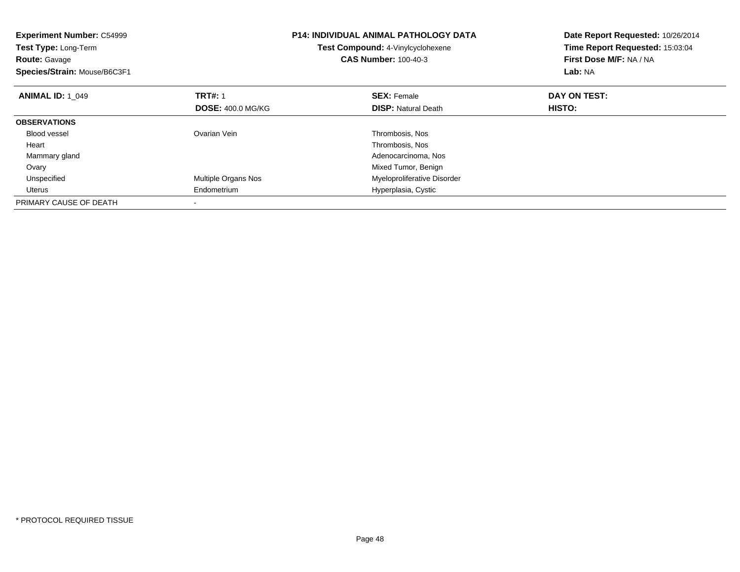**Experiment Number:** C54999
**Test Type:** Long-Term
**Route:** Gavage
**Species/Strain:** Mouse/B6C3F1

**P14: INDIVIDUAL ANIMAL PATHOLOGY DATA**
**Test Compound:** 4-Vinylcyclohexene
**CAS Number:** 100-40-3

**Date Report Requested:** 10/26/2014
**Time Report Requested:** 15:03:04
**First Dose M/F:** NA / NA
**Lab:** NA

| **ANIMAL ID:** 1_049 | **TRT#:** 1 | **SEX:** Female | **DAY ON TEST:** |
|---|---|---|---|
| | **DOSE:** 400.0 MG/KG | **DISP:** Natural Death | **HISTO:** |
| **OBSERVATIONS** | | | |
| Blood vessel | Ovarian Vein | Thrombosis, Nos | |
| Heart | | Thrombosis, Nos | |
| Mammary gland | | Adenocarcinoma, Nos | |
| Ovary | | Mixed Tumor, Benign | |
| Unspecified | Multiple Organs Nos | Myeloproliferative Disorder | |
| Uterus | Endometrium | Hyperplasia, Cystic | |
| PRIMARY CAUSE OF DEATH | - | | |

* PROTOCOL REQUIRED TISSUE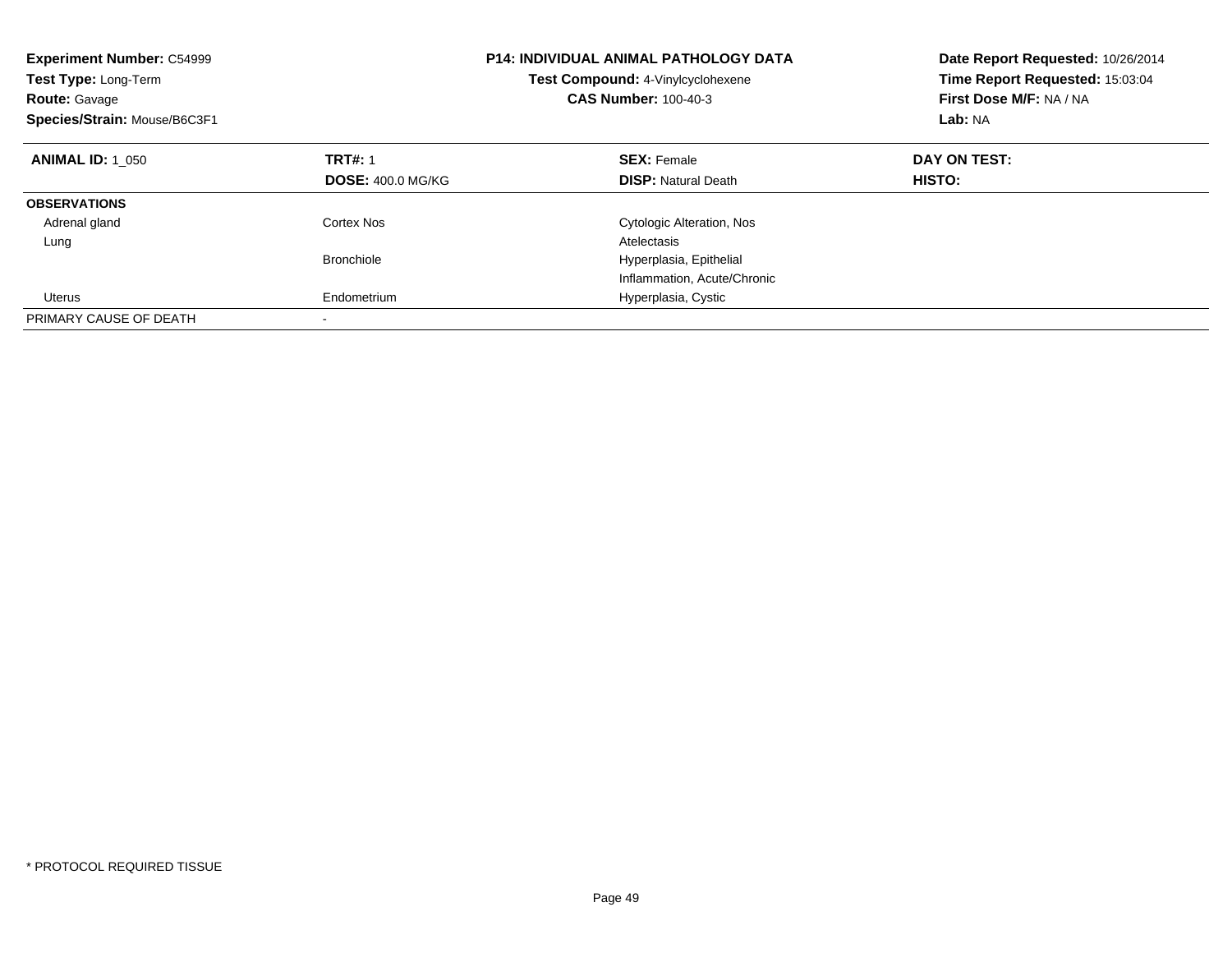**Experiment Number:** C54999
**Test Type:** Long-Term
**Route:** Gavage
**Species/Strain:** Mouse/B6C3F1

**P14: INDIVIDUAL ANIMAL PATHOLOGY DATA**
**Test Compound:** 4-Vinylcyclohexene
**CAS Number:** 100-40-3

**Date Report Requested:** 10/26/2014
**Time Report Requested:** 15:03:04
**First Dose M/F:** NA / NA
**Lab:** NA

| **ANIMAL ID:** 1_050 | **TRT#:** 1 | **SEX:** Female | **DAY ON TEST:** |
|---|---|---|---|
| | **DOSE:** 400.0 MG/KG | **DISP:** Natural Death | **HISTO:** |
| **OBSERVATIONS** | | | |
| Adrenal gland | Cortex Nos | Cytologic Alteration, Nos | |
| Lung | | Atelectasis | |
| | Bronchiole | Hyperplasia, Epithelial | |
| | | Inflammation, Acute/Chronic | |
| Uterus | Endometrium | Hyperplasia, Cystic | |
| PRIMARY CAUSE OF DEATH | - | | |

* PROTOCOL REQUIRED TISSUE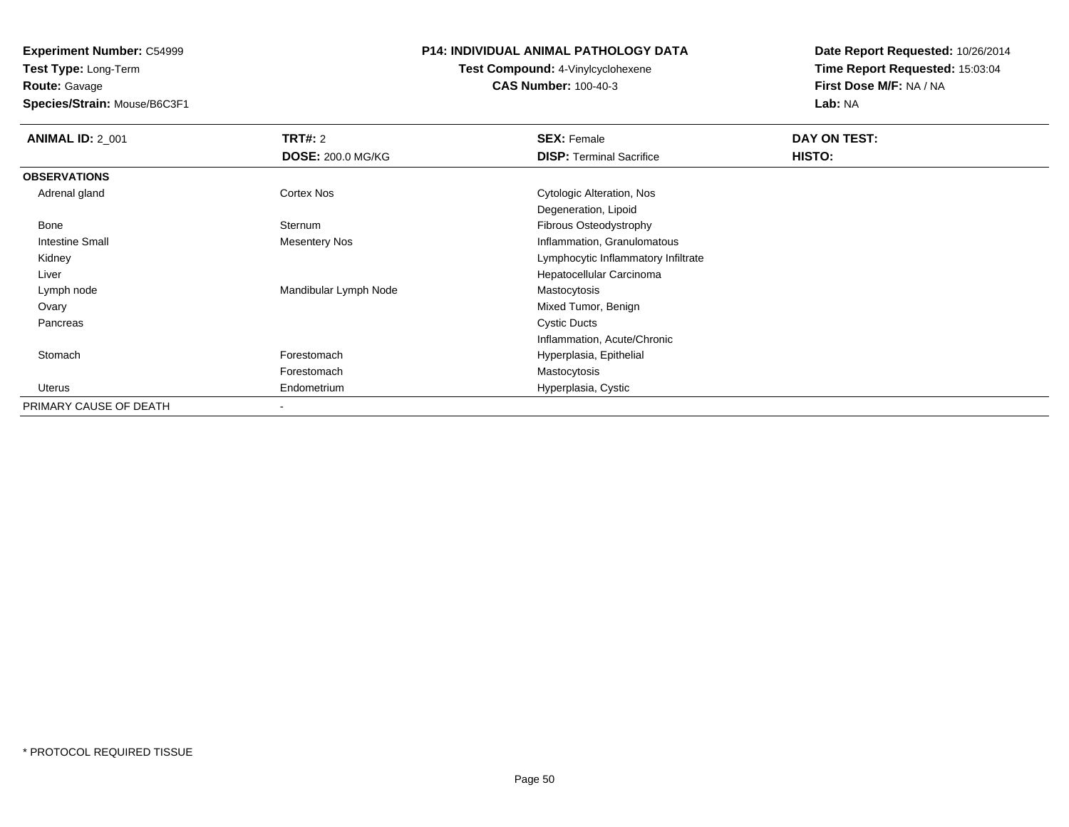**Experiment Number:** C54999
**Test Type:** Long-Term
**Route:** Gavage
**Species/Strain:** Mouse/B6C3F1

**P14: INDIVIDUAL ANIMAL PATHOLOGY DATA**
**Test Compound:** 4-Vinylcyclohexene
**CAS Number:** 100-40-3

**Date Report Requested:** 10/26/2014
**Time Report Requested:** 15:03:04
**First Dose M/F:** NA / NA
**Lab:** NA

| **ANIMAL ID:** 2_001 | **TRT#:** 2 | **SEX:** Female | **DAY ON TEST:** |
|---|---|---|---|
| | **DOSE:** 200.0 MG/KG | **DISP:** Terminal Sacrifice | **HISTO:** |
| **OBSERVATIONS** | | | |
| Adrenal gland | Cortex Nos | Cytologic Alteration, Nos | |
| | | Degeneration, Lipoid | |
| Bone | Sternum | Fibrous Osteodystrophy | |
| Intestine Small | Mesentery Nos | Inflammation, Granulomatous | |
| Kidney | | Lymphocytic Inflammatory Infiltrate | |
| Liver | | Hepatocellular Carcinoma | |
| Lymph node | Mandibular Lymph Node | Mastocytosis | |
| Ovary | | Mixed Tumor, Benign | |
| Pancreas | | Cystic Ducts | |
| | | Inflammation, Acute/Chronic | |
| Stomach | Forestomach | Hyperplasia, Epithelial | |
| | Forestomach | Mastocytosis | |
| Uterus | Endometrium | Hyperplasia, Cystic | |
| PRIMARY CAUSE OF DEATH | - | | |

* PROTOCOL REQUIRED TISSUE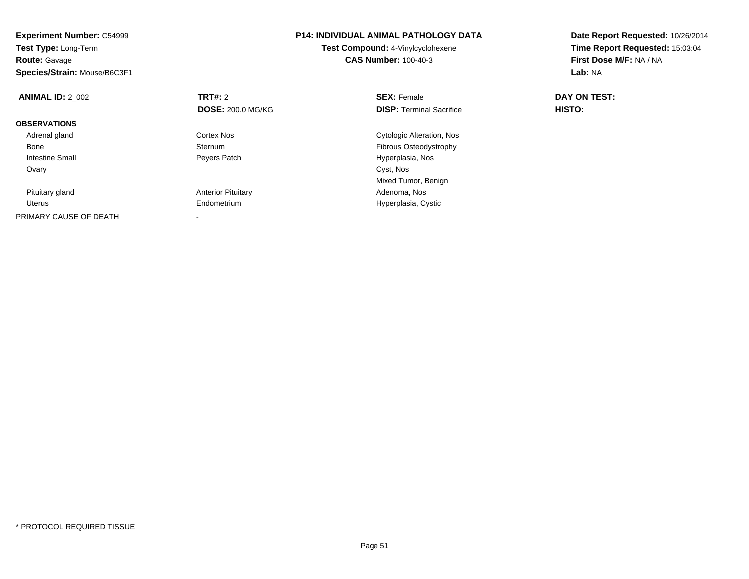**Experiment Number:** C54999
**Test Type:** Long-Term
**Route:** Gavage
**Species/Strain:** Mouse/B6C3F1

**P14: INDIVIDUAL ANIMAL PATHOLOGY DATA**
**Test Compound:** 4-Vinylcyclohexene
**CAS Number:** 100-40-3

**Date Report Requested:** 10/26/2014
**Time Report Requested:** 15:03:04
**First Dose M/F:** NA / NA
**Lab:** NA

| **ANIMAL ID:** 2_002 | **TRT#:** 2 | **SEX:** Female | **DAY ON TEST:** |
|---|---|---|---|
| | **DOSE:** 200.0 MG/KG | **DISP:** Terminal Sacrifice | **HISTO:** |
| **OBSERVATIONS** | | | |
| Adrenal gland | Cortex Nos | Cytologic Alteration, Nos | |
| Bone | Sternum | Fibrous Osteodystrophy | |
| Intestine Small | Peyers Patch | Hyperplasia, Nos | |
| Ovary | | Cyst, Nos | |
| | | Mixed Tumor, Benign | |
| Pituitary gland | Anterior Pituitary | Adenoma, Nos | |
| Uterus | Endometrium | Hyperplasia, Cystic | |
| PRIMARY CAUSE OF DEATH | - | | |

* PROTOCOL REQUIRED TISSUE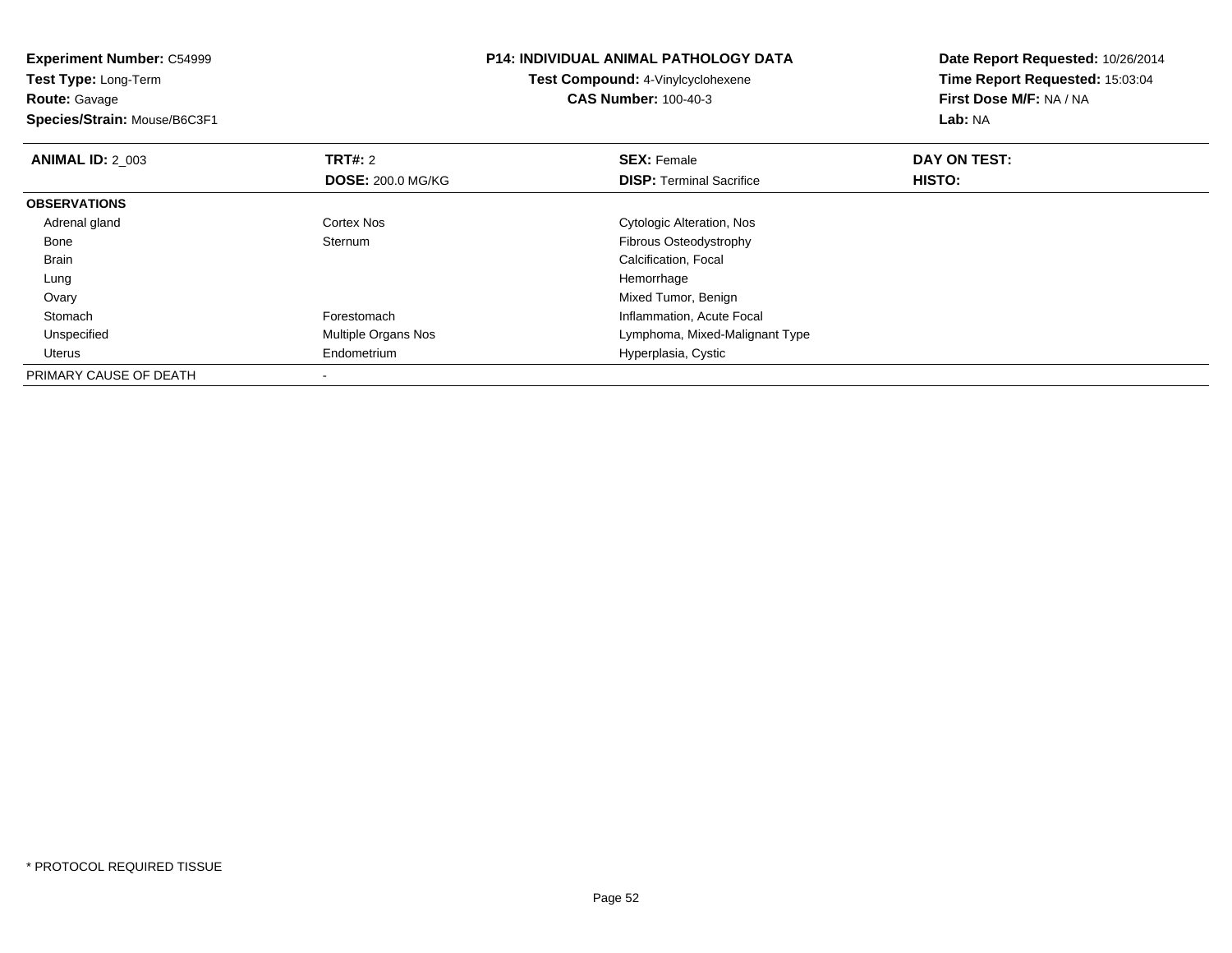**Experiment Number:** C54999
**Test Type:** Long-Term
**Route:** Gavage
**Species/Strain:** Mouse/B6C3F1

**P14: INDIVIDUAL ANIMAL PATHOLOGY DATA**
**Test Compound:** 4-Vinylcyclohexene
**CAS Number:** 100-40-3

**Date Report Requested:** 10/26/2014
**Time Report Requested:** 15:03:04
**First Dose M/F:** NA / NA
**Lab:** NA

| **ANIMAL ID:** 2_003 | **TRT#:** 2 | **SEX:** Female | **DAY ON TEST:** |
|---|---|---|---|
| | **DOSE:** 200.0 MG/KG | **DISP:** Terminal Sacrifice | **HISTO:** |
| **OBSERVATIONS** | | | |
| Adrenal gland | Cortex Nos | Cytologic Alteration, Nos | |
| Bone | Sternum | Fibrous Osteodystrophy | |
| Brain | | Calcification, Focal | |
| Lung | | Hemorrhage | |
| Ovary | | Mixed Tumor, Benign | |
| Stomach | Forestomach | Inflammation, Acute Focal | |
| Unspecified | Multiple Organs Nos | Lymphoma, Mixed-Malignant Type | |
| Uterus | Endometrium | Hyperplasia, Cystic | |
| PRIMARY CAUSE OF DEATH | - | | |

* PROTOCOL REQUIRED TISSUE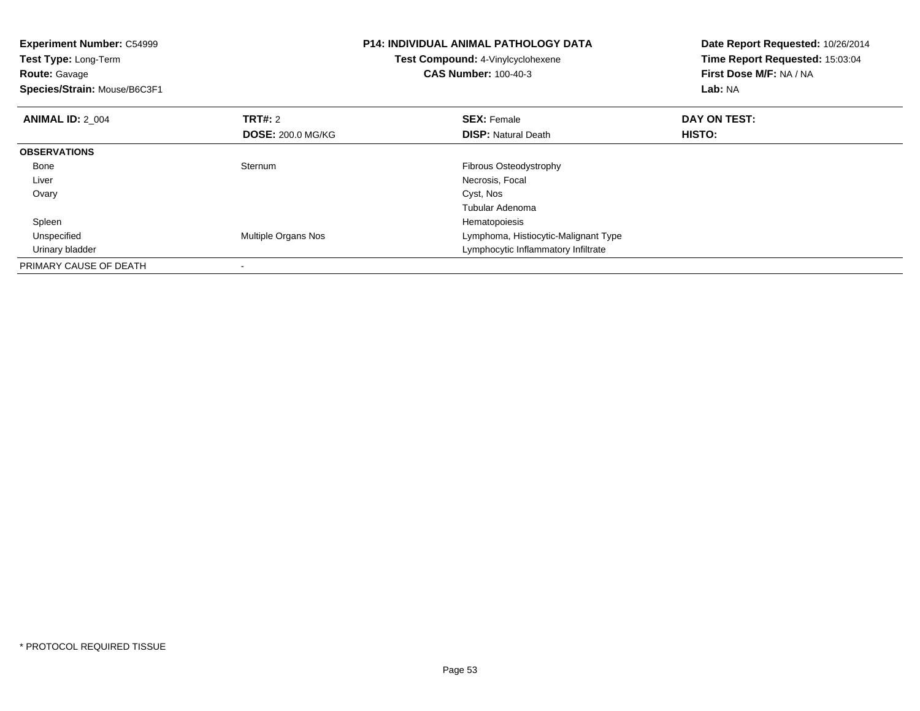**Experiment Number:** C54999
**Test Type:** Long-Term
**Route:** Gavage
**Species/Strain:** Mouse/B6C3F1

**P14: INDIVIDUAL ANIMAL PATHOLOGY DATA**
**Test Compound:** 4-Vinylcyclohexene
**CAS Number:** 100-40-3

**Date Report Requested:** 10/26/2014
**Time Report Requested:** 15:03:04
**First Dose M/F:** NA / NA
**Lab:** NA

| **ANIMAL ID:** 2_004 | **TRT#:** 2 | **SEX:** Female | **DAY ON TEST:** |
|---|---|---|---|
| | **DOSE:** 200.0 MG/KG | **DISP:** Natural Death | **HISTO:** |
| **OBSERVATIONS** | | | |
| Bone | Sternum | Fibrous Osteodystrophy | |
| Liver | | Necrosis, Focal | |
| Ovary | | Cyst, Nos | |
| | | Tubular Adenoma | |
| Spleen | | Hematopoiesis | |
| Unspecified | Multiple Organs Nos | Lymphoma, Histiocytic-Malignant Type | |
| Urinary bladder | | Lymphocytic Inflammatory Infiltrate | |
| PRIMARY CAUSE OF DEATH | - | | |

* PROTOCOL REQUIRED TISSUE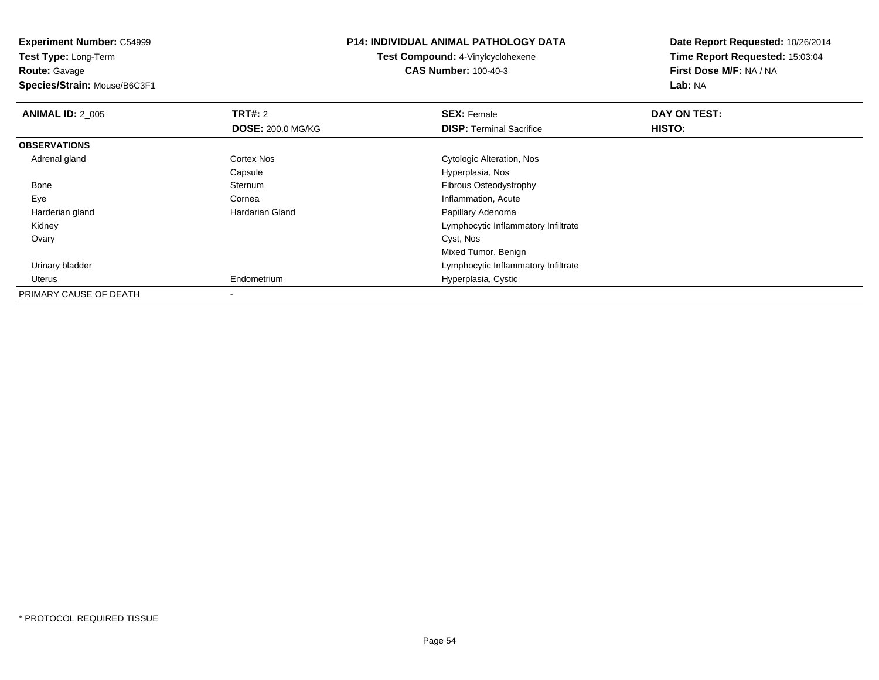**Experiment Number:** C54999
**Test Type:** Long-Term
**Route:** Gavage
**Species/Strain:** Mouse/B6C3F1

**P14: INDIVIDUAL ANIMAL PATHOLOGY DATA**
**Test Compound:** 4-Vinylcyclohexene
**CAS Number:** 100-40-3

**Date Report Requested:** 10/26/2014
**Time Report Requested:** 15:03:04
**First Dose M/F:** NA / NA
**Lab:** NA

| **ANIMAL ID:** 2_005 | **TRT#:** 2 | **SEX:** Female | **DAY ON TEST:** |
|---|---|---|---|
| | **DOSE:** 200.0 MG/KG | **DISP:** Terminal Sacrifice | **HISTO:** |
| **OBSERVATIONS** | | | |
| Adrenal gland | Cortex Nos | Cytologic Alteration, Nos | |
| | Capsule | Hyperplasia, Nos | |
| Bone | Sternum | Fibrous Osteodystrophy | |
| Eye | Cornea | Inflammation, Acute | |
| Harderian gland | Hardarian Gland | Papillary Adenoma | |
| Kidney | | Lymphocytic Inflammatory Infiltrate | |
| Ovary | | Cyst, Nos | |
| | | Mixed Tumor, Benign | |
| Urinary bladder | | Lymphocytic Inflammatory Infiltrate | |
| Uterus | Endometrium | Hyperplasia, Cystic | |
| PRIMARY CAUSE OF DEATH | - | | |

* PROTOCOL REQUIRED TISSUE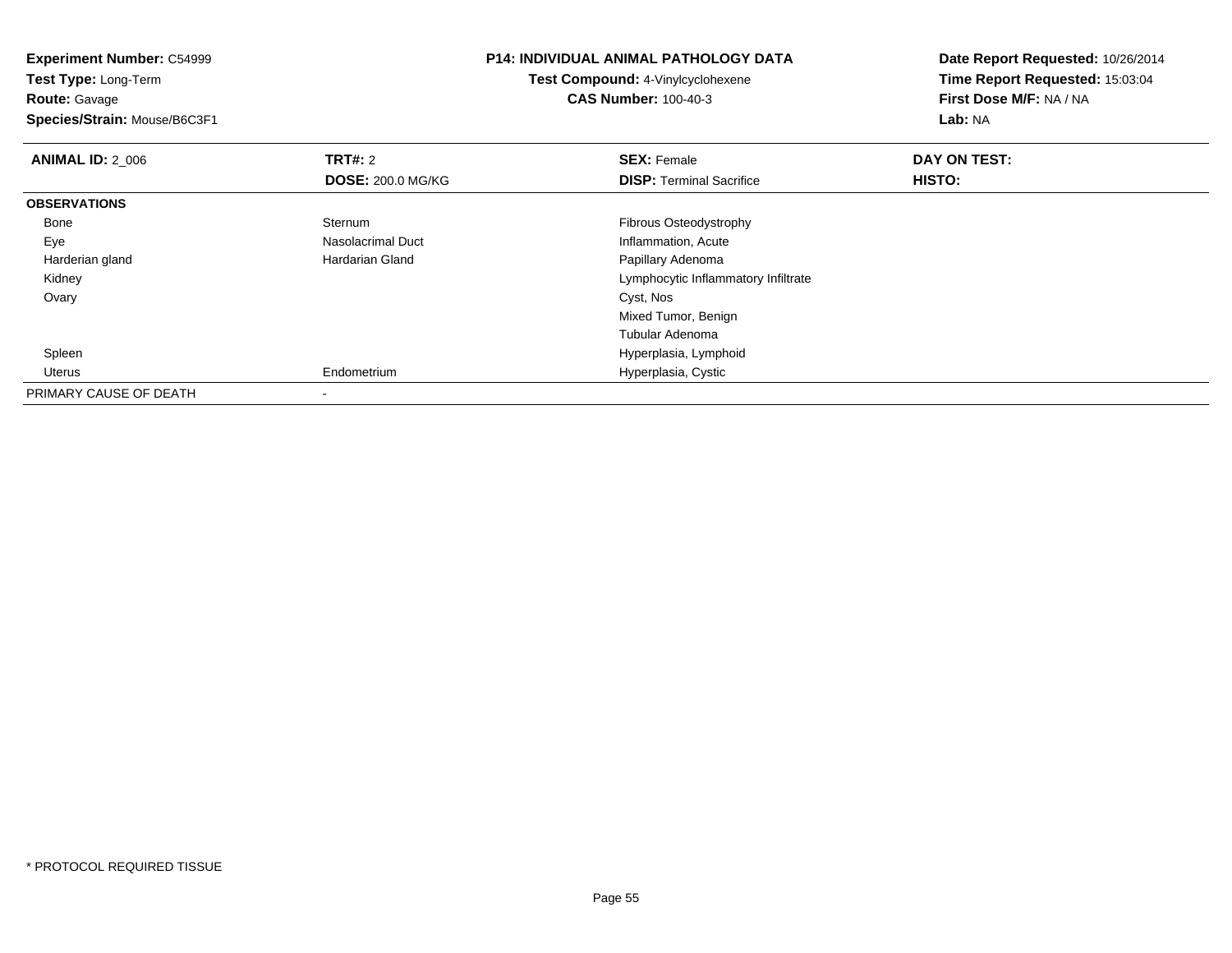**Experiment Number:** C54999
**Test Type:** Long-Term
**Route:** Gavage
**Species/Strain:** Mouse/B6C3F1

**P14: INDIVIDUAL ANIMAL PATHOLOGY DATA**
**Test Compound:** 4-Vinylcyclohexene
**CAS Number:** 100-40-3

**Date Report Requested:** 10/26/2014
**Time Report Requested:** 15:03:04
**First Dose M/F:** NA / NA
**Lab:** NA

| **ANIMAL ID:** 2_006 | **TRT#:** 2 | **SEX:** Female | **DAY ON TEST:** |
|---|---|---|---|
| | **DOSE:** 200.0 MG/KG | **DISP:** Terminal Sacrifice | **HISTO:** |
| **OBSERVATIONS** | | | |
| Bone | Sternum | Fibrous Osteodystrophy | |
| Eye | Nasolacrimal Duct | Inflammation, Acute | |
| Harderian gland | Hardarian Gland | Papillary Adenoma | |
| Kidney | | Lymphocytic Inflammatory Infiltrate | |
| Ovary | | Cyst, Nos | |
| | | Mixed Tumor, Benign | |
| | | Tubular Adenoma | |
| Spleen | | Hyperplasia, Lymphoid | |
| Uterus | Endometrium | Hyperplasia, Cystic | |
| PRIMARY CAUSE OF DEATH | - | | |

* PROTOCOL REQUIRED TISSUE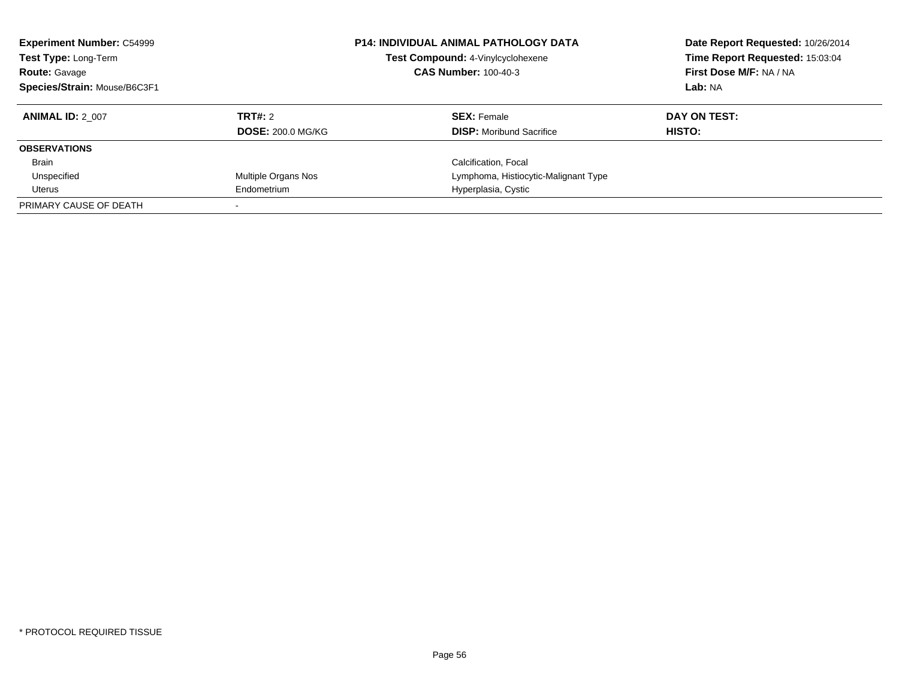**Experiment Number:** C54999
**Test Type:** Long-Term
**Route:** Gavage
**Species/Strain:** Mouse/B6C3F1

**P14: INDIVIDUAL ANIMAL PATHOLOGY DATA**
**Test Compound:** 4-Vinylcyclohexene
**CAS Number:** 100-40-3

**Date Report Requested:** 10/26/2014
**Time Report Requested:** 15:03:04
**First Dose M/F:** NA / NA
**Lab:** NA

| **ANIMAL ID:** 2_007 | **TRT#:** 2 | **SEX:** Female | **DAY ON TEST:** |
|---|---|---|---|
| | **DOSE:** 200.0 MG/KG | **DISP:** Moribund Sacrifice | **HISTO:** |
| **OBSERVATIONS** | | | |
| Brain | | Calcification, Focal | |
| Unspecified | Multiple Organs Nos | Lymphoma, Histiocytic-Malignant Type | |
| Uterus | Endometrium | Hyperplasia, Cystic | |
| PRIMARY CAUSE OF DEATH | - | | |

* PROTOCOL REQUIRED TISSUE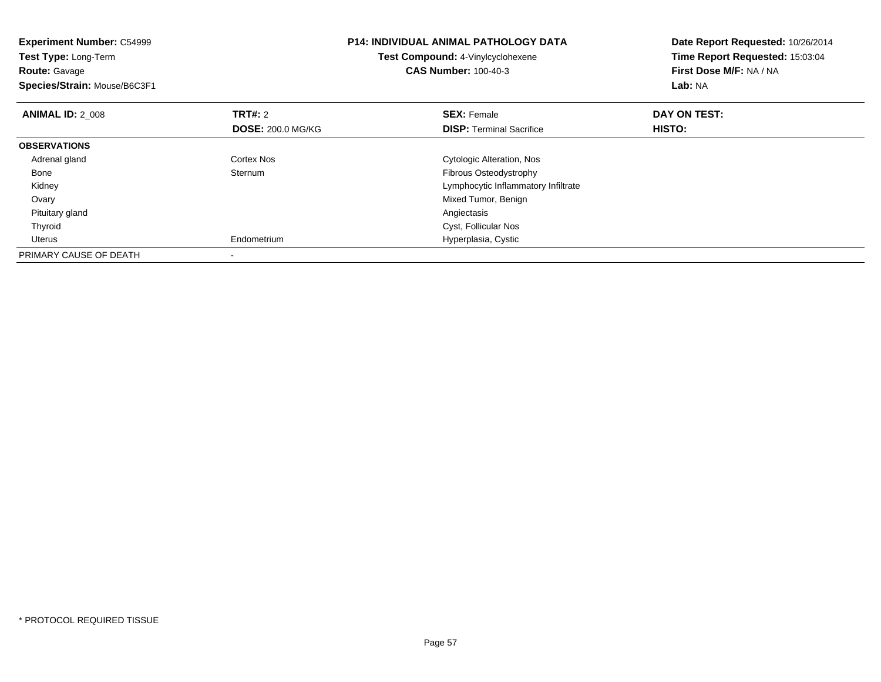**Experiment Number:** C54999
**Test Type:** Long-Term
**Route:** Gavage
**Species/Strain:** Mouse/B6C3F1

**P14: INDIVIDUAL ANIMAL PATHOLOGY DATA**
**Test Compound:** 4-Vinylcyclohexene
**CAS Number:** 100-40-3

**Date Report Requested:** 10/26/2014
**Time Report Requested:** 15:03:04
**First Dose M/F:** NA / NA
**Lab:** NA

| **ANIMAL ID:** 2_008 | **TRT#:** 2 | **SEX:** Female | **DAY ON TEST:** |
|---|---|---|---|
| | **DOSE:** 200.0 MG/KG | **DISP:** Terminal Sacrifice | **HISTO:** |
| **OBSERVATIONS** | | | |
| Adrenal gland | Cortex Nos | Cytologic Alteration, Nos | |
| Bone | Sternum | Fibrous Osteodystrophy | |
| Kidney | | Lymphocytic Inflammatory Infiltrate | |
| Ovary | | Mixed Tumor, Benign | |
| Pituitary gland | | Angiectasis | |
| Thyroid | | Cyst, Follicular Nos | |
| Uterus | Endometrium | Hyperplasia, Cystic | |
| PRIMARY CAUSE OF DEATH | - | | |

\* PROTOCOL REQUIRED TISSUE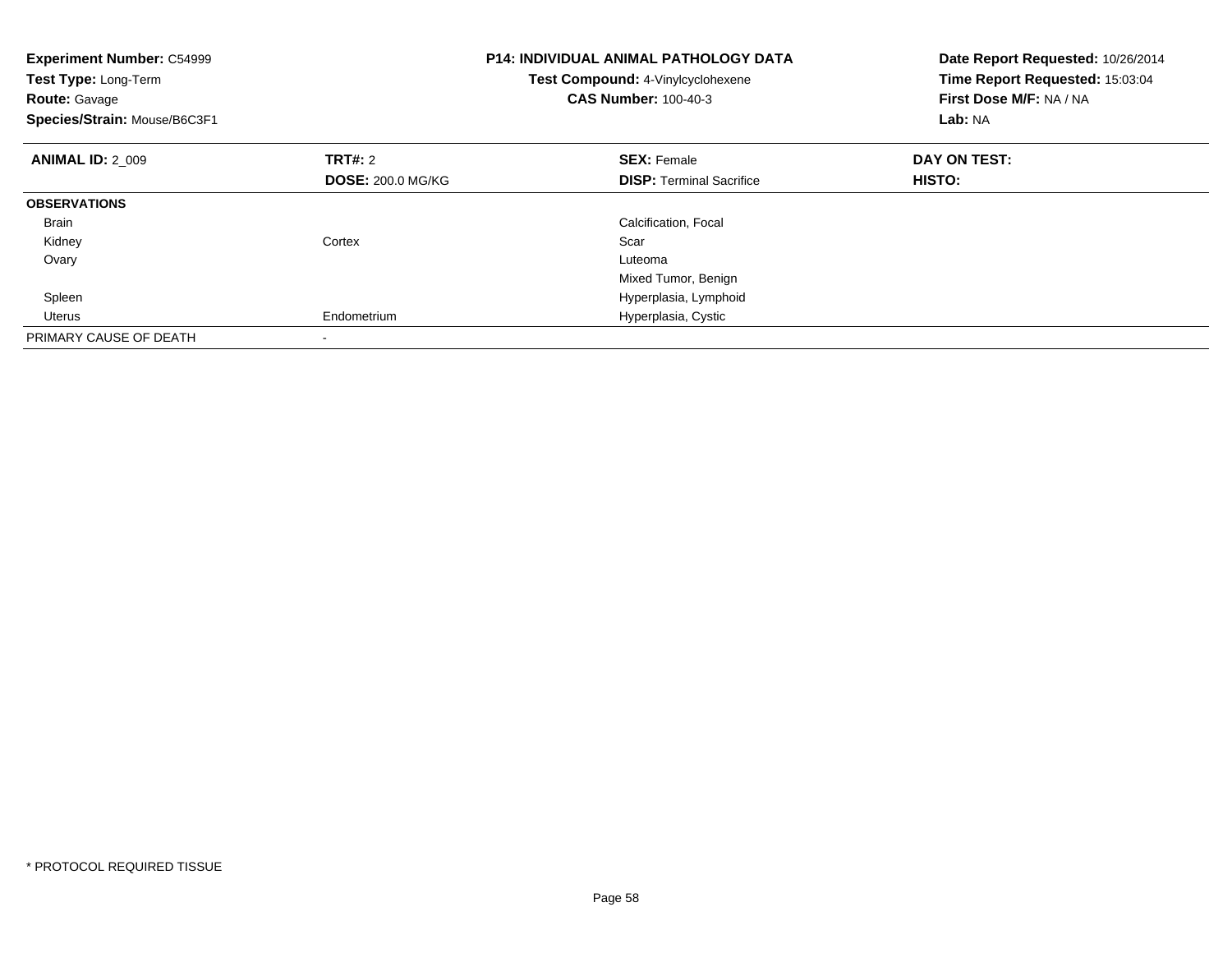**Experiment Number:** C54999
**Test Type:** Long-Term
**Route:** Gavage
**Species/Strain:** Mouse/B6C3F1

**P14: INDIVIDUAL ANIMAL PATHOLOGY DATA**
**Test Compound:** 4-Vinylcyclohexene
**CAS Number:** 100-40-3

**Date Report Requested:** 10/26/2014
**Time Report Requested:** 15:03:04
**First Dose M/F:** NA / NA
**Lab:** NA

| **ANIMAL ID:** 2_009 | **TRT#:** 2 | **SEX:** Female | **DAY ON TEST:** |
|---|---|---|---|
| | **DOSE:** 200.0 MG/KG | **DISP:** Terminal Sacrifice | **HISTO:** |
| **OBSERVATIONS** | | | |
| Brain | | Calcification, Focal | |
| Kidney | Cortex | Scar | |
| Ovary | | Luteoma | |
| | | Mixed Tumor, Benign | |
| Spleen | | Hyperplasia, Lymphoid | |
| Uterus | Endometrium | Hyperplasia, Cystic | |
| PRIMARY CAUSE OF DEATH | - | | |

\* PROTOCOL REQUIRED TISSUE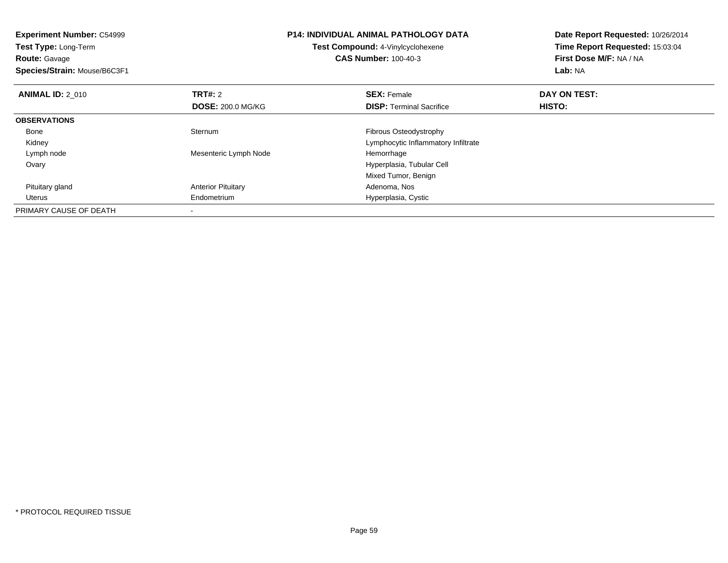**Experiment Number:** C54999
**Test Type:** Long-Term
**Route:** Gavage
**Species/Strain:** Mouse/B6C3F1

**P14: INDIVIDUAL ANIMAL PATHOLOGY DATA**
**Test Compound:** 4-Vinylcyclohexene
**CAS Number:** 100-40-3

**Date Report Requested:** 10/26/2014
**Time Report Requested:** 15:03:04
**First Dose M/F:** NA / NA
**Lab:** NA

| **ANIMAL ID:** 2_010 | **TRT#:** 2 | **SEX:** Female | **DAY ON TEST:** |
|---|---|---|---|
| | **DOSE:** 200.0 MG/KG | **DISP:** Terminal Sacrifice | **HISTO:** |
| **OBSERVATIONS** | | | |
| Bone | Sternum | Fibrous Osteodystrophy | |
| Kidney | | Lymphocytic Inflammatory Infiltrate | |
| Lymph node | Mesenteric Lymph Node | Hemorrhage | |
| Ovary | | Hyperplasia, Tubular Cell | |
| | | Mixed Tumor, Benign | |
| Pituitary gland | Anterior Pituitary | Adenoma, Nos | |
| Uterus | Endometrium | Hyperplasia, Cystic | |
| PRIMARY CAUSE OF DEATH | - | | |

* PROTOCOL REQUIRED TISSUE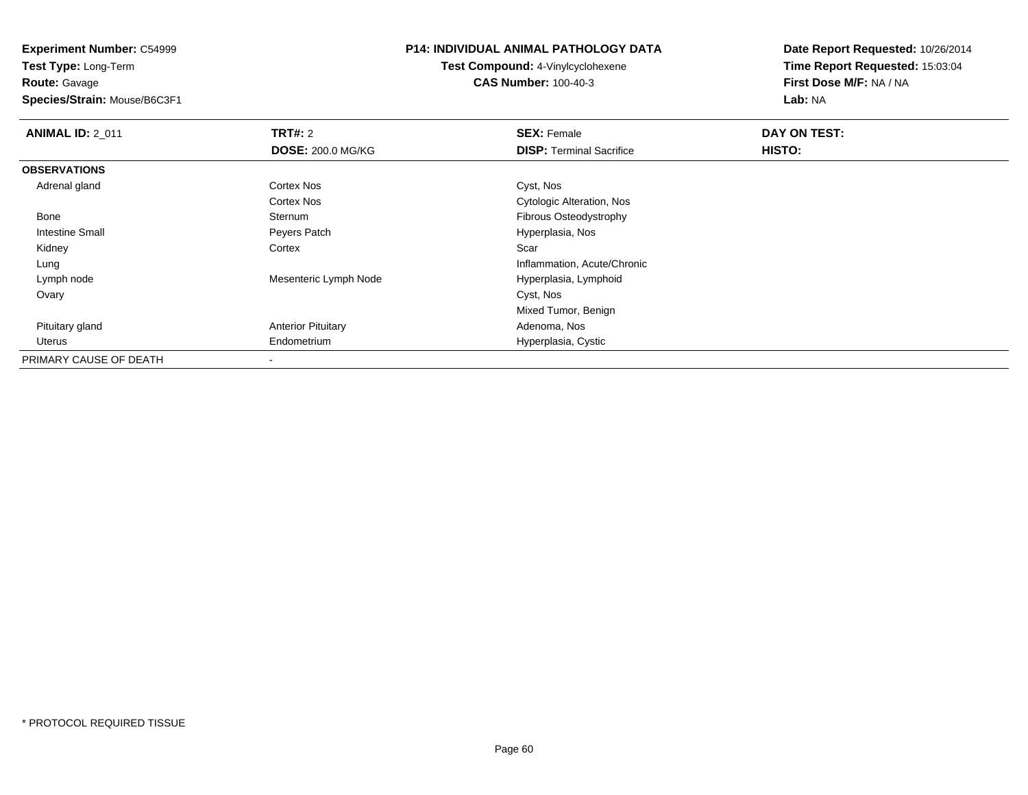**Experiment Number:** C54999
**Test Type:** Long-Term
**Route:** Gavage
**Species/Strain:** Mouse/B6C3F1

**P14: INDIVIDUAL ANIMAL PATHOLOGY DATA**
**Test Compound:** 4-Vinylcyclohexene
**CAS Number:** 100-40-3

**Date Report Requested:** 10/26/2014
**Time Report Requested:** 15:03:04
**First Dose M/F:** NA / NA
**Lab:** NA

| **ANIMAL ID:** 2_011 | **TRT#:** 2 | **SEX:** Female | **DAY ON TEST:** |
|---|---|---|---|
| | **DOSE:** 200.0 MG/KG | **DISP:** Terminal Sacrifice | **HISTO:** |
| **OBSERVATIONS** | | | |
| Adrenal gland | Cortex Nos | Cyst, Nos | |
| | Cortex Nos | Cytologic Alteration, Nos | |
| Bone | Sternum | Fibrous Osteodystrophy | |
| Intestine Small | Peyers Patch | Hyperplasia, Nos | |
| Kidney | Cortex | Scar | |
| Lung | | Inflammation, Acute/Chronic | |
| Lymph node | Mesenteric Lymph Node | Hyperplasia, Lymphoid | |
| Ovary | | Cyst, Nos | |
| | | Mixed Tumor, Benign | |
| Pituitary gland | Anterior Pituitary | Adenoma, Nos | |
| Uterus | Endometrium | Hyperplasia, Cystic | |
| PRIMARY CAUSE OF DEATH | - | | |

* PROTOCOL REQUIRED TISSUE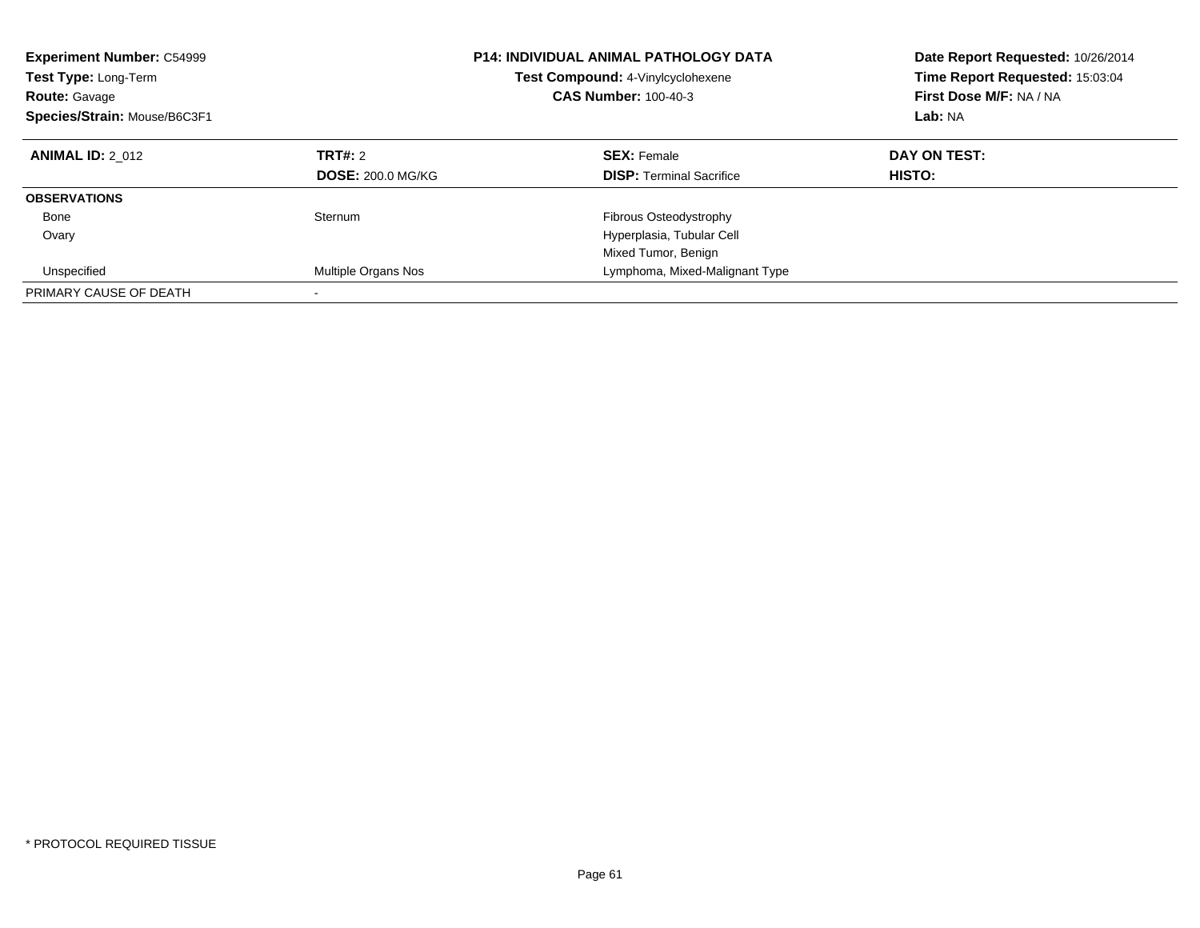**Experiment Number:** C54999
**Test Type:** Long-Term
**Route:** Gavage
**Species/Strain:** Mouse/B6C3F1

**P14: INDIVIDUAL ANIMAL PATHOLOGY DATA**
**Test Compound:** 4-Vinylcyclohexene
**CAS Number:** 100-40-3

**Date Report Requested:** 10/26/2014
**Time Report Requested:** 15:03:04
**First Dose M/F:** NA / NA
**Lab:** NA

| **ANIMAL ID:** 2_012 | **TRT#:** 2 | **SEX:** Female | **DAY ON TEST:** |
|---|---|---|---|
| | **DOSE:** 200.0 MG/KG | **DISP:** Terminal Sacrifice | **HISTO:** |
| **OBSERVATIONS** | | | |
| Bone | Sternum | Fibrous Osteodystrophy | |
| Ovary | | Hyperplasia, Tubular Cell | |
| | | Mixed Tumor, Benign | |
| Unspecified | Multiple Organs Nos | Lymphoma, Mixed-Malignant Type | |
| PRIMARY CAUSE OF DEATH | - | | |

* PROTOCOL REQUIRED TISSUE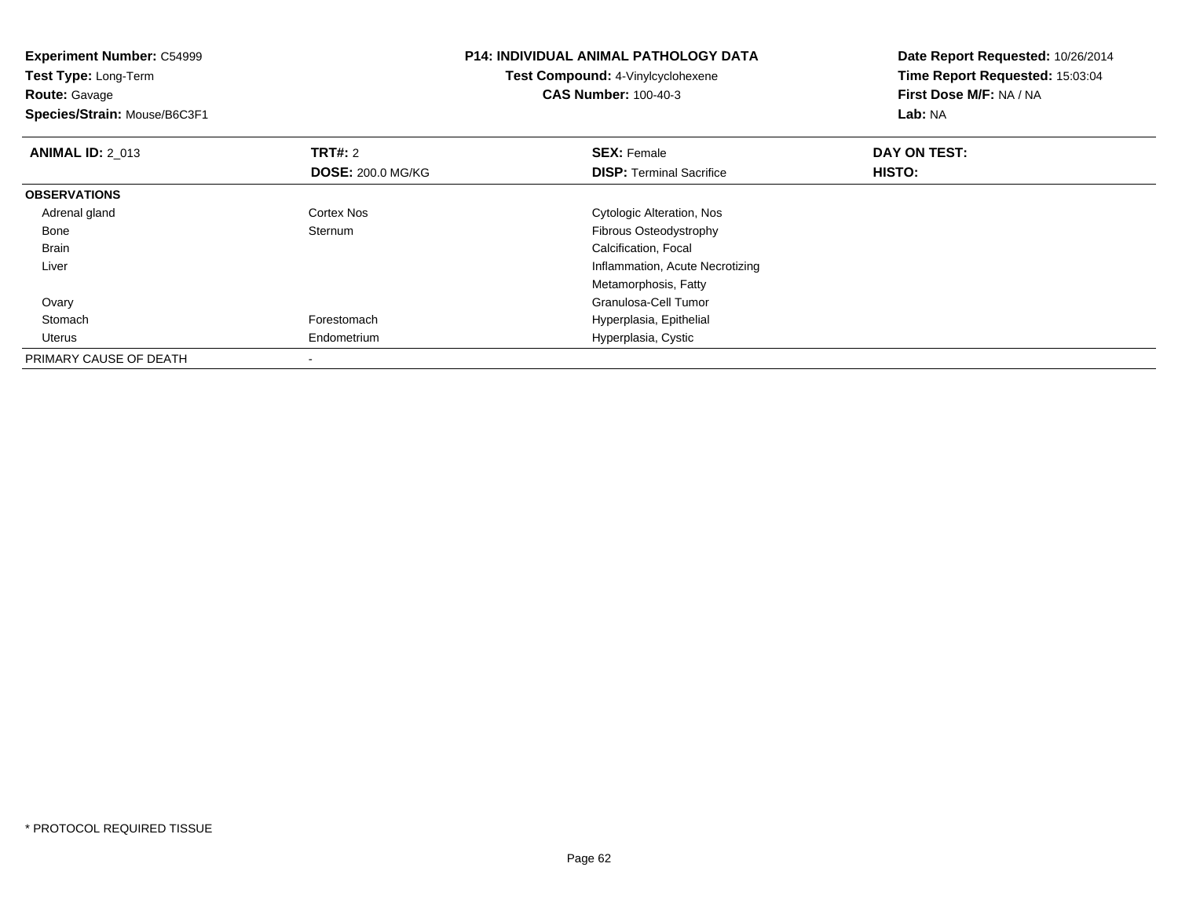**Experiment Number:** C54999
**Test Type:** Long-Term
**Route:** Gavage
**Species/Strain:** Mouse/B6C3F1

**P14: INDIVIDUAL ANIMAL PATHOLOGY DATA**
**Test Compound:** 4-Vinylcyclohexene
**CAS Number:** 100-40-3

**Date Report Requested:** 10/26/2014
**Time Report Requested:** 15:03:04
**First Dose M/F:** NA / NA
**Lab:** NA

| **ANIMAL ID:** 2_013 | **TRT#:** 2 | **SEX:** Female | **DAY ON TEST:** |
|---|---|---|---|
| | **DOSE:** 200.0 MG/KG | **DISP:** Terminal Sacrifice | **HISTO:** |
| **OBSERVATIONS** | | | |
| Adrenal gland | Cortex Nos | Cytologic Alteration, Nos | |
| Bone | Sternum | Fibrous Osteodystrophy | |
| Brain | | Calcification, Focal | |
| Liver | | Inflammation, Acute Necrotizing | |
| | | Metamorphosis, Fatty | |
| Ovary | | Granulosa-Cell Tumor | |
| Stomach | Forestomach | Hyperplasia, Epithelial | |
| Uterus | Endometrium | Hyperplasia, Cystic | |
| PRIMARY CAUSE OF DEATH | - | | |

* PROTOCOL REQUIRED TISSUE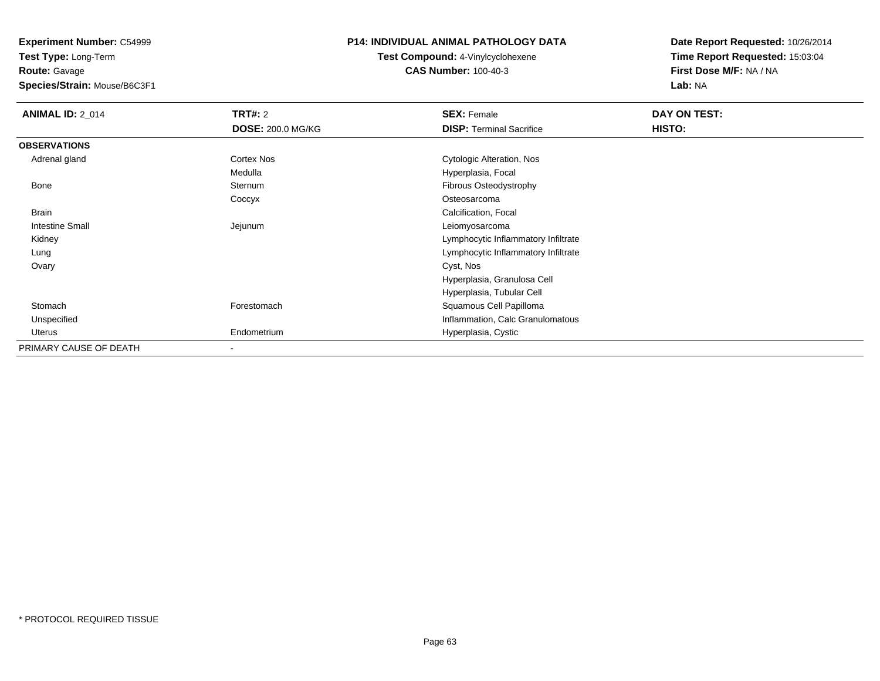**Experiment Number:** C54999
**Test Type:** Long-Term
**Route:** Gavage
**Species/Strain:** Mouse/B6C3F1

**P14: INDIVIDUAL ANIMAL PATHOLOGY DATA**
**Test Compound:** 4-Vinylcyclohexene
**CAS Number:** 100-40-3

**Date Report Requested:** 10/26/2014
**Time Report Requested:** 15:03:04
**First Dose M/F:** NA / NA
**Lab:** NA

| **ANIMAL ID:** 2_014 | **TRT#:** 2 | **SEX:** Female | **DAY ON TEST:** |
|---|---|---|---|
| | **DOSE:** 200.0 MG/KG | **DISP:** Terminal Sacrifice | **HISTO:** |
| **OBSERVATIONS** | | | |
| Adrenal gland | Cortex Nos | Cytologic Alteration, Nos | |
| | Medulla | Hyperplasia, Focal | |
| Bone | Sternum | Fibrous Osteodystrophy | |
| | Coccyx | Osteosarcoma | |
| Brain | | Calcification, Focal | |
| Intestine Small | Jejunum | Leiomyosarcoma | |
| Kidney | | Lymphocytic Inflammatory Infiltrate | |
| Lung | | Lymphocytic Inflammatory Infiltrate | |
| Ovary | | Cyst, Nos | |
| | | Hyperplasia, Granulosa Cell | |
| | | Hyperplasia, Tubular Cell | |
| Stomach | Forestomach | Squamous Cell Papilloma | |
| Unspecified | | Inflammation, Calc Granulomatous | |
| Uterus | Endometrium | Hyperplasia, Cystic | |
| PRIMARY CAUSE OF DEATH | - | | |

* PROTOCOL REQUIRED TISSUE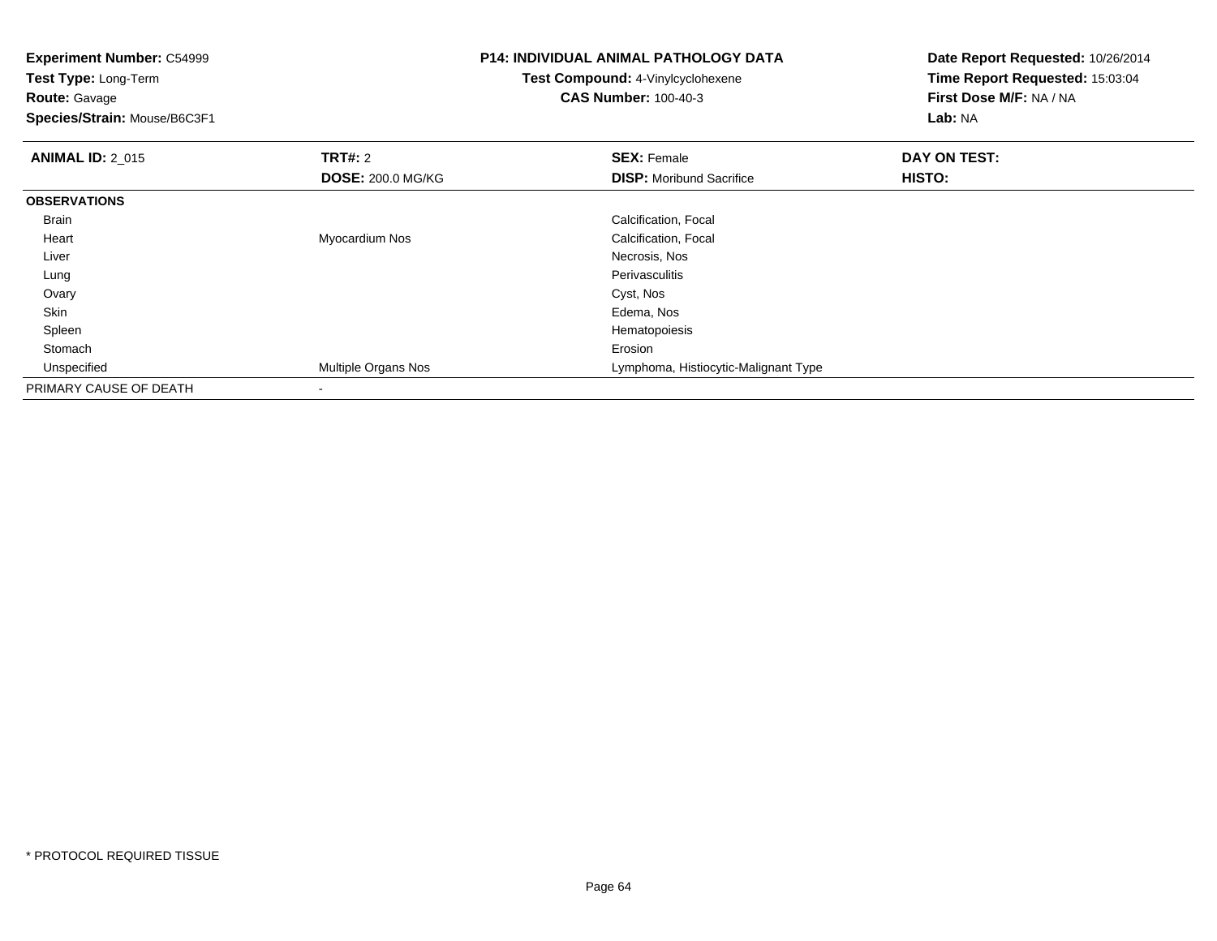**Experiment Number:** C54999
**Test Type:** Long-Term
**Route:** Gavage
**Species/Strain:** Mouse/B6C3F1

**P14: INDIVIDUAL ANIMAL PATHOLOGY DATA**
**Test Compound:** 4-Vinylcyclohexene
**CAS Number:** 100-40-3

**Date Report Requested:** 10/26/2014
**Time Report Requested:** 15:03:04
**First Dose M/F:** NA / NA
**Lab:** NA

| **ANIMAL ID:** 2_015 | **TRT#:** 2 | **SEX:** Female | **DAY ON TEST:** |
|---|---|---|---|
| | **DOSE:** 200.0 MG/KG | **DISP:** Moribund Sacrifice | **HISTO:** |
| **OBSERVATIONS** | | | |
| Brain | | Calcification, Focal | |
| Heart | Myocardium Nos | Calcification, Focal | |
| Liver | | Necrosis, Nos | |
| Lung | | Perivasculitis | |
| Ovary | | Cyst, Nos | |
| Skin | | Edema, Nos | |
| Spleen | | Hematopoiesis | |
| Stomach | | Erosion | |
| Unspecified | Multiple Organs Nos | Lymphoma, Histiocytic-Malignant Type | |
| PRIMARY CAUSE OF DEATH | - | | |

* PROTOCOL REQUIRED TISSUE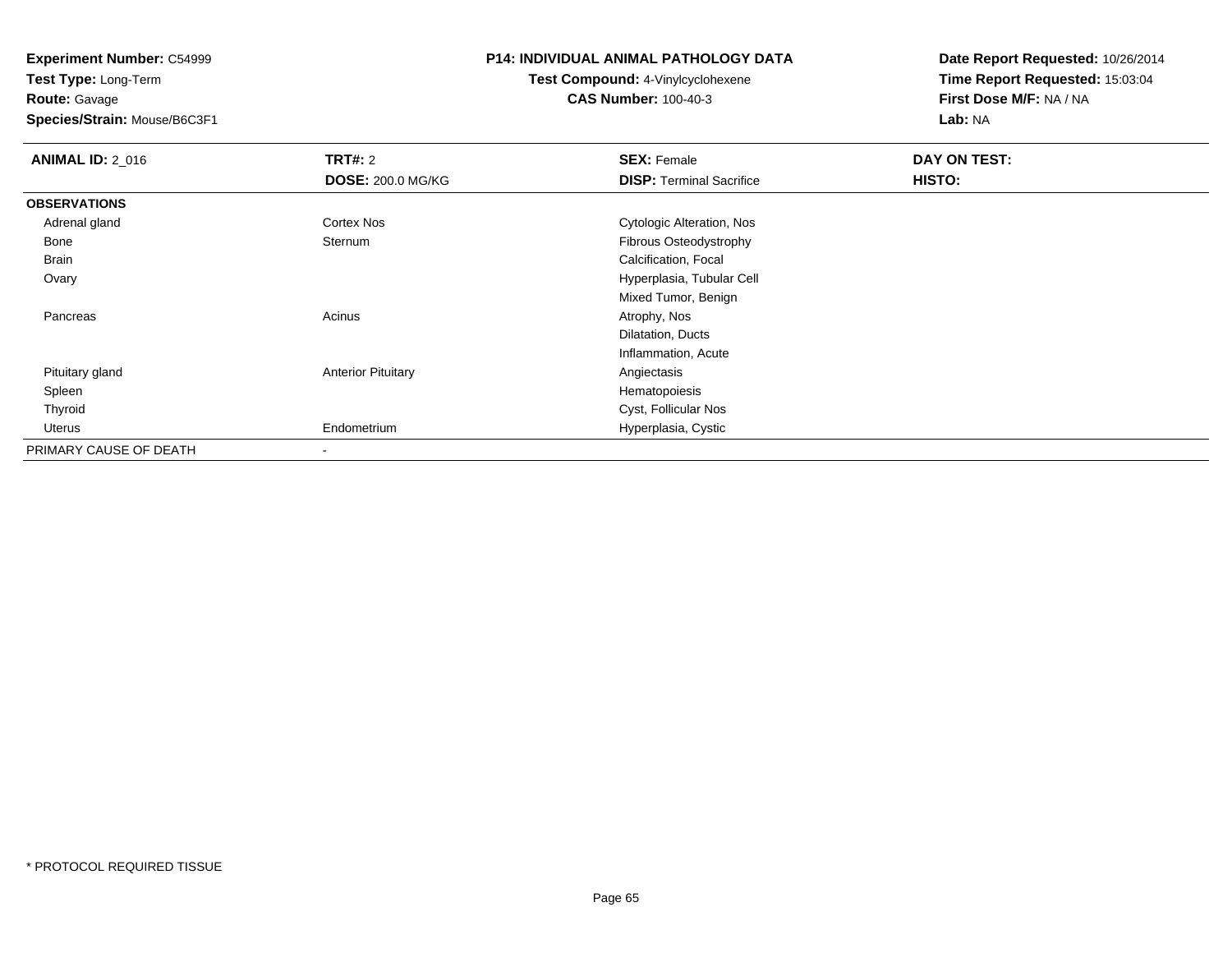**Experiment Number:** C54999
**Test Type:** Long-Term
**Route:** Gavage
**Species/Strain:** Mouse/B6C3F1

**P14: INDIVIDUAL ANIMAL PATHOLOGY DATA**
**Test Compound:** 4-Vinylcyclohexene
**CAS Number:** 100-40-3

**Date Report Requested:** 10/26/2014
**Time Report Requested:** 15:03:04
**First Dose M/F:** NA / NA
**Lab:** NA

| **ANIMAL ID:** 2_016 | **TRT#:** 2 | **SEX:** Female | **DAY ON TEST:** |
|---|---|---|---|
| | **DOSE:** 200.0 MG/KG | **DISP:** Terminal Sacrifice | **HISTO:** |
| **OBSERVATIONS** | | | |
| Adrenal gland | Cortex Nos | Cytologic Alteration, Nos | |
| Bone | Sternum | Fibrous Osteodystrophy | |
| Brain | | Calcification, Focal | |
| Ovary | | Hyperplasia, Tubular Cell | |
| | | Mixed Tumor, Benign | |
| Pancreas | Acinus | Atrophy, Nos | |
| | | Dilatation, Ducts | |
| | | Inflammation, Acute | |
| Pituitary gland | Anterior Pituitary | Angiectasis | |
| Spleen | | Hematopoiesis | |
| Thyroid | | Cyst, Follicular Nos | |
| Uterus | Endometrium | Hyperplasia, Cystic | |
| PRIMARY CAUSE OF DEATH | - | | |

\* PROTOCOL REQUIRED TISSUE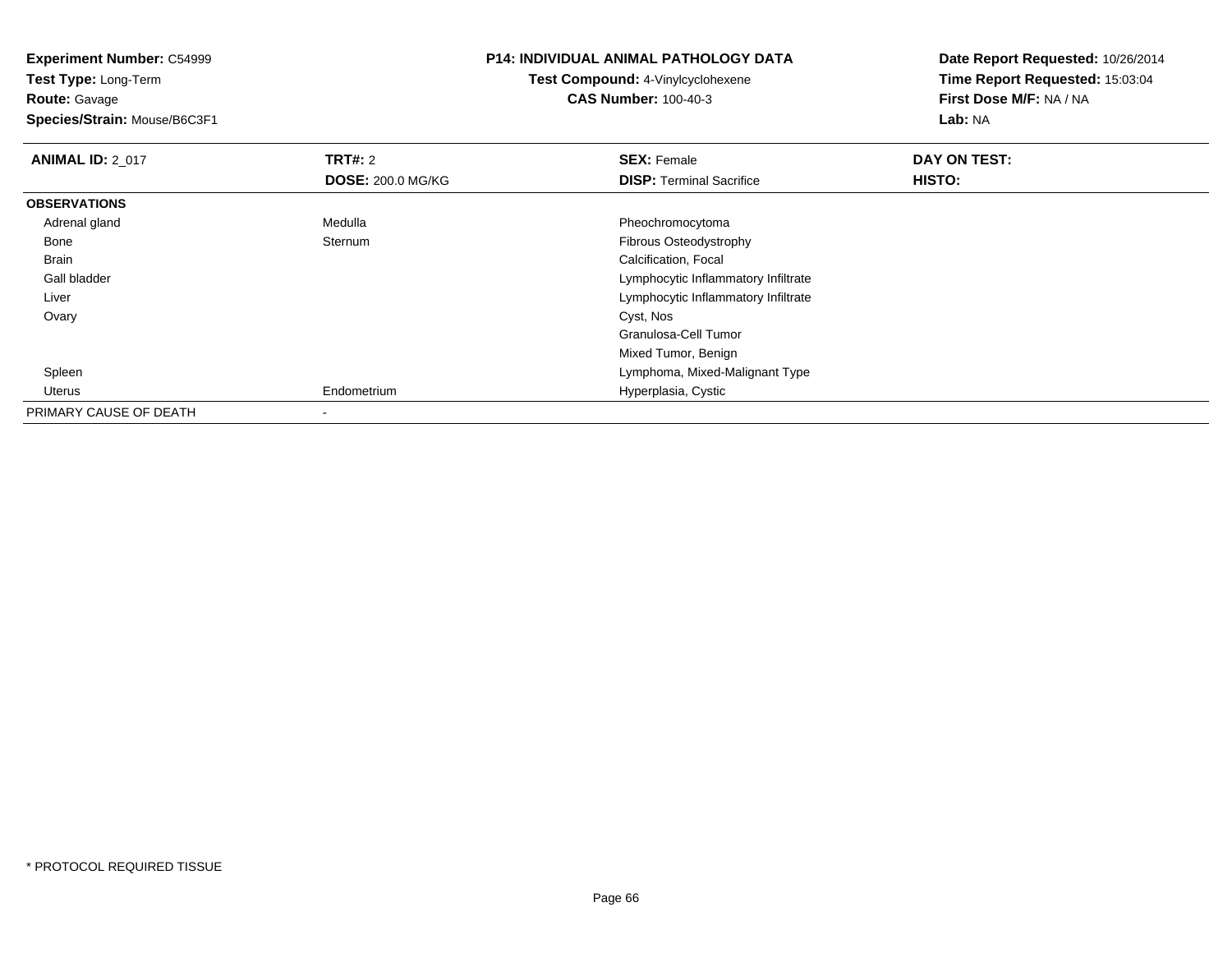**Experiment Number:** C54999
**Test Type:** Long-Term
**Route:** Gavage
**Species/Strain:** Mouse/B6C3F1

**P14: INDIVIDUAL ANIMAL PATHOLOGY DATA**
**Test Compound:** 4-Vinylcyclohexene
**CAS Number:** 100-40-3

**Date Report Requested:** 10/26/2014
**Time Report Requested:** 15:03:04
**First Dose M/F:** NA / NA
**Lab:** NA

| **ANIMAL ID:** 2_017 | **TRT#:** 2 | **SEX:** Female | **DAY ON TEST:** |
|---|---|---|---|
| | **DOSE:** 200.0 MG/KG | **DISP:** Terminal Sacrifice | **HISTO:** |
| **OBSERVATIONS** | | | |
| Adrenal gland | Medulla | Pheochromocytoma | |
| Bone | Sternum | Fibrous Osteodystrophy | |
| Brain | | Calcification, Focal | |
| Gall bladder | | Lymphocytic Inflammatory Infiltrate | |
| Liver | | Lymphocytic Inflammatory Infiltrate | |
| Ovary | | Cyst, Nos | |
| | | Granulosa-Cell Tumor | |
| | | Mixed Tumor, Benign | |
| Spleen | | Lymphoma, Mixed-Malignant Type | |
| Uterus | Endometrium | Hyperplasia, Cystic | |
| PRIMARY CAUSE OF DEATH | - | | |

* PROTOCOL REQUIRED TISSUE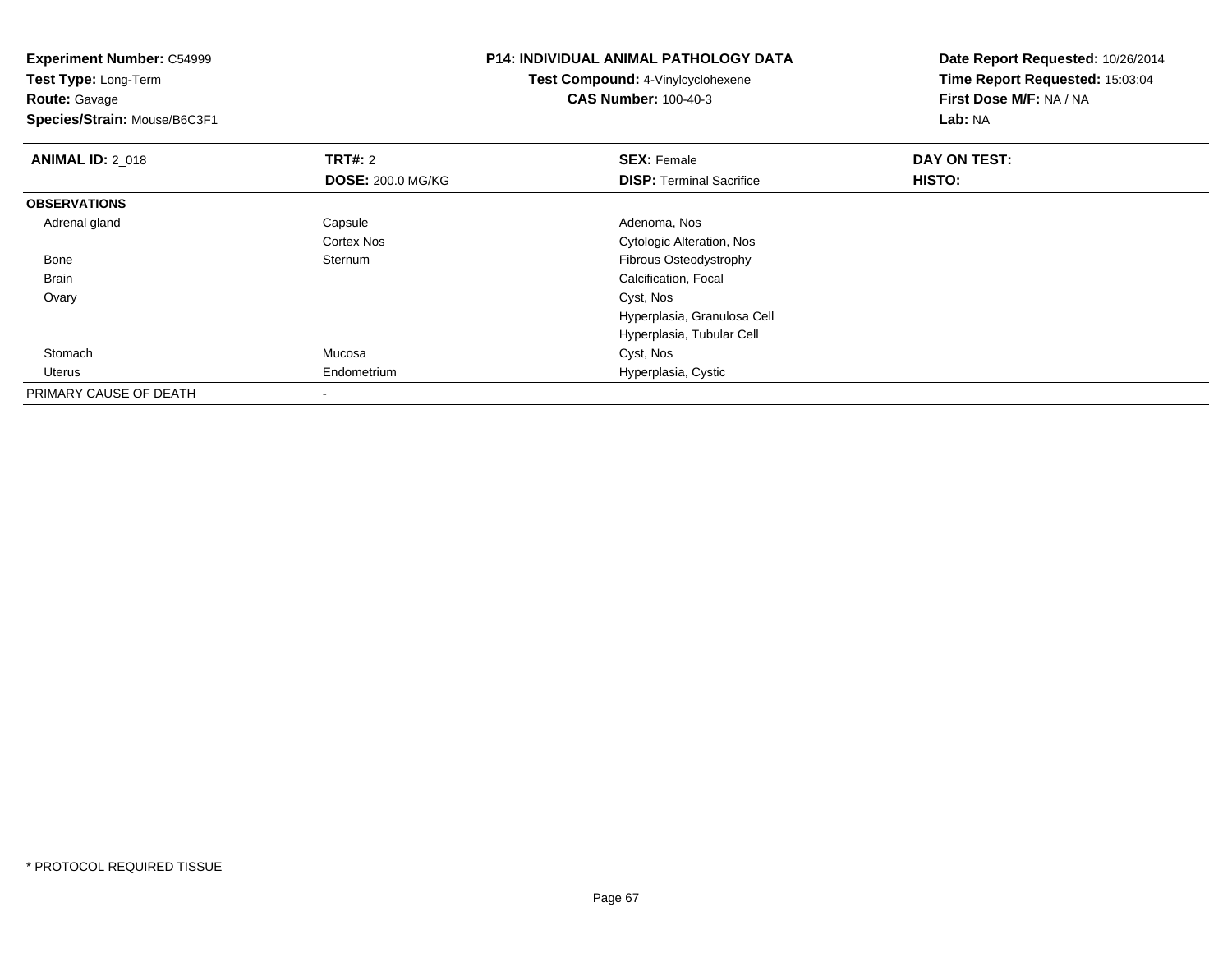**Experiment Number:** C54999
**Test Type:** Long-Term
**Route:** Gavage
**Species/Strain:** Mouse/B6C3F1

**P14: INDIVIDUAL ANIMAL PATHOLOGY DATA**
**Test Compound:** 4-Vinylcyclohexene
**CAS Number:** 100-40-3

**Date Report Requested:** 10/26/2014
**Time Report Requested:** 15:03:04
**First Dose M/F:** NA / NA
**Lab:** NA

| **ANIMAL ID:** 2_018 | **TRT#:** 2 | **SEX:** Female | **DAY ON TEST:** |
|---|---|---|---|
| | **DOSE:** 200.0 MG/KG | **DISP:** Terminal Sacrifice | **HISTO:** |
| **OBSERVATIONS** | | | |
| Adrenal gland | Capsule | Adenoma, Nos | |
| | Cortex Nos | Cytologic Alteration, Nos | |
| Bone | Sternum | Fibrous Osteodystrophy | |
| Brain | | Calcification, Focal | |
| Ovary | | Cyst, Nos | |
| | | Hyperplasia, Granulosa Cell | |
| | | Hyperplasia, Tubular Cell | |
| Stomach | Mucosa | Cyst, Nos | |
| Uterus | Endometrium | Hyperplasia, Cystic | |
| PRIMARY CAUSE OF DEATH | - | | |

* PROTOCOL REQUIRED TISSUE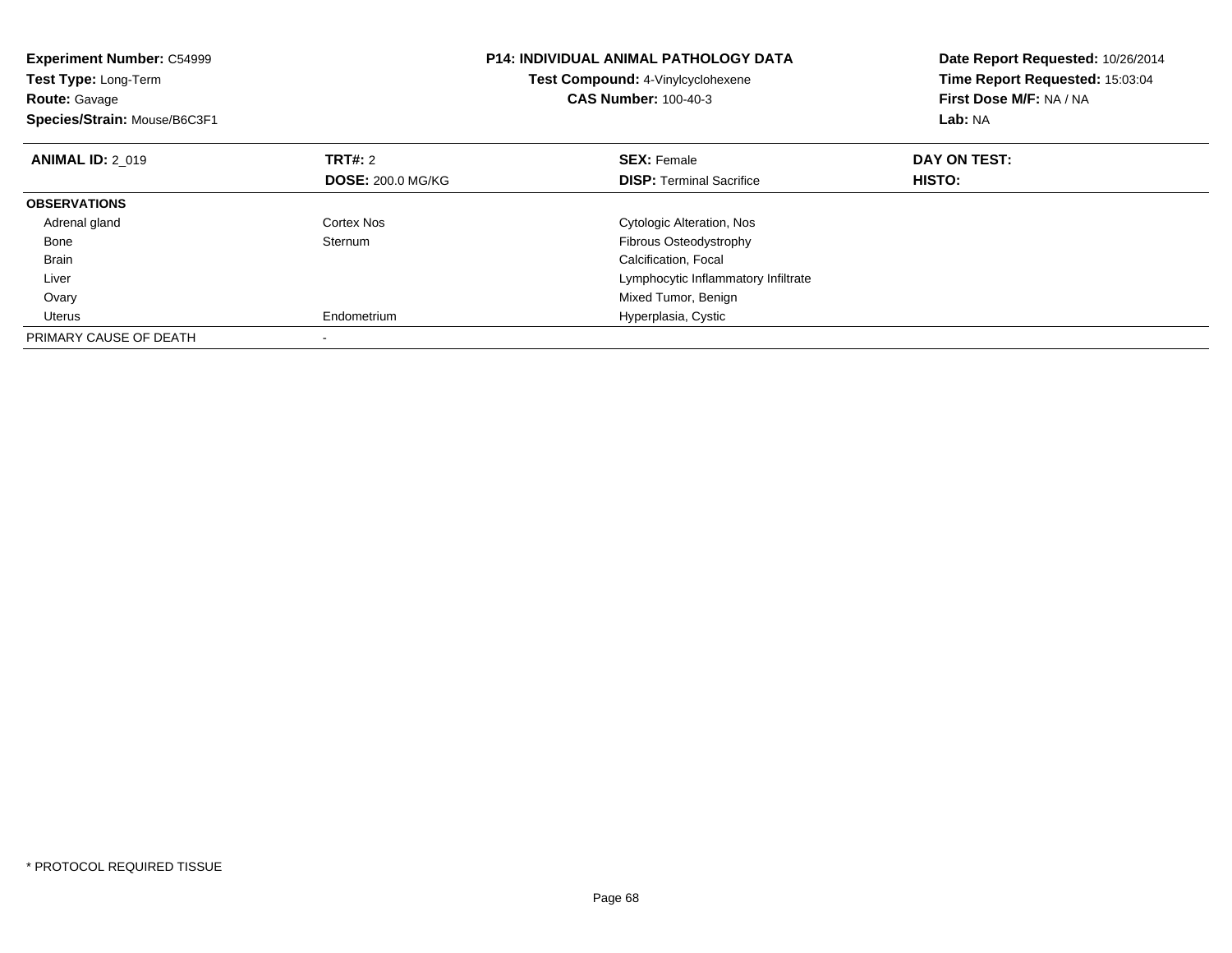**Experiment Number:** C54999
**Test Type:** Long-Term
**Route:** Gavage
**Species/Strain:** Mouse/B6C3F1

**P14: INDIVIDUAL ANIMAL PATHOLOGY DATA**
**Test Compound:** 4-Vinylcyclohexene
**CAS Number:** 100-40-3

**Date Report Requested:** 10/26/2014
**Time Report Requested:** 15:03:04
**First Dose M/F:** NA / NA
**Lab:** NA

| **ANIMAL ID:** 2_019 | **TRT#:** 2 | **SEX:** Female | **DAY ON TEST:** |
|---|---|---|---|
| | **DOSE:** 200.0 MG/KG | **DISP:** Terminal Sacrifice | **HISTO:** |
| **OBSERVATIONS** | | | |
| Adrenal gland | Cortex Nos | Cytologic Alteration, Nos | |
| Bone | Sternum | Fibrous Osteodystrophy | |
| Brain | | Calcification, Focal | |
| Liver | | Lymphocytic Inflammatory Infiltrate | |
| Ovary | | Mixed Tumor, Benign | |
| Uterus | Endometrium | Hyperplasia, Cystic | |
| PRIMARY CAUSE OF DEATH | - | | |

* PROTOCOL REQUIRED TISSUE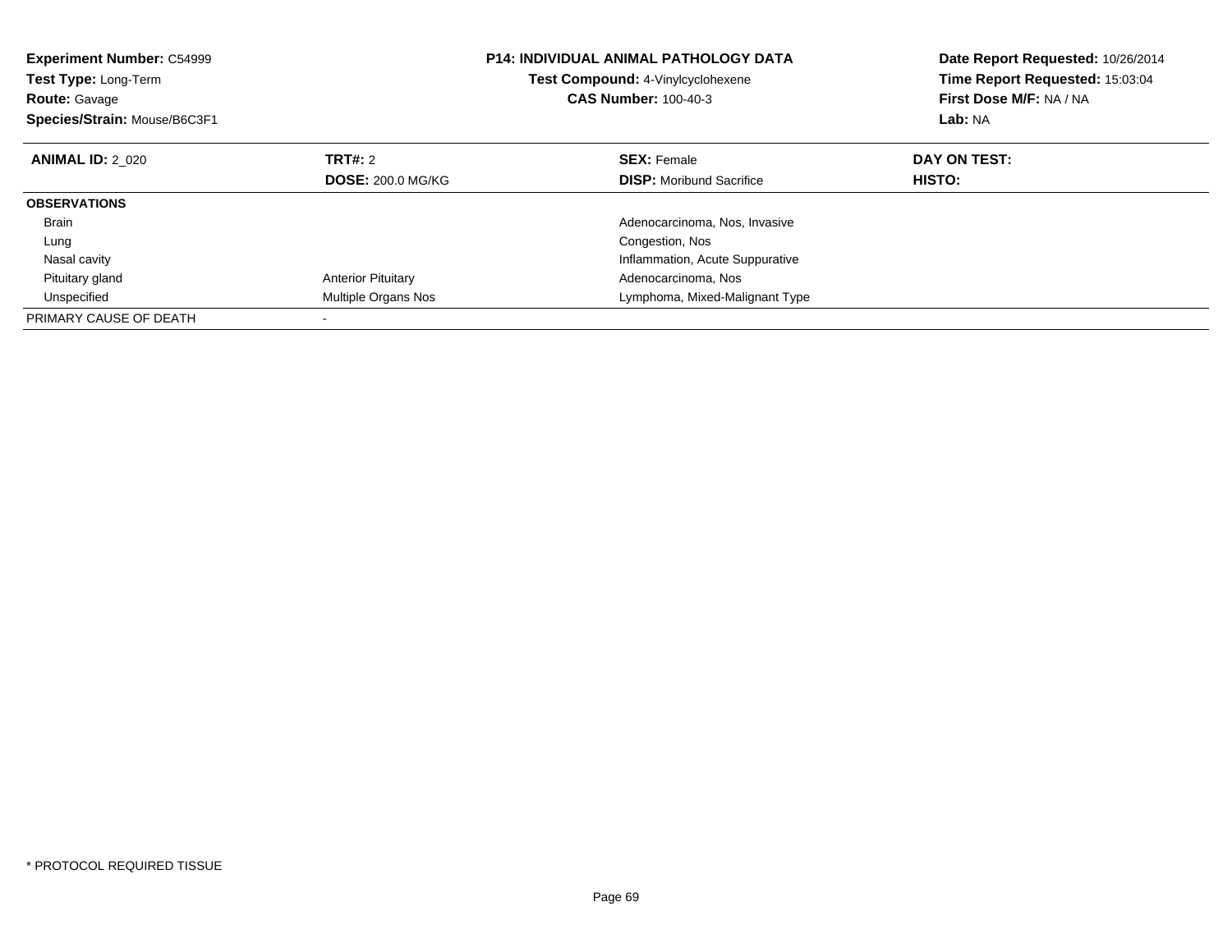**Experiment Number:** C54999
**Test Type:** Long-Term
**Route:** Gavage
**Species/Strain:** Mouse/B6C3F1

**P14: INDIVIDUAL ANIMAL PATHOLOGY DATA**
**Test Compound:** 4-Vinylcyclohexene
**CAS Number:** 100-40-3

**Date Report Requested:** 10/26/2014
**Time Report Requested:** 15:03:04
**First Dose M/F:** NA / NA
**Lab:** NA

| **ANIMAL ID:** 2_020 | **TRT#:** 2 | **SEX:** Female | **DAY ON TEST:** |
|---|---|---|---|
| | **DOSE:** 200.0 MG/KG | **DISP:** Moribund Sacrifice | **HISTO:** |
| **OBSERVATIONS** | | | |
| Brain | | Adenocarcinoma, Nos, Invasive | |
| Lung | | Congestion, Nos | |
| Nasal cavity | | Inflammation, Acute Suppurative | |
| Pituitary gland | Anterior Pituitary | Adenocarcinoma, Nos | |
| Unspecified | Multiple Organs Nos | Lymphoma, Mixed-Malignant Type | |
| PRIMARY CAUSE OF DEATH | - | | |

* PROTOCOL REQUIRED TISSUE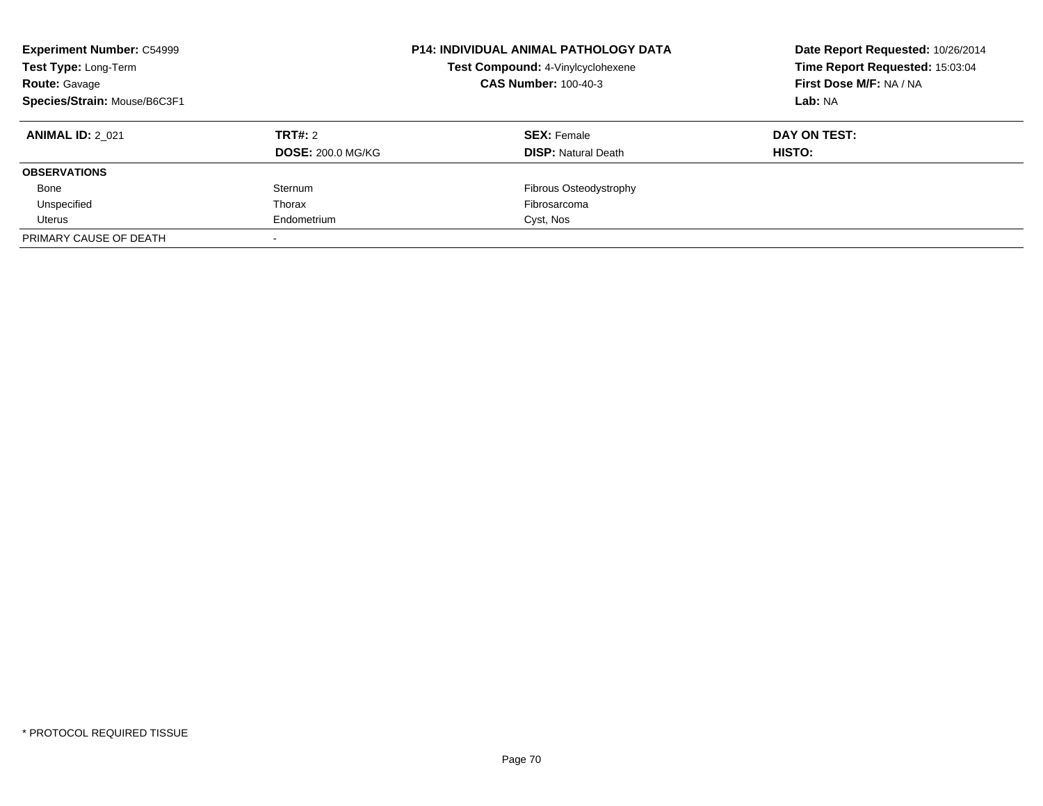**Experiment Number:** C54999
**Test Type:** Long-Term
**Route:** Gavage
**Species/Strain:** Mouse/B6C3F1

**P14: INDIVIDUAL ANIMAL PATHOLOGY DATA**
**Test Compound:** 4-Vinylcyclohexene
**CAS Number:** 100-40-3

**Date Report Requested:** 10/26/2014
**Time Report Requested:** 15:03:04
**First Dose M/F:** NA / NA
**Lab:** NA

| **ANIMAL ID:** 2_021 | **TRT#:** 2 | **SEX:** Female | **DAY ON TEST:** |
|---|---|---|---|
| | **DOSE:** 200.0 MG/KG | **DISP:** Natural Death | **HISTO:** |
| **OBSERVATIONS** | | | |
| Bone | Sternum | Fibrous Osteodystrophy | |
| Unspecified | Thorax | Fibrosarcoma | |
| Uterus | Endometrium | Cyst, Nos | |
| PRIMARY CAUSE OF DEATH | - | | |

* PROTOCOL REQUIRED TISSUE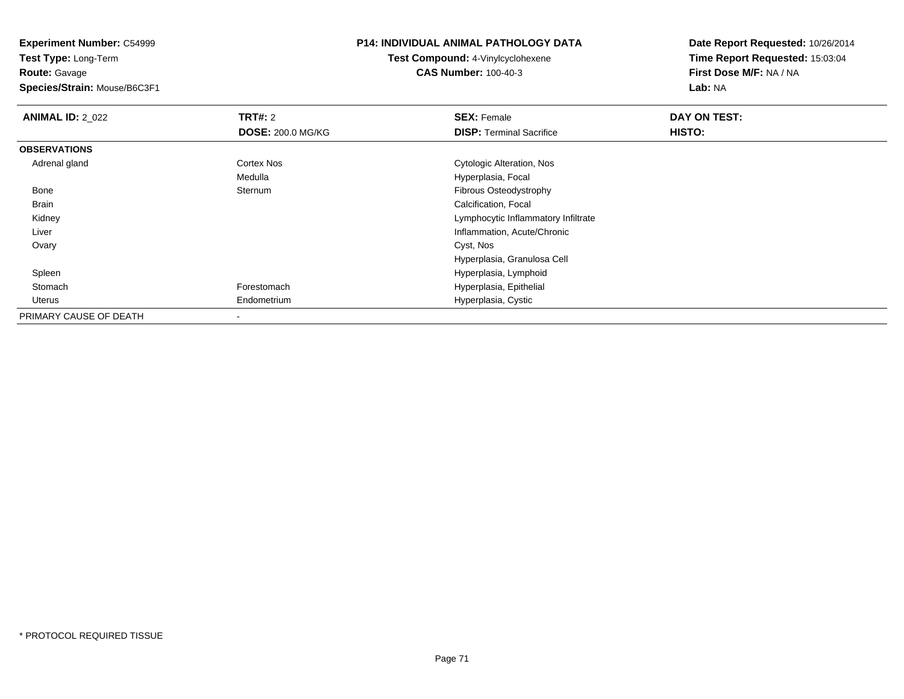**Experiment Number:** C54999
**Test Type:** Long-Term
**Route:** Gavage
**Species/Strain:** Mouse/B6C3F1

**P14: INDIVIDUAL ANIMAL PATHOLOGY DATA**
**Test Compound:** 4-Vinylcyclohexene
**CAS Number:** 100-40-3

**Date Report Requested:** 10/26/2014
**Time Report Requested:** 15:03:04
**First Dose M/F:** NA / NA
**Lab:** NA

| **ANIMAL ID:** 2_022 | **TRT#:** 2 | **SEX:** Female | **DAY ON TEST:** |
|---|---|---|---|
| | **DOSE:** 200.0 MG/KG | **DISP:** Terminal Sacrifice | **HISTO:** |
| **OBSERVATIONS** | | | |
| Adrenal gland | Cortex Nos | Cytologic Alteration, Nos | |
| | Medulla | Hyperplasia, Focal | |
| Bone | Sternum | Fibrous Osteodystrophy | |
| Brain | | Calcification, Focal | |
| Kidney | | Lymphocytic Inflammatory Infiltrate | |
| Liver | | Inflammation, Acute/Chronic | |
| Ovary | | Cyst, Nos | |
| | | Hyperplasia, Granulosa Cell | |
| Spleen | | Hyperplasia, Lymphoid | |
| Stomach | Forestomach | Hyperplasia, Epithelial | |
| Uterus | Endometrium | Hyperplasia, Cystic | |
| PRIMARY CAUSE OF DEATH | - | | |

* PROTOCOL REQUIRED TISSUE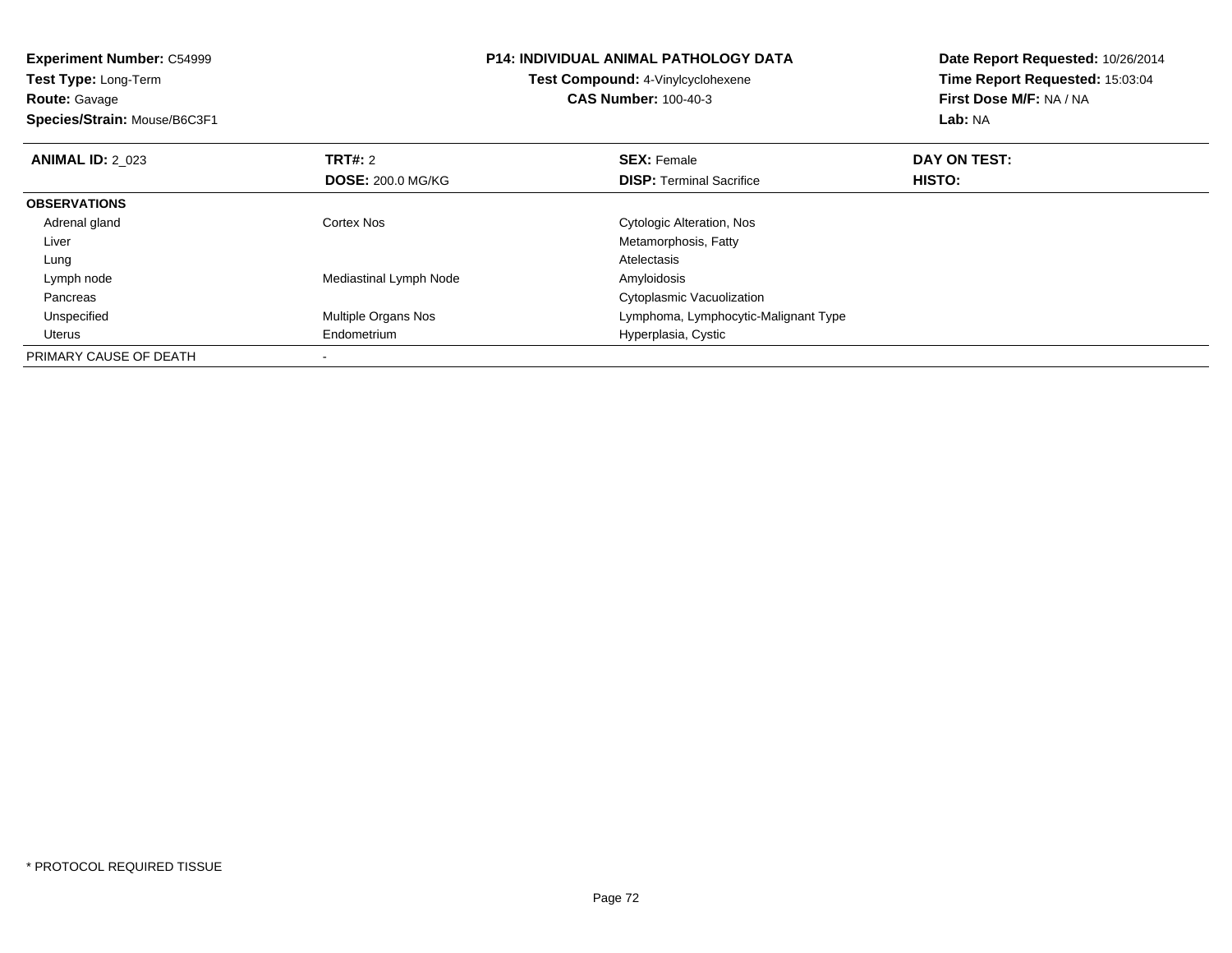**Experiment Number:** C54999
**Test Type:** Long-Term
**Route:** Gavage
**Species/Strain:** Mouse/B6C3F1

**P14: INDIVIDUAL ANIMAL PATHOLOGY DATA**
**Test Compound:** 4-Vinylcyclohexene
**CAS Number:** 100-40-3

**Date Report Requested:** 10/26/2014
**Time Report Requested:** 15:03:04
**First Dose M/F:** NA / NA
**Lab:** NA

| **ANIMAL ID:** 2_023 | **TRT#:** 2 | **SEX:** Female | **DAY ON TEST:** |
|---|---|---|---|
| | **DOSE:** 200.0 MG/KG | **DISP:** Terminal Sacrifice | **HISTO:** |
| **OBSERVATIONS** | | | |
| Adrenal gland | Cortex Nos | Cytologic Alteration, Nos | |
| Liver | | Metamorphosis, Fatty | |
| Lung | | Atelectasis | |
| Lymph node | Mediastinal Lymph Node | Amyloidosis | |
| Pancreas | | Cytoplasmic Vacuolization | |
| Unspecified | Multiple Organs Nos | Lymphoma, Lymphocytic-Malignant Type | |
| Uterus | Endometrium | Hyperplasia, Cystic | |
| PRIMARY CAUSE OF DEATH | - | | |

* PROTOCOL REQUIRED TISSUE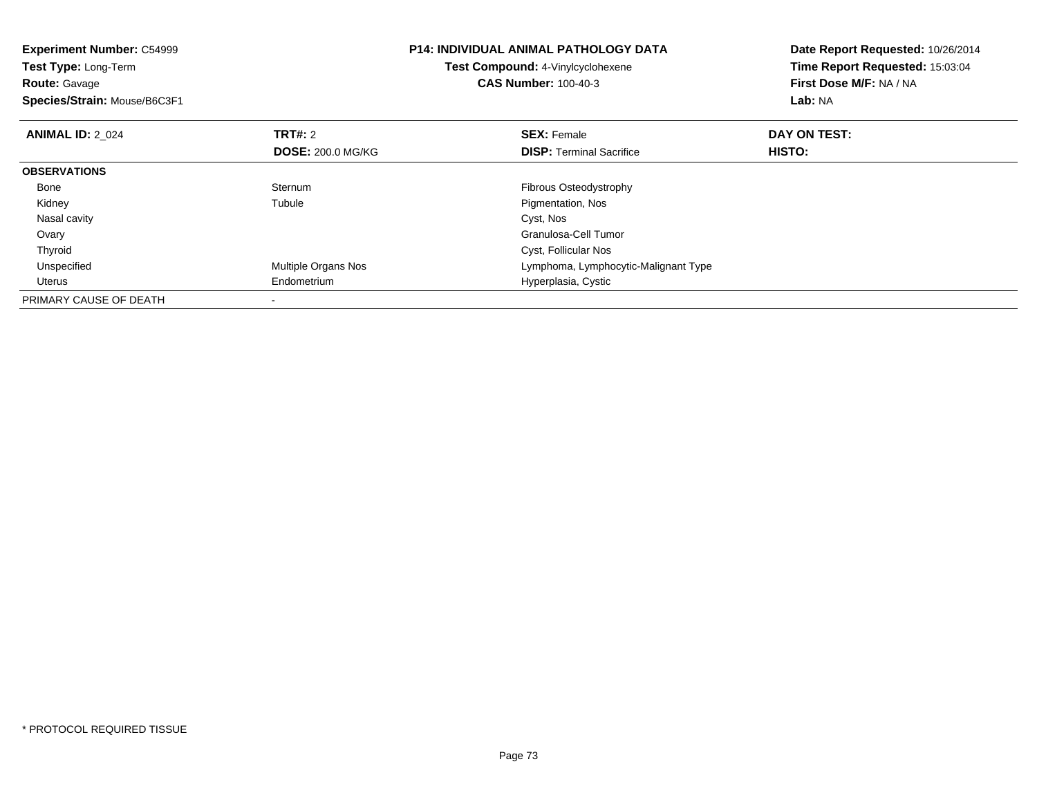**Experiment Number:** C54999
**Test Type:** Long-Term
**Route:** Gavage
**Species/Strain:** Mouse/B6C3F1

**P14: INDIVIDUAL ANIMAL PATHOLOGY DATA**
**Test Compound:** 4-Vinylcyclohexene
**CAS Number:** 100-40-3

**Date Report Requested:** 10/26/2014
**Time Report Requested:** 15:03:04
**First Dose M/F:** NA / NA
**Lab:** NA

| **ANIMAL ID:** 2_024 | **TRT#:** 2 | **SEX:** Female | **DAY ON TEST:** |
|---|---|---|---|
| | **DOSE:** 200.0 MG/KG | **DISP:** Terminal Sacrifice | **HISTO:** |
| **OBSERVATIONS** | | | |
| Bone | Sternum | Fibrous Osteodystrophy | |
| Kidney | Tubule | Pigmentation, Nos | |
| Nasal cavity | | Cyst, Nos | |
| Ovary | | Granulosa-Cell Tumor | |
| Thyroid | | Cyst, Follicular Nos | |
| Unspecified | Multiple Organs Nos | Lymphoma, Lymphocytic-Malignant Type | |
| Uterus | Endometrium | Hyperplasia, Cystic | |
| PRIMARY CAUSE OF DEATH | - | | |

* PROTOCOL REQUIRED TISSUE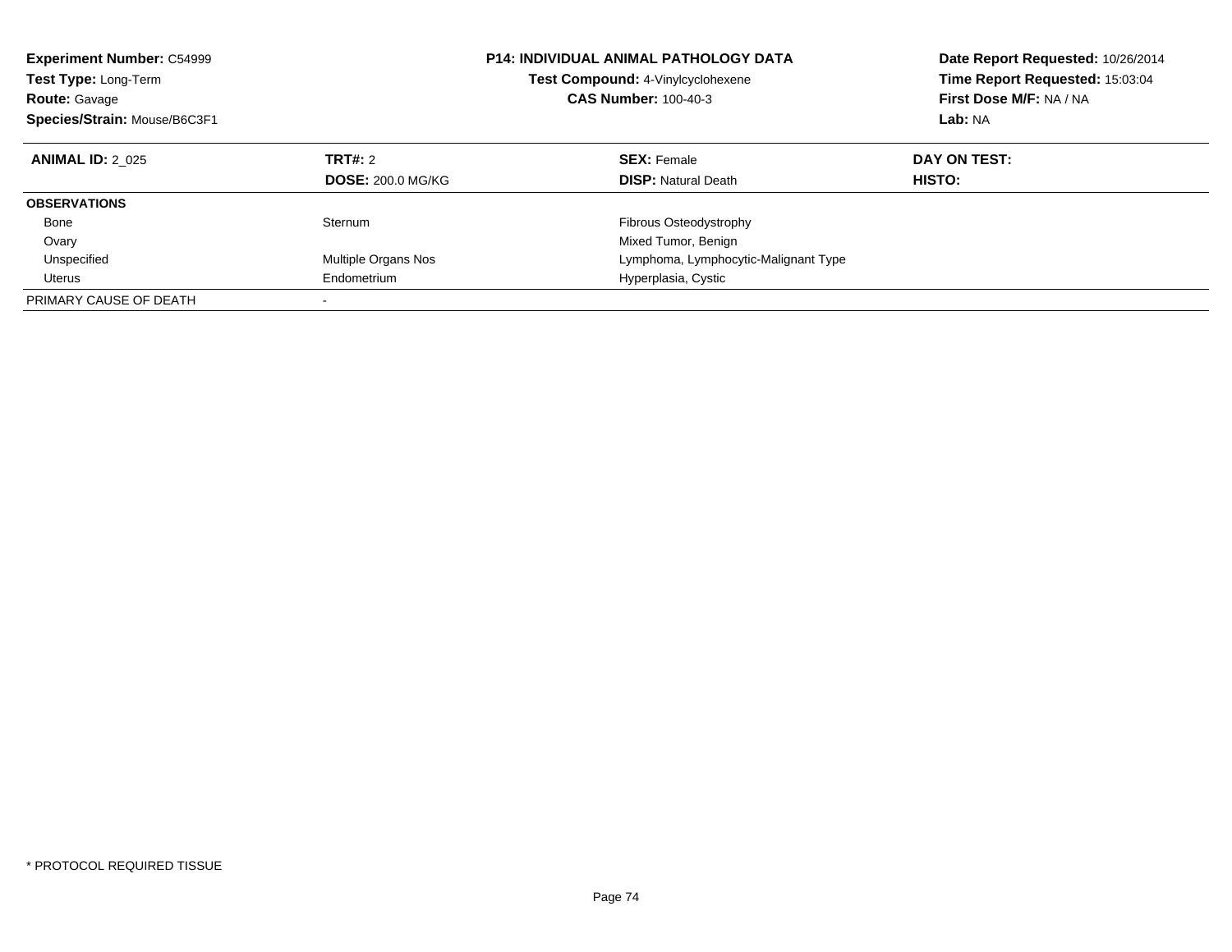**Experiment Number:** C54999
**Test Type:** Long-Term
**Route:** Gavage
**Species/Strain:** Mouse/B6C3F1

**P14: INDIVIDUAL ANIMAL PATHOLOGY DATA**
**Test Compound:** 4-Vinylcyclohexene
**CAS Number:** 100-40-3

**Date Report Requested:** 10/26/2014
**Time Report Requested:** 15:03:04
**First Dose M/F:** NA / NA
**Lab:** NA

| **ANIMAL ID:** 2_025 | **TRT#:** 2 | **SEX:** Female | **DAY ON TEST:** |
|---|---|---|---|
| | **DOSE:** 200.0 MG/KG | **DISP:** Natural Death | **HISTO:** |
| **OBSERVATIONS** | | | |
| Bone | Sternum | Fibrous Osteodystrophy | |
| Ovary | | Mixed Tumor, Benign | |
| Unspecified | Multiple Organs Nos | Lymphoma, Lymphocytic-Malignant Type | |
| Uterus | Endometrium | Hyperplasia, Cystic | |
| PRIMARY CAUSE OF DEATH | - | | |

* PROTOCOL REQUIRED TISSUE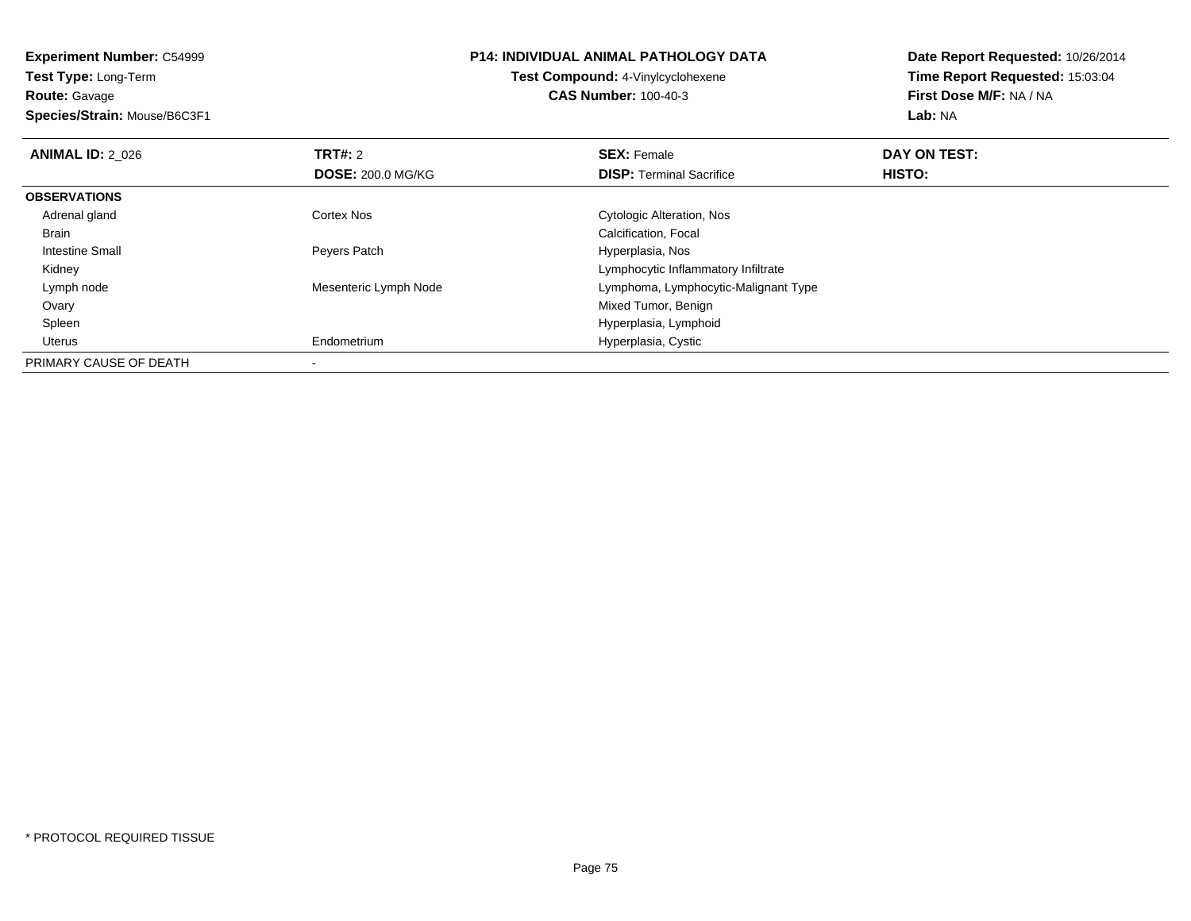**Experiment Number:** C54999
**Test Type:** Long-Term
**Route:** Gavage
**Species/Strain:** Mouse/B6C3F1

**P14: INDIVIDUAL ANIMAL PATHOLOGY DATA**
**Test Compound:** 4-Vinylcyclohexene
**CAS Number:** 100-40-3

**Date Report Requested:** 10/26/2014
**Time Report Requested:** 15:03:04
**First Dose M/F:** NA / NA
**Lab:** NA

| **ANIMAL ID:** 2_026 | **TRT#:** 2 | **SEX:** Female | **DAY ON TEST:** |
|---|---|---|---|
| | **DOSE:** 200.0 MG/KG | **DISP:** Terminal Sacrifice | **HISTO:** |
| **OBSERVATIONS** | | | |
| Adrenal gland | Cortex Nos | Cytologic Alteration, Nos | |
| Brain | | Calcification, Focal | |
| Intestine Small | Peyers Patch | Hyperplasia, Nos | |
| Kidney | | Lymphocytic Inflammatory Infiltrate | |
| Lymph node | Mesenteric Lymph Node | Lymphoma, Lymphocytic-Malignant Type | |
| Ovary | | Mixed Tumor, Benign | |
| Spleen | | Hyperplasia, Lymphoid | |
| Uterus | Endometrium | Hyperplasia, Cystic | |
| PRIMARY CAUSE OF DEATH | - | | |

* PROTOCOL REQUIRED TISSUE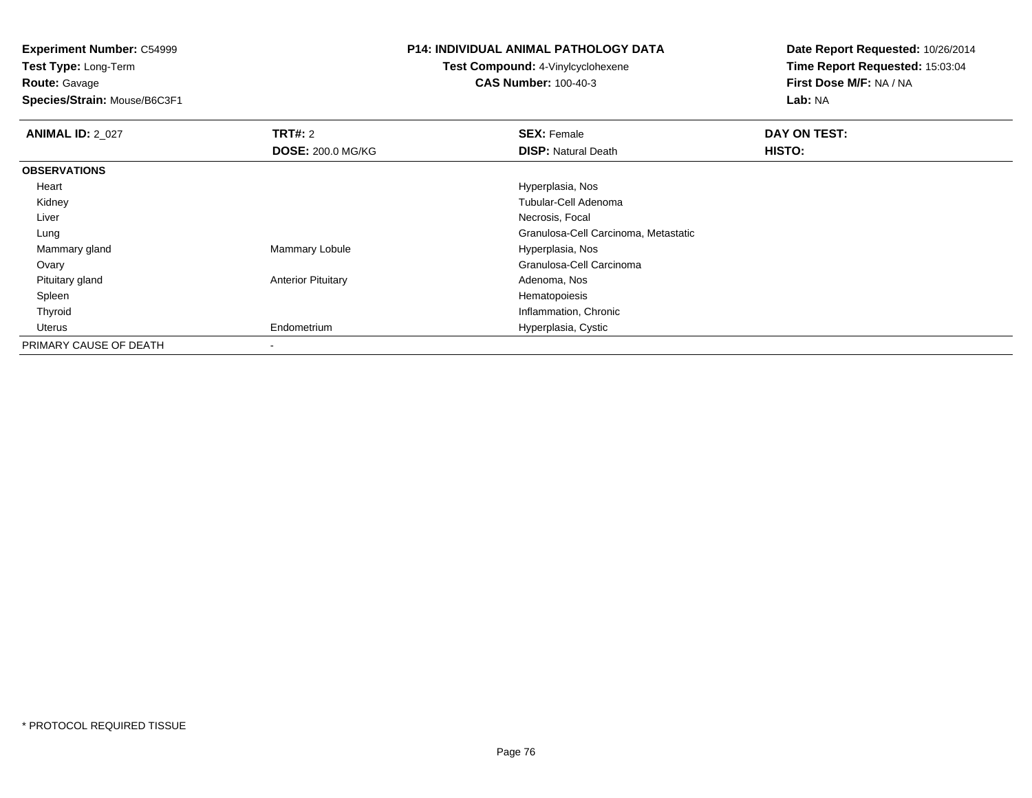**Experiment Number:** C54999
**Test Type:** Long-Term
**Route:** Gavage
**Species/Strain:** Mouse/B6C3F1

**P14: INDIVIDUAL ANIMAL PATHOLOGY DATA**
**Test Compound:** 4-Vinylcyclohexene
**CAS Number:** 100-40-3

**Date Report Requested:** 10/26/2014
**Time Report Requested:** 15:03:04
**First Dose M/F:** NA / NA
**Lab:** NA

| **ANIMAL ID:** 2_027 | **TRT#:** 2 | **SEX:** Female | **DAY ON TEST:** |
|---|---|---|---|
| | **DOSE:** 200.0 MG/KG | **DISP:** Natural Death | **HISTO:** |
| **OBSERVATIONS** | | | |
| Heart | | Hyperplasia, Nos | |
| Kidney | | Tubular-Cell Adenoma | |
| Liver | | Necrosis, Focal | |
| Lung | | Granulosa-Cell Carcinoma, Metastatic | |
| Mammary gland | Mammary Lobule | Hyperplasia, Nos | |
| Ovary | | Granulosa-Cell Carcinoma | |
| Pituitary gland | Anterior Pituitary | Adenoma, Nos | |
| Spleen | | Hematopoiesis | |
| Thyroid | | Inflammation, Chronic | |
| Uterus | Endometrium | Hyperplasia, Cystic | |
| PRIMARY CAUSE OF DEATH | - | | |

* PROTOCOL REQUIRED TISSUE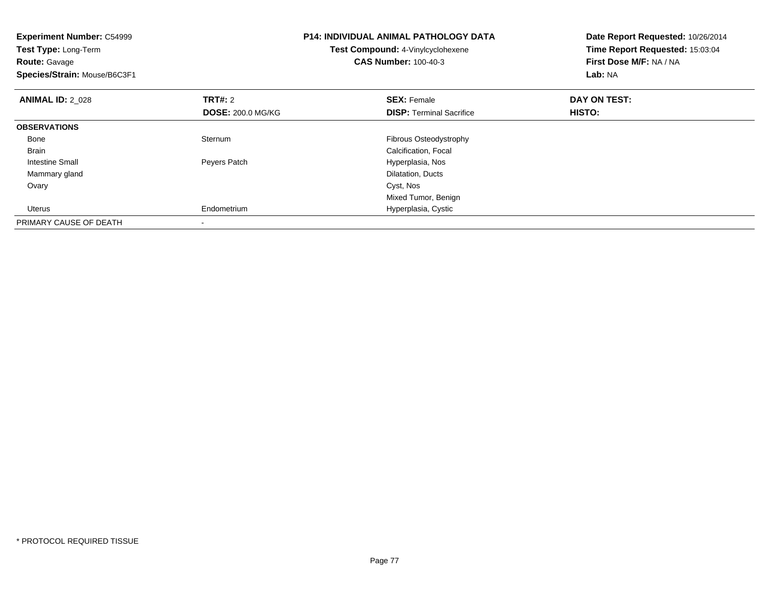**Experiment Number:** C54999
**Test Type:** Long-Term
**Route:** Gavage
**Species/Strain:** Mouse/B6C3F1

**P14: INDIVIDUAL ANIMAL PATHOLOGY DATA**
**Test Compound:** 4-Vinylcyclohexene
**CAS Number:** 100-40-3

**Date Report Requested:** 10/26/2014
**Time Report Requested:** 15:03:04
**First Dose M/F:** NA / NA
**Lab:** NA

| **ANIMAL ID:** 2_028 | **TRT#:** 2 | **SEX:** Female | **DAY ON TEST:** |
|---|---|---|---|
| | **DOSE:** 200.0 MG/KG | **DISP:** Terminal Sacrifice | **HISTO:** |
| **OBSERVATIONS** | | | |
| Bone | Sternum | Fibrous Osteodystrophy | |
| Brain | | Calcification, Focal | |
| Intestine Small | Peyers Patch | Hyperplasia, Nos | |
| Mammary gland | | Dilatation, Ducts | |
| Ovary | | Cyst, Nos | |
| | | Mixed Tumor, Benign | |
| Uterus | Endometrium | Hyperplasia, Cystic | |
| PRIMARY CAUSE OF DEATH | - | | |

* PROTOCOL REQUIRED TISSUE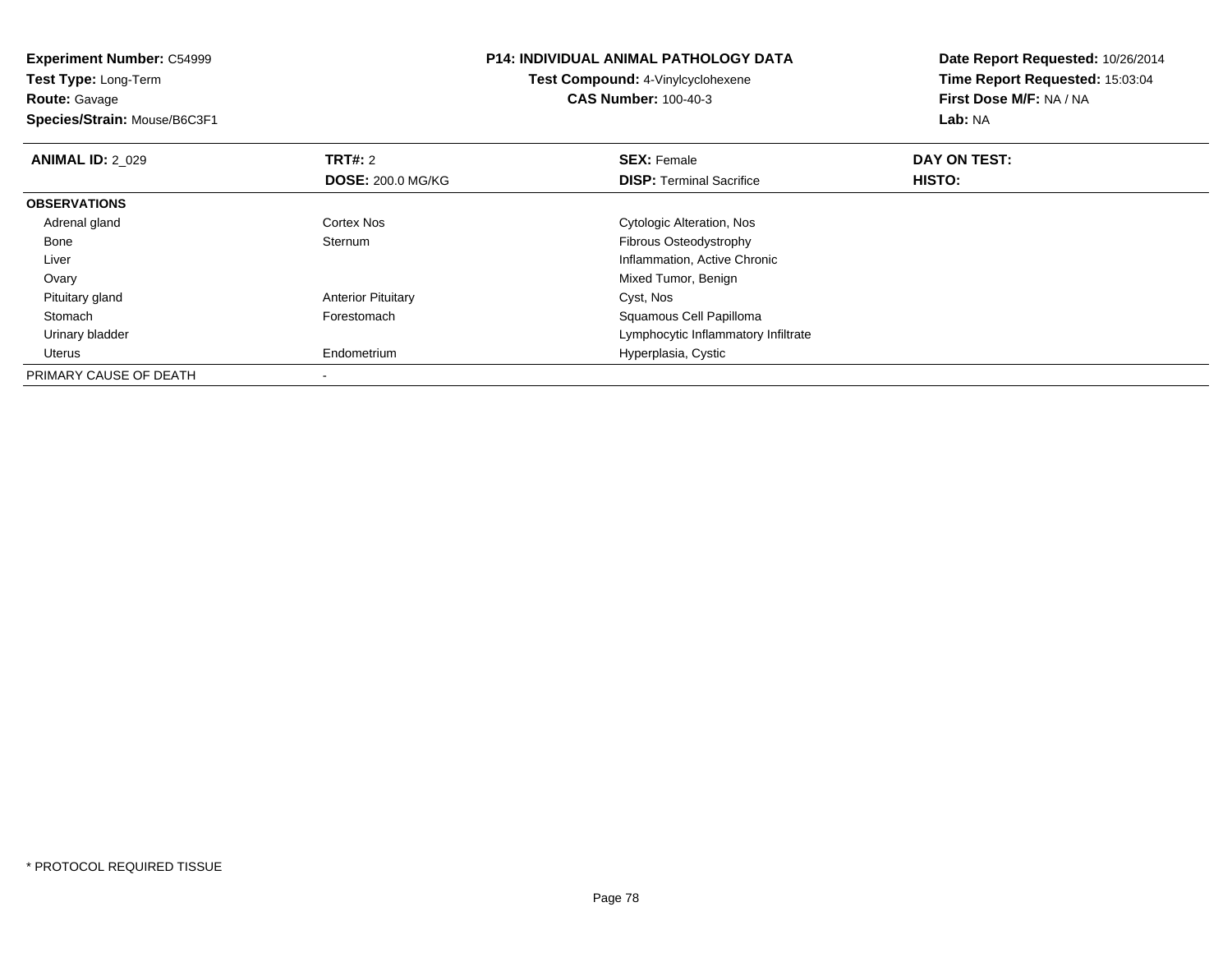**Experiment Number:** C54999
**Test Type:** Long-Term
**Route:** Gavage
**Species/Strain:** Mouse/B6C3F1

**P14: INDIVIDUAL ANIMAL PATHOLOGY DATA**
**Test Compound:** 4-Vinylcyclohexene
**CAS Number:** 100-40-3

**Date Report Requested:** 10/26/2014
**Time Report Requested:** 15:03:04
**First Dose M/F:** NA / NA
**Lab:** NA

| **ANIMAL ID:** 2_029 | **TRT#:** 2 | **SEX:** Female | **DAY ON TEST:** |
|---|---|---|---|
| | **DOSE:** 200.0 MG/KG | **DISP:** Terminal Sacrifice | **HISTO:** |
| **OBSERVATIONS** | | | |
| Adrenal gland | Cortex Nos | Cytologic Alteration, Nos | |
| Bone | Sternum | Fibrous Osteodystrophy | |
| Liver | | Inflammation, Active Chronic | |
| Ovary | | Mixed Tumor, Benign | |
| Pituitary gland | Anterior Pituitary | Cyst, Nos | |
| Stomach | Forestomach | Squamous Cell Papilloma | |
| Urinary bladder | | Lymphocytic Inflammatory Infiltrate | |
| Uterus | Endometrium | Hyperplasia, Cystic | |
| PRIMARY CAUSE OF DEATH | - | | |

* PROTOCOL REQUIRED TISSUE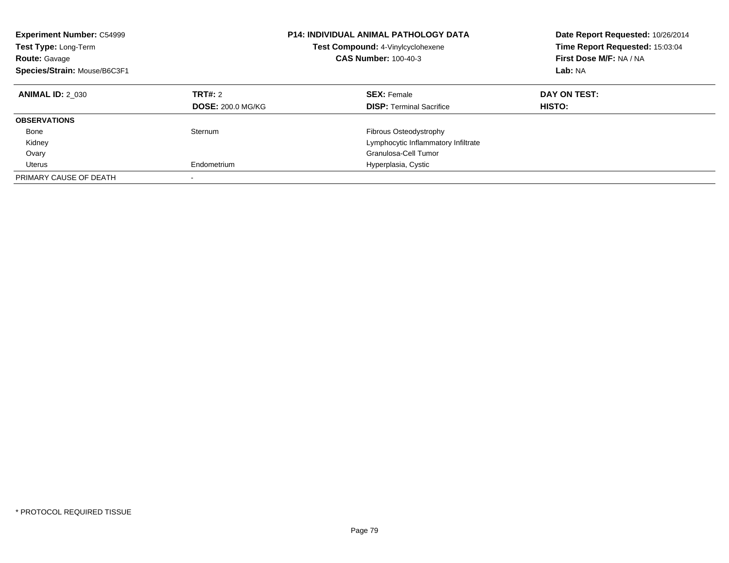**Experiment Number:** C54999
**Test Type:** Long-Term
**Route:** Gavage
**Species/Strain:** Mouse/B6C3F1

**P14: INDIVIDUAL ANIMAL PATHOLOGY DATA**
**Test Compound:** 4-Vinylcyclohexene
**CAS Number:** 100-40-3

**Date Report Requested:** 10/26/2014
**Time Report Requested:** 15:03:04
**First Dose M/F:** NA / NA
**Lab:** NA

| **ANIMAL ID:** 2_030 | **TRT#:** 2 | **SEX:** Female | **DAY ON TEST:** |
|---|---|---|---|
| | **DOSE:** 200.0 MG/KG | **DISP:** Terminal Sacrifice | **HISTO:** |
| **OBSERVATIONS** | | | |
| Bone | Sternum | Fibrous Osteodystrophy | |
| Kidney | | Lymphocytic Inflammatory Infiltrate | |
| Ovary | | Granulosa-Cell Tumor | |
| Uterus | Endometrium | Hyperplasia, Cystic | |
| PRIMARY CAUSE OF DEATH | - | | |

* PROTOCOL REQUIRED TISSUE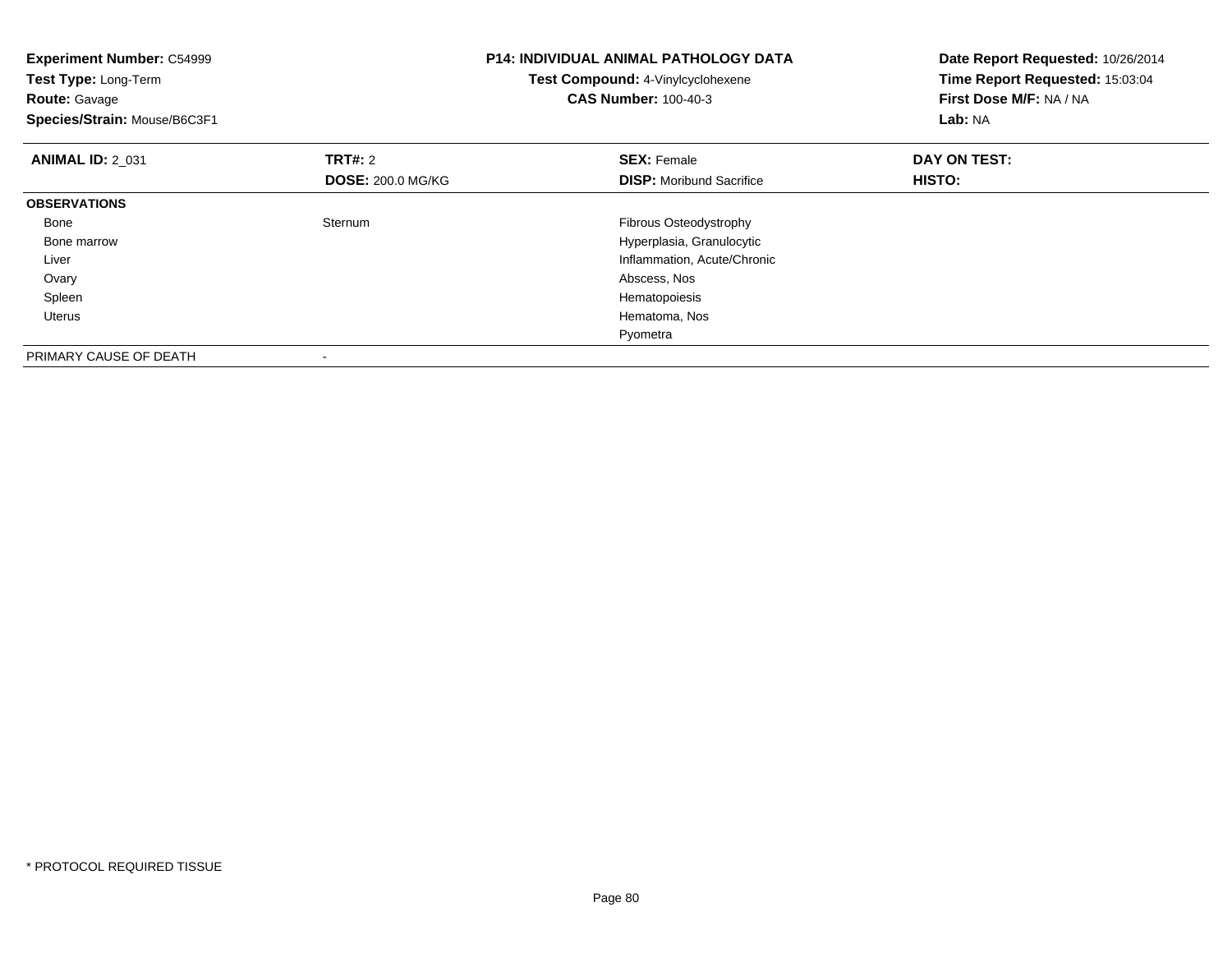**Experiment Number:** C54999
**Test Type:** Long-Term
**Route:** Gavage
**Species/Strain:** Mouse/B6C3F1

**P14: INDIVIDUAL ANIMAL PATHOLOGY DATA**
**Test Compound:** 4-Vinylcyclohexene
**CAS Number:** 100-40-3

**Date Report Requested:** 10/26/2014
**Time Report Requested:** 15:03:04
**First Dose M/F:** NA / NA
**Lab:** NA

| **ANIMAL ID:** 2_031 | **TRT#:** 2 | **SEX:** Female | **DAY ON TEST:** |
|---|---|---|---|
| | **DOSE:** 200.0 MG/KG | **DISP:** Moribund Sacrifice | **HISTO:** |
| **OBSERVATIONS** | | | |
| Bone | Sternum | Fibrous Osteodystrophy | |
| Bone marrow | | Hyperplasia, Granulocytic | |
| Liver | | Inflammation, Acute/Chronic | |
| Ovary | | Abscess, Nos | |
| Spleen | | Hematopoiesis | |
| Uterus | | Hematoma, Nos | |
| | | Pyometra | |
| PRIMARY CAUSE OF DEATH | - | | |

* PROTOCOL REQUIRED TISSUE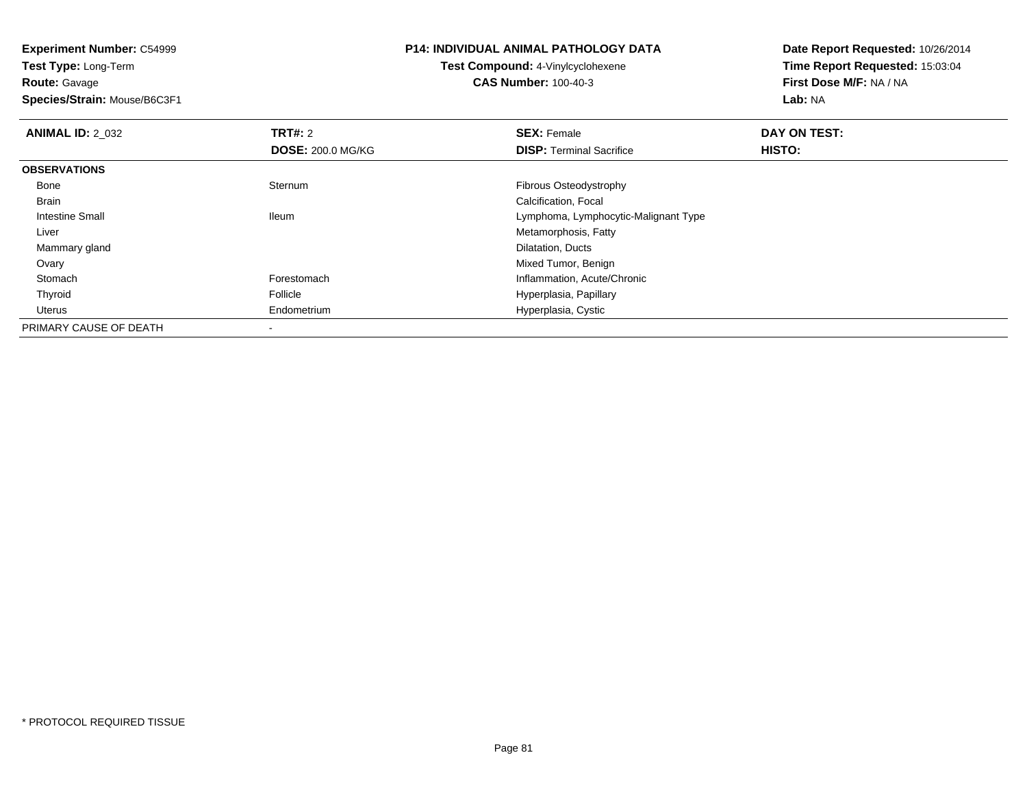**Experiment Number:** C54999
**Test Type:** Long-Term
**Route:** Gavage
**Species/Strain:** Mouse/B6C3F1

**P14: INDIVIDUAL ANIMAL PATHOLOGY DATA**
**Test Compound:** 4-Vinylcyclohexene
**CAS Number:** 100-40-3

**Date Report Requested:** 10/26/2014
**Time Report Requested:** 15:03:04
**First Dose M/F:** NA / NA
**Lab:** NA

| **ANIMAL ID:** 2_032 | **TRT#:** 2 | **SEX:** Female | **DAY ON TEST:** |
|---|---|---|---|
| | **DOSE:** 200.0 MG/KG | **DISP:** Terminal Sacrifice | **HISTO:** |
| **OBSERVATIONS** | | | |
| Bone | Sternum | Fibrous Osteodystrophy | |
| Brain | | Calcification, Focal | |
| Intestine Small | Ileum | Lymphoma, Lymphocytic-Malignant Type | |
| Liver | | Metamorphosis, Fatty | |
| Mammary gland | | Dilatation, Ducts | |
| Ovary | | Mixed Tumor, Benign | |
| Stomach | Forestomach | Inflammation, Acute/Chronic | |
| Thyroid | Follicle | Hyperplasia, Papillary | |
| Uterus | Endometrium | Hyperplasia, Cystic | |
| PRIMARY CAUSE OF DEATH | - | | |

* PROTOCOL REQUIRED TISSUE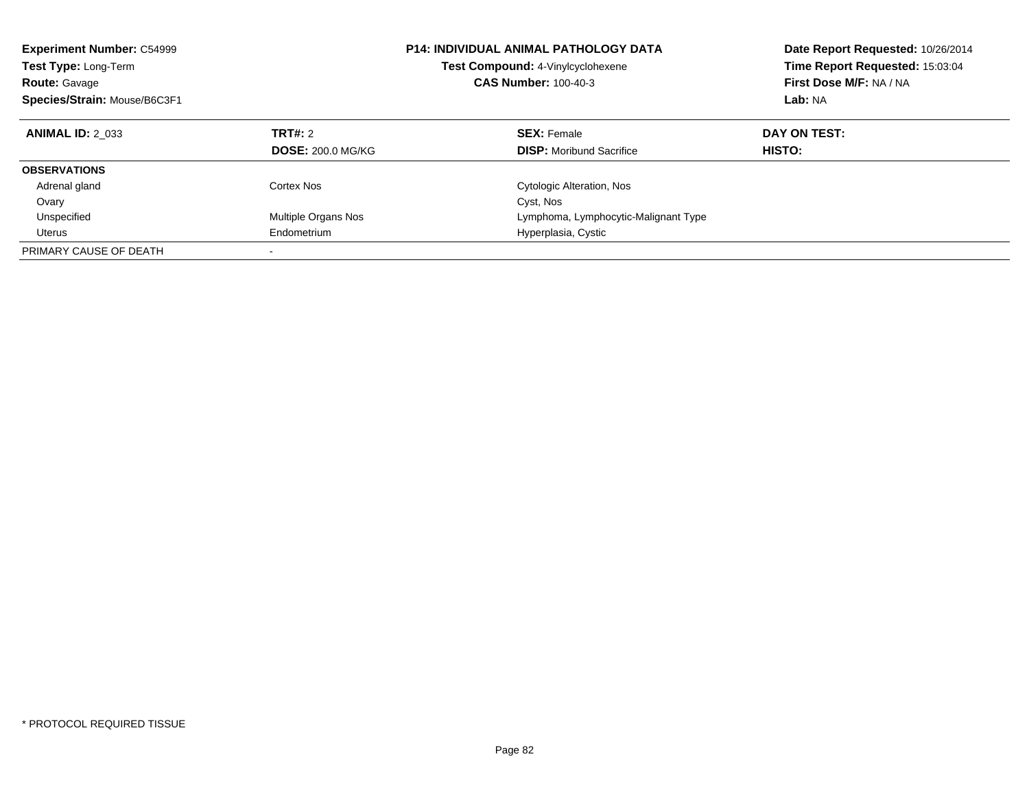**Experiment Number:** C54999
**Test Type:** Long-Term
**Route:** Gavage
**Species/Strain:** Mouse/B6C3F1

**P14: INDIVIDUAL ANIMAL PATHOLOGY DATA**
**Test Compound:** 4-Vinylcyclohexene
**CAS Number:** 100-40-3

**Date Report Requested:** 10/26/2014
**Time Report Requested:** 15:03:04
**First Dose M/F:** NA / NA
**Lab:** NA

| **ANIMAL ID:** 2_033 | **TRT#:** 2 | **SEX:** Female | **DAY ON TEST:** |
|---|---|---|---|
| | **DOSE:** 200.0 MG/KG | **DISP:** Moribund Sacrifice | **HISTO:** |
| **OBSERVATIONS** | | | |
| Adrenal gland | Cortex Nos | Cytologic Alteration, Nos | |
| Ovary | | Cyst, Nos | |
| Unspecified | Multiple Organs Nos | Lymphoma, Lymphocytic-Malignant Type | |
| Uterus | Endometrium | Hyperplasia, Cystic | |
| PRIMARY CAUSE OF DEATH | - | | |

* PROTOCOL REQUIRED TISSUE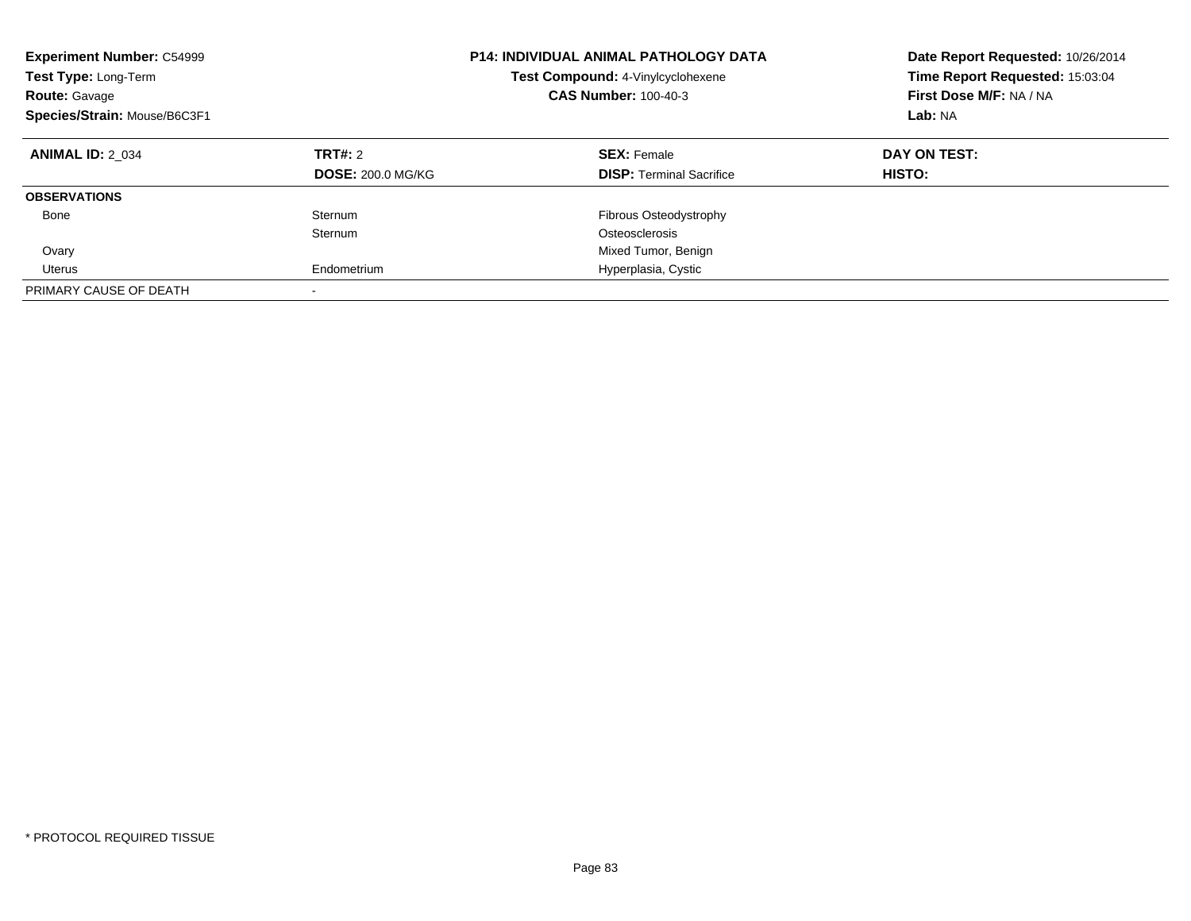**Experiment Number:** C54999
**Test Type:** Long-Term
**Route:** Gavage
**Species/Strain:** Mouse/B6C3F1

**P14: INDIVIDUAL ANIMAL PATHOLOGY DATA**
**Test Compound:** 4-Vinylcyclohexene
**CAS Number:** 100-40-3

**Date Report Requested:** 10/26/2014
**Time Report Requested:** 15:03:04
**First Dose M/F:** NA / NA
**Lab:** NA

| **ANIMAL ID:** 2_034 | **TRT#:** 2 | **SEX:** Female | **DAY ON TEST:** |
|---|---|---|---|
| | **DOSE:** 200.0 MG/KG | **DISP:** Terminal Sacrifice | **HISTO:** |
| **OBSERVATIONS** | | | |
| Bone | Sternum | Fibrous Osteodystrophy | |
| | Sternum | Osteosclerosis | |
| Ovary | | Mixed Tumor, Benign | |
| Uterus | Endometrium | Hyperplasia, Cystic | |
| PRIMARY CAUSE OF DEATH | - | | |

* PROTOCOL REQUIRED TISSUE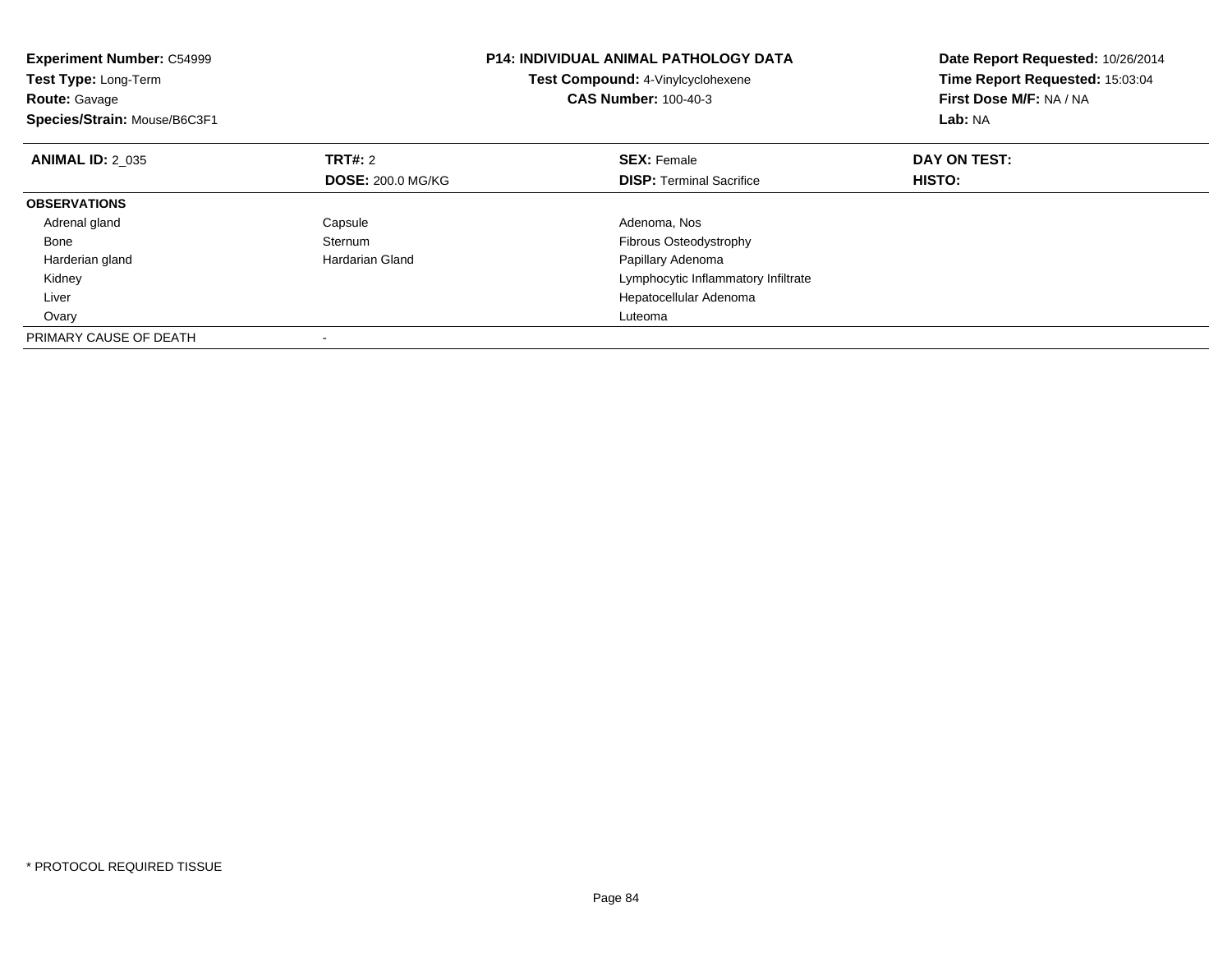**Experiment Number:** C54999
**Test Type:** Long-Term
**Route:** Gavage
**Species/Strain:** Mouse/B6C3F1

**P14: INDIVIDUAL ANIMAL PATHOLOGY DATA**
**Test Compound:** 4-Vinylcyclohexene
**CAS Number:** 100-40-3

**Date Report Requested:** 10/26/2014
**Time Report Requested:** 15:03:04
**First Dose M/F:** NA / NA
**Lab:** NA

| **ANIMAL ID:** 2_035 | **TRT#:** 2 | **SEX:** Female | **DAY ON TEST:** |
|---|---|---|---|
| | **DOSE:** 200.0 MG/KG | **DISP:** Terminal Sacrifice | **HISTO:** |
| **OBSERVATIONS** | | | |
| Adrenal gland | Capsule | Adenoma, Nos | |
| Bone | Sternum | Fibrous Osteodystrophy | |
| Harderian gland | Hardarian Gland | Papillary Adenoma | |
| Kidney | | Lymphocytic Inflammatory Infiltrate | |
| Liver | | Hepatocellular Adenoma | |
| Ovary | | Luteoma | |
| PRIMARY CAUSE OF DEATH | - | | |

* PROTOCOL REQUIRED TISSUE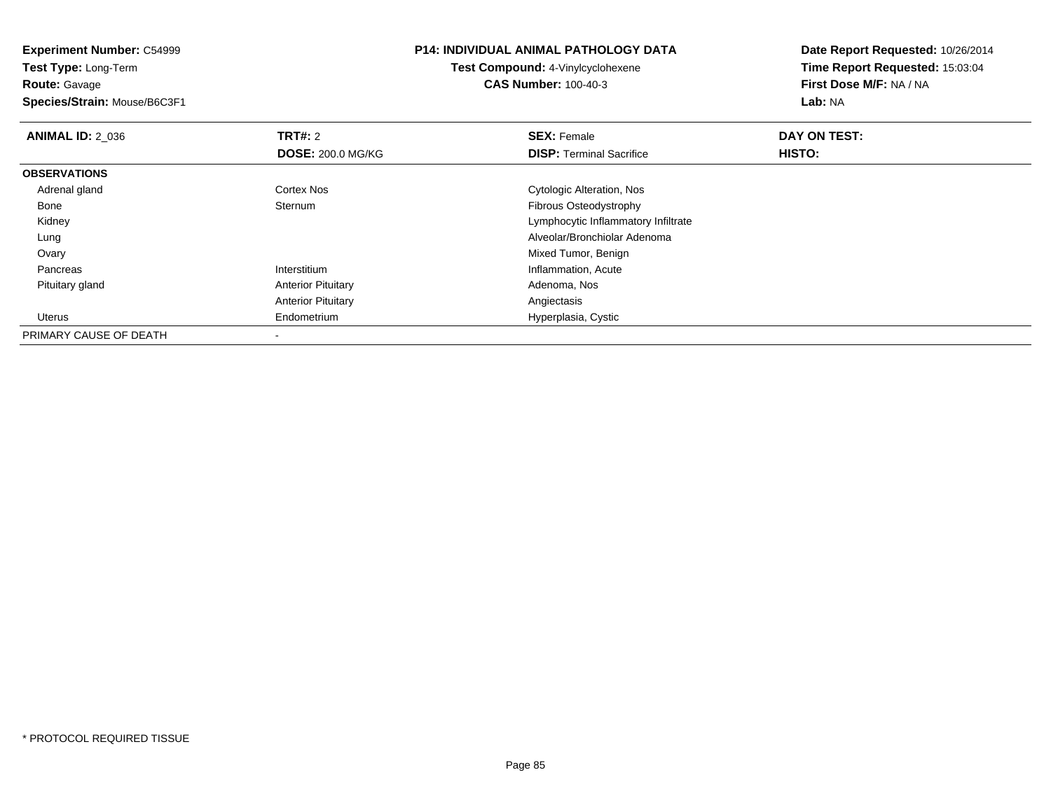**Experiment Number:** C54999
**Test Type:** Long-Term
**Route:** Gavage
**Species/Strain:** Mouse/B6C3F1

**P14: INDIVIDUAL ANIMAL PATHOLOGY DATA**
**Test Compound:** 4-Vinylcyclohexene
**CAS Number:** 100-40-3

**Date Report Requested:** 10/26/2014
**Time Report Requested:** 15:03:04
**First Dose M/F:** NA / NA
**Lab:** NA

| **ANIMAL ID:** 2_036 | **TRT#:** 2 | **SEX:** Female | **DAY ON TEST:** |
|---|---|---|---|
| | **DOSE:** 200.0 MG/KG | **DISP:** Terminal Sacrifice | **HISTO:** |
| **OBSERVATIONS** | | | |
| Adrenal gland | Cortex Nos | Cytologic Alteration, Nos | |
| Bone | Sternum | Fibrous Osteodystrophy | |
| Kidney | | Lymphocytic Inflammatory Infiltrate | |
| Lung | | Alveolar/Bronchiolar Adenoma | |
| Ovary | | Mixed Tumor, Benign | |
| Pancreas | Interstitium | Inflammation, Acute | |
| Pituitary gland | Anterior Pituitary | Adenoma, Nos | |
| | Anterior Pituitary | Angiectasis | |
| Uterus | Endometrium | Hyperplasia, Cystic | |
| PRIMARY CAUSE OF DEATH | - | | |

* PROTOCOL REQUIRED TISSUE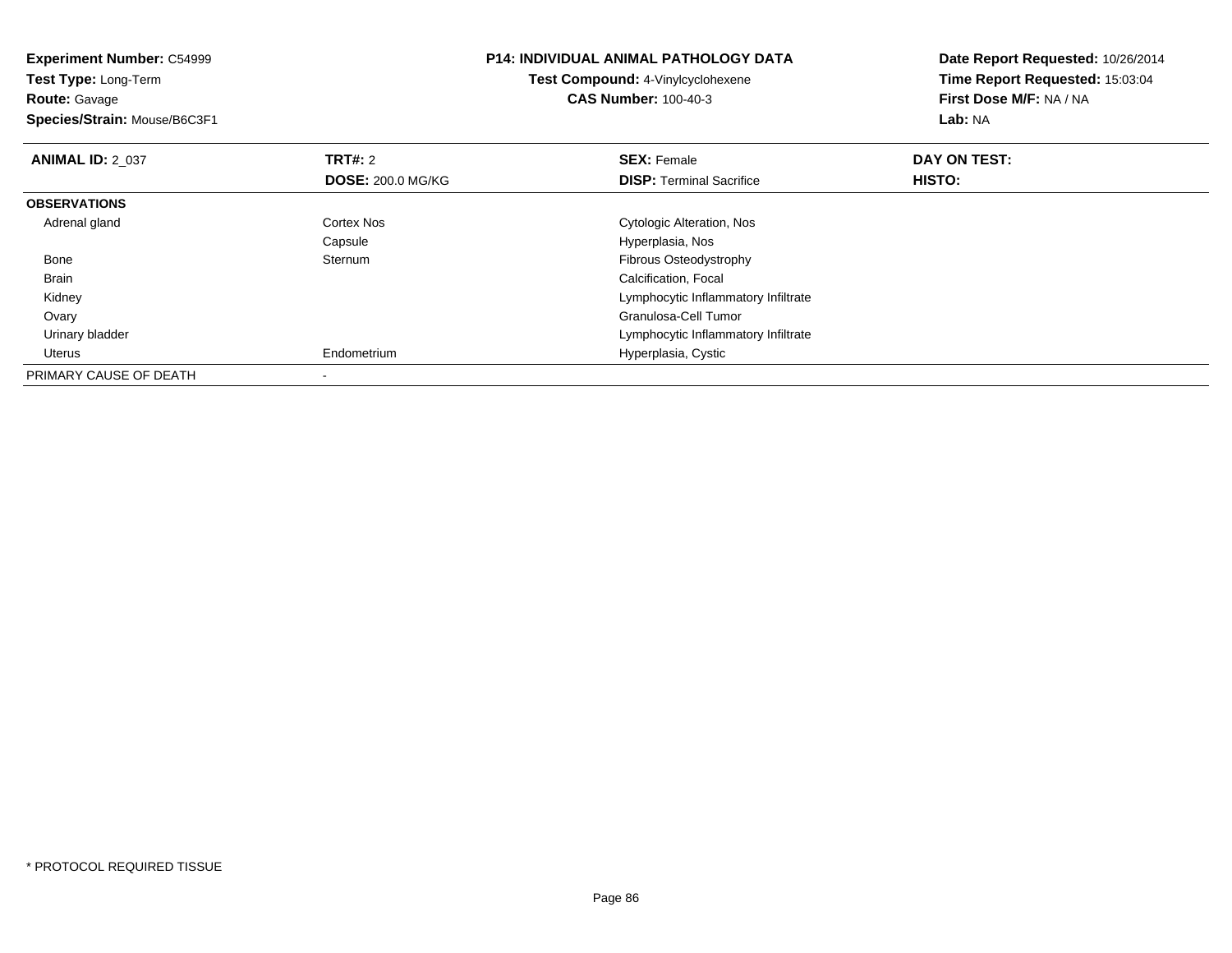**Experiment Number:** C54999
**Test Type:** Long-Term
**Route:** Gavage
**Species/Strain:** Mouse/B6C3F1

**P14: INDIVIDUAL ANIMAL PATHOLOGY DATA**
**Test Compound:** 4-Vinylcyclohexene
**CAS Number:** 100-40-3

**Date Report Requested:** 10/26/2014
**Time Report Requested:** 15:03:04
**First Dose M/F:** NA / NA
**Lab:** NA

| **ANIMAL ID:** 2_037 | **TRT#:** 2 | **SEX:** Female | **DAY ON TEST:** |
|---|---|---|---|
| | **DOSE:** 200.0 MG/KG | **DISP:** Terminal Sacrifice | **HISTO:** |
| **OBSERVATIONS** | | | |
| Adrenal gland | Cortex Nos | Cytologic Alteration, Nos | |
| | Capsule | Hyperplasia, Nos | |
| Bone | Sternum | Fibrous Osteodystrophy | |
| Brain | | Calcification, Focal | |
| Kidney | | Lymphocytic Inflammatory Infiltrate | |
| Ovary | | Granulosa-Cell Tumor | |
| Urinary bladder | | Lymphocytic Inflammatory Infiltrate | |
| Uterus | Endometrium | Hyperplasia, Cystic | |
| PRIMARY CAUSE OF DEATH | - | | |

* PROTOCOL REQUIRED TISSUE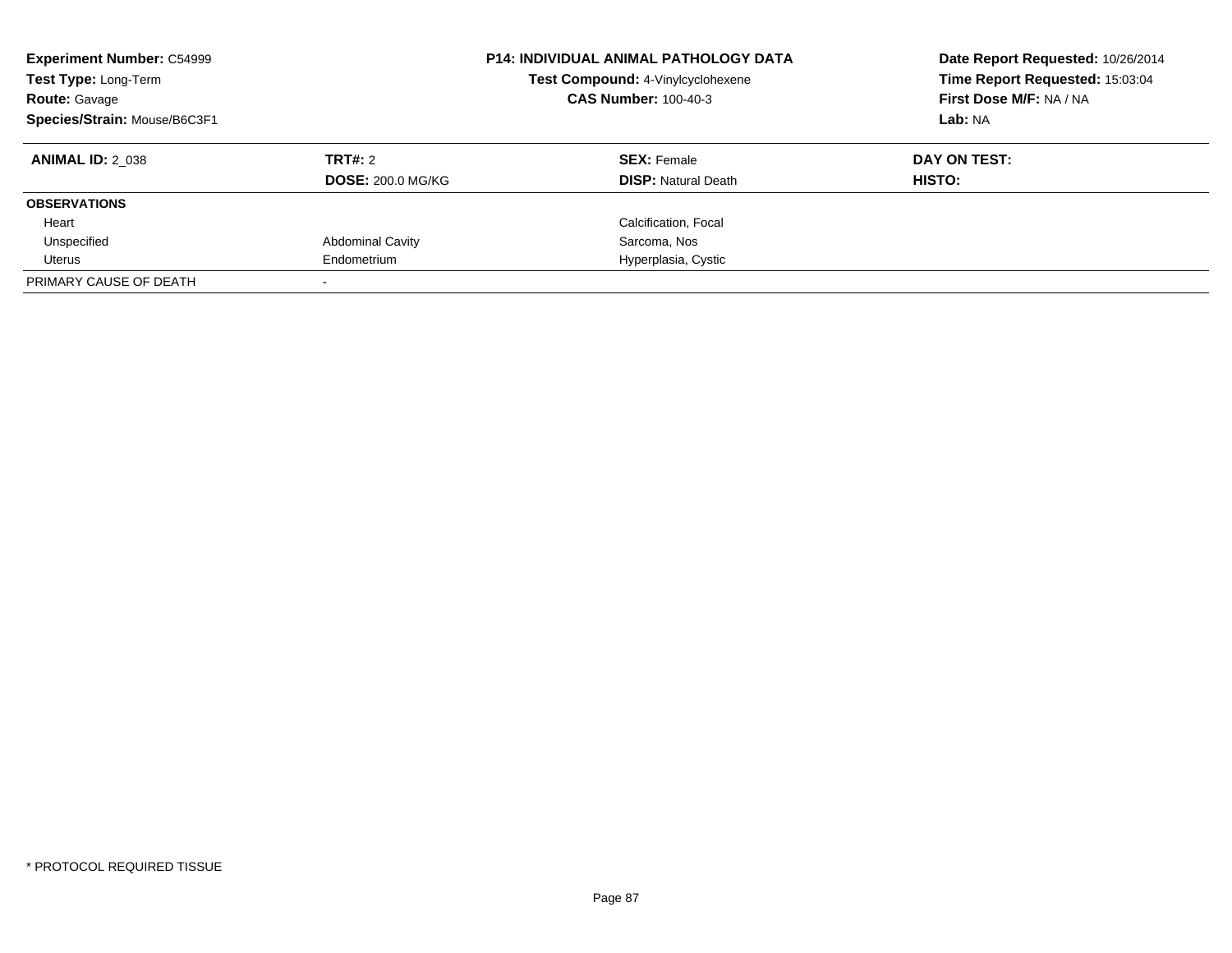**Experiment Number:** C54999
**Test Type:** Long-Term
**Route:** Gavage
**Species/Strain:** Mouse/B6C3F1

**P14: INDIVIDUAL ANIMAL PATHOLOGY DATA**
**Test Compound:** 4-Vinylcyclohexene
**CAS Number:** 100-40-3

**Date Report Requested:** 10/26/2014
**Time Report Requested:** 15:03:04
**First Dose M/F:** NA / NA
**Lab:** NA

| **ANIMAL ID:** 2_038 | **TRT#:** 2 | **SEX:** Female | **DAY ON TEST:** |
|---|---|---|---|
| | **DOSE:** 200.0 MG/KG | **DISP:** Natural Death | **HISTO:** |
| **OBSERVATIONS** | | | |
| Heart | | Calcification, Focal | |
| Unspecified | Abdominal Cavity | Sarcoma, Nos | |
| Uterus | Endometrium | Hyperplasia, Cystic | |
| PRIMARY CAUSE OF DEATH | - | | |

* PROTOCOL REQUIRED TISSUE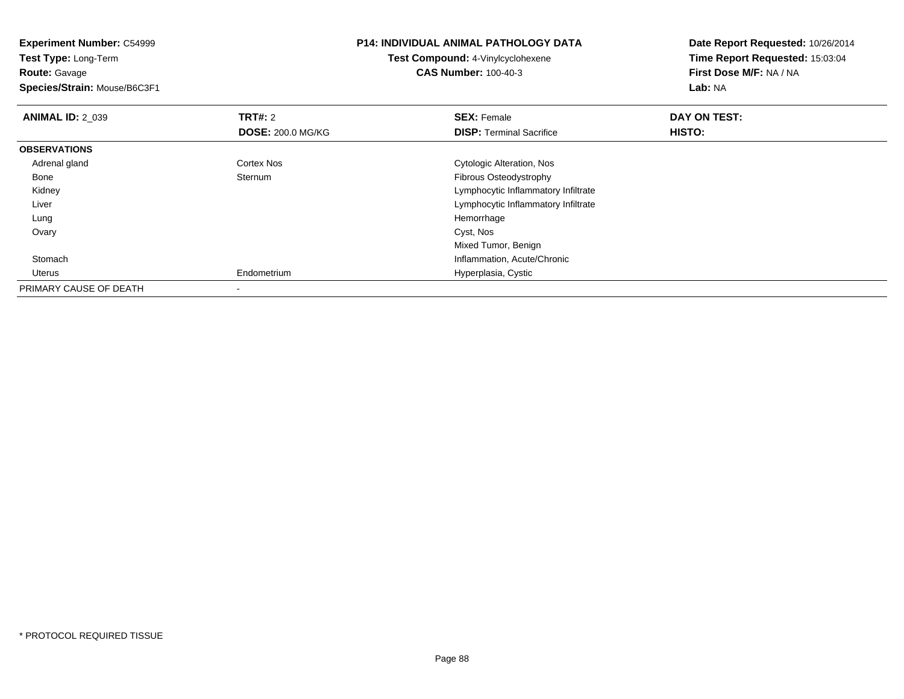**Experiment Number:** C54999
**Test Type:** Long-Term
**Route:** Gavage
**Species/Strain:** Mouse/B6C3F1

**P14: INDIVIDUAL ANIMAL PATHOLOGY DATA**
**Test Compound:** 4-Vinylcyclohexene
**CAS Number:** 100-40-3

**Date Report Requested:** 10/26/2014
**Time Report Requested:** 15:03:04
**First Dose M/F:** NA / NA
**Lab:** NA

| **ANIMAL ID:** 2_039 | **TRT#:** 2 | **SEX:** Female | **DAY ON TEST:** |
|---|---|---|---|
| | **DOSE:** 200.0 MG/KG | **DISP:** Terminal Sacrifice | **HISTO:** |
| **OBSERVATIONS** | | | |
| Adrenal gland | Cortex Nos | Cytologic Alteration, Nos | |
| Bone | Sternum | Fibrous Osteodystrophy | |
| Kidney | | Lymphocytic Inflammatory Infiltrate | |
| Liver | | Lymphocytic Inflammatory Infiltrate | |
| Lung | | Hemorrhage | |
| Ovary | | Cyst, Nos | |
| | | Mixed Tumor, Benign | |
| Stomach | | Inflammation, Acute/Chronic | |
| Uterus | Endometrium | Hyperplasia, Cystic | |
| PRIMARY CAUSE OF DEATH | - | | |

* PROTOCOL REQUIRED TISSUE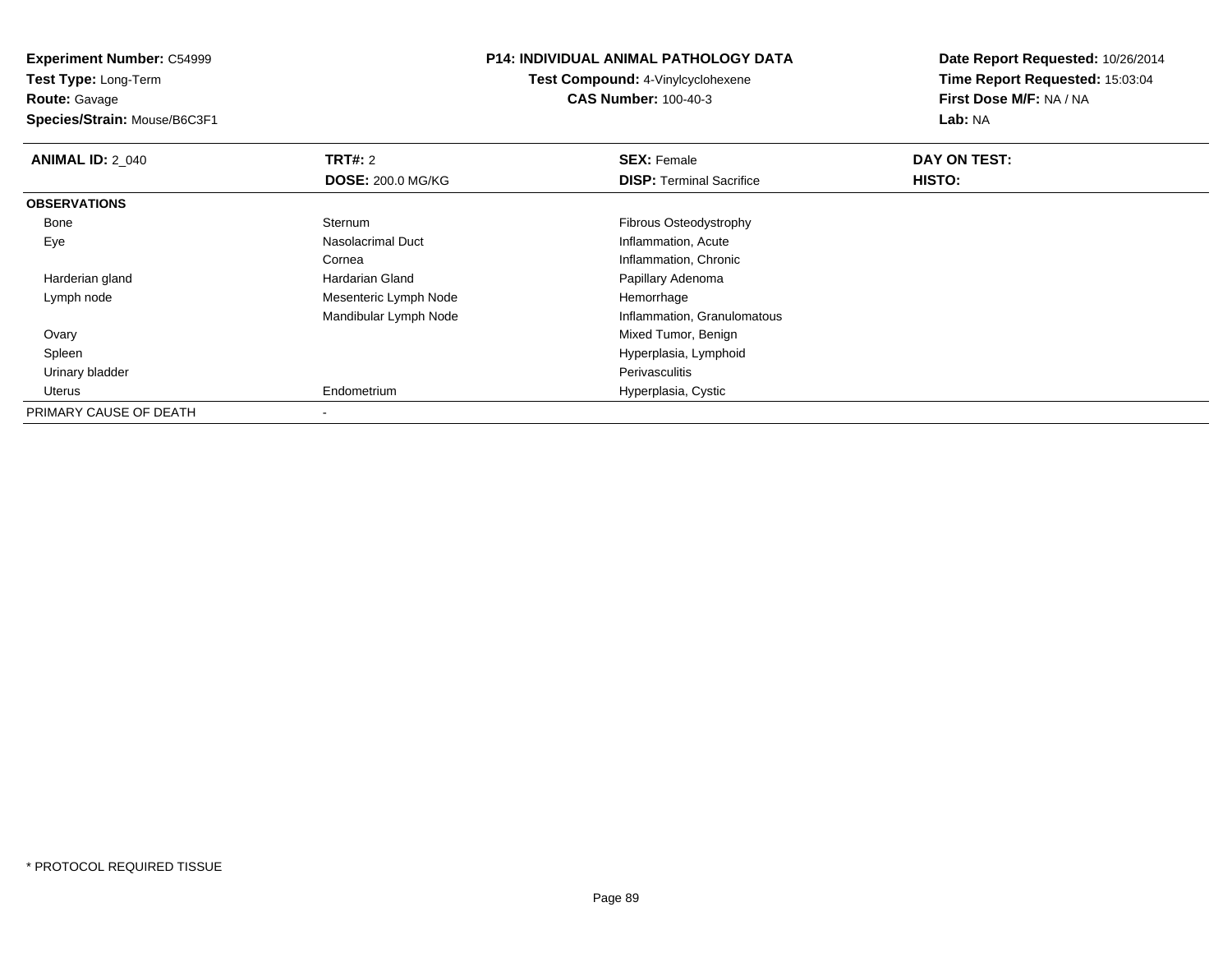**Experiment Number:** C54999
**Test Type:** Long-Term
**Route:** Gavage
**Species/Strain:** Mouse/B6C3F1

**P14: INDIVIDUAL ANIMAL PATHOLOGY DATA**
**Test Compound:** 4-Vinylcyclohexene
**CAS Number:** 100-40-3

**Date Report Requested:** 10/26/2014
**Time Report Requested:** 15:03:04
**First Dose M/F:** NA / NA
**Lab:** NA

| **ANIMAL ID:** 2_040 | **TRT#:** 2 | **SEX:** Female | **DAY ON TEST:** |
|---|---|---|---|
| | **DOSE:** 200.0 MG/KG | **DISP:** Terminal Sacrifice | **HISTO:** |
| **OBSERVATIONS** | | | |
| Bone | Sternum | Fibrous Osteodystrophy | |
| Eye | Nasolacrimal Duct | Inflammation, Acute | |
| | Cornea | Inflammation, Chronic | |
| Harderian gland | Hardarian Gland | Papillary Adenoma | |
| Lymph node | Mesenteric Lymph Node | Hemorrhage | |
| | Mandibular Lymph Node | Inflammation, Granulomatous | |
| Ovary | | Mixed Tumor, Benign | |
| Spleen | | Hyperplasia, Lymphoid | |
| Urinary bladder | | Perivasculitis | |
| Uterus | Endometrium | Hyperplasia, Cystic | |
| PRIMARY CAUSE OF DEATH | - | | |

* PROTOCOL REQUIRED TISSUE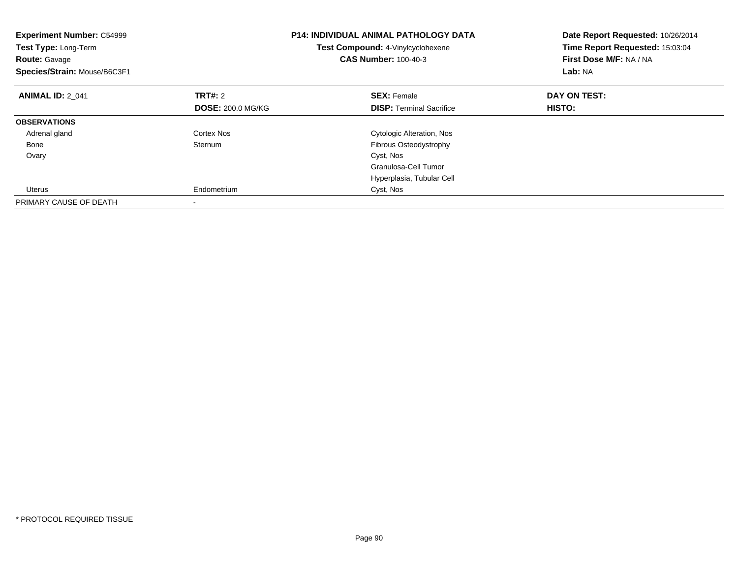**Experiment Number:** C54999
**Test Type:** Long-Term
**Route:** Gavage
**Species/Strain:** Mouse/B6C3F1

**P14: INDIVIDUAL ANIMAL PATHOLOGY DATA**
**Test Compound:** 4-Vinylcyclohexene
**CAS Number:** 100-40-3

**Date Report Requested:** 10/26/2014
**Time Report Requested:** 15:03:04
**First Dose M/F:** NA / NA
**Lab:** NA

| **ANIMAL ID:** 2_041 | **TRT#:** 2 | **SEX:** Female | **DAY ON TEST:** |
|---|---|---|---|
| | **DOSE:** 200.0 MG/KG | **DISP:** Terminal Sacrifice | **HISTO:** |
| **OBSERVATIONS** | | | |
| Adrenal gland | Cortex Nos | Cytologic Alteration, Nos | |
| Bone | Sternum | Fibrous Osteodystrophy | |
| Ovary | | Cyst, Nos | |
| | | Granulosa-Cell Tumor | |
| | | Hyperplasia, Tubular Cell | |
| Uterus | Endometrium | Cyst, Nos | |
| PRIMARY CAUSE OF DEATH | - | | |

* PROTOCOL REQUIRED TISSUE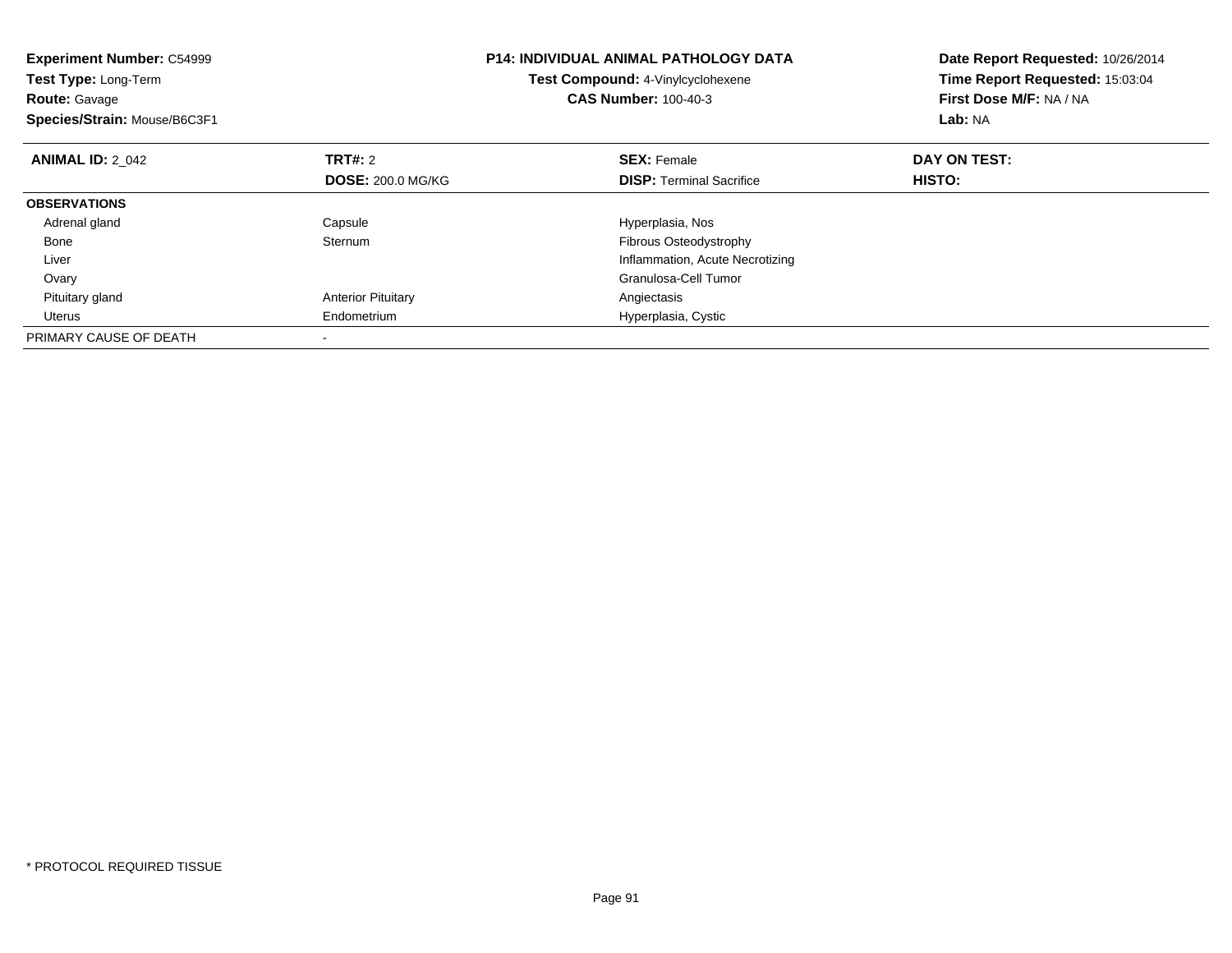**Experiment Number:** C54999
**Test Type:** Long-Term
**Route:** Gavage
**Species/Strain:** Mouse/B6C3F1

**P14: INDIVIDUAL ANIMAL PATHOLOGY DATA**
**Test Compound:** 4-Vinylcyclohexene
**CAS Number:** 100-40-3

**Date Report Requested:** 10/26/2014
**Time Report Requested:** 15:03:04
**First Dose M/F:** NA / NA
**Lab:** NA

| **ANIMAL ID:** 2_042 | **TRT#:** 2 | **SEX:** Female | **DAY ON TEST:** |
|---|---|---|---|
| | **DOSE:** 200.0 MG/KG | **DISP:** Terminal Sacrifice | **HISTO:** |
| **OBSERVATIONS** | | | |
| Adrenal gland | Capsule | Hyperplasia, Nos | |
| Bone | Sternum | Fibrous Osteodystrophy | |
| Liver | | Inflammation, Acute Necrotizing | |
| Ovary | | Granulosa-Cell Tumor | |
| Pituitary gland | Anterior Pituitary | Angiectasis | |
| Uterus | Endometrium | Hyperplasia, Cystic | |
| PRIMARY CAUSE OF DEATH | - | | |

\* PROTOCOL REQUIRED TISSUE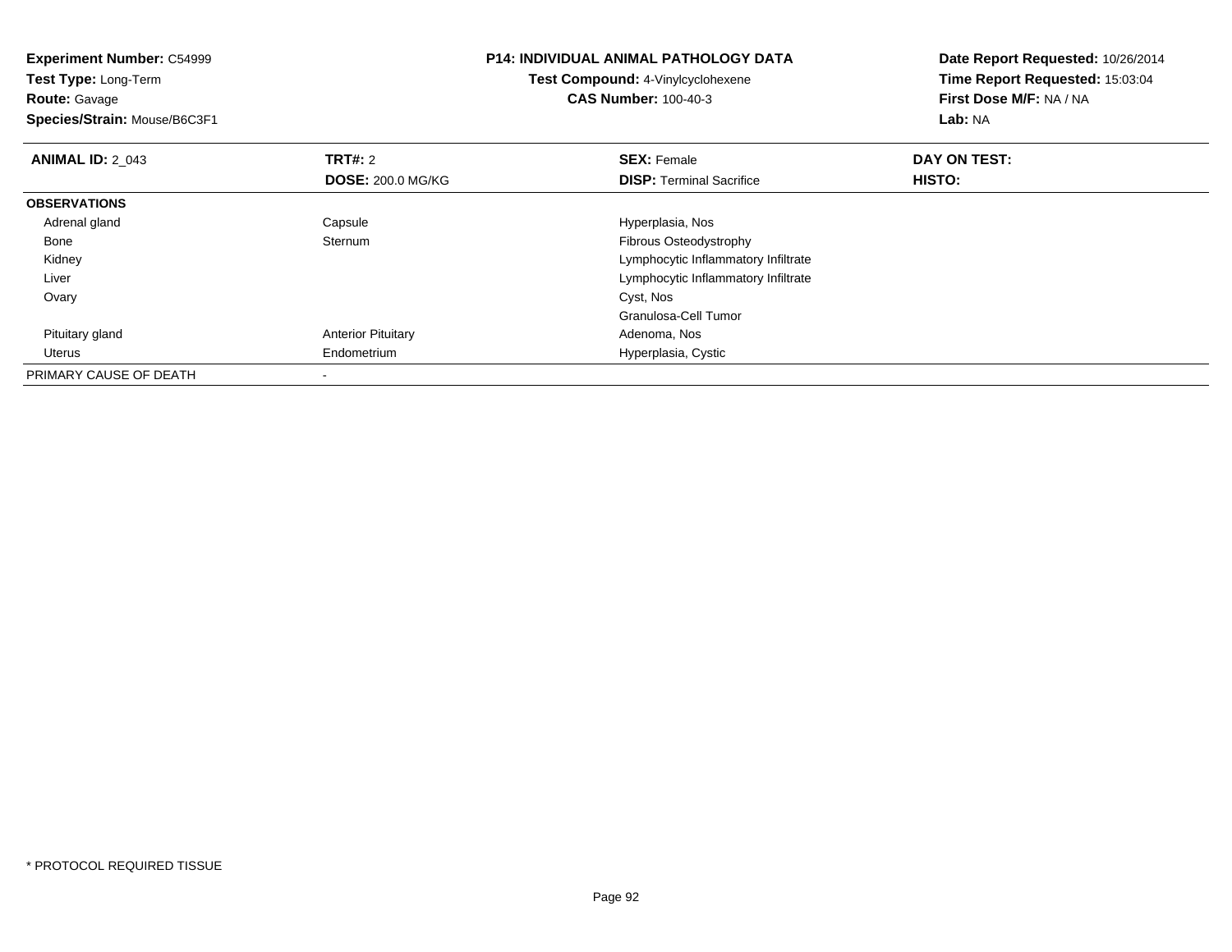**Experiment Number:** C54999
**Test Type:** Long-Term
**Route:** Gavage
**Species/Strain:** Mouse/B6C3F1

**P14: INDIVIDUAL ANIMAL PATHOLOGY DATA**
**Test Compound:** 4-Vinylcyclohexene
**CAS Number:** 100-40-3

**Date Report Requested:** 10/26/2014
**Time Report Requested:** 15:03:04
**First Dose M/F:** NA / NA
**Lab:** NA

| **ANIMAL ID:** 2_043 | **TRT#:** 2 | **SEX:** Female | **DAY ON TEST:** |
|---|---|---|---|
| | **DOSE:** 200.0 MG/KG | **DISP:** Terminal Sacrifice | **HISTO:** |
| **OBSERVATIONS** | | | |
| Adrenal gland | Capsule | Hyperplasia, Nos | |
| Bone | Sternum | Fibrous Osteodystrophy | |
| Kidney | | Lymphocytic Inflammatory Infiltrate | |
| Liver | | Lymphocytic Inflammatory Infiltrate | |
| Ovary | | Cyst, Nos | |
| | | Granulosa-Cell Tumor | |
| Pituitary gland | Anterior Pituitary | Adenoma, Nos | |
| Uterus | Endometrium | Hyperplasia, Cystic | |
| PRIMARY CAUSE OF DEATH | - | | |

\* PROTOCOL REQUIRED TISSUE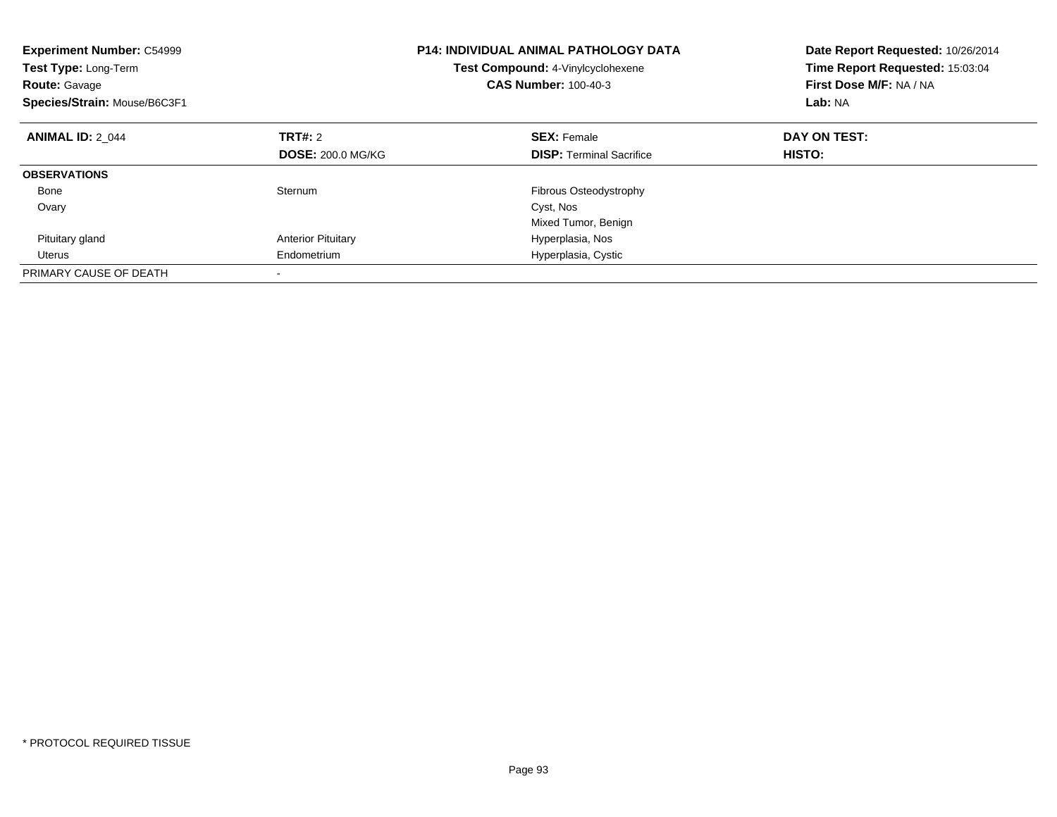**Experiment Number:** C54999
**Test Type:** Long-Term
**Route:** Gavage
**Species/Strain:** Mouse/B6C3F1

**P14: INDIVIDUAL ANIMAL PATHOLOGY DATA**
**Test Compound:** 4-Vinylcyclohexene
**CAS Number:** 100-40-3

**Date Report Requested:** 10/26/2014
**Time Report Requested:** 15:03:04
**First Dose M/F:** NA / NA
**Lab:** NA

| **ANIMAL ID:** 2_044 | **TRT#:** 2 | **SEX:** Female | **DAY ON TEST:** |
|---|---|---|---|
| | **DOSE:** 200.0 MG/KG | **DISP:** Terminal Sacrifice | **HISTO:** |
| **OBSERVATIONS** | | | |
| Bone | Sternum | Fibrous Osteodystrophy | |
| Ovary | | Cyst, Nos | |
| | | Mixed Tumor, Benign | |
| Pituitary gland | Anterior Pituitary | Hyperplasia, Nos | |
| Uterus | Endometrium | Hyperplasia, Cystic | |
| PRIMARY CAUSE OF DEATH | - | | |

* PROTOCOL REQUIRED TISSUE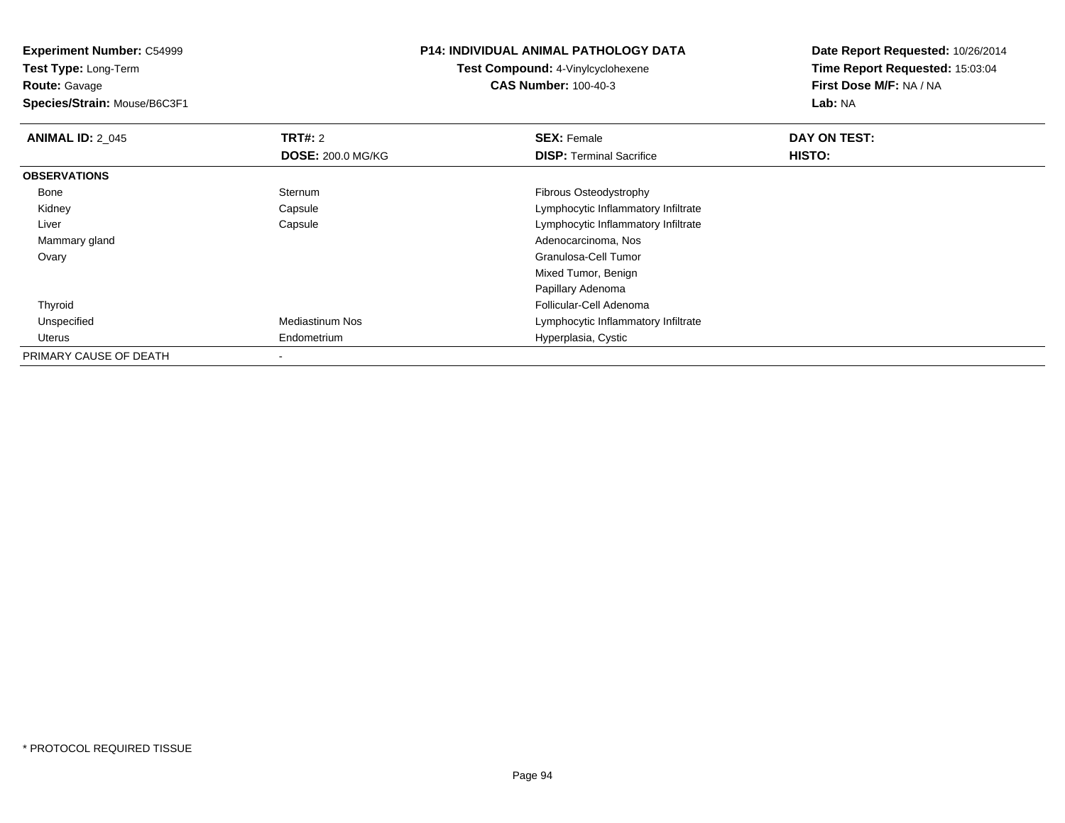**Experiment Number:** C54999
**Test Type:** Long-Term
**Route:** Gavage
**Species/Strain:** Mouse/B6C3F1

**P14: INDIVIDUAL ANIMAL PATHOLOGY DATA**
**Test Compound:** 4-Vinylcyclohexene
**CAS Number:** 100-40-3

**Date Report Requested:** 10/26/2014
**Time Report Requested:** 15:03:04
**First Dose M/F:** NA / NA
**Lab:** NA

| **ANIMAL ID:** 2_045 | **TRT#:** 2 | **SEX:** Female | **DAY ON TEST:** |
|---|---|---|---|
| | **DOSE:** 200.0 MG/KG | **DISP:** Terminal Sacrifice | **HISTO:** |
| **OBSERVATIONS** | | | |
| Bone | Sternum | Fibrous Osteodystrophy | |
| Kidney | Capsule | Lymphocytic Inflammatory Infiltrate | |
| Liver | Capsule | Lymphocytic Inflammatory Infiltrate | |
| Mammary gland | | Adenocarcinoma, Nos | |
| Ovary | | Granulosa-Cell Tumor | |
| | | Mixed Tumor, Benign | |
| | | Papillary Adenoma | |
| Thyroid | | Follicular-Cell Adenoma | |
| Unspecified | Mediastinum Nos | Lymphocytic Inflammatory Infiltrate | |
| Uterus | Endometrium | Hyperplasia, Cystic | |
| PRIMARY CAUSE OF DEATH | - | | |

* PROTOCOL REQUIRED TISSUE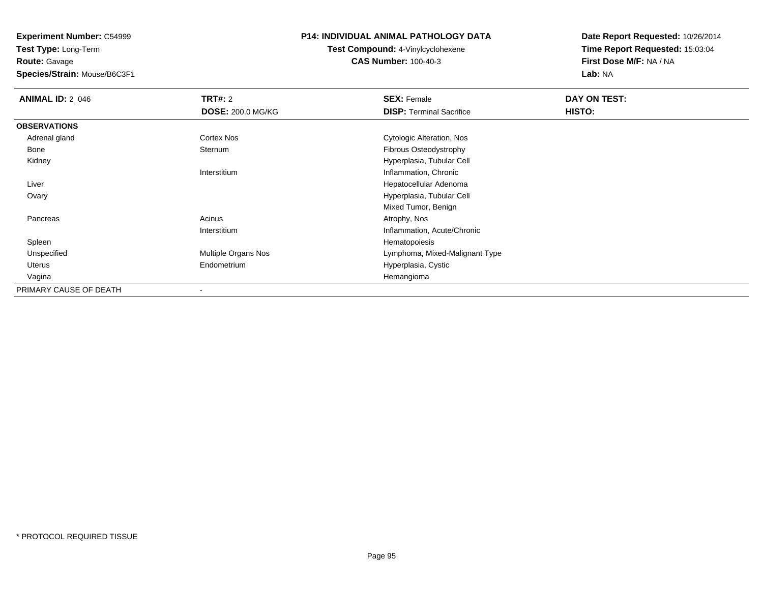**Experiment Number:** C54999
**Test Type:** Long-Term
**Route:** Gavage
**Species/Strain:** Mouse/B6C3F1

**P14: INDIVIDUAL ANIMAL PATHOLOGY DATA**
**Test Compound:** 4-Vinylcyclohexene
**CAS Number:** 100-40-3

**Date Report Requested:** 10/26/2014
**Time Report Requested:** 15:03:04
**First Dose M/F:** NA / NA
**Lab:** NA

| **ANIMAL ID:** 2_046 | **TRT#:** 2 | **SEX:** Female | **DAY ON TEST:** |
|---|---|---|---|
| | **DOSE:** 200.0 MG/KG | **DISP:** Terminal Sacrifice | **HISTO:** |
| **OBSERVATIONS** | | | |
| Adrenal gland | Cortex Nos | Cytologic Alteration, Nos | |
| Bone | Sternum | Fibrous Osteodystrophy | |
| Kidney | | Hyperplasia, Tubular Cell | |
| | Interstitium | Inflammation, Chronic | |
| Liver | | Hepatocellular Adenoma | |
| Ovary | | Hyperplasia, Tubular Cell | |
| | | Mixed Tumor, Benign | |
| Pancreas | Acinus | Atrophy, Nos | |
| | Interstitium | Inflammation, Acute/Chronic | |
| Spleen | | Hematopoiesis | |
| Unspecified | Multiple Organs Nos | Lymphoma, Mixed-Malignant Type | |
| Uterus | Endometrium | Hyperplasia, Cystic | |
| Vagina | | Hemangioma | |
| PRIMARY CAUSE OF DEATH | - | | |

\* PROTOCOL REQUIRED TISSUE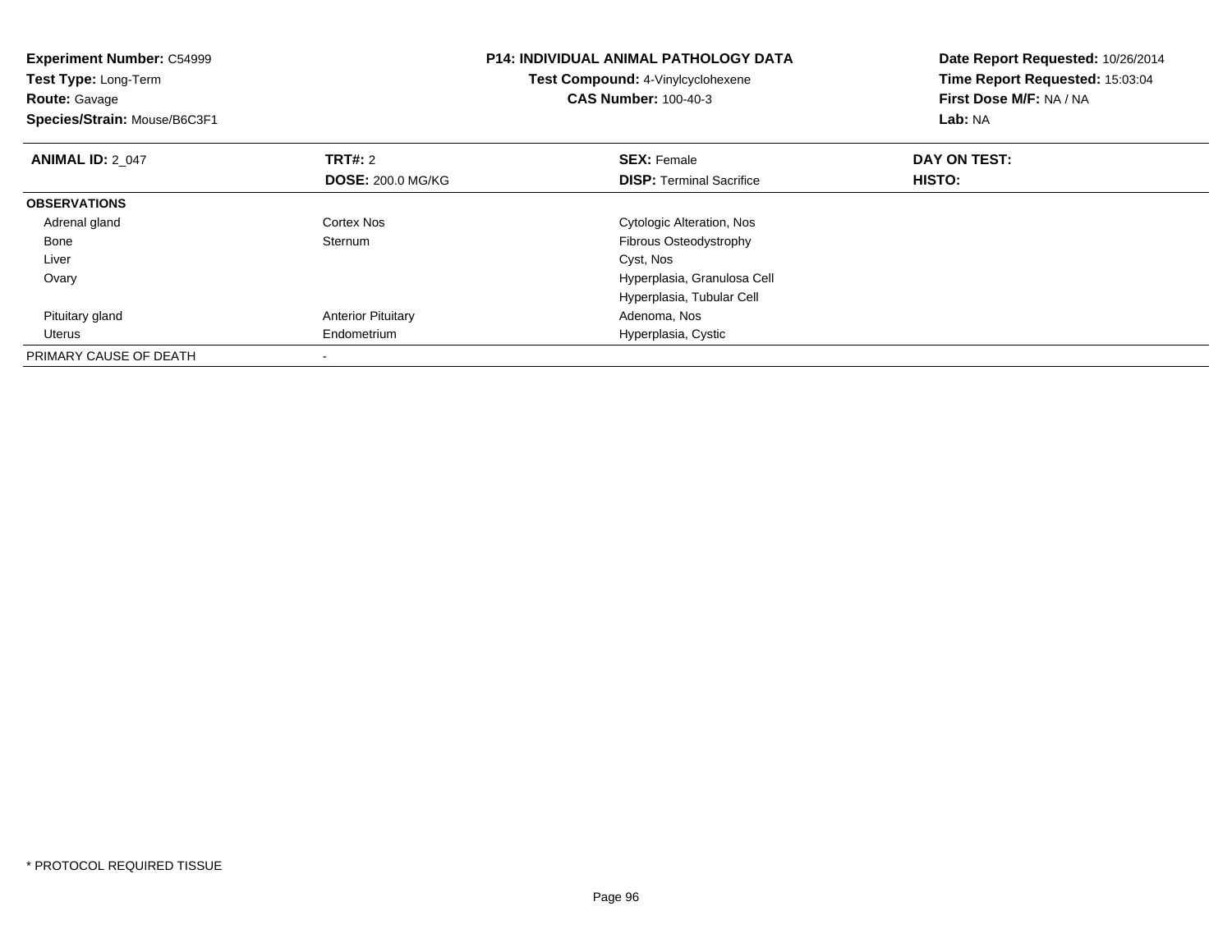**Experiment Number:** C54999
**Test Type:** Long-Term
**Route:** Gavage
**Species/Strain:** Mouse/B6C3F1

**P14: INDIVIDUAL ANIMAL PATHOLOGY DATA**
**Test Compound:** 4-Vinylcyclohexene
**CAS Number:** 100-40-3

**Date Report Requested:** 10/26/2014
**Time Report Requested:** 15:03:04
**First Dose M/F:** NA / NA
**Lab:** NA

| **ANIMAL ID:** 2_047 | **TRT#:** 2<br>**DOSE:** 200.0 MG/KG | **SEX:** Female<br>**DISP:** Terminal Sacrifice | **DAY ON TEST:**<br>**HISTO:** |
|---|---|---|---|
| **OBSERVATIONS** | | | |
| Adrenal gland | Cortex Nos | Cytologic Alteration, Nos | |
| Bone | Sternum | Fibrous Osteodystrophy | |
| Liver | | Cyst, Nos | |
| Ovary | | Hyperplasia, Granulosa Cell | |
| | | Hyperplasia, Tubular Cell | |
| Pituitary gland | Anterior Pituitary | Adenoma, Nos | |
| Uterus | Endometrium | Hyperplasia, Cystic | |
| PRIMARY CAUSE OF DEATH | - | | |

* PROTOCOL REQUIRED TISSUE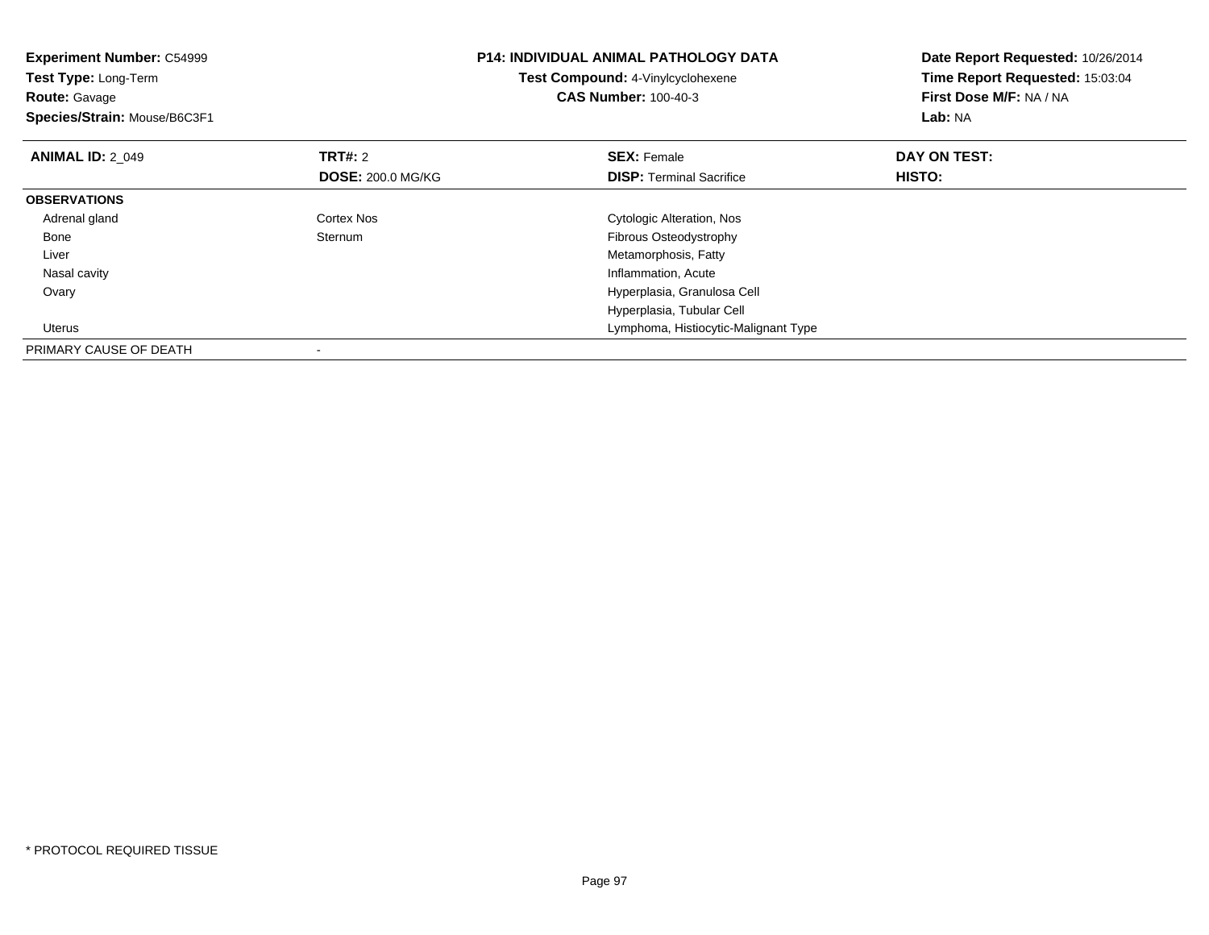**Experiment Number:** C54999
**Test Type:** Long-Term
**Route:** Gavage
**Species/Strain:** Mouse/B6C3F1

**P14: INDIVIDUAL ANIMAL PATHOLOGY DATA**
**Test Compound:** 4-Vinylcyclohexene
**CAS Number:** 100-40-3

**Date Report Requested:** 10/26/2014
**Time Report Requested:** 15:03:04
**First Dose M/F:** NA / NA
**Lab:** NA

| **ANIMAL ID:** 2_049 | **TRT#:** 2 | **SEX:** Female | **DAY ON TEST:** |
|---|---|---|---|
| | **DOSE:** 200.0 MG/KG | **DISP:** Terminal Sacrifice | **HISTO:** |
| **OBSERVATIONS** | | | |
| Adrenal gland | Cortex Nos | Cytologic Alteration, Nos | |
| Bone | Sternum | Fibrous Osteodystrophy | |
| Liver | | Metamorphosis, Fatty | |
| Nasal cavity | | Inflammation, Acute | |
| Ovary | | Hyperplasia, Granulosa Cell | |
| | | Hyperplasia, Tubular Cell | |
| Uterus | | Lymphoma, Histiocytic-Malignant Type | |
| PRIMARY CAUSE OF DEATH | - | | |

\* PROTOCOL REQUIRED TISSUE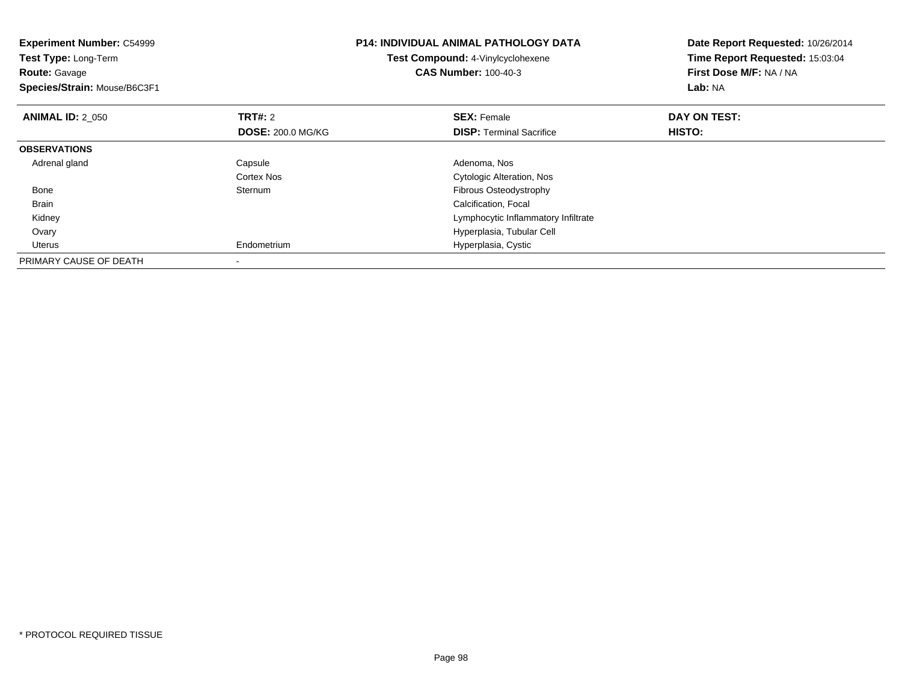**Experiment Number:** C54999
**Test Type:** Long-Term
**Route:** Gavage
**Species/Strain:** Mouse/B6C3F1

**P14: INDIVIDUAL ANIMAL PATHOLOGY DATA**
**Test Compound:** 4-Vinylcyclohexene
**CAS Number:** 100-40-3

**Date Report Requested:** 10/26/2014
**Time Report Requested:** 15:03:04
**First Dose M/F:** NA / NA
**Lab:** NA

| **ANIMAL ID:** 2_050 | **TRT#:** 2 | **SEX:** Female | **DAY ON TEST:** |
|---|---|---|---|
| | **DOSE:** 200.0 MG/KG | **DISP:** Terminal Sacrifice | **HISTO:** |
| **OBSERVATIONS** | | | |
| Adrenal gland | Capsule | Adenoma, Nos | |
| | Cortex Nos | Cytologic Alteration, Nos | |
| Bone | Sternum | Fibrous Osteodystrophy | |
| Brain | | Calcification, Focal | |
| Kidney | | Lymphocytic Inflammatory Infiltrate | |
| Ovary | | Hyperplasia, Tubular Cell | |
| Uterus | Endometrium | Hyperplasia, Cystic | |
| PRIMARY CAUSE OF DEATH | - | | |

* PROTOCOL REQUIRED TISSUE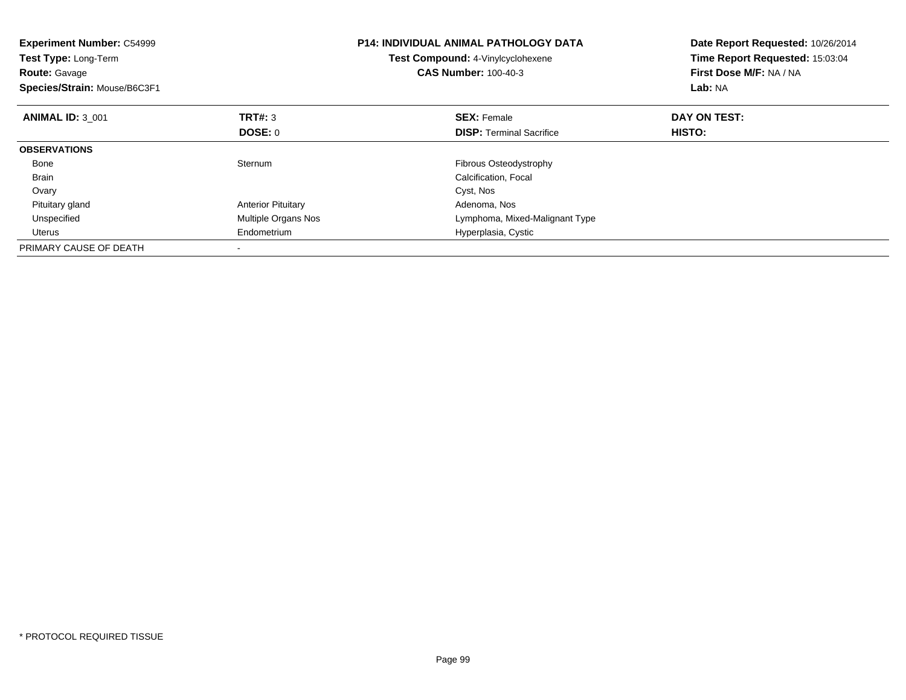**Experiment Number:** C54999
**Test Type:** Long-Term
**Route:** Gavage
**Species/Strain:** Mouse/B6C3F1

**P14: INDIVIDUAL ANIMAL PATHOLOGY DATA**
**Test Compound:** 4-Vinylcyclohexene
**CAS Number:** 100-40-3

**Date Report Requested:** 10/26/2014
**Time Report Requested:** 15:03:04
**First Dose M/F:** NA / NA
**Lab:** NA

| **ANIMAL ID:** 3_001 | **TRT#:** 3 | **SEX:** Female | **DAY ON TEST:** |
|---|---|---|---|
| | **DOSE:** 0 | **DISP:** Terminal Sacrifice | **HISTO:** |
| **OBSERVATIONS** | | | |
| Bone | Sternum | Fibrous Osteodystrophy | |
| Brain | | Calcification, Focal | |
| Ovary | | Cyst, Nos | |
| Pituitary gland | Anterior Pituitary | Adenoma, Nos | |
| Unspecified | Multiple Organs Nos | Lymphoma, Mixed-Malignant Type | |
| Uterus | Endometrium | Hyperplasia, Cystic | |
| PRIMARY CAUSE OF DEATH | - | | |

* PROTOCOL REQUIRED TISSUE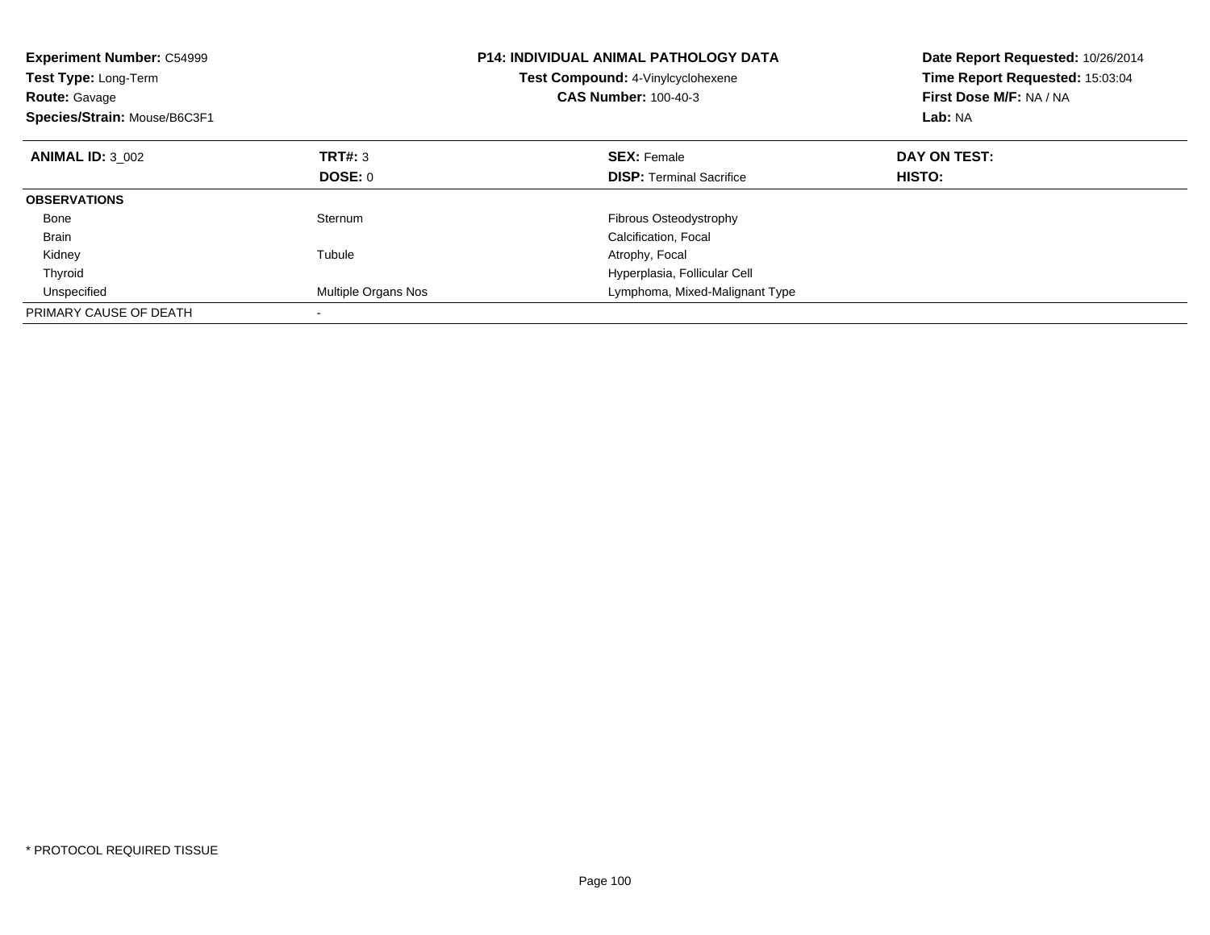**Experiment Number:** C54999
**Test Type:** Long-Term
**Route:** Gavage
**Species/Strain:** Mouse/B6C3F1

**P14: INDIVIDUAL ANIMAL PATHOLOGY DATA**
**Test Compound:** 4-Vinylcyclohexene
**CAS Number:** 100-40-3

**Date Report Requested:** 10/26/2014
**Time Report Requested:** 15:03:04
**First Dose M/F:** NA / NA
**Lab:** NA

| **ANIMAL ID:** 3_002 | **TRT#:** 3 | **SEX:** Female | **DAY ON TEST:** |
|---|---|---|---|
| | **DOSE:** 0 | **DISP:** Terminal Sacrifice | **HISTO:** |
| **OBSERVATIONS** | | | |
| Bone | Sternum | Fibrous Osteodystrophy | |
| Brain | | Calcification, Focal | |
| Kidney | Tubule | Atrophy, Focal | |
| Thyroid | | Hyperplasia, Follicular Cell | |
| Unspecified | Multiple Organs Nos | Lymphoma, Mixed-Malignant Type | |
| PRIMARY CAUSE OF DEATH | - | | |

* PROTOCOL REQUIRED TISSUE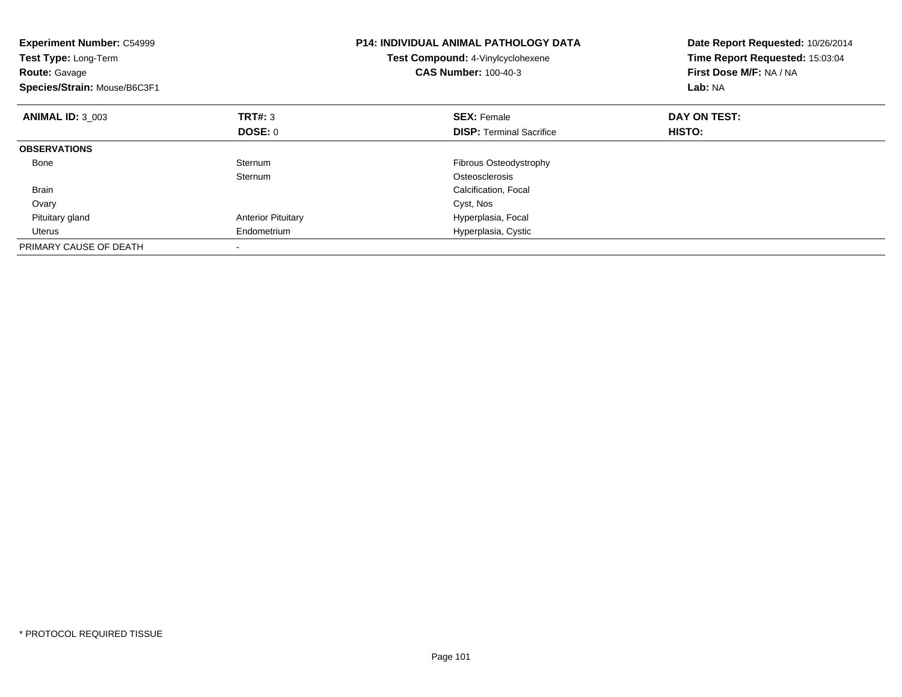**Experiment Number:** C54999
**Test Type:** Long-Term
**Route:** Gavage
**Species/Strain:** Mouse/B6C3F1

**P14: INDIVIDUAL ANIMAL PATHOLOGY DATA**
**Test Compound:** 4-Vinylcyclohexene
**CAS Number:** 100-40-3

**Date Report Requested:** 10/26/2014
**Time Report Requested:** 15:03:04
**First Dose M/F:** NA / NA
**Lab:** NA

| **ANIMAL ID:** 3_003 | **TRT#:** 3 | **SEX:** Female | **DAY ON TEST:** |
|---|---|---|---|
| | **DOSE:** 0 | **DISP:** Terminal Sacrifice | **HISTO:** |
| **OBSERVATIONS** | | | |
| Bone | Sternum | Fibrous Osteodystrophy | |
| | Sternum | Osteosclerosis | |
| Brain | | Calcification, Focal | |
| Ovary | | Cyst, Nos | |
| Pituitary gland | Anterior Pituitary | Hyperplasia, Focal | |
| Uterus | Endometrium | Hyperplasia, Cystic | |
| PRIMARY CAUSE OF DEATH | - | | |

* PROTOCOL REQUIRED TISSUE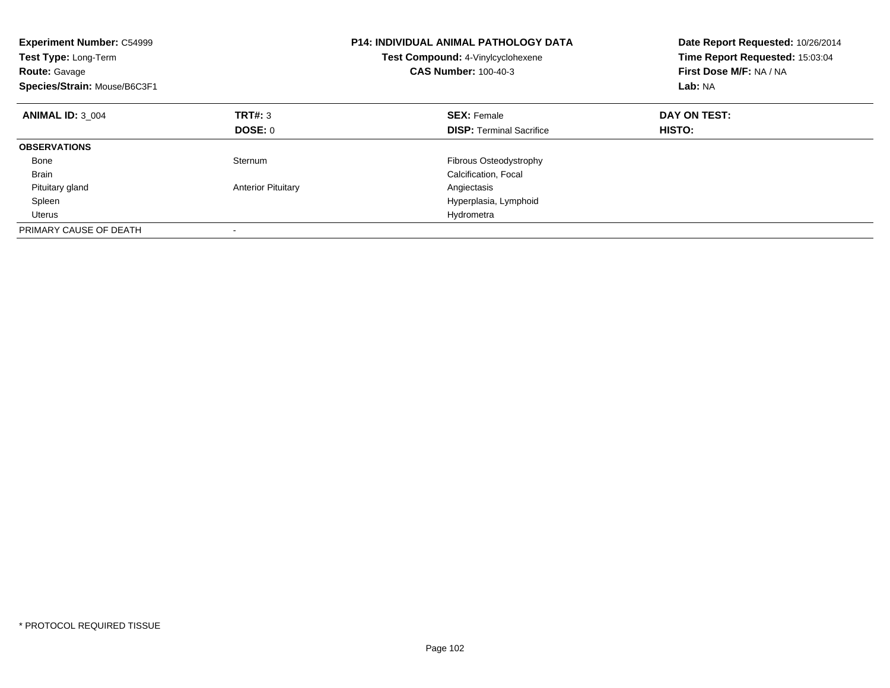**Experiment Number:** C54999
**Test Type:** Long-Term
**Route:** Gavage
**Species/Strain:** Mouse/B6C3F1

**P14: INDIVIDUAL ANIMAL PATHOLOGY DATA**
**Test Compound:** 4-Vinylcyclohexene
**CAS Number:** 100-40-3

**Date Report Requested:** 10/26/2014
**Time Report Requested:** 15:03:04
**First Dose M/F:** NA / NA
**Lab:** NA

| **ANIMAL ID:** 3_004 | **TRT#:** 3 | **SEX:** Female | **DAY ON TEST:** |
|---|---|---|---|
| | **DOSE:** 0 | **DISP:** Terminal Sacrifice | **HISTO:** |
| **OBSERVATIONS** | | | |
| Bone | Sternum | Fibrous Osteodystrophy | |
| Brain | | Calcification, Focal | |
| Pituitary gland | Anterior Pituitary | Angiectasis | |
| Spleen | | Hyperplasia, Lymphoid | |
| Uterus | | Hydrometra | |
| PRIMARY CAUSE OF DEATH | - | | |

* PROTOCOL REQUIRED TISSUE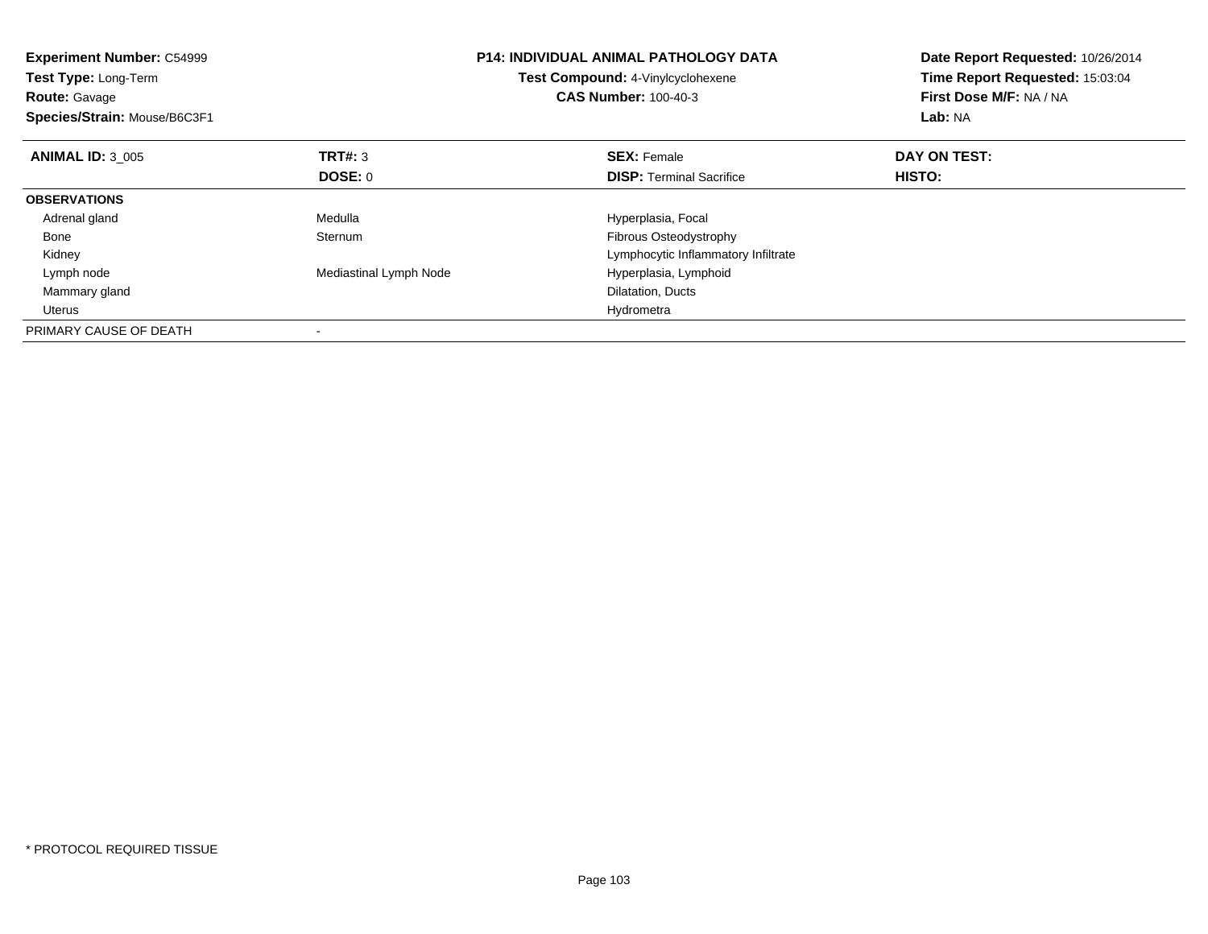**Experiment Number:** C54999
**Test Type:** Long-Term
**Route:** Gavage
**Species/Strain:** Mouse/B6C3F1

**P14: INDIVIDUAL ANIMAL PATHOLOGY DATA**
**Test Compound:** 4-Vinylcyclohexene
**CAS Number:** 100-40-3

**Date Report Requested:** 10/26/2014
**Time Report Requested:** 15:03:04
**First Dose M/F:** NA / NA
**Lab:** NA

| **ANIMAL ID:** 3_005 | **TRT#:** 3 | **SEX:** Female | **DAY ON TEST:** |
|---|---|---|---|
| | **DOSE:** 0 | **DISP:** Terminal Sacrifice | **HISTO:** |
| **OBSERVATIONS** | | | |
| Adrenal gland | Medulla | Hyperplasia, Focal | |
| Bone | Sternum | Fibrous Osteodystrophy | |
| Kidney | | Lymphocytic Inflammatory Infiltrate | |
| Lymph node | Mediastinal Lymph Node | Hyperplasia, Lymphoid | |
| Mammary gland | | Dilatation, Ducts | |
| Uterus | | Hydrometra | |
| PRIMARY CAUSE OF DEATH | - | | |

* PROTOCOL REQUIRED TISSUE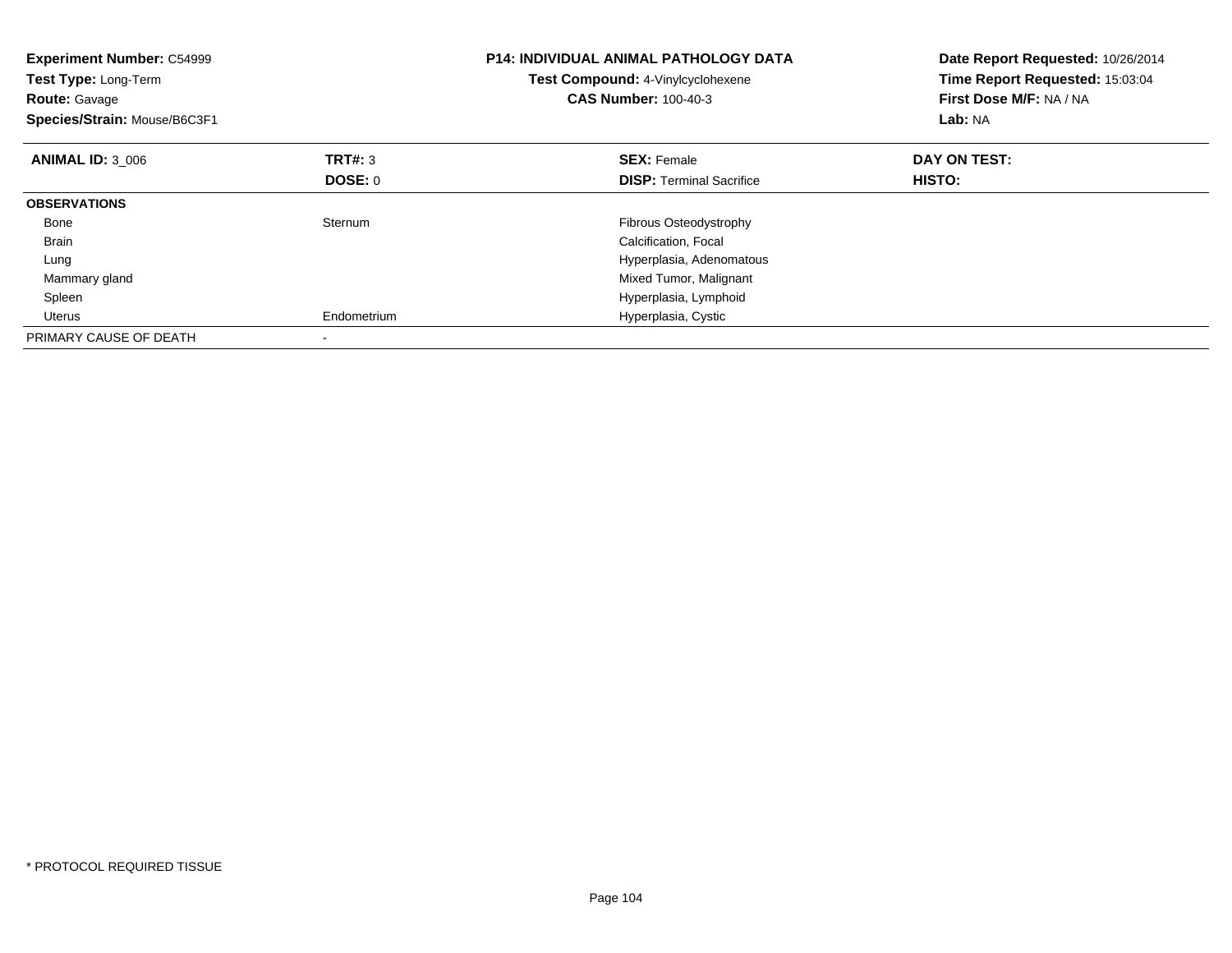**Experiment Number:** C54999
**Test Type:** Long-Term
**Route:** Gavage
**Species/Strain:** Mouse/B6C3F1

**P14: INDIVIDUAL ANIMAL PATHOLOGY DATA**
**Test Compound:** 4-Vinylcyclohexene
**CAS Number:** 100-40-3

**Date Report Requested:** 10/26/2014
**Time Report Requested:** 15:03:04
**First Dose M/F:** NA / NA
**Lab:** NA

| **ANIMAL ID:** 3_006 | **TRT#:** 3 | **SEX:** Female | **DAY ON TEST:** |
|---|---|---|---|
| | **DOSE:** 0 | **DISP:** Terminal Sacrifice | **HISTO:** |
| **OBSERVATIONS** | | | |
| Bone | Sternum | Fibrous Osteodystrophy | |
| Brain | | Calcification, Focal | |
| Lung | | Hyperplasia, Adenomatous | |
| Mammary gland | | Mixed Tumor, Malignant | |
| Spleen | | Hyperplasia, Lymphoid | |
| Uterus | Endometrium | Hyperplasia, Cystic | |
| PRIMARY CAUSE OF DEATH | - | | |

* PROTOCOL REQUIRED TISSUE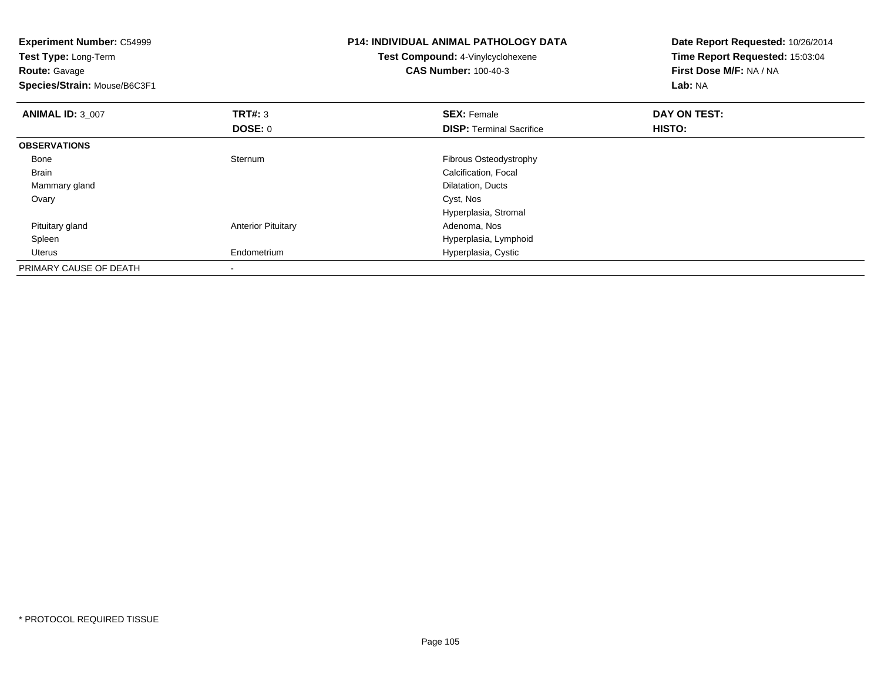**Experiment Number:** C54999
**Test Type:** Long-Term
**Route:** Gavage
**Species/Strain:** Mouse/B6C3F1

**P14: INDIVIDUAL ANIMAL PATHOLOGY DATA**
**Test Compound:** 4-Vinylcyclohexene
**CAS Number:** 100-40-3

**Date Report Requested:** 10/26/2014
**Time Report Requested:** 15:03:04
**First Dose M/F:** NA / NA
**Lab:** NA

| **ANIMAL ID:** 3_007 | **TRT#:** 3 | **SEX:** Female | **DAY ON TEST:** |
|---|---|---|---|
| | **DOSE:** 0 | **DISP:** Terminal Sacrifice | **HISTO:** |
| **OBSERVATIONS** | | | |
| Bone | Sternum | Fibrous Osteodystrophy | |
| Brain | | Calcification, Focal | |
| Mammary gland | | Dilatation, Ducts | |
| Ovary | | Cyst, Nos | |
| | | Hyperplasia, Stromal | |
| Pituitary gland | Anterior Pituitary | Adenoma, Nos | |
| Spleen | | Hyperplasia, Lymphoid | |
| Uterus | Endometrium | Hyperplasia, Cystic | |
| PRIMARY CAUSE OF DEATH | - | | |

* PROTOCOL REQUIRED TISSUE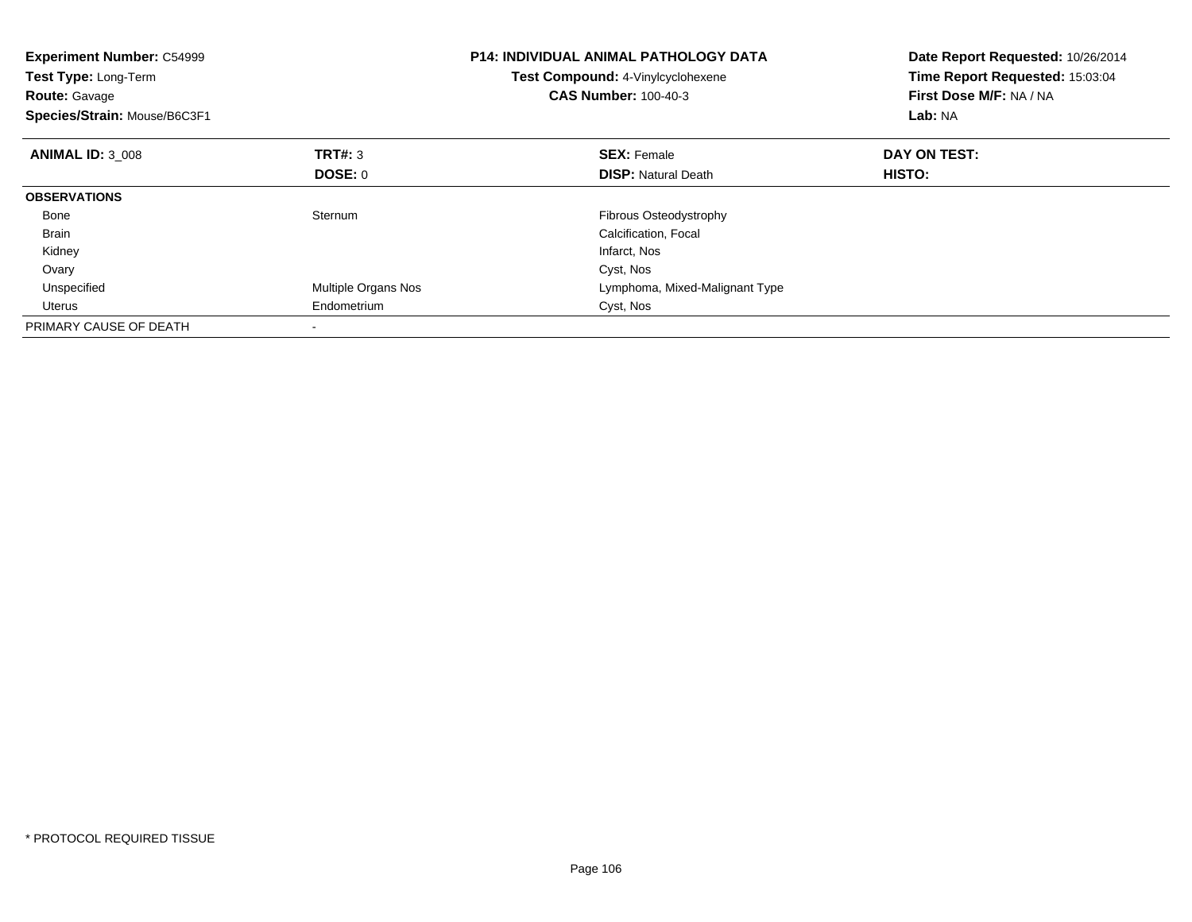**Experiment Number:** C54999
**Test Type:** Long-Term
**Route:** Gavage
**Species/Strain:** Mouse/B6C3F1

**P14: INDIVIDUAL ANIMAL PATHOLOGY DATA**
**Test Compound:** 4-Vinylcyclohexene
**CAS Number:** 100-40-3

**Date Report Requested:** 10/26/2014
**Time Report Requested:** 15:03:04
**First Dose M/F:** NA / NA
**Lab:** NA

| **ANIMAL ID:** 3_008 | **TRT#:** 3 | **SEX:** Female | **DAY ON TEST:** |
|---|---|---|---|
| | **DOSE:** 0 | **DISP:** Natural Death | **HISTO:** |
| **OBSERVATIONS** | | | |
| Bone | Sternum | Fibrous Osteodystrophy | |
| Brain | | Calcification, Focal | |
| Kidney | | Infarct, Nos | |
| Ovary | | Cyst, Nos | |
| Unspecified | Multiple Organs Nos | Lymphoma, Mixed-Malignant Type | |
| Uterus | Endometrium | Cyst, Nos | |
| PRIMARY CAUSE OF DEATH | - | | |

* PROTOCOL REQUIRED TISSUE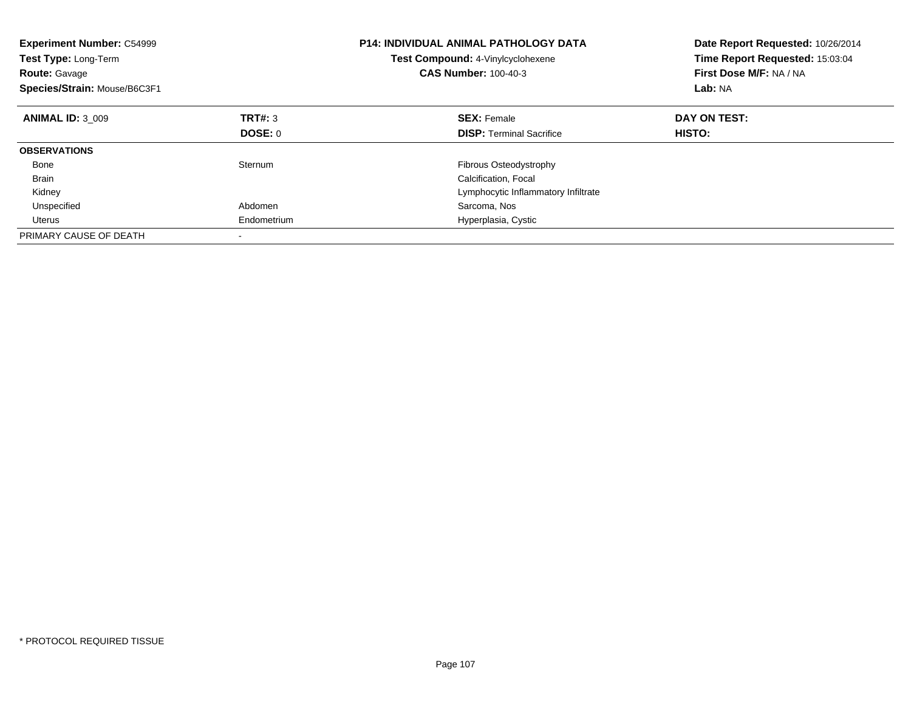**Experiment Number:** C54999
**Test Type:** Long-Term
**Route:** Gavage
**Species/Strain:** Mouse/B6C3F1

**P14: INDIVIDUAL ANIMAL PATHOLOGY DATA**
**Test Compound:** 4-Vinylcyclohexene
**CAS Number:** 100-40-3

**Date Report Requested:** 10/26/2014
**Time Report Requested:** 15:03:04
**First Dose M/F:** NA / NA
**Lab:** NA

| **ANIMAL ID:** 3_009 | **TRT#:** 3 | **SEX:** Female | **DAY ON TEST:** |
|---|---|---|---|
| | **DOSE:** 0 | **DISP:** Terminal Sacrifice | **HISTO:** |
| **OBSERVATIONS** | | | |
| Bone | Sternum | Fibrous Osteodystrophy | |
| Brain | | Calcification, Focal | |
| Kidney | | Lymphocytic Inflammatory Infiltrate | |
| Unspecified | Abdomen | Sarcoma, Nos | |
| Uterus | Endometrium | Hyperplasia, Cystic | |
| PRIMARY CAUSE OF DEATH | - | | |

* PROTOCOL REQUIRED TISSUE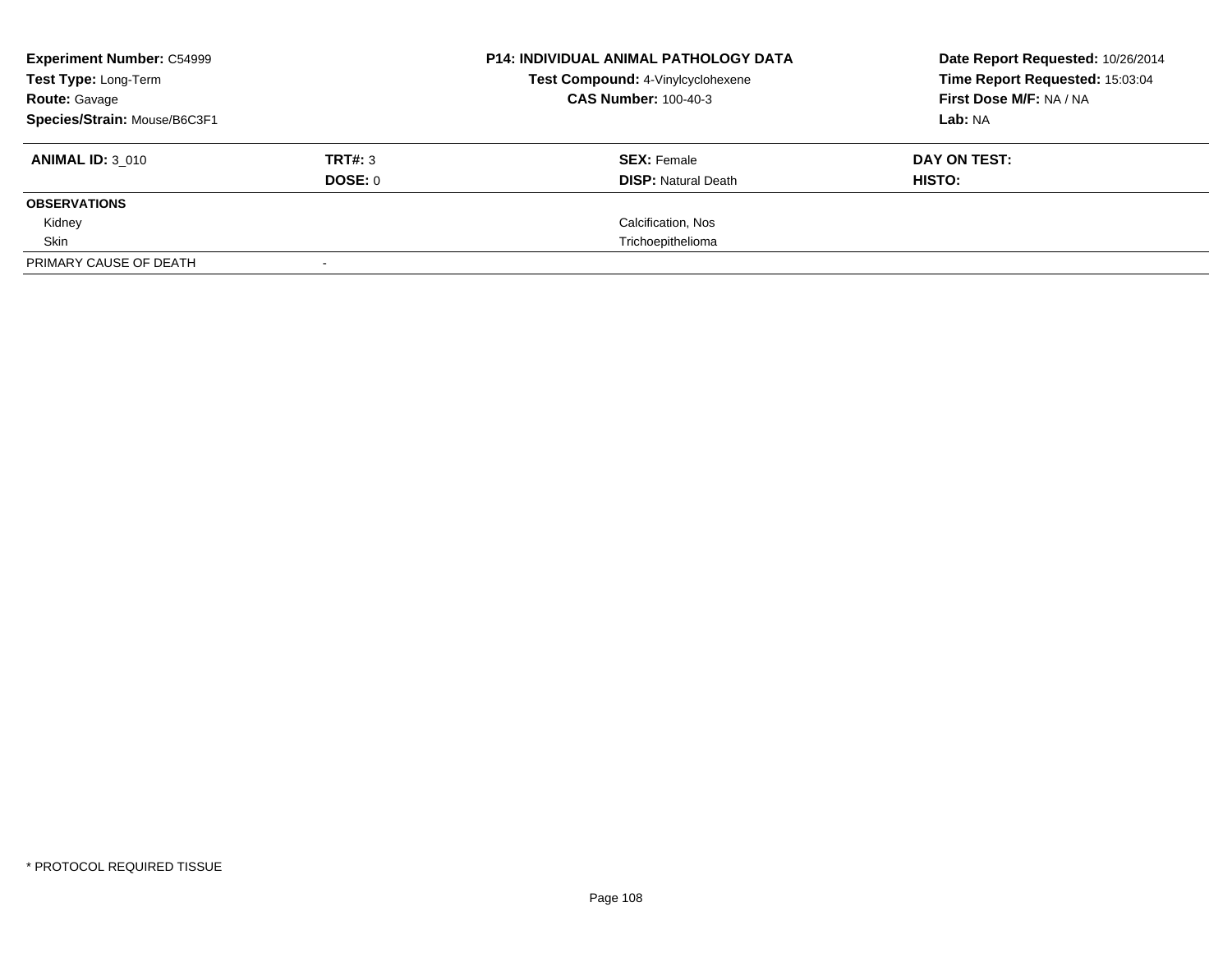**Experiment Number:** C54999
**Test Type:** Long-Term
**Route:** Gavage
**Species/Strain:** Mouse/B6C3F1

**P14: INDIVIDUAL ANIMAL PATHOLOGY DATA**
**Test Compound:** 4-Vinylcyclohexene
**CAS Number:** 100-40-3

**Date Report Requested:** 10/26/2014
**Time Report Requested:** 15:03:04
**First Dose M/F:** NA / NA
**Lab:** NA

| **ANIMAL ID:** 3_010 | **TRT#:** 3 | **SEX:** Female | **DAY ON TEST:** |
|---|---|---|---|
| | **DOSE:** 0 | **DISP:** Natural Death | **HISTO:** |
| **OBSERVATIONS** | | | |
| Kidney | | Calcification, Nos | |
| Skin | | Trichoepithelioma | |
| PRIMARY CAUSE OF DEATH | - | | |

\* PROTOCOL REQUIRED TISSUE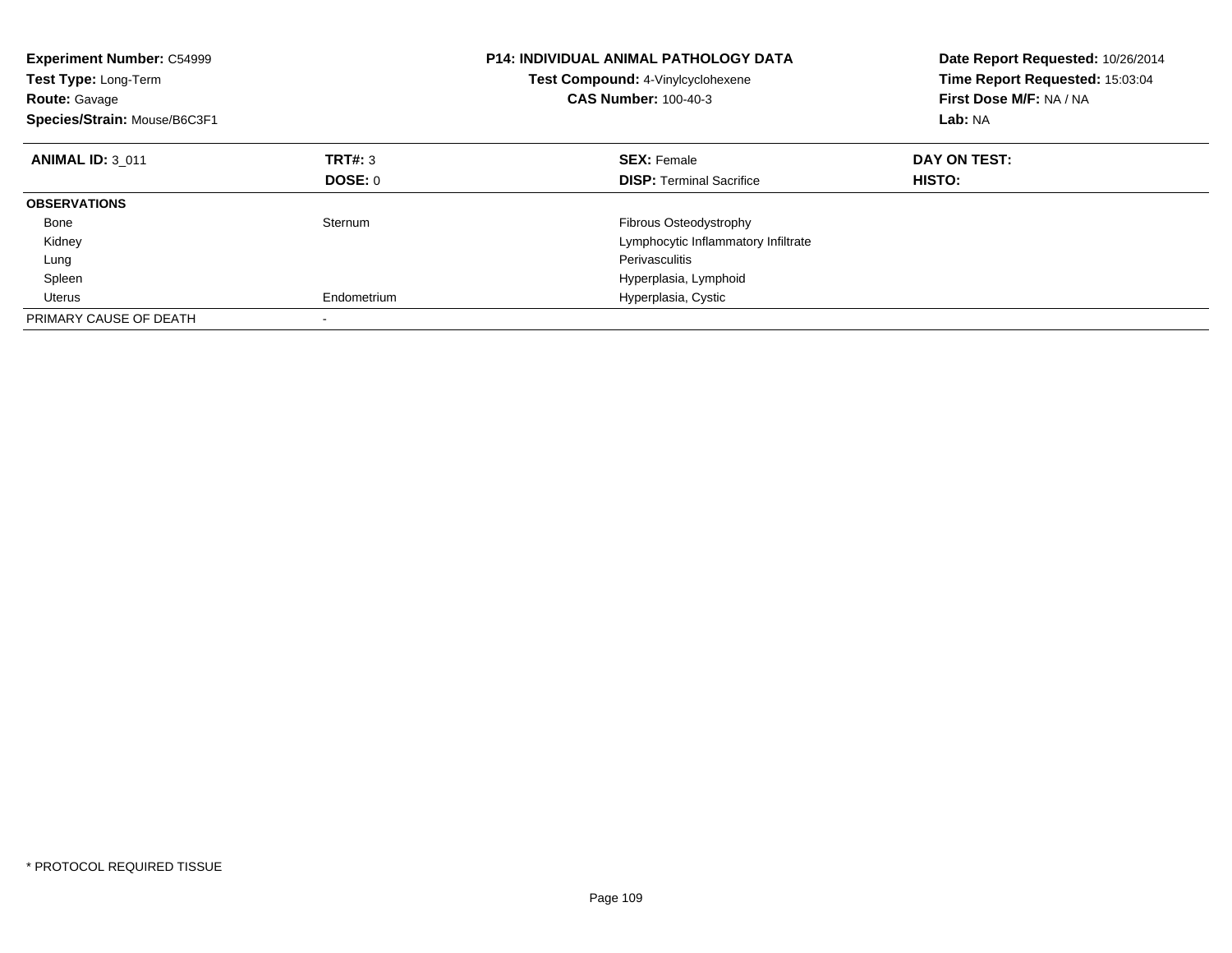**Experiment Number:** C54999
**Test Type:** Long-Term
**Route:** Gavage
**Species/Strain:** Mouse/B6C3F1

**P14: INDIVIDUAL ANIMAL PATHOLOGY DATA**
**Test Compound:** 4-Vinylcyclohexene
**CAS Number:** 100-40-3

**Date Report Requested:** 10/26/2014
**Time Report Requested:** 15:03:04
**First Dose M/F:** NA / NA
**Lab:** NA

| **ANIMAL ID:** 3_011 | **TRT#:** 3 | **SEX:** Female | **DAY ON TEST:** |
|---|---|---|---|
| | **DOSE:** 0 | **DISP:** Terminal Sacrifice | **HISTO:** |
| **OBSERVATIONS** | | | |
| Bone | Sternum | Fibrous Osteodystrophy | |
| Kidney | | Lymphocytic Inflammatory Infiltrate | |
| Lung | | Perivasculitis | |
| Spleen | | Hyperplasia, Lymphoid | |
| Uterus | Endometrium | Hyperplasia, Cystic | |
| PRIMARY CAUSE OF DEATH | - | | |

* PROTOCOL REQUIRED TISSUE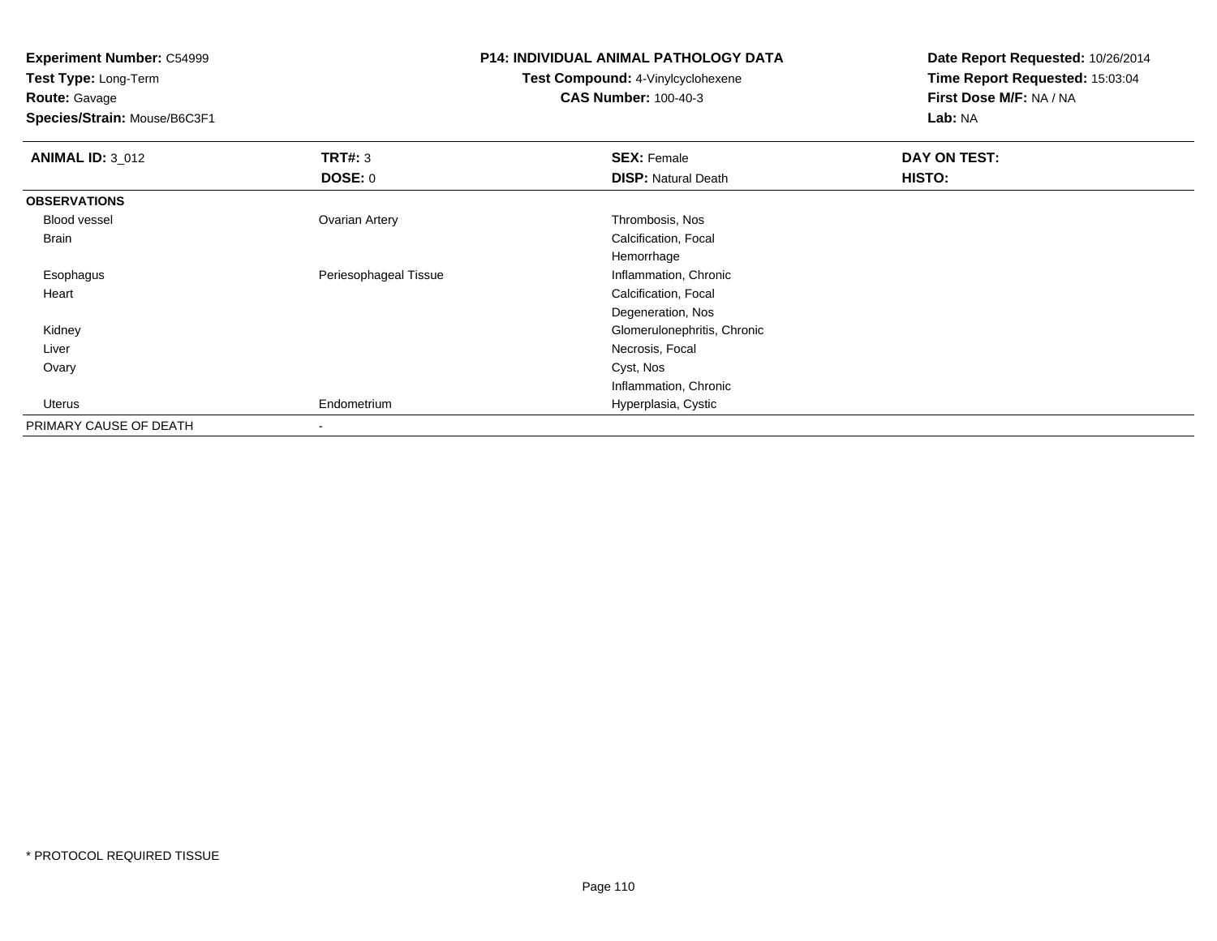**Experiment Number:** C54999
**Test Type:** Long-Term
**Route:** Gavage
**Species/Strain:** Mouse/B6C3F1

**P14: INDIVIDUAL ANIMAL PATHOLOGY DATA**
**Test Compound:** 4-Vinylcyclohexene
**CAS Number:** 100-40-3

**Date Report Requested:** 10/26/2014
**Time Report Requested:** 15:03:04
**First Dose M/F:** NA / NA
**Lab:** NA

| **ANIMAL ID:** 3_012 | **TRT#:** 3 | **SEX:** Female | **DAY ON TEST:** |
|---|---|---|---|
| | **DOSE:** 0 | **DISP:** Natural Death | **HISTO:** |
| **OBSERVATIONS** | | | |
| Blood vessel | Ovarian Artery | Thrombosis, Nos | |
| Brain | | Calcification, Focal | |
| | | Hemorrhage | |
| Esophagus | Periesophageal Tissue | Inflammation, Chronic | |
| Heart | | Calcification, Focal | |
| | | Degeneration, Nos | |
| Kidney | | Glomerulonephritis, Chronic | |
| Liver | | Necrosis, Focal | |
| Ovary | | Cyst, Nos | |
| | | Inflammation, Chronic | |
| Uterus | Endometrium | Hyperplasia, Cystic | |
| PRIMARY CAUSE OF DEATH | - | | |

* PROTOCOL REQUIRED TISSUE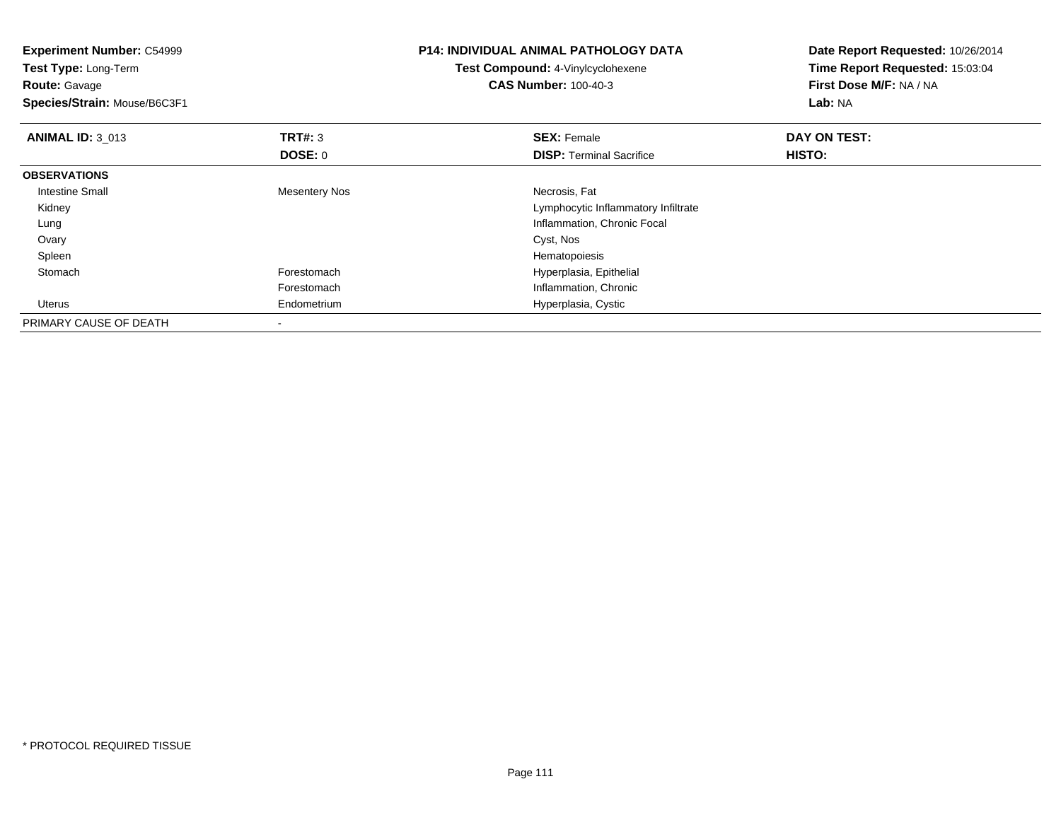**Experiment Number:** C54999
**Test Type:** Long-Term
**Route:** Gavage
**Species/Strain:** Mouse/B6C3F1

**P14: INDIVIDUAL ANIMAL PATHOLOGY DATA**
**Test Compound:** 4-Vinylcyclohexene
**CAS Number:** 100-40-3

**Date Report Requested:** 10/26/2014
**Time Report Requested:** 15:03:04
**First Dose M/F:** NA / NA
**Lab:** NA

| **ANIMAL ID:** 3_013 | **TRT#:** 3 | **SEX:** Female | **DAY ON TEST:** |
|---|---|---|---|
| | **DOSE:** 0 | **DISP:** Terminal Sacrifice | **HISTO:** |
| **OBSERVATIONS** | | | |
| Intestine Small | Mesentery Nos | Necrosis, Fat | |
| Kidney | | Lymphocytic Inflammatory Infiltrate | |
| Lung | | Inflammation, Chronic Focal | |
| Ovary | | Cyst, Nos | |
| Spleen | | Hematopoiesis | |
| Stomach | Forestomach | Hyperplasia, Epithelial | |
| | Forestomach | Inflammation, Chronic | |
| Uterus | Endometrium | Hyperplasia, Cystic | |
| PRIMARY CAUSE OF DEATH | - | | |

* PROTOCOL REQUIRED TISSUE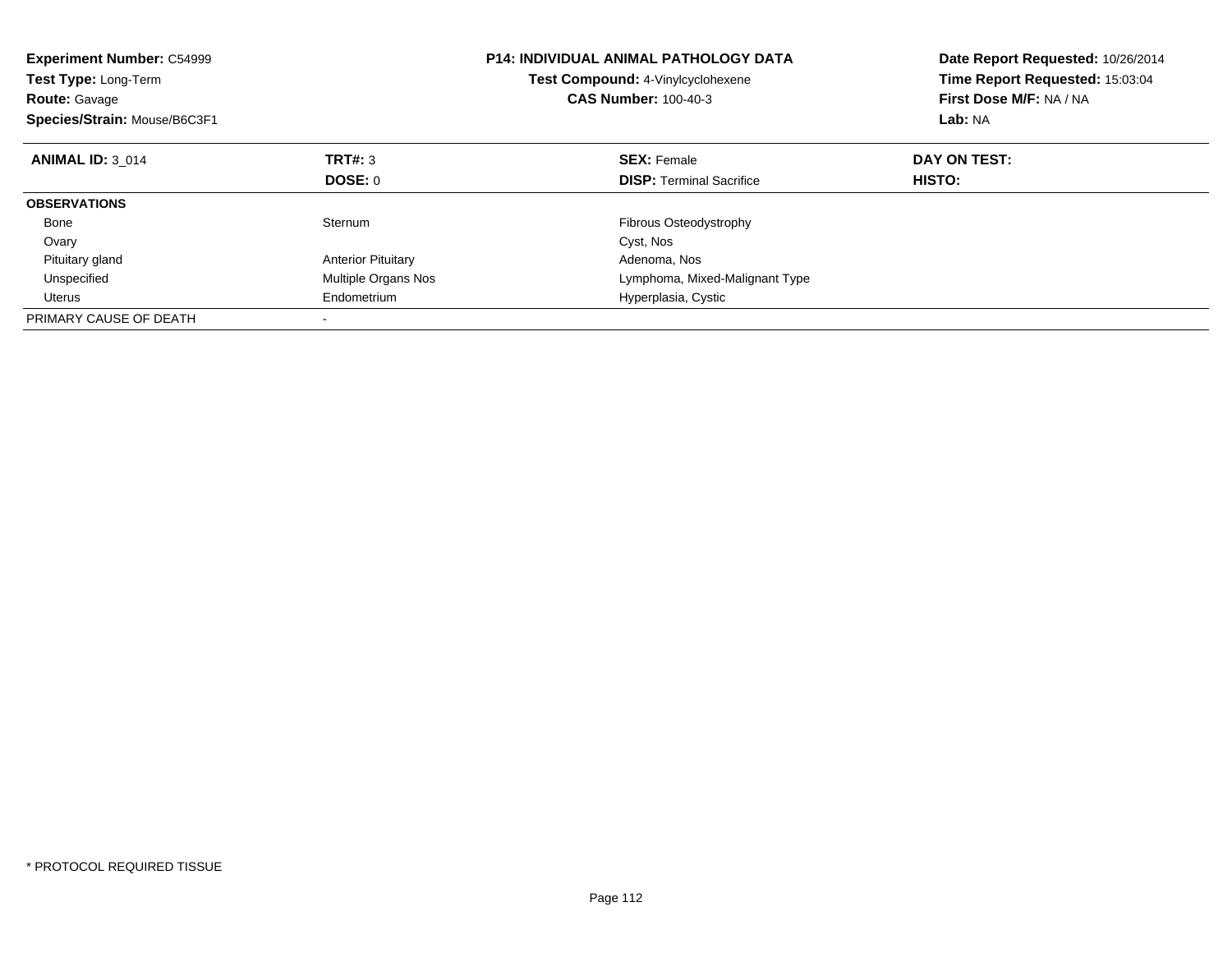**Experiment Number:** C54999
**Test Type:** Long-Term
**Route:** Gavage
**Species/Strain:** Mouse/B6C3F1

**P14: INDIVIDUAL ANIMAL PATHOLOGY DATA**
**Test Compound:** 4-Vinylcyclohexene
**CAS Number:** 100-40-3

**Date Report Requested:** 10/26/2014
**Time Report Requested:** 15:03:04
**First Dose M/F:** NA / NA
**Lab:** NA

| **ANIMAL ID:** 3_014 | **TRT#:** 3 | **SEX:** Female | **DAY ON TEST:** |
|---|---|---|---|
| | **DOSE:** 0 | **DISP:** Terminal Sacrifice | **HISTO:** |
| **OBSERVATIONS** | | | |
| Bone | Sternum | Fibrous Osteodystrophy | |
| Ovary | | Cyst, Nos | |
| Pituitary gland | Anterior Pituitary | Adenoma, Nos | |
| Unspecified | Multiple Organs Nos | Lymphoma, Mixed-Malignant Type | |
| Uterus | Endometrium | Hyperplasia, Cystic | |
| PRIMARY CAUSE OF DEATH | - | | |

* PROTOCOL REQUIRED TISSUE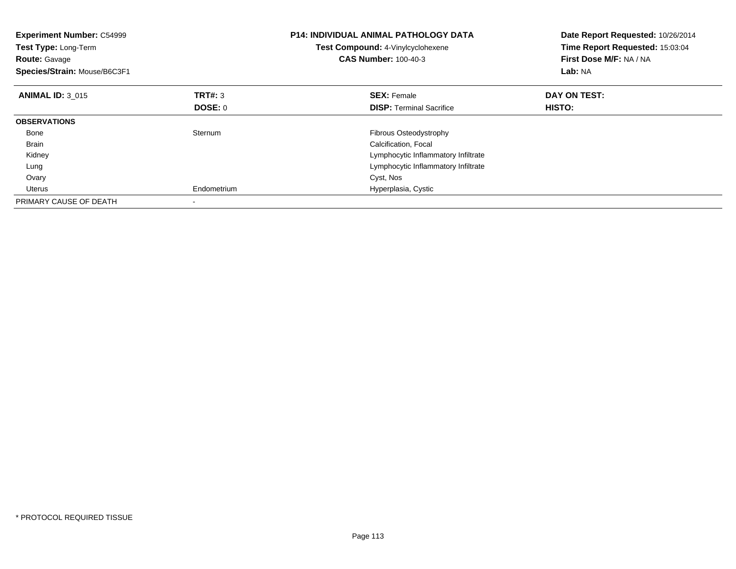**Experiment Number:** C54999
**Test Type:** Long-Term
**Route:** Gavage
**Species/Strain:** Mouse/B6C3F1

**P14: INDIVIDUAL ANIMAL PATHOLOGY DATA**
**Test Compound:** 4-Vinylcyclohexene
**CAS Number:** 100-40-3

**Date Report Requested:** 10/26/2014
**Time Report Requested:** 15:03:04
**First Dose M/F:** NA / NA
**Lab:** NA

| **ANIMAL ID:** 3_015 | **TRT#:** 3 | **SEX:** Female | **DAY ON TEST:** |
|---|---|---|---|
| | **DOSE:** 0 | **DISP:** Terminal Sacrifice | **HISTO:** |
| **OBSERVATIONS** | | | |
| Bone | Sternum | Fibrous Osteodystrophy | |
| Brain | | Calcification, Focal | |
| Kidney | | Lymphocytic Inflammatory Infiltrate | |
| Lung | | Lymphocytic Inflammatory Infiltrate | |
| Ovary | | Cyst, Nos | |
| Uterus | Endometrium | Hyperplasia, Cystic | |
| PRIMARY CAUSE OF DEATH | - | | |

\* PROTOCOL REQUIRED TISSUE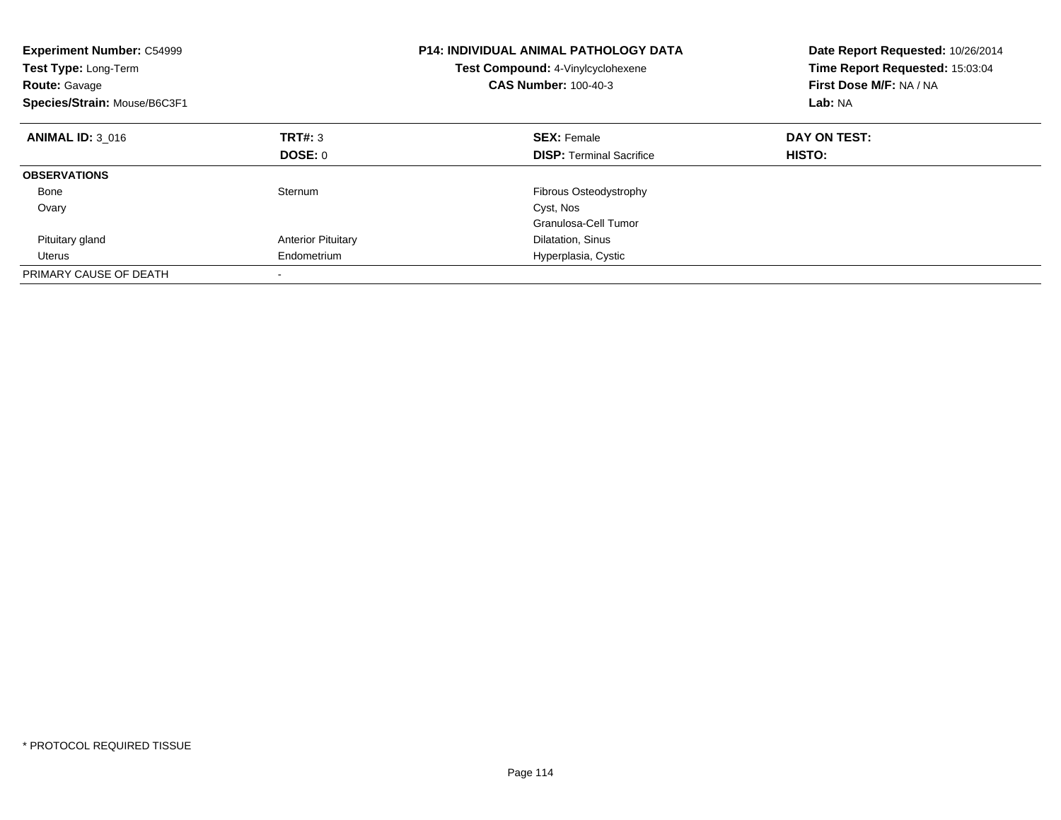**Experiment Number:** C54999
**Test Type:** Long-Term
**Route:** Gavage
**Species/Strain:** Mouse/B6C3F1

**P14: INDIVIDUAL ANIMAL PATHOLOGY DATA**
**Test Compound:** 4-Vinylcyclohexene
**CAS Number:** 100-40-3

**Date Report Requested:** 10/26/2014
**Time Report Requested:** 15:03:04
**First Dose M/F:** NA / NA
**Lab:** NA

| **ANIMAL ID:** 3_016 | **TRT#:** 3 | **SEX:** Female | **DAY ON TEST:** |
|---|---|---|---|
| | **DOSE:** 0 | **DISP:** Terminal Sacrifice | **HISTO:** |
| **OBSERVATIONS** | | | |
| Bone | Sternum | Fibrous Osteodystrophy | |
| Ovary | | Cyst, Nos | |
| | | Granulosa-Cell Tumor | |
| Pituitary gland | Anterior Pituitary | Dilatation, Sinus | |
| Uterus | Endometrium | Hyperplasia, Cystic | |
| PRIMARY CAUSE OF DEATH | - | | |

* PROTOCOL REQUIRED TISSUE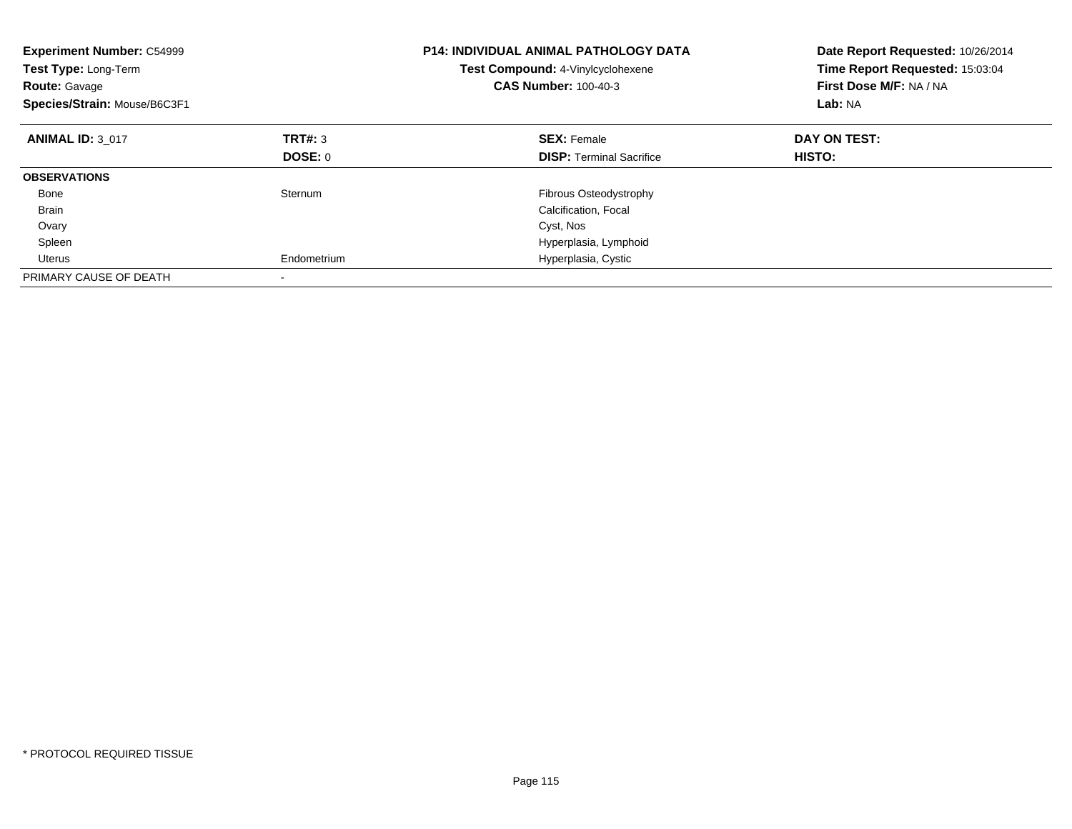**Experiment Number:** C54999
**Test Type:** Long-Term
**Route:** Gavage
**Species/Strain:** Mouse/B6C3F1

**P14: INDIVIDUAL ANIMAL PATHOLOGY DATA**
**Test Compound:** 4-Vinylcyclohexene
**CAS Number:** 100-40-3

**Date Report Requested:** 10/26/2014
**Time Report Requested:** 15:03:04
**First Dose M/F:** NA / NA
**Lab:** NA

| **ANIMAL ID:** 3_017 | **TRT#:** 3 | **SEX:** Female | **DAY ON TEST:** |
|---|---|---|---|
| | **DOSE:** 0 | **DISP:** Terminal Sacrifice | **HISTO:** |
| **OBSERVATIONS** | | | |
| Bone | Sternum | Fibrous Osteodystrophy | |
| Brain | | Calcification, Focal | |
| Ovary | | Cyst, Nos | |
| Spleen | | Hyperplasia, Lymphoid | |
| Uterus | Endometrium | Hyperplasia, Cystic | |
| PRIMARY CAUSE OF DEATH | - | | |

\* PROTOCOL REQUIRED TISSUE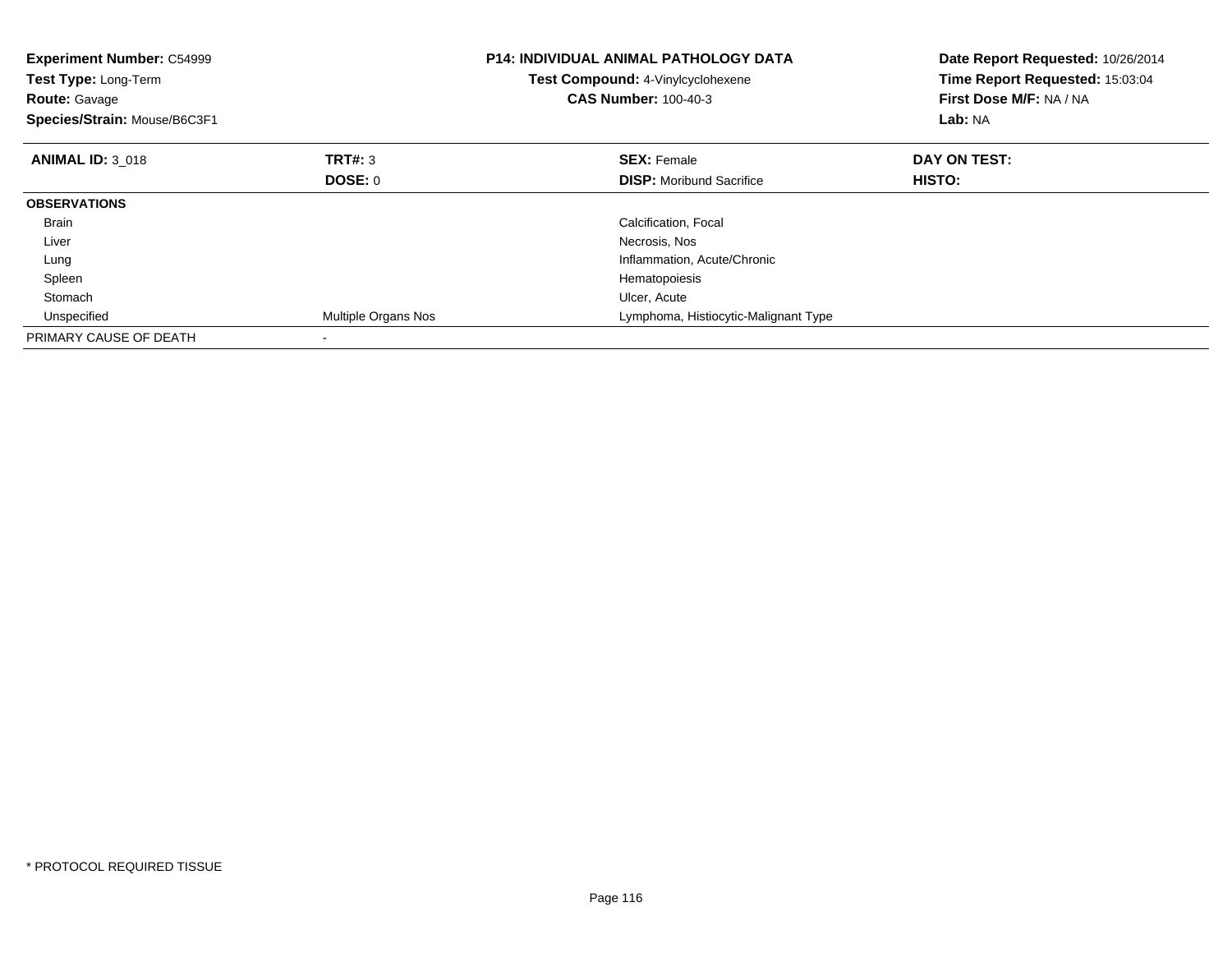**Experiment Number:** C54999
**Test Type:** Long-Term
**Route:** Gavage
**Species/Strain:** Mouse/B6C3F1

**P14: INDIVIDUAL ANIMAL PATHOLOGY DATA**
**Test Compound:** 4-Vinylcyclohexene
**CAS Number:** 100-40-3

**Date Report Requested:** 10/26/2014
**Time Report Requested:** 15:03:04
**First Dose M/F:** NA / NA
**Lab:** NA

| **ANIMAL ID:** 3_018 | **TRT#:** 3 | **SEX:** Female | **DAY ON TEST:** |
|---|---|---|---|
| | **DOSE:** 0 | **DISP:** Moribund Sacrifice | **HISTO:** |
| **OBSERVATIONS** | | | |
| Brain | | Calcification, Focal | |
| Liver | | Necrosis, Nos | |
| Lung | | Inflammation, Acute/Chronic | |
| Spleen | | Hematopoiesis | |
| Stomach | | Ulcer, Acute | |
| Unspecified | Multiple Organs Nos | Lymphoma, Histiocytic-Malignant Type | |
| PRIMARY CAUSE OF DEATH | - | | |

* PROTOCOL REQUIRED TISSUE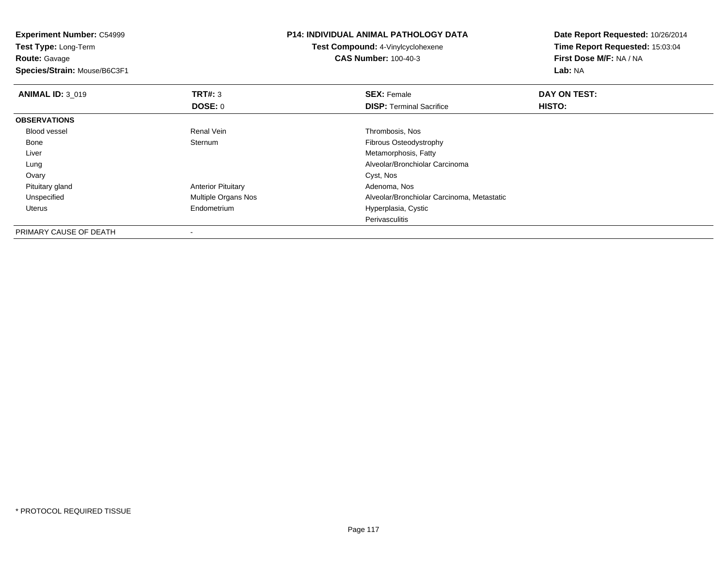**Experiment Number:** C54999
**Test Type:** Long-Term
**Route:** Gavage
**Species/Strain:** Mouse/B6C3F1

**P14: INDIVIDUAL ANIMAL PATHOLOGY DATA**
**Test Compound:** 4-Vinylcyclohexene
**CAS Number:** 100-40-3

**Date Report Requested:** 10/26/2014
**Time Report Requested:** 15:03:04
**First Dose M/F:** NA / NA
**Lab:** NA

| **ANIMAL ID:** 3_019 | **TRT#:** 3 | **SEX:** Female | **DAY ON TEST:** |
|---|---|---|---|
| | **DOSE:** 0 | **DISP:** Terminal Sacrifice | **HISTO:** |
| **OBSERVATIONS** | | | |
| Blood vessel | Renal Vein | Thrombosis, Nos | |
| Bone | Sternum | Fibrous Osteodystrophy | |
| Liver | | Metamorphosis, Fatty | |
| Lung | | Alveolar/Bronchiolar Carcinoma | |
| Ovary | | Cyst, Nos | |
| Pituitary gland | Anterior Pituitary | Adenoma, Nos | |
| Unspecified | Multiple Organs Nos | Alveolar/Bronchiolar Carcinoma, Metastatic | |
| Uterus | Endometrium | Hyperplasia, Cystic | |
| | | Perivasculitis | |
| PRIMARY CAUSE OF DEATH | - | | |

\* PROTOCOL REQUIRED TISSUE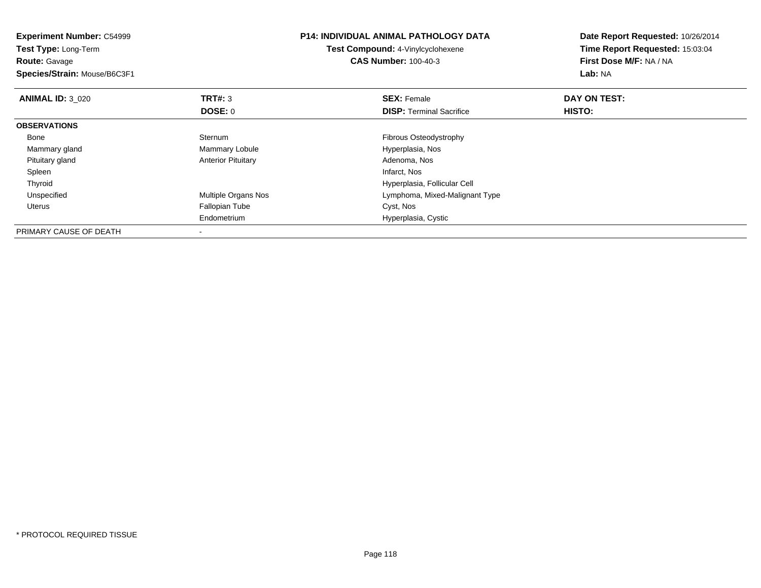**Experiment Number:** C54999
**Test Type:** Long-Term
**Route:** Gavage
**Species/Strain:** Mouse/B6C3F1

**P14: INDIVIDUAL ANIMAL PATHOLOGY DATA**
**Test Compound:** 4-Vinylcyclohexene
**CAS Number:** 100-40-3

**Date Report Requested:** 10/26/2014
**Time Report Requested:** 15:03:04
**First Dose M/F:** NA / NA
**Lab:** NA

| **ANIMAL ID:** 3_020 | **TRT#:** 3 | **SEX:** Female | **DAY ON TEST:** |
|---|---|---|---|
| | **DOSE:** 0 | **DISP:** Terminal Sacrifice | **HISTO:** |
| **OBSERVATIONS** | | | |
| Bone | Sternum | Fibrous Osteodystrophy | |
| Mammary gland | Mammary Lobule | Hyperplasia, Nos | |
| Pituitary gland | Anterior Pituitary | Adenoma, Nos | |
| Spleen | | Infarct, Nos | |
| Thyroid | | Hyperplasia, Follicular Cell | |
| Unspecified | Multiple Organs Nos | Lymphoma, Mixed-Malignant Type | |
| Uterus | Fallopian Tube | Cyst, Nos | |
| | Endometrium | Hyperplasia, Cystic | |
| PRIMARY CAUSE OF DEATH | - | | |

* PROTOCOL REQUIRED TISSUE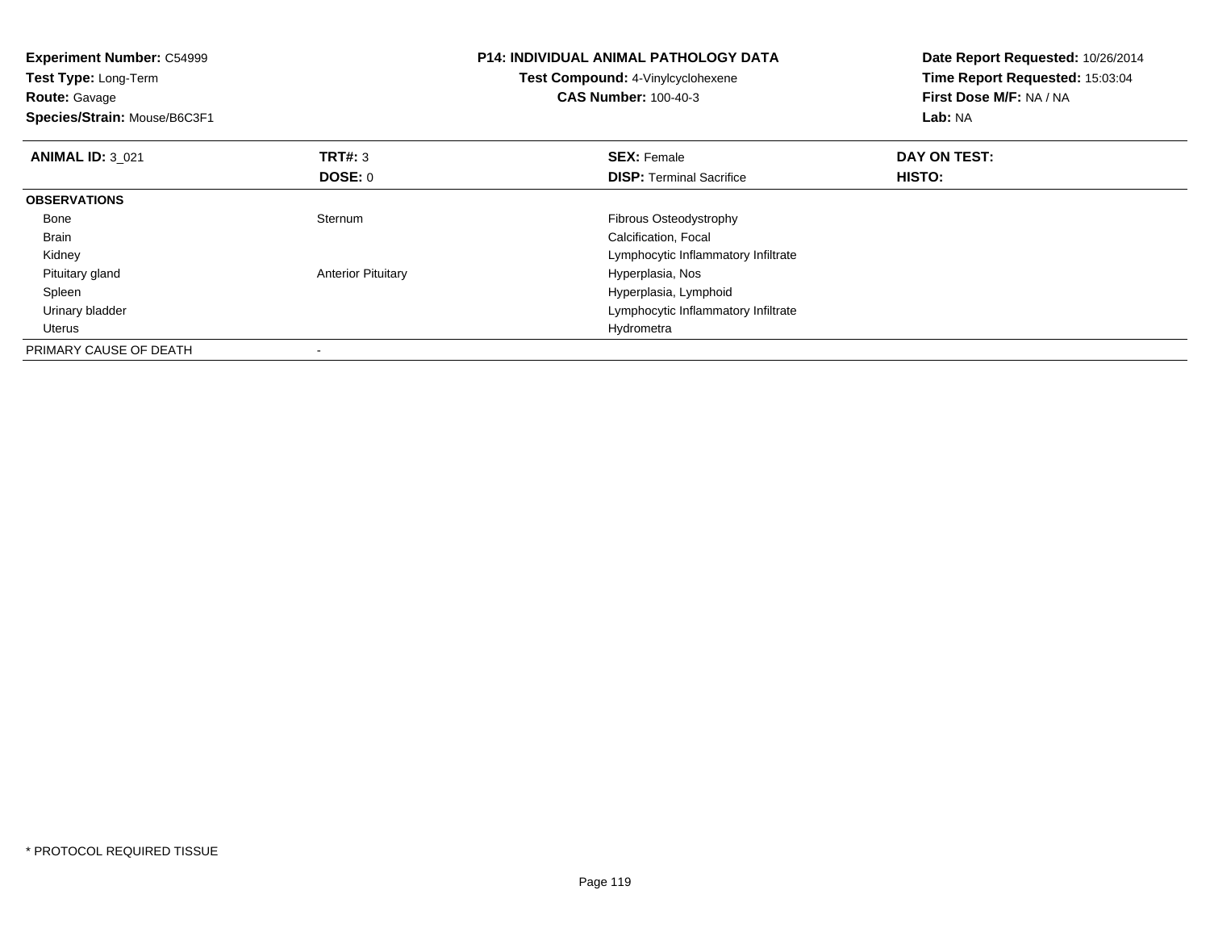**Experiment Number:** C54999
**Test Type:** Long-Term
**Route:** Gavage
**Species/Strain:** Mouse/B6C3F1

**P14: INDIVIDUAL ANIMAL PATHOLOGY DATA**
**Test Compound:** 4-Vinylcyclohexene
**CAS Number:** 100-40-3

**Date Report Requested:** 10/26/2014
**Time Report Requested:** 15:03:04
**First Dose M/F:** NA / NA
**Lab:** NA

| **ANIMAL ID:** 3_021 | **TRT#:** 3 | **SEX:** Female | **DAY ON TEST:** |
|---|---|---|---|
| | **DOSE:** 0 | **DISP:** Terminal Sacrifice | **HISTO:** |
| **OBSERVATIONS** | | | |
| Bone | Sternum | Fibrous Osteodystrophy | |
| Brain | | Calcification, Focal | |
| Kidney | | Lymphocytic Inflammatory Infiltrate | |
| Pituitary gland | Anterior Pituitary | Hyperplasia, Nos | |
| Spleen | | Hyperplasia, Lymphoid | |
| Urinary bladder | | Lymphocytic Inflammatory Infiltrate | |
| Uterus | | Hydrometra | |
| PRIMARY CAUSE OF DEATH | - | | |

* PROTOCOL REQUIRED TISSUE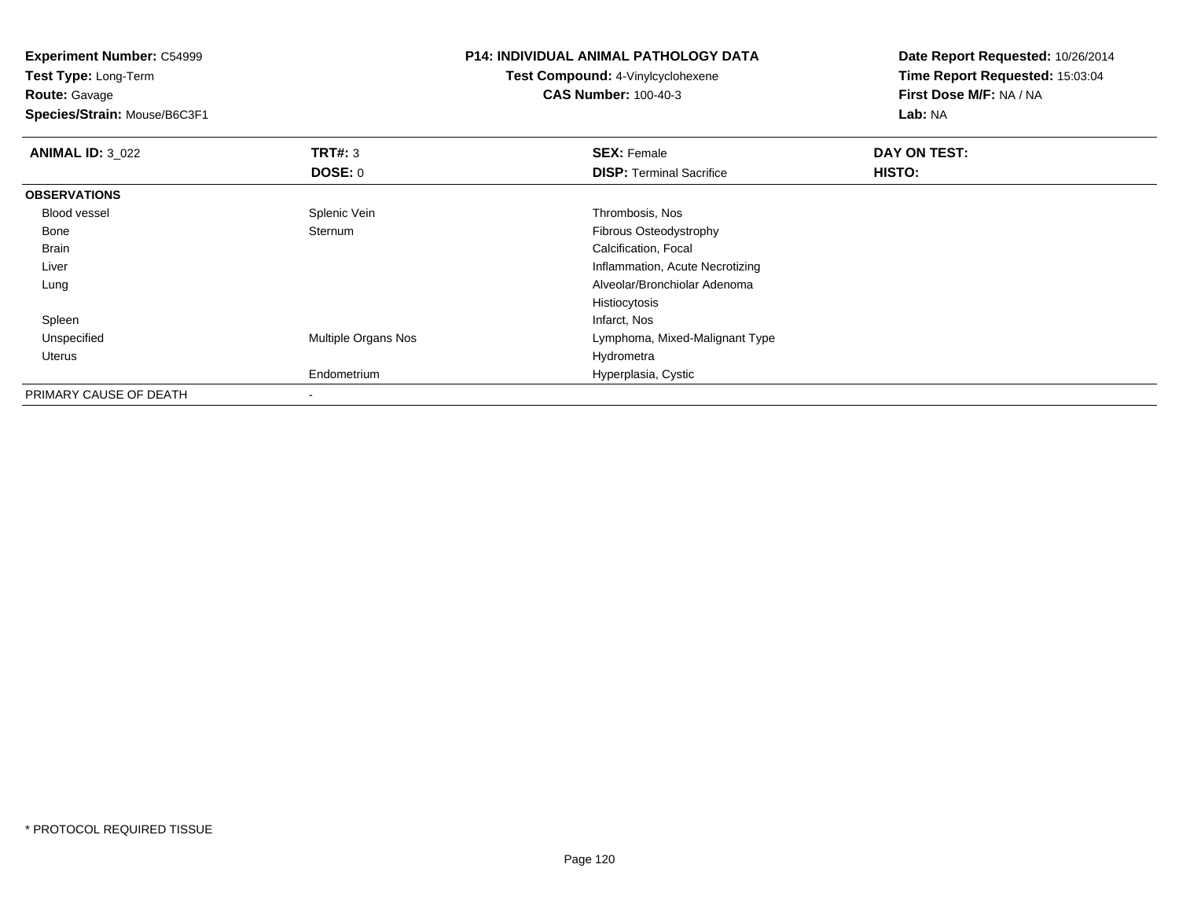**Experiment Number:** C54999
**Test Type:** Long-Term
**Route:** Gavage
**Species/Strain:** Mouse/B6C3F1

**P14: INDIVIDUAL ANIMAL PATHOLOGY DATA**
**Test Compound:** 4-Vinylcyclohexene
**CAS Number:** 100-40-3

**Date Report Requested:** 10/26/2014
**Time Report Requested:** 15:03:04
**First Dose M/F:** NA / NA
**Lab:** NA

| **ANIMAL ID:** 3_022 | **TRT#:** 3 | **SEX:** Female | **DAY ON TEST:** |
|---|---|---|---|
| | **DOSE:** 0 | **DISP:** Terminal Sacrifice | **HISTO:** |
| **OBSERVATIONS** | | | |
| Blood vessel | Splenic Vein | Thrombosis, Nos | |
| Bone | Sternum | Fibrous Osteodystrophy | |
| Brain | | Calcification, Focal | |
| Liver | | Inflammation, Acute Necrotizing | |
| Lung | | Alveolar/Bronchiolar Adenoma | |
| | | Histiocytosis | |
| Spleen | | Infarct, Nos | |
| Unspecified | Multiple Organs Nos | Lymphoma, Mixed-Malignant Type | |
| Uterus | | Hydrometra | |
| | Endometrium | Hyperplasia, Cystic | |
| PRIMARY CAUSE OF DEATH | - | | |

* PROTOCOL REQUIRED TISSUE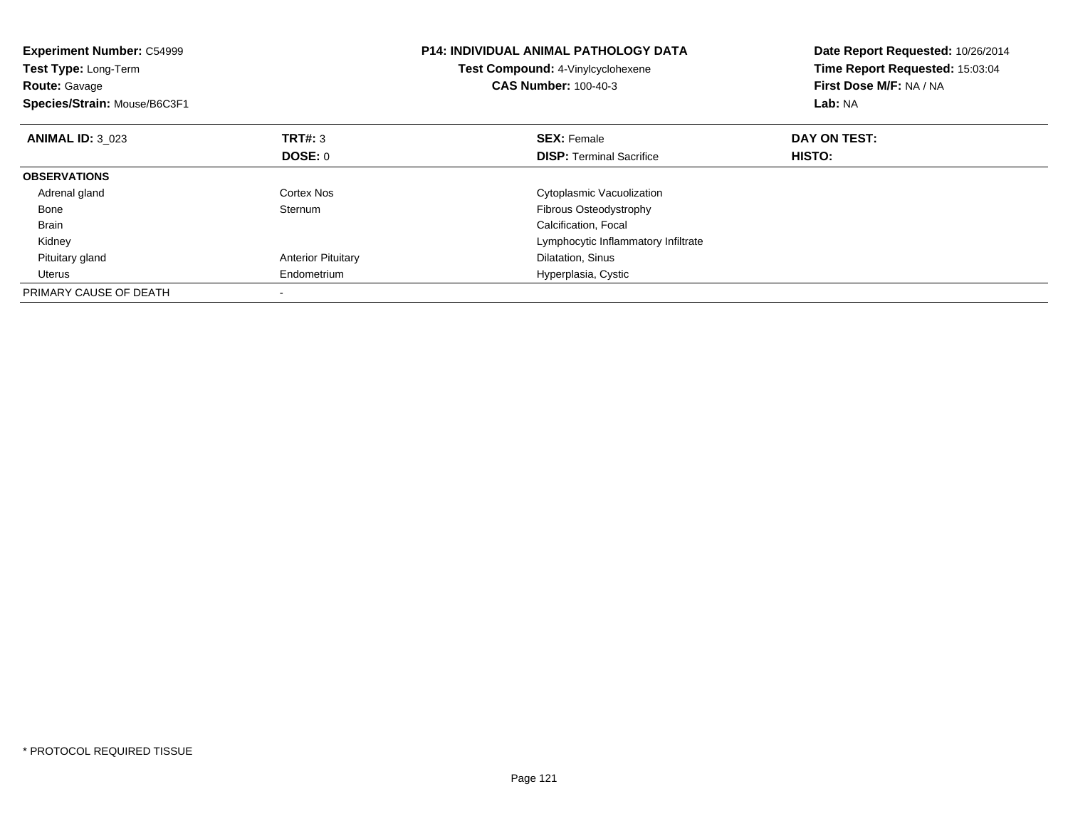**Experiment Number:** C54999
**Test Type:** Long-Term
**Route:** Gavage
**Species/Strain:** Mouse/B6C3F1

**P14: INDIVIDUAL ANIMAL PATHOLOGY DATA**
**Test Compound:** 4-Vinylcyclohexene
**CAS Number:** 100-40-3

**Date Report Requested:** 10/26/2014
**Time Report Requested:** 15:03:04
**First Dose M/F:** NA / NA
**Lab:** NA

| **ANIMAL ID:** 3_023 | **TRT#:** 3 | **SEX:** Female | **DAY ON TEST:** |
|---|---|---|---|
| | **DOSE:** 0 | **DISP:** Terminal Sacrifice | **HISTO:** |
| **OBSERVATIONS** | | | |
| Adrenal gland | Cortex Nos | Cytoplasmic Vacuolization | |
| Bone | Sternum | Fibrous Osteodystrophy | |
| Brain | | Calcification, Focal | |
| Kidney | | Lymphocytic Inflammatory Infiltrate | |
| Pituitary gland | Anterior Pituitary | Dilatation, Sinus | |
| Uterus | Endometrium | Hyperplasia, Cystic | |
| PRIMARY CAUSE OF DEATH | - | | |

* PROTOCOL REQUIRED TISSUE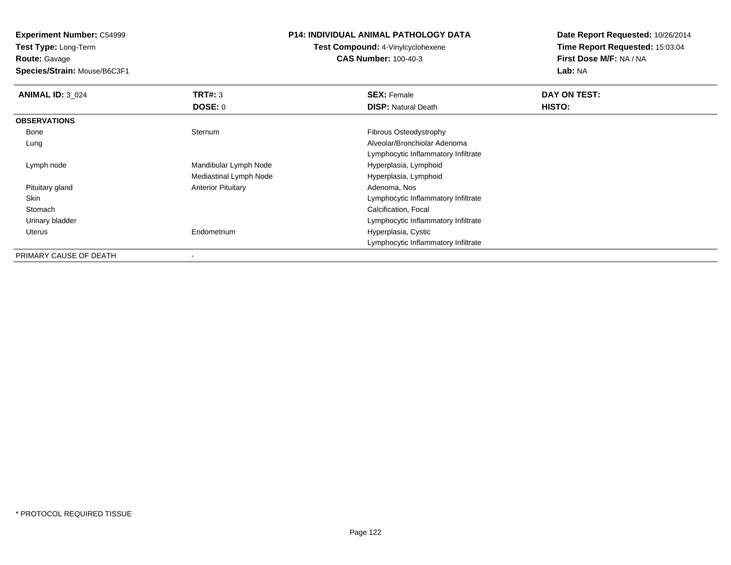**Experiment Number:** C54999
**Test Type:** Long-Term
**Route:** Gavage
**Species/Strain:** Mouse/B6C3F1

**P14: INDIVIDUAL ANIMAL PATHOLOGY DATA**
**Test Compound:** 4-Vinylcyclohexene
**CAS Number:** 100-40-3

**Date Report Requested:** 10/26/2014
**Time Report Requested:** 15:03:04
**First Dose M/F:** NA / NA
**Lab:** NA

| **ANIMAL ID:** 3_024 | **TRT#:** 3 | **SEX:** Female | **DAY ON TEST:** |
|---|---|---|---|
| | **DOSE:** 0 | **DISP:** Natural Death | **HISTO:** |
| **OBSERVATIONS** | | | |
| Bone | Sternum | Fibrous Osteodystrophy | |
| Lung | | Alveolar/Bronchiolar Adenoma | |
| | | Lymphocytic Inflammatory Infiltrate | |
| Lymph node | Mandibular Lymph Node | Hyperplasia, Lymphoid | |
| | Mediastinal Lymph Node | Hyperplasia, Lymphoid | |
| Pituitary gland | Anterior Pituitary | Adenoma, Nos | |
| Skin | | Lymphocytic Inflammatory Infiltrate | |
| Stomach | | Calcification, Focal | |
| Urinary bladder | | Lymphocytic Inflammatory Infiltrate | |
| Uterus | Endometrium | Hyperplasia, Cystic | |
| | | Lymphocytic Inflammatory Infiltrate | |
| PRIMARY CAUSE OF DEATH | - | | |

* PROTOCOL REQUIRED TISSUE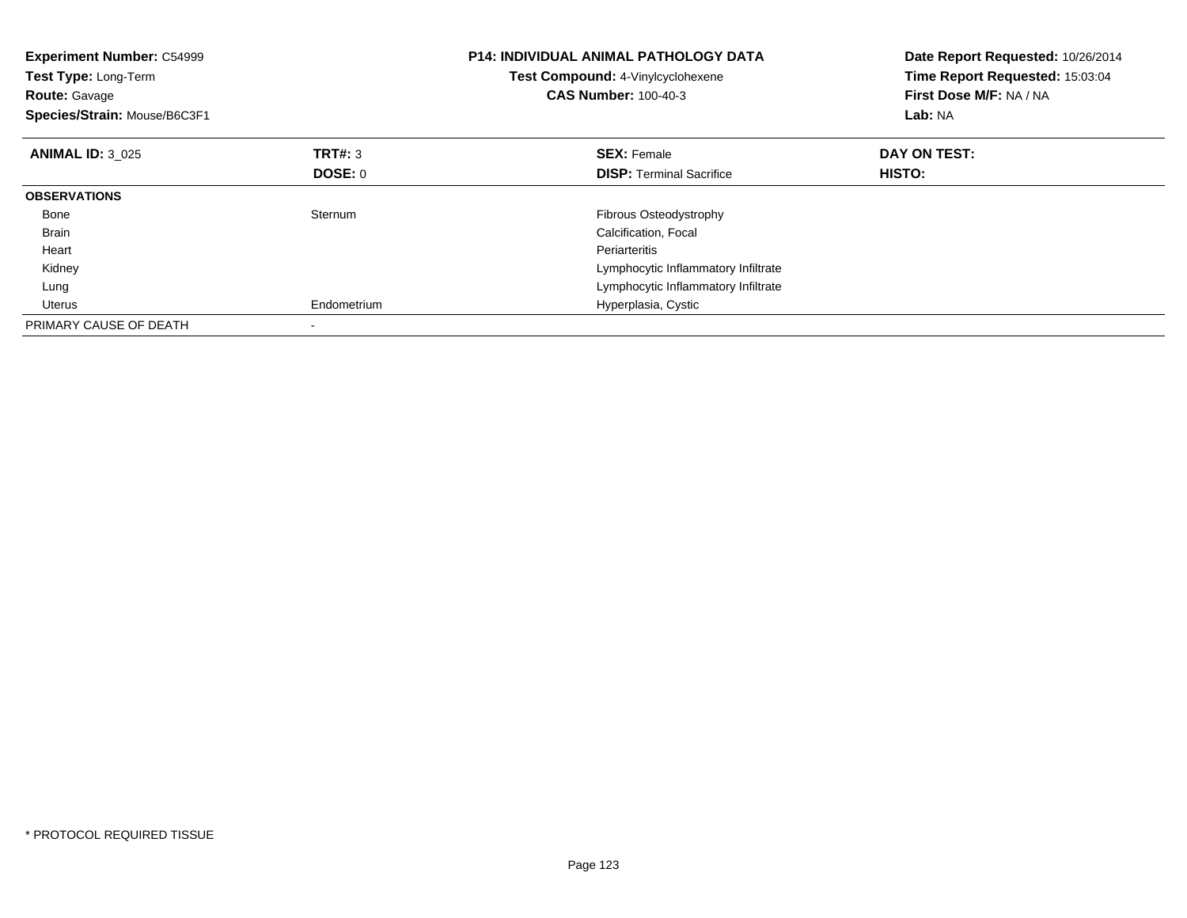**Experiment Number:** C54999
**Test Type:** Long-Term
**Route:** Gavage
**Species/Strain:** Mouse/B6C3F1

**P14: INDIVIDUAL ANIMAL PATHOLOGY DATA**
**Test Compound:** 4-Vinylcyclohexene
**CAS Number:** 100-40-3

**Date Report Requested:** 10/26/2014
**Time Report Requested:** 15:03:04
**First Dose M/F:** NA / NA
**Lab:** NA

| **ANIMAL ID:** 3_025 | **TRT#:** 3 | **SEX:** Female | **DAY ON TEST:** |
|---|---|---|---|
| | **DOSE:** 0 | **DISP:** Terminal Sacrifice | **HISTO:** |
| **OBSERVATIONS** | | | |
| Bone | Sternum | Fibrous Osteodystrophy | |
| Brain | | Calcification, Focal | |
| Heart | | Periarteritis | |
| Kidney | | Lymphocytic Inflammatory Infiltrate | |
| Lung | | Lymphocytic Inflammatory Infiltrate | |
| Uterus | Endometrium | Hyperplasia, Cystic | |
| PRIMARY CAUSE OF DEATH | - | | |

* PROTOCOL REQUIRED TISSUE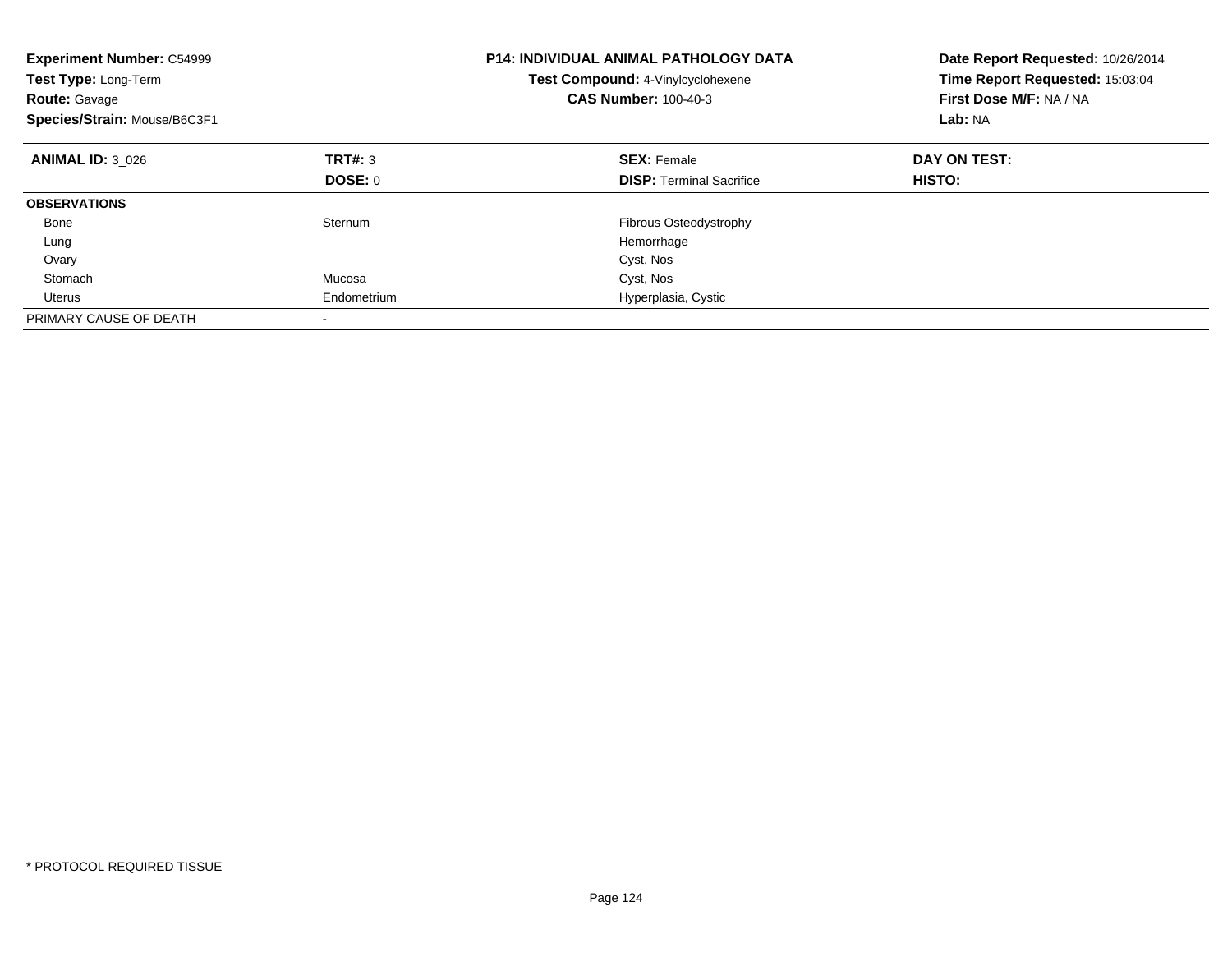**Experiment Number:** C54999
**Test Type:** Long-Term
**Route:** Gavage
**Species/Strain:** Mouse/B6C3F1

**P14: INDIVIDUAL ANIMAL PATHOLOGY DATA**
**Test Compound:** 4-Vinylcyclohexene
**CAS Number:** 100-40-3

**Date Report Requested:** 10/26/2014
**Time Report Requested:** 15:03:04
**First Dose M/F:** NA / NA
**Lab:** NA

| **ANIMAL ID:** 3_026 | **TRT#:** 3 | **SEX:** Female | **DAY ON TEST:** |
|---|---|---|---|
| | **DOSE:** 0 | **DISP:** Terminal Sacrifice | **HISTO:** |
| **OBSERVATIONS** | | | |
| Bone | Sternum | Fibrous Osteodystrophy | |
| Lung | | Hemorrhage | |
| Ovary | | Cyst, Nos | |
| Stomach | Mucosa | Cyst, Nos | |
| Uterus | Endometrium | Hyperplasia, Cystic | |
| PRIMARY CAUSE OF DEATH | - | | |

* PROTOCOL REQUIRED TISSUE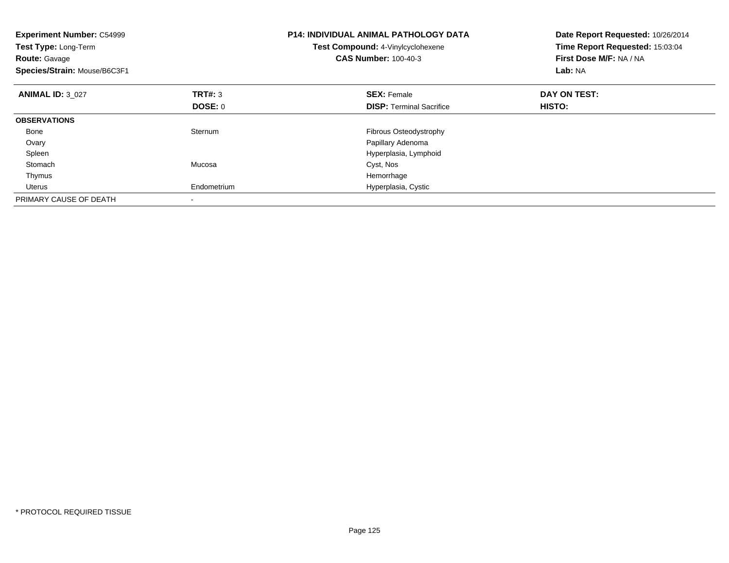**Experiment Number:** C54999
**Test Type:** Long-Term
**Route:** Gavage
**Species/Strain:** Mouse/B6C3F1

**P14: INDIVIDUAL ANIMAL PATHOLOGY DATA**
**Test Compound:** 4-Vinylcyclohexene
**CAS Number:** 100-40-3

**Date Report Requested:** 10/26/2014
**Time Report Requested:** 15:03:04
**First Dose M/F:** NA / NA
**Lab:** NA

| **ANIMAL ID:** 3_027 | **TRT#:** 3 | **SEX:** Female | **DAY ON TEST:** |
|---|---|---|---|
| | **DOSE:** 0 | **DISP:** Terminal Sacrifice | **HISTO:** |
| **OBSERVATIONS** | | | |
| Bone | Sternum | Fibrous Osteodystrophy | |
| Ovary | | Papillary Adenoma | |
| Spleen | | Hyperplasia, Lymphoid | |
| Stomach | Mucosa | Cyst, Nos | |
| Thymus | | Hemorrhage | |
| Uterus | Endometrium | Hyperplasia, Cystic | |
| PRIMARY CAUSE OF DEATH | - | | |

* PROTOCOL REQUIRED TISSUE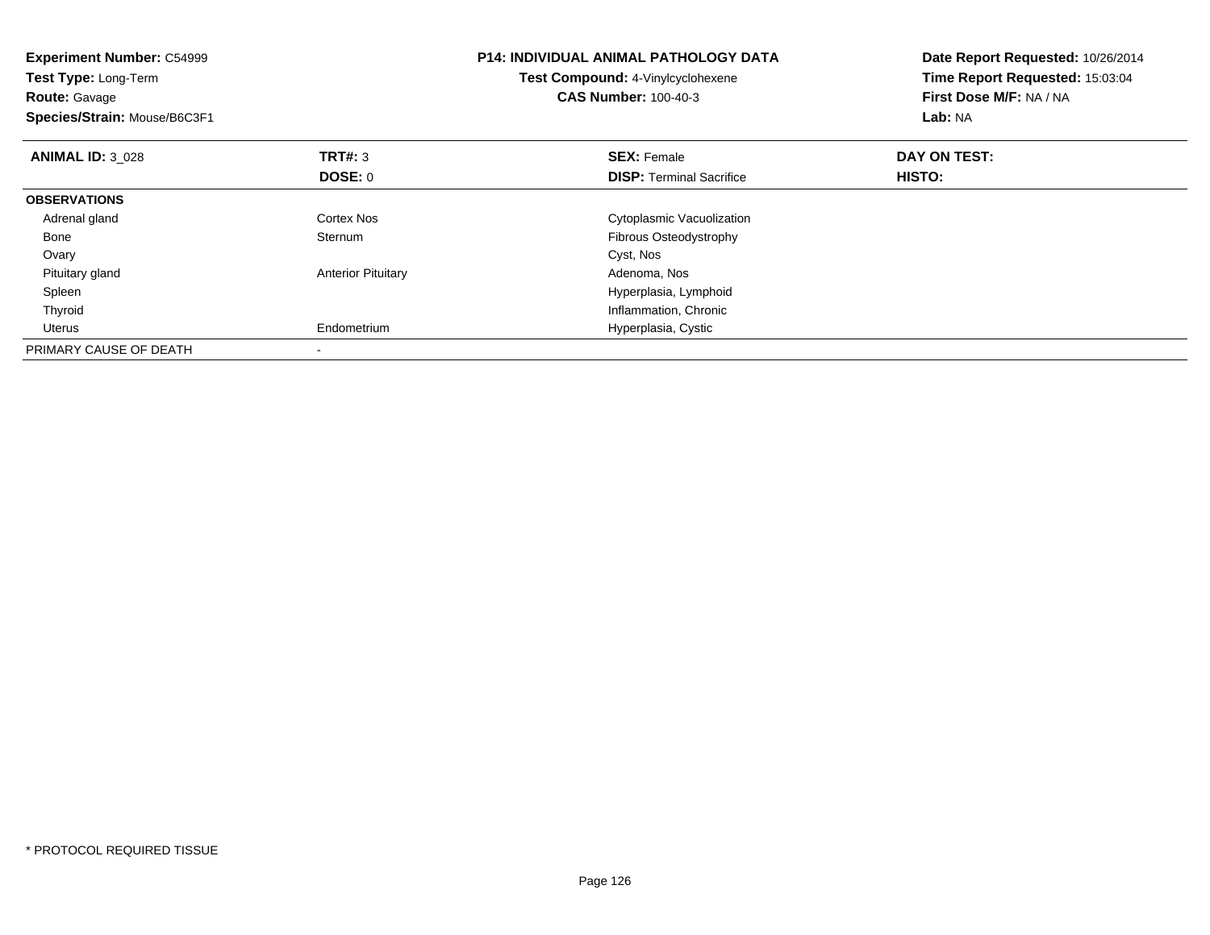**Experiment Number:** C54999
**Test Type:** Long-Term
**Route:** Gavage
**Species/Strain:** Mouse/B6C3F1

**P14: INDIVIDUAL ANIMAL PATHOLOGY DATA**
**Test Compound:** 4-Vinylcyclohexene
**CAS Number:** 100-40-3

**Date Report Requested:** 10/26/2014
**Time Report Requested:** 15:03:04
**First Dose M/F:** NA / NA
**Lab:** NA

| **ANIMAL ID:** 3_028 | **TRT#:** 3 | **SEX:** Female | **DAY ON TEST:** |
|---|---|---|---|
| | **DOSE:** 0 | **DISP:** Terminal Sacrifice | **HISTO:** |
| **OBSERVATIONS** | | | |
| Adrenal gland | Cortex Nos | Cytoplasmic Vacuolization | |
| Bone | Sternum | Fibrous Osteodystrophy | |
| Ovary | | Cyst, Nos | |
| Pituitary gland | Anterior Pituitary | Adenoma, Nos | |
| Spleen | | Hyperplasia, Lymphoid | |
| Thyroid | | Inflammation, Chronic | |
| Uterus | Endometrium | Hyperplasia, Cystic | |
| PRIMARY CAUSE OF DEATH | - | | |

* PROTOCOL REQUIRED TISSUE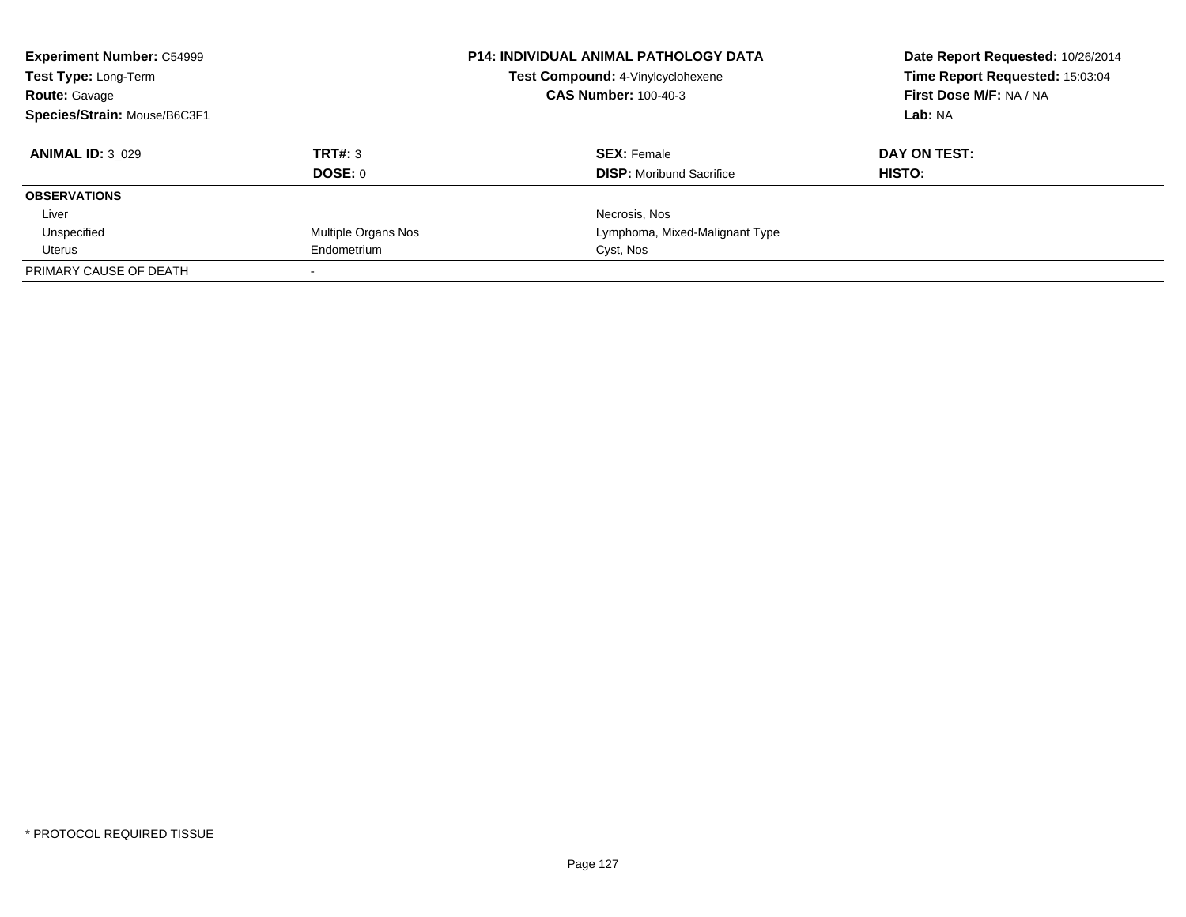**Experiment Number:** C54999
**Test Type:** Long-Term
**Route:** Gavage
**Species/Strain:** Mouse/B6C3F1

**P14: INDIVIDUAL ANIMAL PATHOLOGY DATA**
**Test Compound:** 4-Vinylcyclohexene
**CAS Number:** 100-40-3

**Date Report Requested:** 10/26/2014
**Time Report Requested:** 15:03:04
**First Dose M/F:** NA / NA
**Lab:** NA

| **ANIMAL ID:** 3_029 | **TRT#:** 3 | **SEX:** Female | **DAY ON TEST:** |
|---|---|---|---|
| | **DOSE:** 0 | **DISP:** Moribund Sacrifice | **HISTO:** |
| **OBSERVATIONS** | | | |
| Liver | | Necrosis, Nos | |
| Unspecified | Multiple Organs Nos | Lymphoma, Mixed-Malignant Type | |
| Uterus | Endometrium | Cyst, Nos | |
| PRIMARY CAUSE OF DEATH | - | | |

* PROTOCOL REQUIRED TISSUE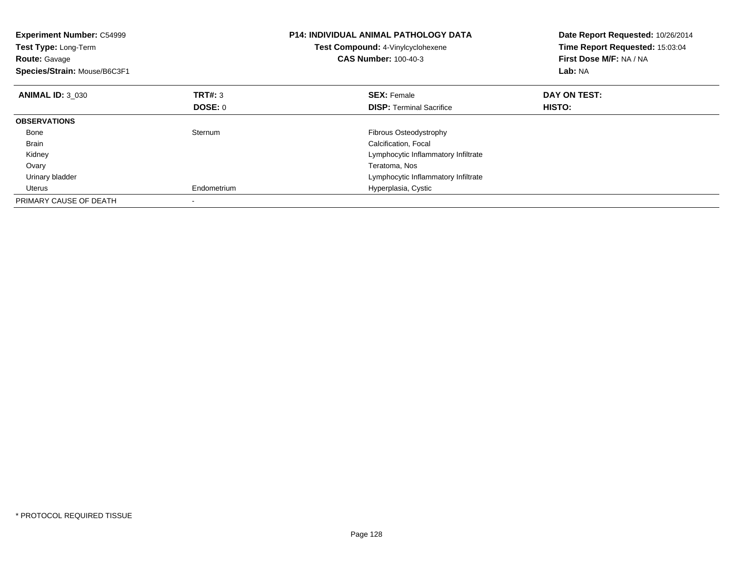**Experiment Number:** C54999
**Test Type:** Long-Term
**Route:** Gavage
**Species/Strain:** Mouse/B6C3F1

**P14: INDIVIDUAL ANIMAL PATHOLOGY DATA**
**Test Compound:** 4-Vinylcyclohexene
**CAS Number:** 100-40-3

**Date Report Requested:** 10/26/2014
**Time Report Requested:** 15:03:04
**First Dose M/F:** NA / NA
**Lab:** NA

| **ANIMAL ID:** 3_030 | **TRT#:** 3 | **SEX:** Female | **DAY ON TEST:** |
|---|---|---|---|
| | **DOSE:** 0 | **DISP:** Terminal Sacrifice | **HISTO:** |
| **OBSERVATIONS** | | | |
| Bone | Sternum | Fibrous Osteodystrophy | |
| Brain | | Calcification, Focal | |
| Kidney | | Lymphocytic Inflammatory Infiltrate | |
| Ovary | | Teratoma, Nos | |
| Urinary bladder | | Lymphocytic Inflammatory Infiltrate | |
| Uterus | Endometrium | Hyperplasia, Cystic | |
| PRIMARY CAUSE OF DEATH | - | | |

* PROTOCOL REQUIRED TISSUE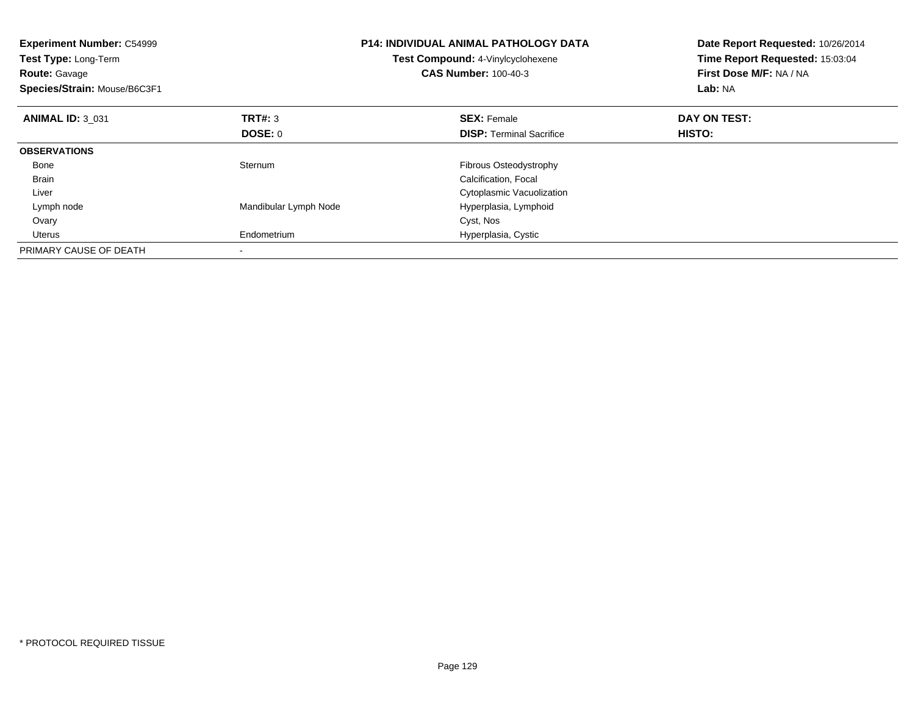**Experiment Number:** C54999
**Test Type:** Long-Term
**Route:** Gavage
**Species/Strain:** Mouse/B6C3F1

**P14: INDIVIDUAL ANIMAL PATHOLOGY DATA**
**Test Compound:** 4-Vinylcyclohexene
**CAS Number:** 100-40-3

**Date Report Requested:** 10/26/2014
**Time Report Requested:** 15:03:04
**First Dose M/F:** NA / NA
**Lab:** NA

| **ANIMAL ID:** 3_031 | **TRT#:** 3 | **SEX:** Female | **DAY ON TEST:** |
|---|---|---|---|
| | **DOSE:** 0 | **DISP:** Terminal Sacrifice | **HISTO:** |
| **OBSERVATIONS** | | | |
| Bone | Sternum | Fibrous Osteodystrophy | |
| Brain | | Calcification, Focal | |
| Liver | | Cytoplasmic Vacuolization | |
| Lymph node | Mandibular Lymph Node | Hyperplasia, Lymphoid | |
| Ovary | | Cyst, Nos | |
| Uterus | Endometrium | Hyperplasia, Cystic | |
| PRIMARY CAUSE OF DEATH | - | | |

* PROTOCOL REQUIRED TISSUE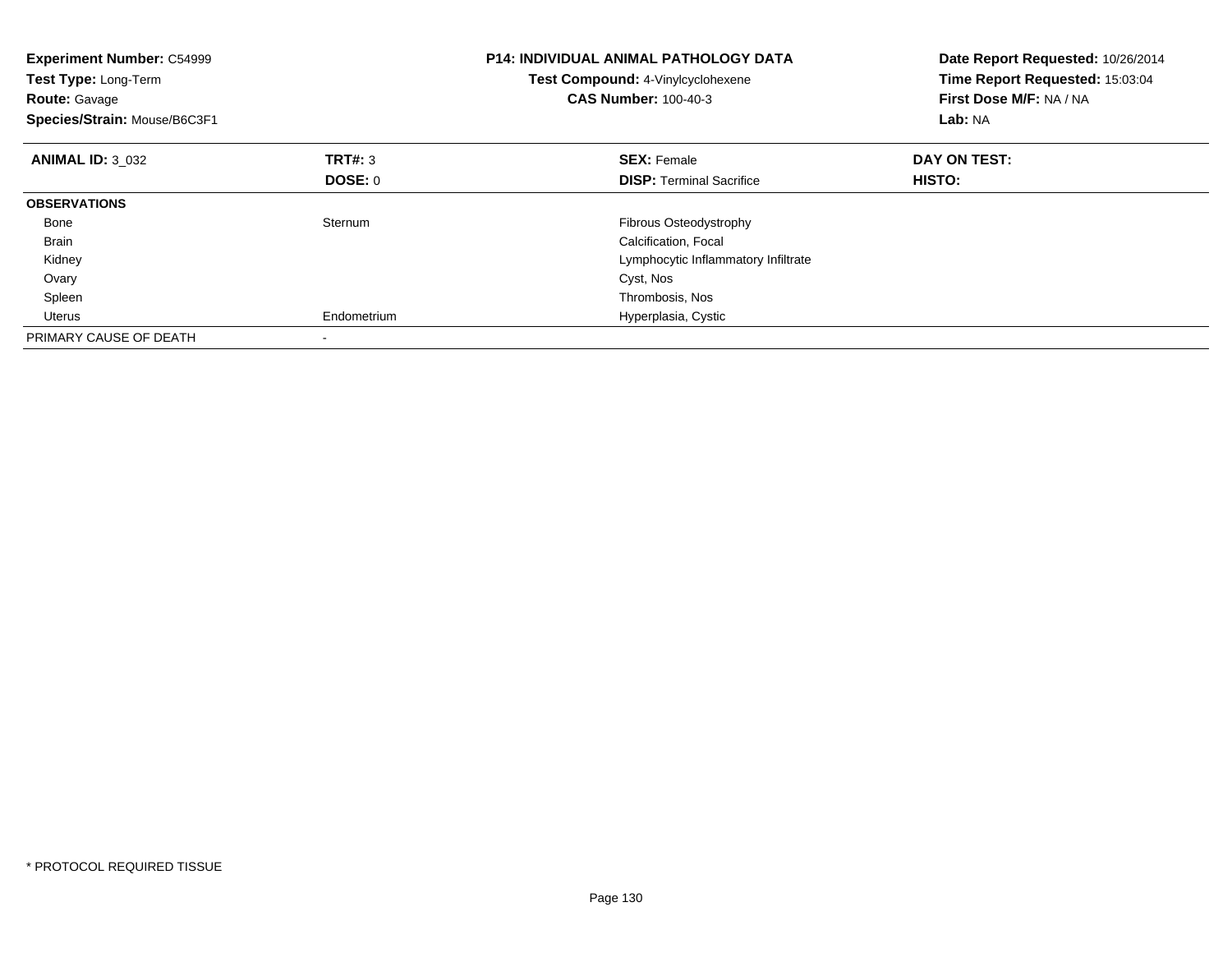**Experiment Number:** C54999
**Test Type:** Long-Term
**Route:** Gavage
**Species/Strain:** Mouse/B6C3F1

**P14: INDIVIDUAL ANIMAL PATHOLOGY DATA**
**Test Compound:** 4-Vinylcyclohexene
**CAS Number:** 100-40-3

**Date Report Requested:** 10/26/2014
**Time Report Requested:** 15:03:04
**First Dose M/F:** NA / NA
**Lab:** NA

| **ANIMAL ID:** 3_032 | **TRT#:** 3 | **SEX:** Female | **DAY ON TEST:** |
|---|---|---|---|
| | **DOSE:** 0 | **DISP:** Terminal Sacrifice | **HISTO:** |
| **OBSERVATIONS** | | | |
| Bone | Sternum | Fibrous Osteodystrophy | |
| Brain | | Calcification, Focal | |
| Kidney | | Lymphocytic Inflammatory Infiltrate | |
| Ovary | | Cyst, Nos | |
| Spleen | | Thrombosis, Nos | |
| Uterus | Endometrium | Hyperplasia, Cystic | |
| PRIMARY CAUSE OF DEATH | - | | |

* PROTOCOL REQUIRED TISSUE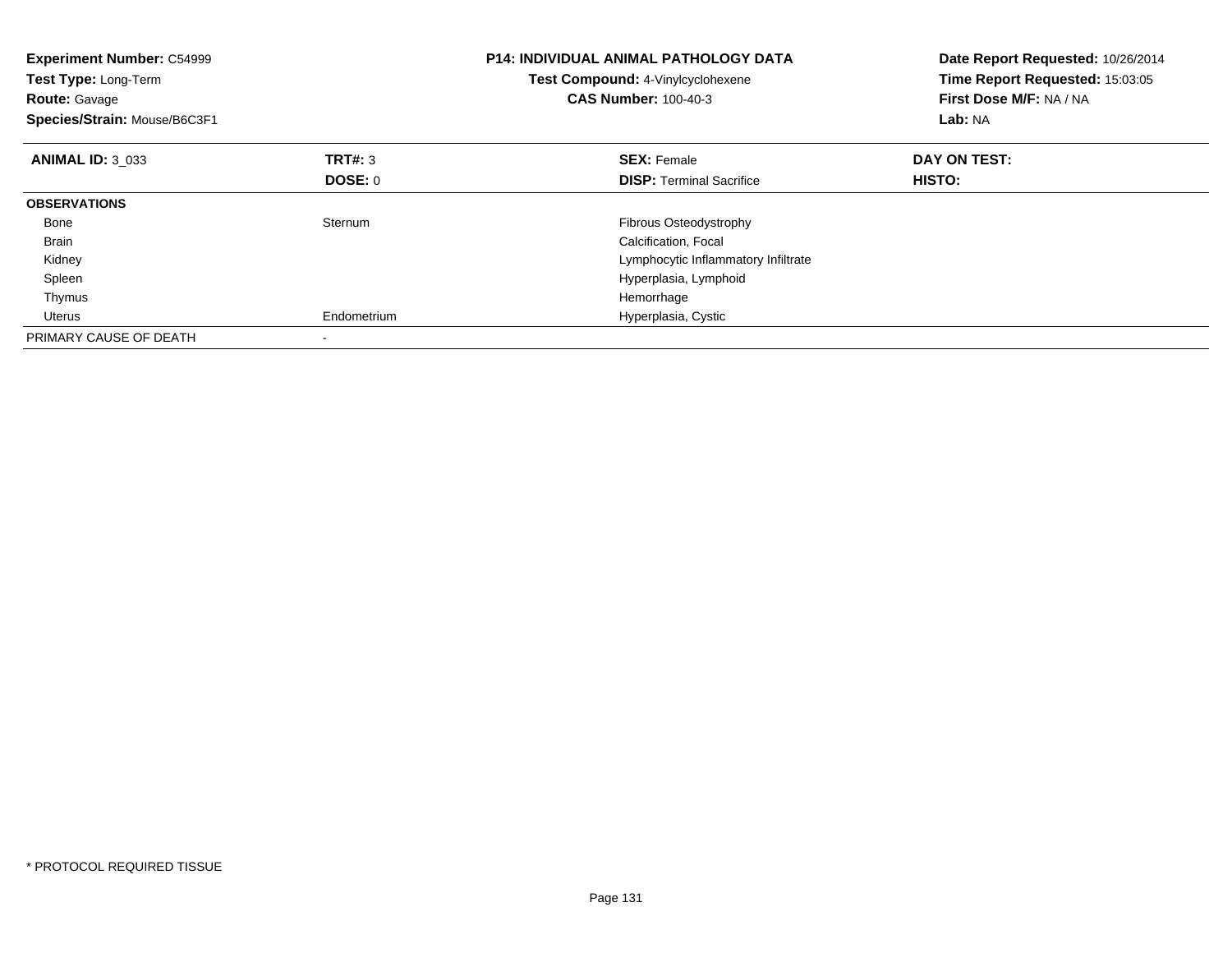**Experiment Number:** C54999
**Test Type:** Long-Term
**Route:** Gavage
**Species/Strain:** Mouse/B6C3F1

**P14: INDIVIDUAL ANIMAL PATHOLOGY DATA**
**Test Compound:** 4-Vinylcyclohexene
**CAS Number:** 100-40-3

**Date Report Requested:** 10/26/2014
**Time Report Requested:** 15:03:05
**First Dose M/F:** NA / NA
**Lab:** NA

| **ANIMAL ID:** 3_033 | **TRT#:** 3 | **SEX:** Female | **DAY ON TEST:** |
|---|---|---|---|
| | **DOSE:** 0 | **DISP:** Terminal Sacrifice | **HISTO:** |
| **OBSERVATIONS** | | | |
| Bone | Sternum | Fibrous Osteodystrophy | |
| Brain | | Calcification, Focal | |
| Kidney | | Lymphocytic Inflammatory Infiltrate | |
| Spleen | | Hyperplasia, Lymphoid | |
| Thymus | | Hemorrhage | |
| Uterus | Endometrium | Hyperplasia, Cystic | |
| PRIMARY CAUSE OF DEATH | - | | |

* PROTOCOL REQUIRED TISSUE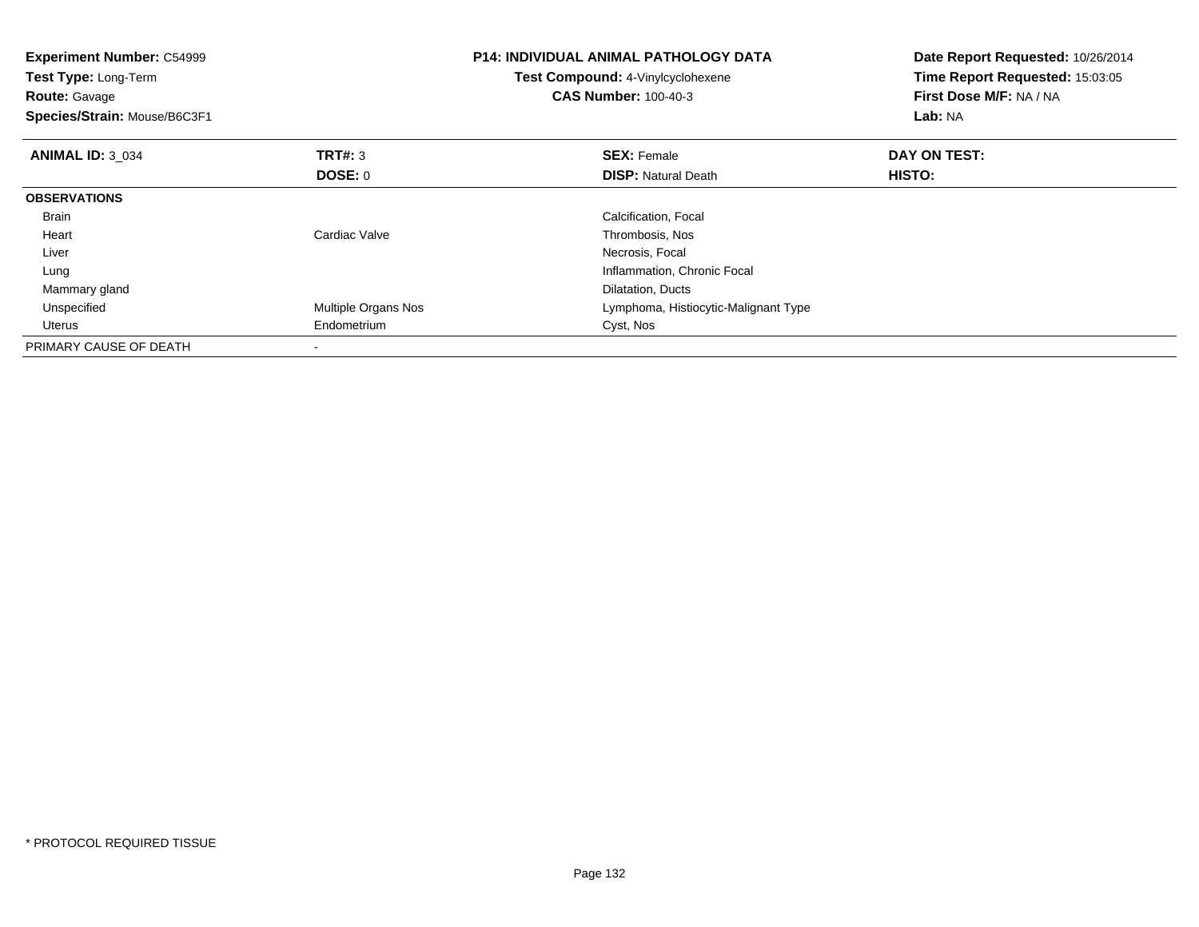**Experiment Number:** C54999
**Test Type:** Long-Term
**Route:** Gavage
**Species/Strain:** Mouse/B6C3F1

**P14: INDIVIDUAL ANIMAL PATHOLOGY DATA**
**Test Compound:** 4-Vinylcyclohexene
**CAS Number:** 100-40-3

**Date Report Requested:** 10/26/2014
**Time Report Requested:** 15:03:05
**First Dose M/F:** NA / NA
**Lab:** NA

| **ANIMAL ID:** 3_034 | **TRT#:** 3 | **SEX:** Female | **DAY ON TEST:** |
|---|---|---|---|
| | **DOSE:** 0 | **DISP:** Natural Death | **HISTO:** |
| **OBSERVATIONS** | | | |
| Brain | | Calcification, Focal | |
| Heart | Cardiac Valve | Thrombosis, Nos | |
| Liver | | Necrosis, Focal | |
| Lung | | Inflammation, Chronic Focal | |
| Mammary gland | | Dilatation, Ducts | |
| Unspecified | Multiple Organs Nos | Lymphoma, Histiocytic-Malignant Type | |
| Uterus | Endometrium | Cyst, Nos | |
| PRIMARY CAUSE OF DEATH | - | | |

* PROTOCOL REQUIRED TISSUE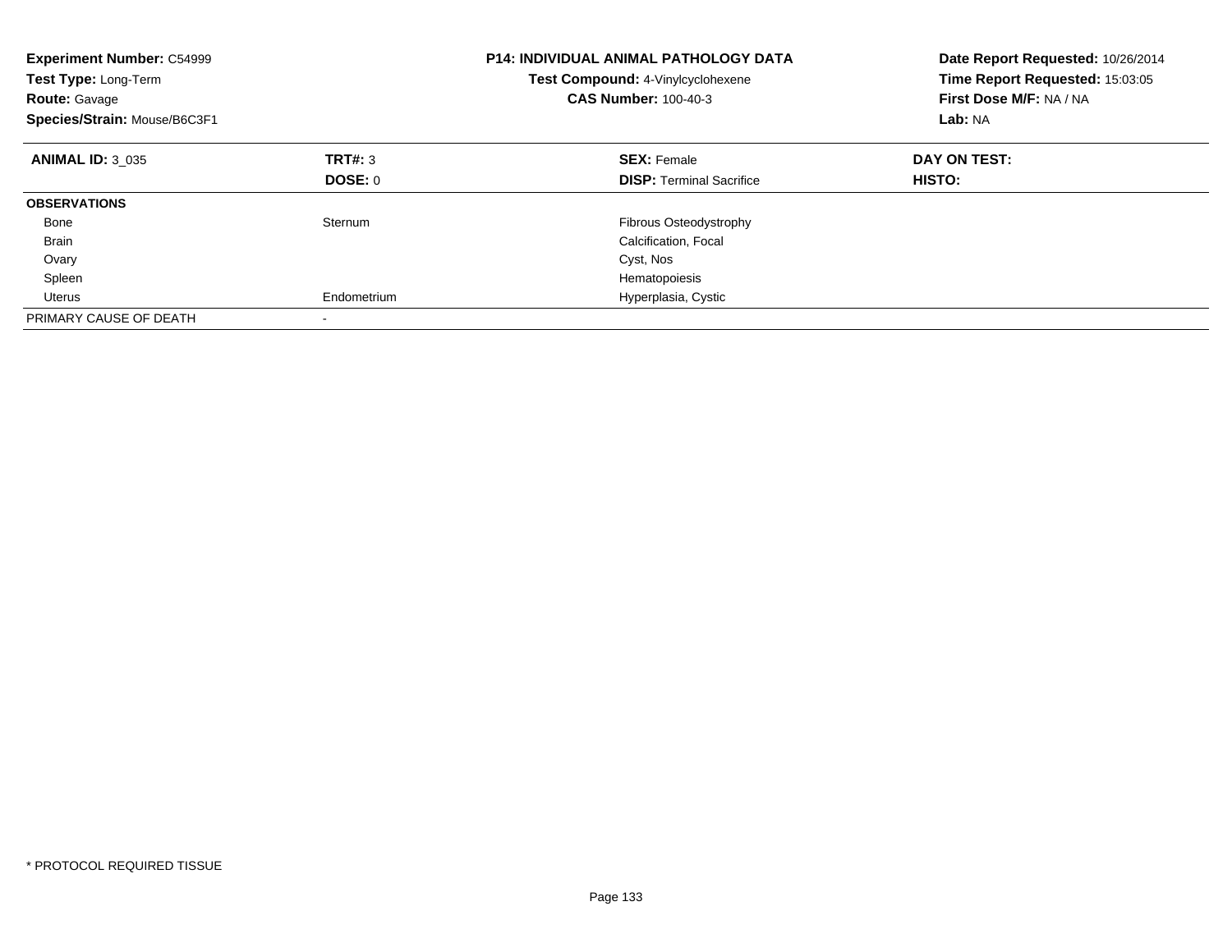**Experiment Number:** C54999
**Test Type:** Long-Term
**Route:** Gavage
**Species/Strain:** Mouse/B6C3F1

**P14: INDIVIDUAL ANIMAL PATHOLOGY DATA**
**Test Compound:** 4-Vinylcyclohexene
**CAS Number:** 100-40-3

**Date Report Requested:** 10/26/2014
**Time Report Requested:** 15:03:05
**First Dose M/F:** NA / NA
**Lab:** NA

| **ANIMAL ID:** 3_035 | **TRT#:** 3 | **SEX:** Female | **DAY ON TEST:** |
|---|---|---|---|
| | **DOSE:** 0 | **DISP:** Terminal Sacrifice | **HISTO:** |
| **OBSERVATIONS** | | | |
| Bone | Sternum | Fibrous Osteodystrophy | |
| Brain | | Calcification, Focal | |
| Ovary | | Cyst, Nos | |
| Spleen | | Hematopoiesis | |
| Uterus | Endometrium | Hyperplasia, Cystic | |
| PRIMARY CAUSE OF DEATH | - | | |

* PROTOCOL REQUIRED TISSUE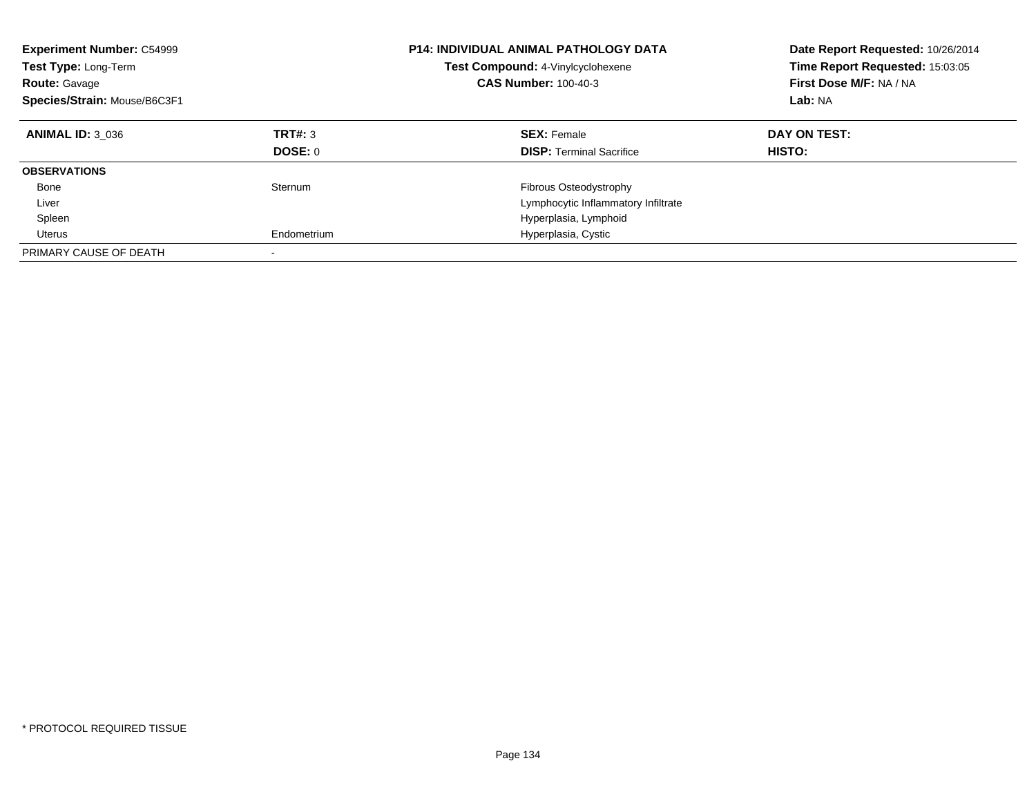**Experiment Number:** C54999
**Test Type:** Long-Term
**Route:** Gavage
**Species/Strain:** Mouse/B6C3F1

**P14: INDIVIDUAL ANIMAL PATHOLOGY DATA**
**Test Compound:** 4-Vinylcyclohexene
**CAS Number:** 100-40-3

**Date Report Requested:** 10/26/2014
**Time Report Requested:** 15:03:05
**First Dose M/F:** NA / NA
**Lab:** NA

| **ANIMAL ID:** 3_036 | **TRT#:** 3 | **SEX:** Female | **DAY ON TEST:** |
|---|---|---|---|
| | **DOSE:** 0 | **DISP:** Terminal Sacrifice | **HISTO:** |
| **OBSERVATIONS** | | | |
| Bone | Sternum | Fibrous Osteodystrophy | |
| Liver | | Lymphocytic Inflammatory Infiltrate | |
| Spleen | | Hyperplasia, Lymphoid | |
| Uterus | Endometrium | Hyperplasia, Cystic | |
| PRIMARY CAUSE OF DEATH | - | | |

* PROTOCOL REQUIRED TISSUE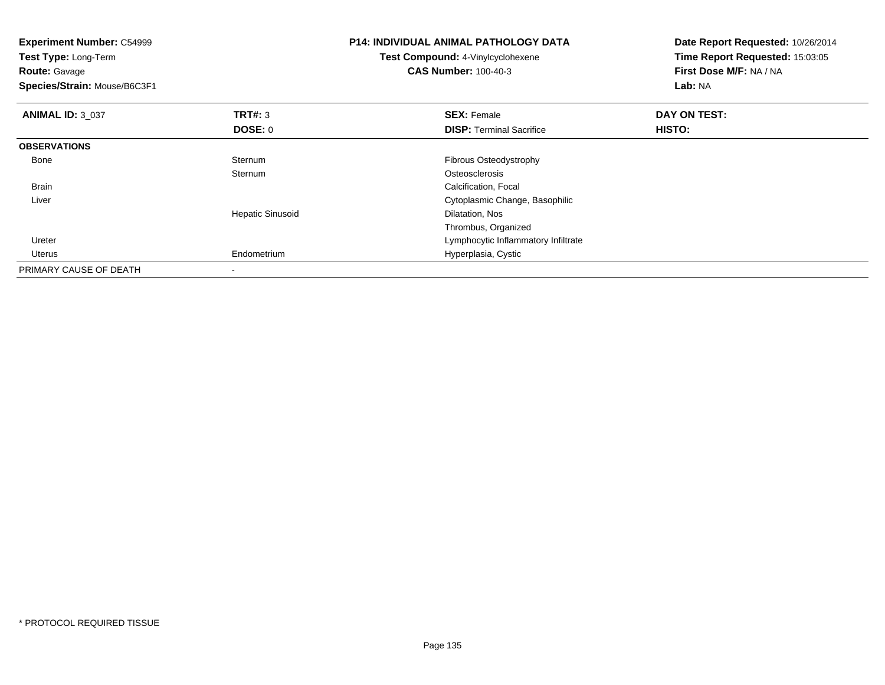**Experiment Number:** C54999
**Test Type:** Long-Term
**Route:** Gavage
**Species/Strain:** Mouse/B6C3F1

**P14: INDIVIDUAL ANIMAL PATHOLOGY DATA**
**Test Compound:** 4-Vinylcyclohexene
**CAS Number:** 100-40-3

**Date Report Requested:** 10/26/2014
**Time Report Requested:** 15:03:05
**First Dose M/F:** NA / NA
**Lab:** NA

| **ANIMAL ID:** 3_037 | **TRT#:** 3 | **SEX:** Female | **DAY ON TEST:** |
|---|---|---|---|
| | **DOSE:** 0 | **DISP:** Terminal Sacrifice | **HISTO:** |
| **OBSERVATIONS** | | | |
| Bone | Sternum | Fibrous Osteodystrophy | |
| | Sternum | Osteosclerosis | |
| Brain | | Calcification, Focal | |
| Liver | | Cytoplasmic Change, Basophilic | |
| | Hepatic Sinusoid | Dilatation, Nos | |
| | | Thrombus, Organized | |
| Ureter | | Lymphocytic Inflammatory Infiltrate | |
| Uterus | Endometrium | Hyperplasia, Cystic | |
| PRIMARY CAUSE OF DEATH | - | | |

* PROTOCOL REQUIRED TISSUE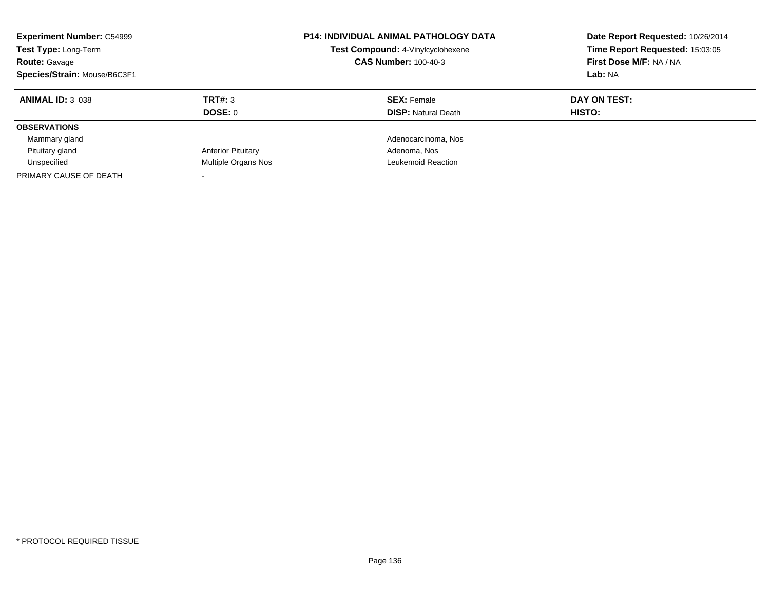**Experiment Number:** C54999
**Test Type:** Long-Term
**Route:** Gavage
**Species/Strain:** Mouse/B6C3F1

**P14: INDIVIDUAL ANIMAL PATHOLOGY DATA**
**Test Compound:** 4-Vinylcyclohexene
**CAS Number:** 100-40-3

**Date Report Requested:** 10/26/2014
**Time Report Requested:** 15:03:05
**First Dose M/F:** NA / NA
**Lab:** NA

| **ANIMAL ID:** 3_038 | **TRT#:** 3 | **SEX:** Female | **DAY ON TEST:** |
|---|---|---|---|
| | **DOSE:** 0 | **DISP:** Natural Death | **HISTO:** |
| **OBSERVATIONS** | | | |
| Mammary gland | | Adenocarcinoma, Nos | |
| Pituitary gland | Anterior Pituitary | Adenoma, Nos | |
| Unspecified | Multiple Organs Nos | Leukemoid Reaction | |
| PRIMARY CAUSE OF DEATH | - | | |

* PROTOCOL REQUIRED TISSUE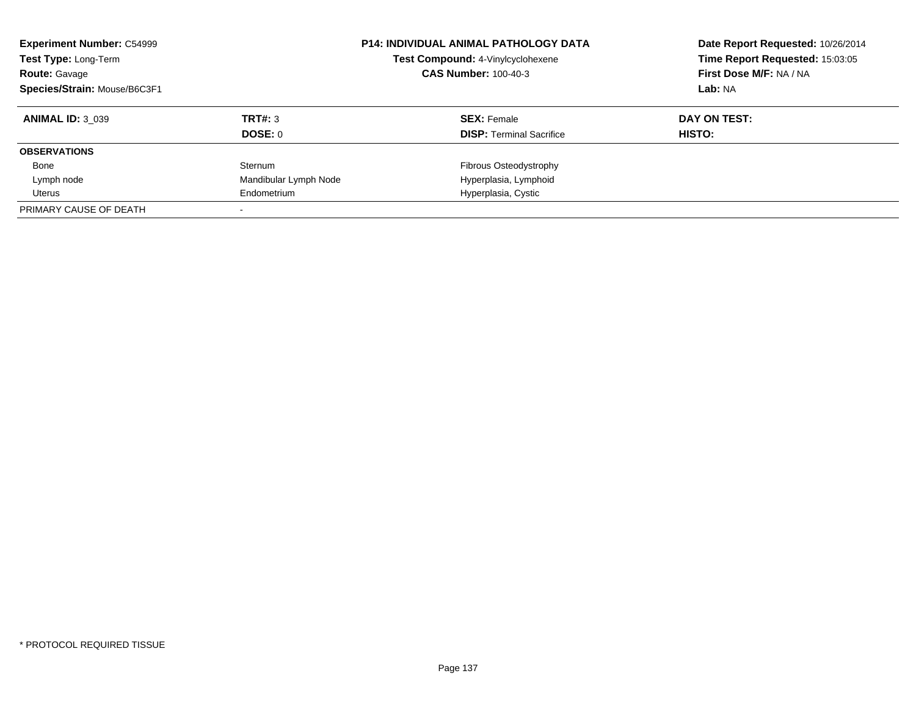**Experiment Number:** C54999
**Test Type:** Long-Term
**Route:** Gavage
**Species/Strain:** Mouse/B6C3F1

**P14: INDIVIDUAL ANIMAL PATHOLOGY DATA**
**Test Compound:** 4-Vinylcyclohexene
**CAS Number:** 100-40-3

**Date Report Requested:** 10/26/2014
**Time Report Requested:** 15:03:05
**First Dose M/F:** NA / NA
**Lab:** NA

| **ANIMAL ID:** 3_039 | **TRT#:** 3 | **SEX:** Female | **DAY ON TEST:** |
|---|---|---|---|
| | **DOSE:** 0 | **DISP:** Terminal Sacrifice | **HISTO:** |
| **OBSERVATIONS** | | | |
| Bone | Sternum | Fibrous Osteodystrophy | |
| Lymph node | Mandibular Lymph Node | Hyperplasia, Lymphoid | |
| Uterus | Endometrium | Hyperplasia, Cystic | |
| PRIMARY CAUSE OF DEATH | - | | |

* PROTOCOL REQUIRED TISSUE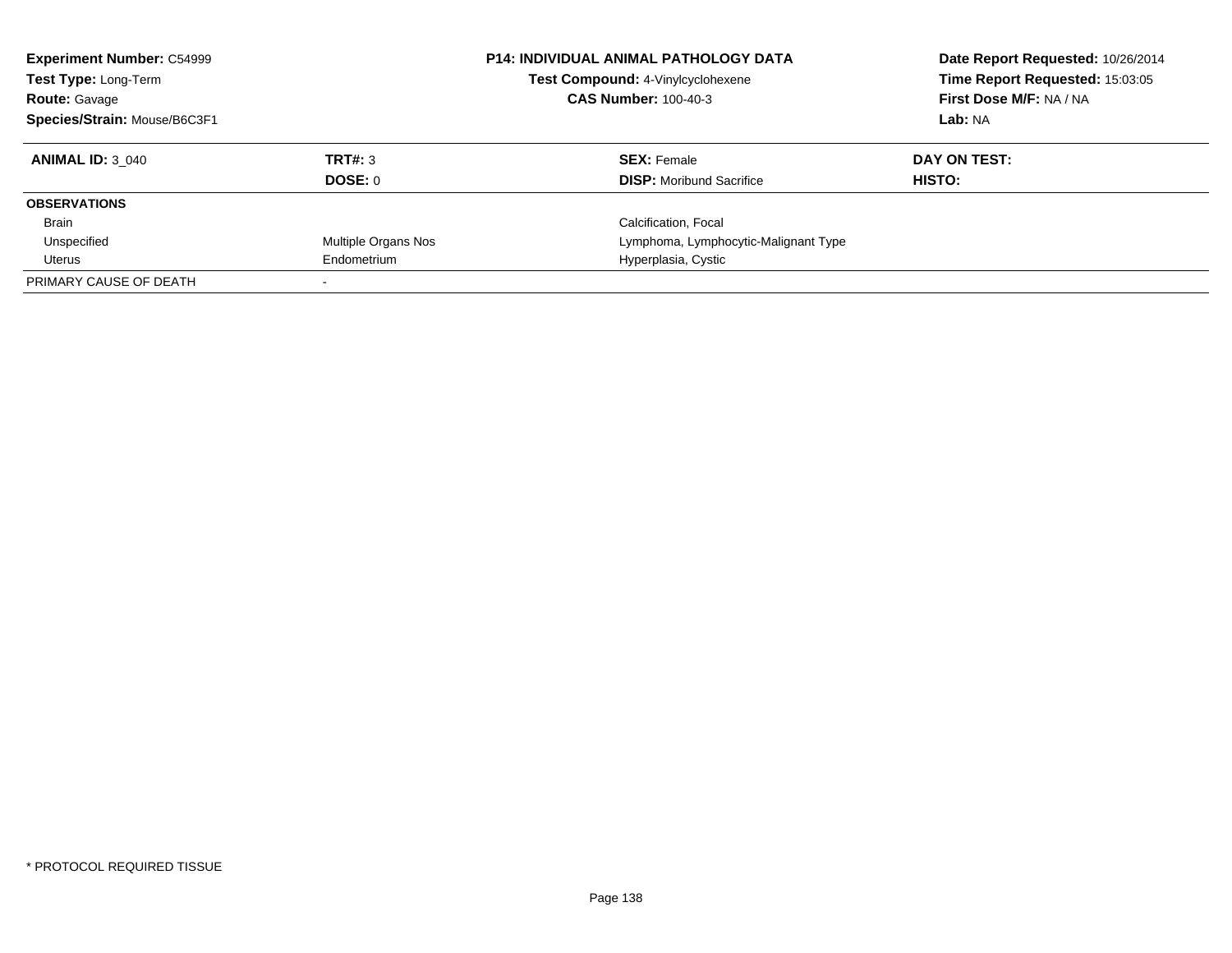**Experiment Number:** C54999
**Test Type:** Long-Term
**Route:** Gavage
**Species/Strain:** Mouse/B6C3F1

**P14: INDIVIDUAL ANIMAL PATHOLOGY DATA**
**Test Compound:** 4-Vinylcyclohexene
**CAS Number:** 100-40-3

**Date Report Requested:** 10/26/2014
**Time Report Requested:** 15:03:05
**First Dose M/F:** NA / NA
**Lab:** NA

| **ANIMAL ID:** 3_040 | **TRT#:** 3 | **SEX:** Female | **DAY ON TEST:** |
|---|---|---|---|
| | **DOSE:** 0 | **DISP:** Moribund Sacrifice | **HISTO:** |
| **OBSERVATIONS** | | | |
| Brain | | Calcification, Focal | |
| Unspecified | Multiple Organs Nos | Lymphoma, Lymphocytic-Malignant Type | |
| Uterus | Endometrium | Hyperplasia, Cystic | |
| PRIMARY CAUSE OF DEATH | - | | |

* PROTOCOL REQUIRED TISSUE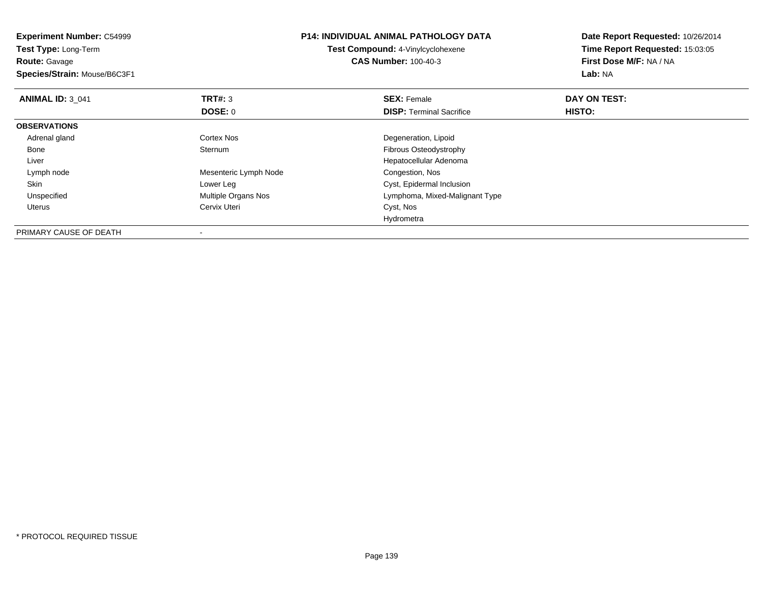**Experiment Number:** C54999
**Test Type:** Long-Term
**Route:** Gavage
**Species/Strain:** Mouse/B6C3F1

**P14: INDIVIDUAL ANIMAL PATHOLOGY DATA**
**Test Compound:** 4-Vinylcyclohexene
**CAS Number:** 100-40-3

**Date Report Requested:** 10/26/2014
**Time Report Requested:** 15:03:05
**First Dose M/F:** NA / NA
**Lab:** NA

| **ANIMAL ID:** 3_041 | **TRT#:** 3 | **SEX:** Female | **DAY ON TEST:** |
|---|---|---|---|
| | **DOSE:** 0 | **DISP:** Terminal Sacrifice | **HISTO:** |
| **OBSERVATIONS** | | | |
| Adrenal gland | Cortex Nos | Degeneration, Lipoid | |
| Bone | Sternum | Fibrous Osteodystrophy | |
| Liver | | Hepatocellular Adenoma | |
| Lymph node | Mesenteric Lymph Node | Congestion, Nos | |
| Skin | Lower Leg | Cyst, Epidermal Inclusion | |
| Unspecified | Multiple Organs Nos | Lymphoma, Mixed-Malignant Type | |
| Uterus | Cervix Uteri | Cyst, Nos | |
| | | Hydrometra | |
| PRIMARY CAUSE OF DEATH | - | | |

* PROTOCOL REQUIRED TISSUE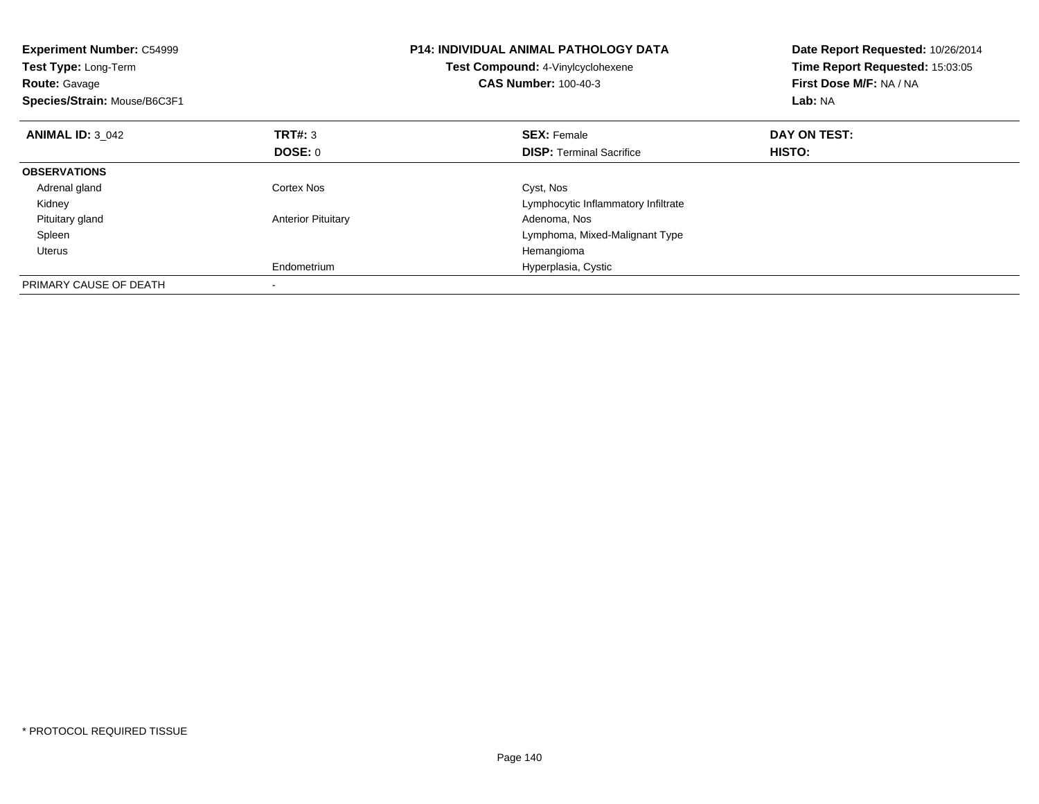**Experiment Number:** C54999
**Test Type:** Long-Term
**Route:** Gavage
**Species/Strain:** Mouse/B6C3F1

**P14: INDIVIDUAL ANIMAL PATHOLOGY DATA**
**Test Compound:** 4-Vinylcyclohexene
**CAS Number:** 100-40-3

**Date Report Requested:** 10/26/2014
**Time Report Requested:** 15:03:05
**First Dose M/F:** NA / NA
**Lab:** NA

| **ANIMAL ID:** 3_042 | **TRT#:** 3 | **SEX:** Female | **DAY ON TEST:** |
|---|---|---|---|
| | **DOSE:** 0 | **DISP:** Terminal Sacrifice | **HISTO:** |
| **OBSERVATIONS** | | | |
| Adrenal gland | Cortex Nos | Cyst, Nos | |
| Kidney | | Lymphocytic Inflammatory Infiltrate | |
| Pituitary gland | Anterior Pituitary | Adenoma, Nos | |
| Spleen | | Lymphoma, Mixed-Malignant Type | |
| Uterus | | Hemangioma | |
| | Endometrium | Hyperplasia, Cystic | |
| PRIMARY CAUSE OF DEATH | - | | |

* PROTOCOL REQUIRED TISSUE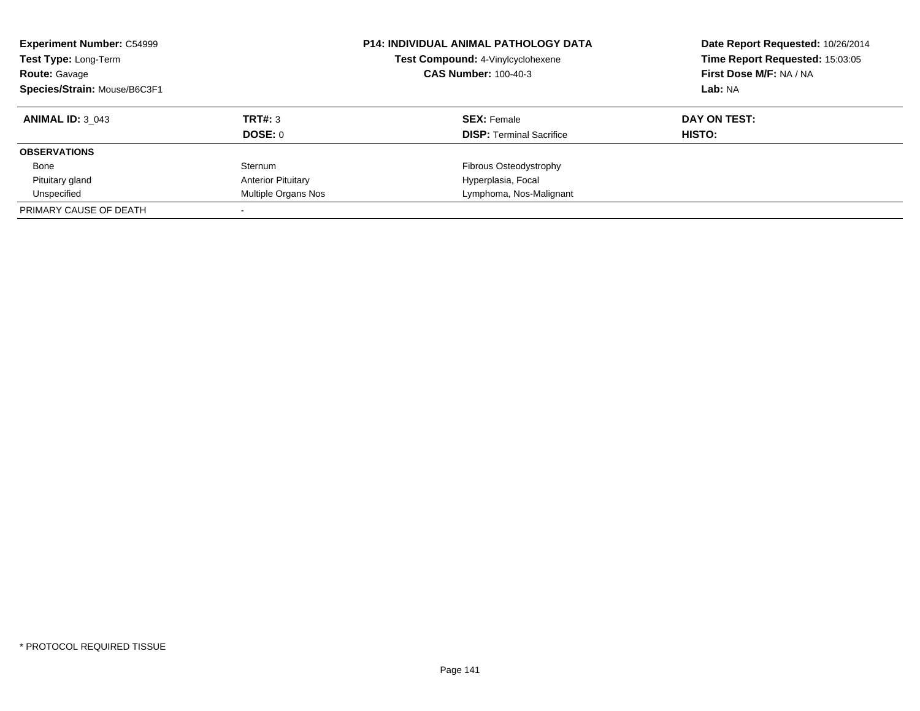**Experiment Number:** C54999
**Test Type:** Long-Term
**Route:** Gavage
**Species/Strain:** Mouse/B6C3F1

**P14: INDIVIDUAL ANIMAL PATHOLOGY DATA**
**Test Compound:** 4-Vinylcyclohexene
**CAS Number:** 100-40-3

**Date Report Requested:** 10/26/2014
**Time Report Requested:** 15:03:05
**First Dose M/F:** NA / NA
**Lab:** NA

| **ANIMAL ID:** 3_043 | **TRT#:** 3 | **SEX:** Female | **DAY ON TEST:** |
|---|---|---|---|
| | **DOSE:** 0 | **DISP:** Terminal Sacrifice | **HISTO:** |
| **OBSERVATIONS** | | | |
| Bone | Sternum | Fibrous Osteodystrophy | |
| Pituitary gland | Anterior Pituitary | Hyperplasia, Focal | |
| Unspecified | Multiple Organs Nos | Lymphoma, Nos-Malignant | |
| PRIMARY CAUSE OF DEATH | - | | |

* PROTOCOL REQUIRED TISSUE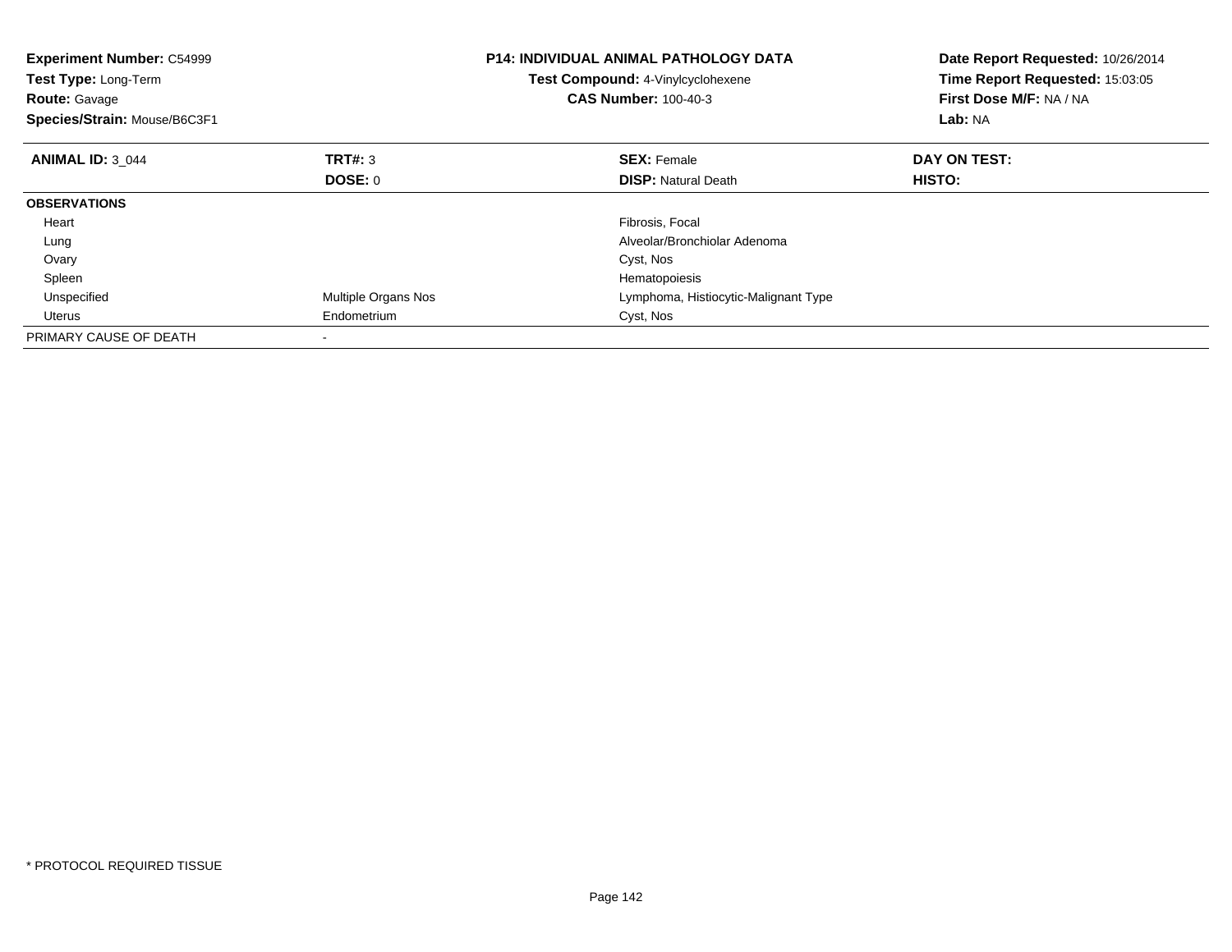**Experiment Number:** C54999
**Test Type:** Long-Term
**Route:** Gavage
**Species/Strain:** Mouse/B6C3F1

**P14: INDIVIDUAL ANIMAL PATHOLOGY DATA**
**Test Compound:** 4-Vinylcyclohexene
**CAS Number:** 100-40-3

**Date Report Requested:** 10/26/2014
**Time Report Requested:** 15:03:05
**First Dose M/F:** NA / NA
**Lab:** NA

| **ANIMAL ID:** 3_044 | **TRT#:** 3 | **SEX:** Female | **DAY ON TEST:** |
|---|---|---|---|
| | **DOSE:** 0 | **DISP:** Natural Death | **HISTO:** |
| **OBSERVATIONS** | | | |
| Heart | | Fibrosis, Focal | |
| Lung | | Alveolar/Bronchiolar Adenoma | |
| Ovary | | Cyst, Nos | |
| Spleen | | Hematopoiesis | |
| Unspecified | Multiple Organs Nos | Lymphoma, Histiocytic-Malignant Type | |
| Uterus | Endometrium | Cyst, Nos | |
| PRIMARY CAUSE OF DEATH | - | | |

* PROTOCOL REQUIRED TISSUE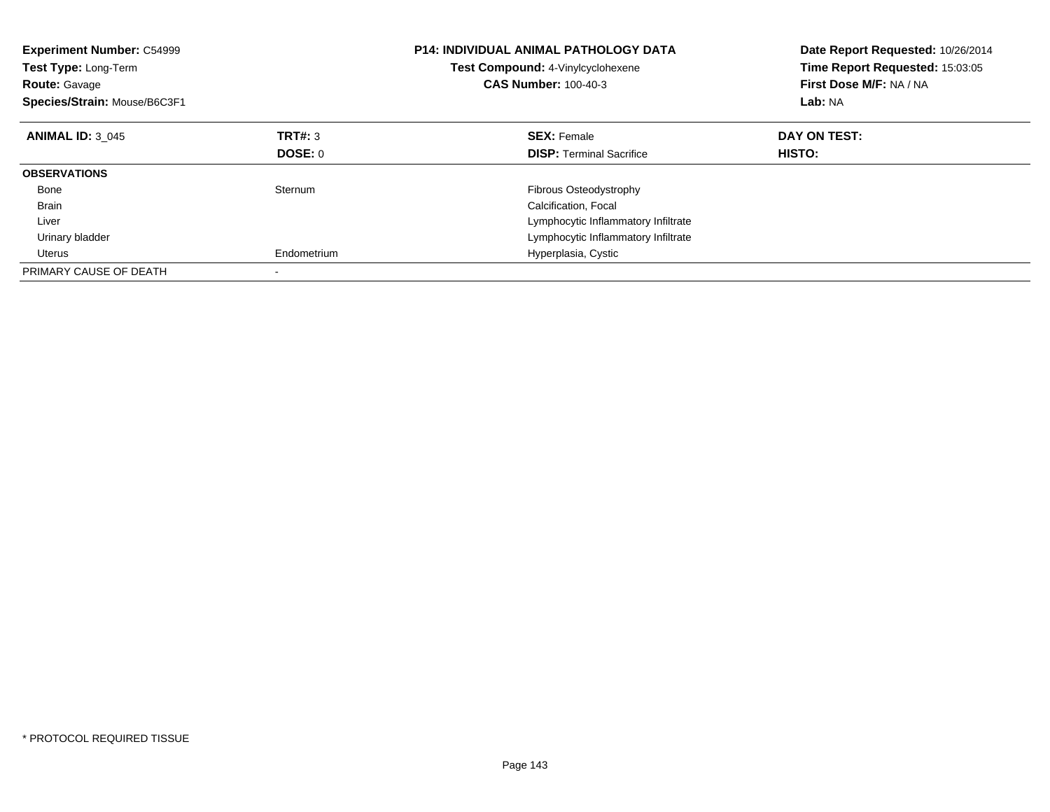**Experiment Number:** C54999
**Test Type:** Long-Term
**Route:** Gavage
**Species/Strain:** Mouse/B6C3F1

**P14: INDIVIDUAL ANIMAL PATHOLOGY DATA**
**Test Compound:** 4-Vinylcyclohexene
**CAS Number:** 100-40-3

**Date Report Requested:** 10/26/2014
**Time Report Requested:** 15:03:05
**First Dose M/F:** NA / NA
**Lab:** NA

| **ANIMAL ID:** 3_045 | **TRT#:** 3 | **SEX:** Female | **DAY ON TEST:** |
|---|---|---|---|
| | **DOSE:** 0 | **DISP:** Terminal Sacrifice | **HISTO:** |
| **OBSERVATIONS** | | | |
| Bone | Sternum | Fibrous Osteodystrophy | |
| Brain | | Calcification, Focal | |
| Liver | | Lymphocytic Inflammatory Infiltrate | |
| Urinary bladder | | Lymphocytic Inflammatory Infiltrate | |
| Uterus | Endometrium | Hyperplasia, Cystic | |
| PRIMARY CAUSE OF DEATH | - | | |

* PROTOCOL REQUIRED TISSUE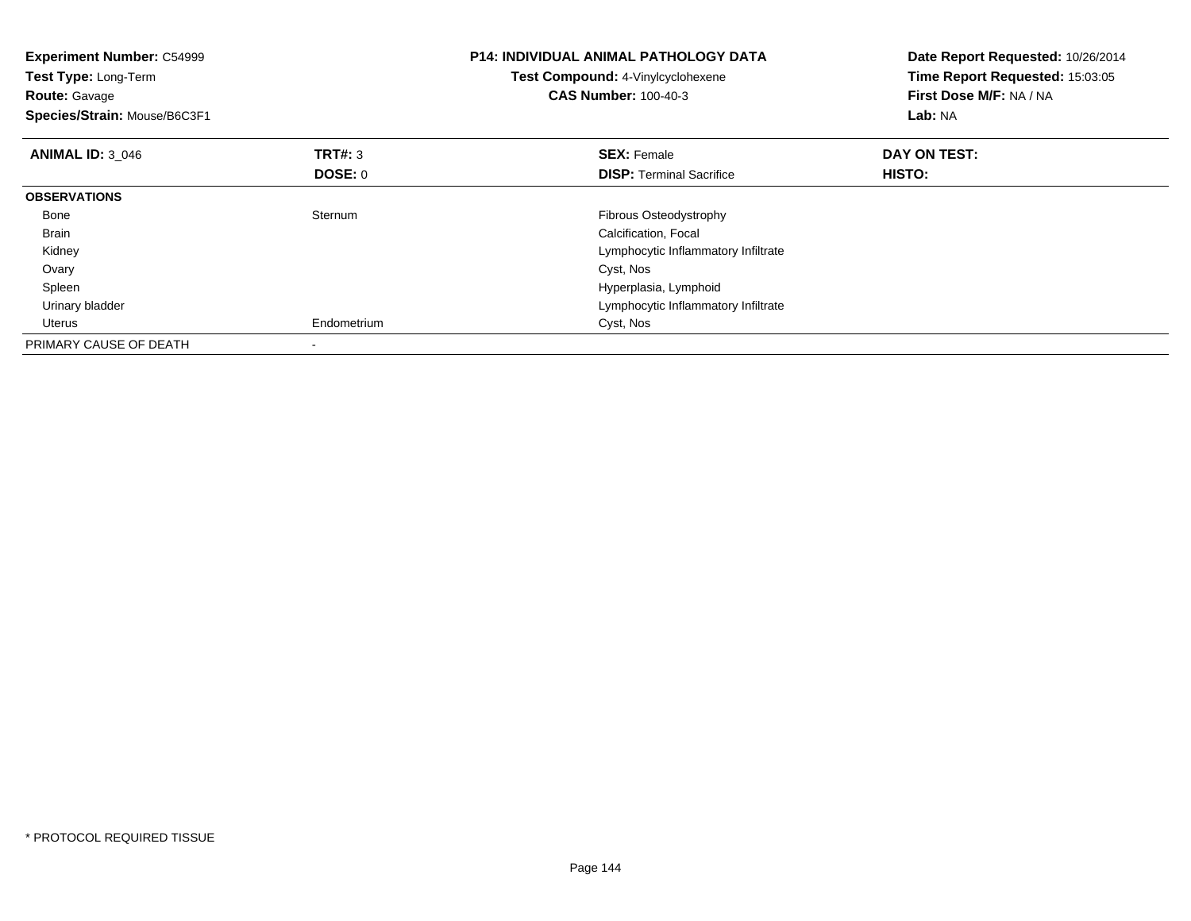**Experiment Number:** C54999
**Test Type:** Long-Term
**Route:** Gavage
**Species/Strain:** Mouse/B6C3F1

**P14: INDIVIDUAL ANIMAL PATHOLOGY DATA**
**Test Compound:** 4-Vinylcyclohexene
**CAS Number:** 100-40-3

**Date Report Requested:** 10/26/2014
**Time Report Requested:** 15:03:05
**First Dose M/F:** NA / NA
**Lab:** NA

| **ANIMAL ID:** 3_046 | **TRT#:** 3 | **SEX:** Female | **DAY ON TEST:** |
|---|---|---|---|
| | **DOSE:** 0 | **DISP:** Terminal Sacrifice | **HISTO:** |
| **OBSERVATIONS** | | | |
| Bone | Sternum | Fibrous Osteodystrophy | |
| Brain | | Calcification, Focal | |
| Kidney | | Lymphocytic Inflammatory Infiltrate | |
| Ovary | | Cyst, Nos | |
| Spleen | | Hyperplasia, Lymphoid | |
| Urinary bladder | | Lymphocytic Inflammatory Infiltrate | |
| Uterus | Endometrium | Cyst, Nos | |
| PRIMARY CAUSE OF DEATH | - | | |

* PROTOCOL REQUIRED TISSUE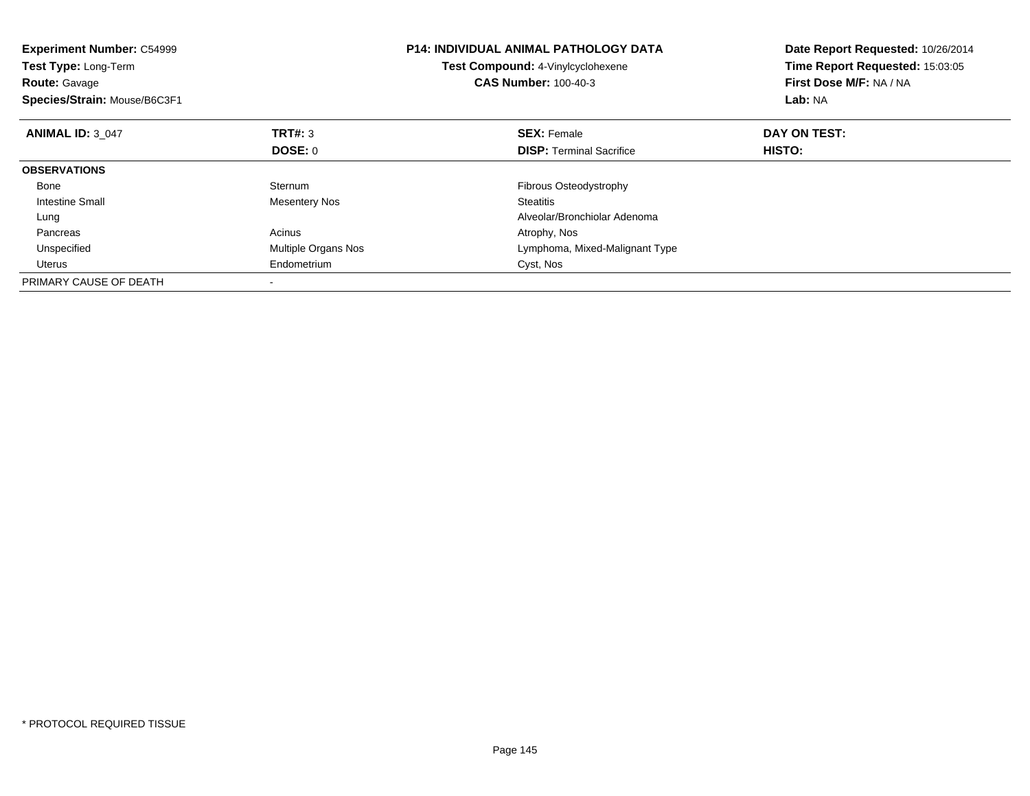**Experiment Number:** C54999
**Test Type:** Long-Term
**Route:** Gavage
**Species/Strain:** Mouse/B6C3F1

**P14: INDIVIDUAL ANIMAL PATHOLOGY DATA**
**Test Compound:** 4-Vinylcyclohexene
**CAS Number:** 100-40-3

**Date Report Requested:** 10/26/2014
**Time Report Requested:** 15:03:05
**First Dose M/F:** NA / NA
**Lab:** NA

| **ANIMAL ID:** 3_047 | **TRT#:** 3 | **SEX:** Female | **DAY ON TEST:** |
|---|---|---|---|
| | **DOSE:** 0 | **DISP:** Terminal Sacrifice | **HISTO:** |
| **OBSERVATIONS** | | | |
| Bone | Sternum | Fibrous Osteodystrophy | |
| Intestine Small | Mesentery Nos | Steatitis | |
| Lung | | Alveolar/Bronchiolar Adenoma | |
| Pancreas | Acinus | Atrophy, Nos | |
| Unspecified | Multiple Organs Nos | Lymphoma, Mixed-Malignant Type | |
| Uterus | Endometrium | Cyst, Nos | |
| PRIMARY CAUSE OF DEATH | - | | |

* PROTOCOL REQUIRED TISSUE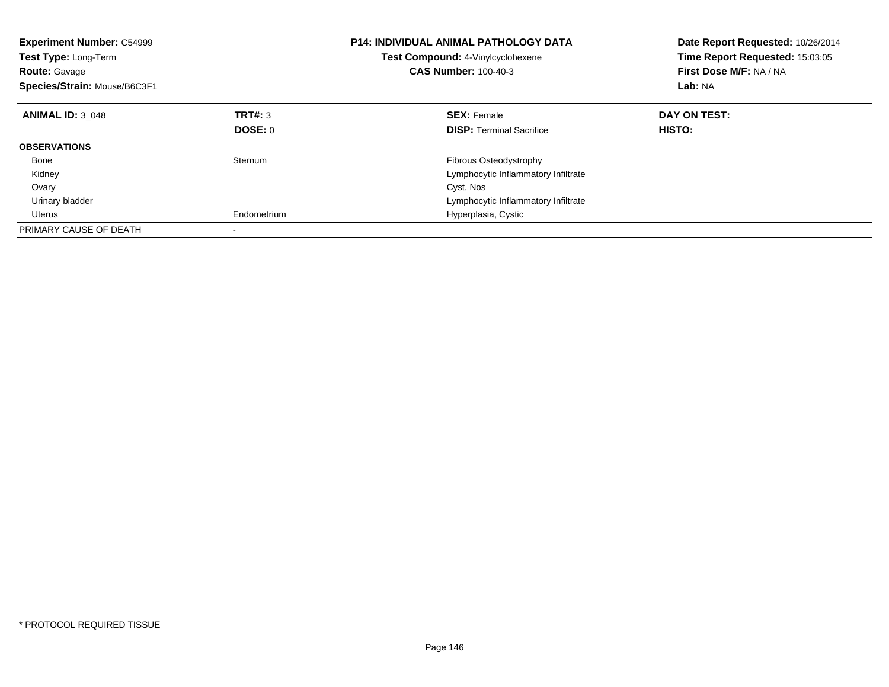**Experiment Number:** C54999
**Test Type:** Long-Term
**Route:** Gavage
**Species/Strain:** Mouse/B6C3F1

**P14: INDIVIDUAL ANIMAL PATHOLOGY DATA**
**Test Compound:** 4-Vinylcyclohexene
**CAS Number:** 100-40-3

**Date Report Requested:** 10/26/2014
**Time Report Requested:** 15:03:05
**First Dose M/F:** NA / NA
**Lab:** NA

| **ANIMAL ID:** 3_048 | **TRT#:** 3 | **SEX:** Female | **DAY ON TEST:** |
|---|---|---|---|
| | **DOSE:** 0 | **DISP:** Terminal Sacrifice | **HISTO:** |
| **OBSERVATIONS** | | | |
| Bone | Sternum | Fibrous Osteodystrophy | |
| Kidney | | Lymphocytic Inflammatory Infiltrate | |
| Ovary | | Cyst, Nos | |
| Urinary bladder | | Lymphocytic Inflammatory Infiltrate | |
| Uterus | Endometrium | Hyperplasia, Cystic | |
| PRIMARY CAUSE OF DEATH | - | | |

* PROTOCOL REQUIRED TISSUE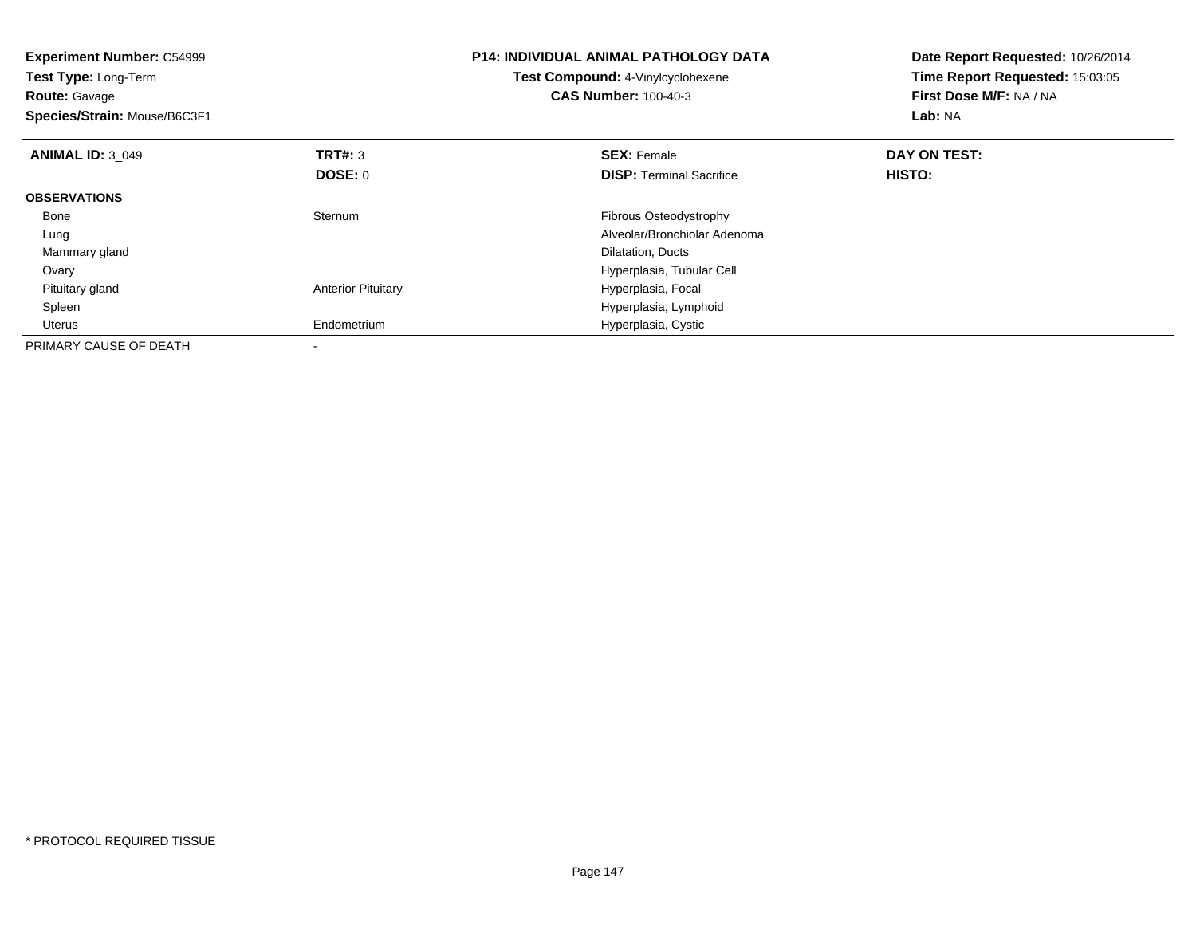**Experiment Number:** C54999
**Test Type:** Long-Term
**Route:** Gavage
**Species/Strain:** Mouse/B6C3F1

**P14: INDIVIDUAL ANIMAL PATHOLOGY DATA**
**Test Compound:** 4-Vinylcyclohexene
**CAS Number:** 100-40-3

**Date Report Requested:** 10/26/2014
**Time Report Requested:** 15:03:05
**First Dose M/F:** NA / NA
**Lab:** NA

| **ANIMAL ID:** 3_049 | **TRT#:** 3 | **SEX:** Female | **DAY ON TEST:** |
|---|---|---|---|
| | **DOSE:** 0 | **DISP:** Terminal Sacrifice | **HISTO:** |
| **OBSERVATIONS** | | | |
| Bone | Sternum | Fibrous Osteodystrophy | |
| Lung | | Alveolar/Bronchiolar Adenoma | |
| Mammary gland | | Dilatation, Ducts | |
| Ovary | | Hyperplasia, Tubular Cell | |
| Pituitary gland | Anterior Pituitary | Hyperplasia, Focal | |
| Spleen | | Hyperplasia, Lymphoid | |
| Uterus | Endometrium | Hyperplasia, Cystic | |
| PRIMARY CAUSE OF DEATH | - | | |

* PROTOCOL REQUIRED TISSUE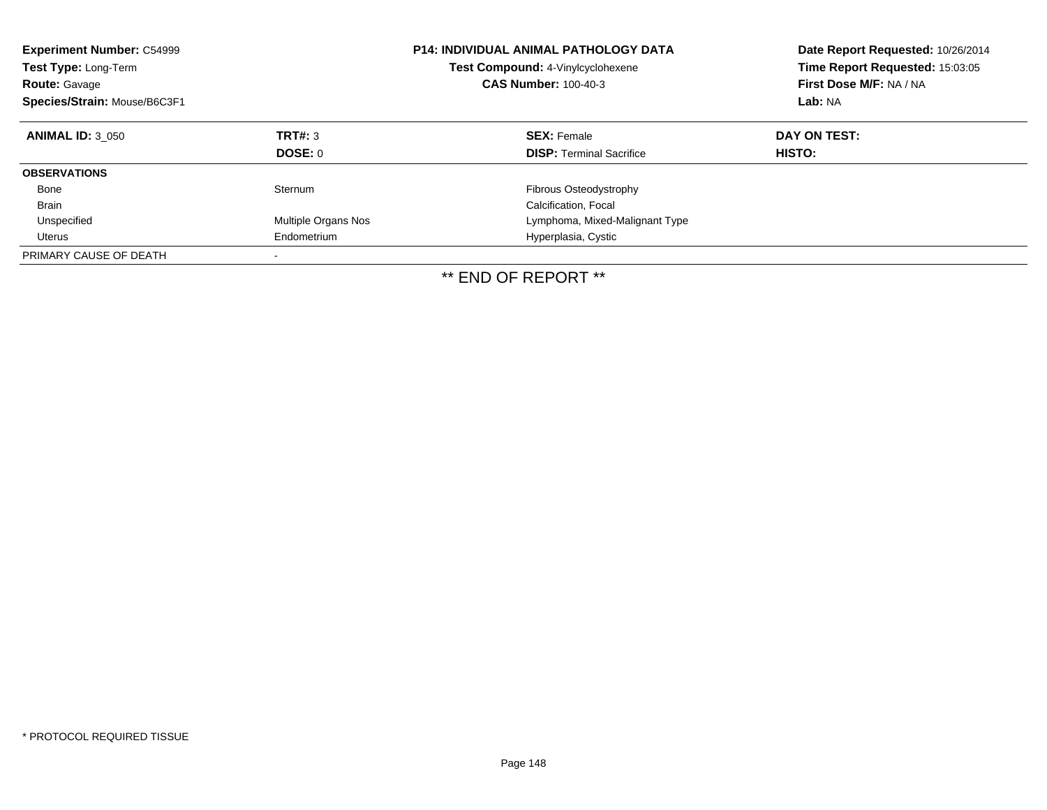**Experiment Number:** C54999
**Test Type:** Long-Term
**Route:** Gavage
**Species/Strain:** Mouse/B6C3F1

**P14: INDIVIDUAL ANIMAL PATHOLOGY DATA**
**Test Compound:** 4-Vinylcyclohexene
**CAS Number:** 100-40-3

**Date Report Requested:** 10/26/2014
**Time Report Requested:** 15:03:05
**First Dose M/F:** NA / NA
**Lab:** NA

| **ANIMAL ID:** 3_050 | **TRT#:** 3 | **SEX:** Female | **DAY ON TEST:** |
|---|---|---|---|
| | **DOSE:** 0 | **DISP:** Terminal Sacrifice | **HISTO:** |
| **OBSERVATIONS** | | | |
| Bone | Sternum | Fibrous Osteodystrophy | |
| Brain | | Calcification, Focal | |
| Unspecified | Multiple Organs Nos | Lymphoma, Mixed-Malignant Type | |
| Uterus | Endometrium | Hyperplasia, Cystic | |
| PRIMARY CAUSE OF DEATH | - | | |

** END OF REPORT **

* PROTOCOL REQUIRED TISSUE